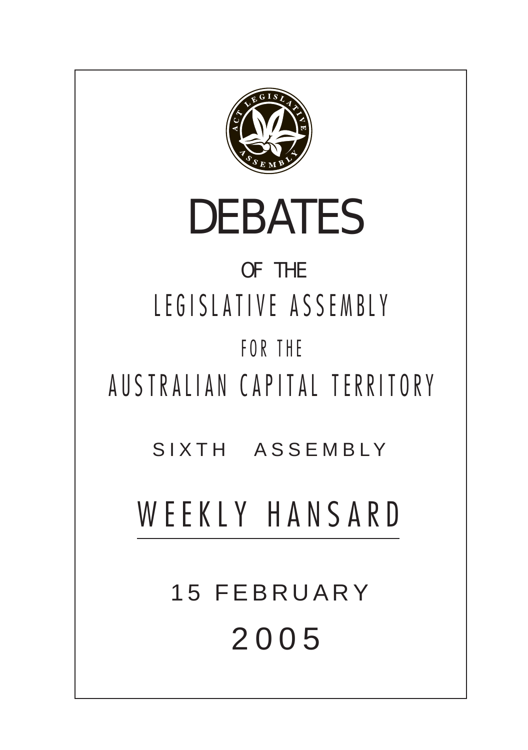# DEBATES

OF THE

LEGISLATIVE ASSEMBLY

FOR THE

AUSTRALIAN CAPITAL TERRITORY

SIXTH ASSEMBLY

## WEEKLY HANSARD

15 FEBRUARY

2005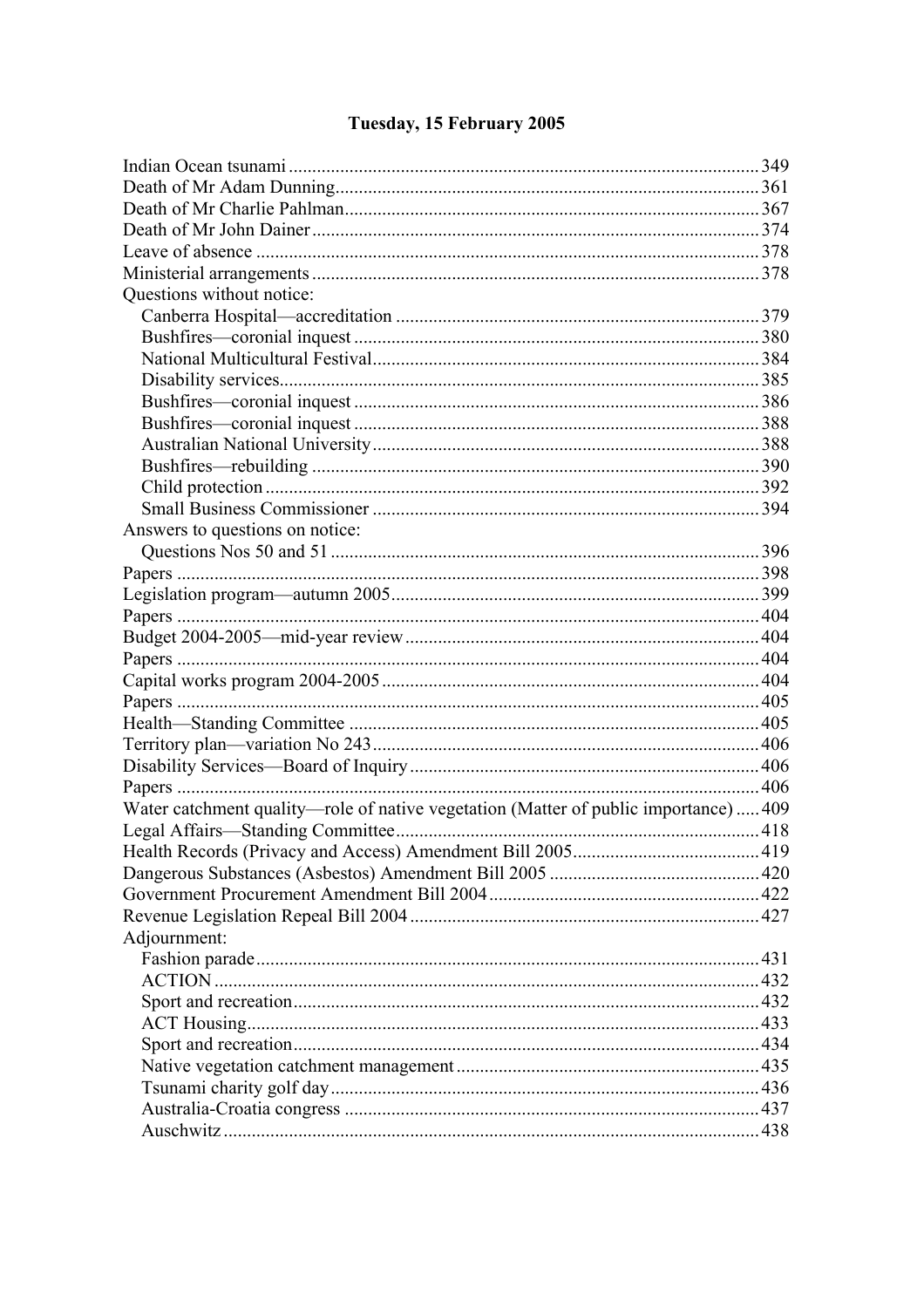# Tuesday, 15 February 2005

| | |
|---|---|
| Indian Ocean tsunami | 349 |
| Death of Mr Adam Dunning | 361 |
| Death of Mr Charlie Pahlman | 367 |
| Death of Mr John Dainer | 374 |
| Leave of absence | 378 |
| Ministerial arrangements | 378 |
| Questions without notice: | |
| Canberra Hospital—accreditation | 379 |
| Bushfires—coronial inquest | 380 |
| National Multicultural Festival | 384 |
| Disability services | 385 |
| Bushfires—coronial inquest | 386 |
| Bushfires—coronial inquest | 388 |
| Australian National University | 388 |
| Bushfires—rebuilding | 390 |
| Child protection | 392 |
| Small Business Commissioner | 394 |
| Answers to questions on notice: | |
| Questions Nos 50 and 51 | 396 |
| Papers | 398 |
| Legislation program—autumn 2005 | 399 |
| Papers | 404 |
| Budget 2004-2005—mid-year review | 404 |
| Papers | 404 |
| Capital works program 2004-2005 | 404 |
| Papers | 405 |
| Health—Standing Committee | 405 |
| Territory plan—variation No 243 | 406 |
| Disability Services—Board of Inquiry | 406 |
| Papers | 406 |
| Water catchment quality—role of native vegetation (Matter of public importance) | 409 |
| Legal Affairs—Standing Committee | 418 |
| Health Records (Privacy and Access) Amendment Bill 2005 | 419 |
| Dangerous Substances (Asbestos) Amendment Bill 2005 | 420 |
| Government Procurement Amendment Bill 2004 | 422 |
| Revenue Legislation Repeal Bill 2004 | 427 |
| Adjournment: | |
| Fashion parade | 431 |
| ACTION | 432 |
| Sport and recreation | 432 |
| ACT Housing | 433 |
| Sport and recreation | 434 |
| Native vegetation catchment management | 435 |
| Tsunami charity golf day | 436 |
| Australia-Croatia congress | 437 |
| Auschwitz | 438 |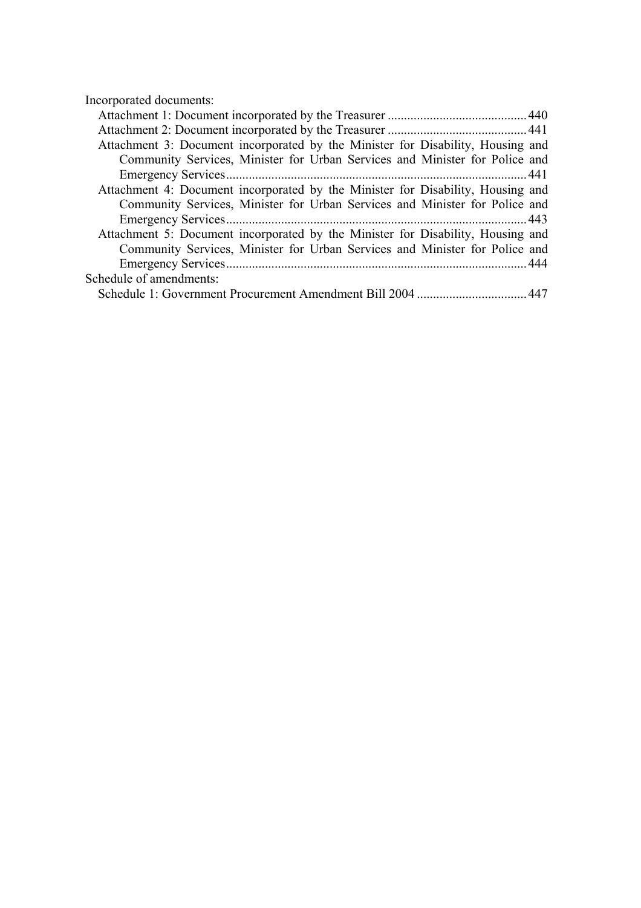Incorporated documents:

- Attachment 1: Document incorporated by the Treasurer ........................................... 440
- Attachment 2: Document incorporated by the Treasurer ........................................... 441
- Attachment 3: Document incorporated by the Minister for Disability, Housing and Community Services, Minister for Urban Services and Minister for Police and Emergency Services ........................................................................................... 441
- Attachment 4: Document incorporated by the Minister for Disability, Housing and Community Services, Minister for Urban Services and Minister for Police and Emergency Services ........................................................................................... 443
- Attachment 5: Document incorporated by the Minister for Disability, Housing and Community Services, Minister for Urban Services and Minister for Police and Emergency Services ........................................................................................... 444

Schedule of amendments:

- Schedule 1: Government Procurement Amendment Bill 2004 .................................. 447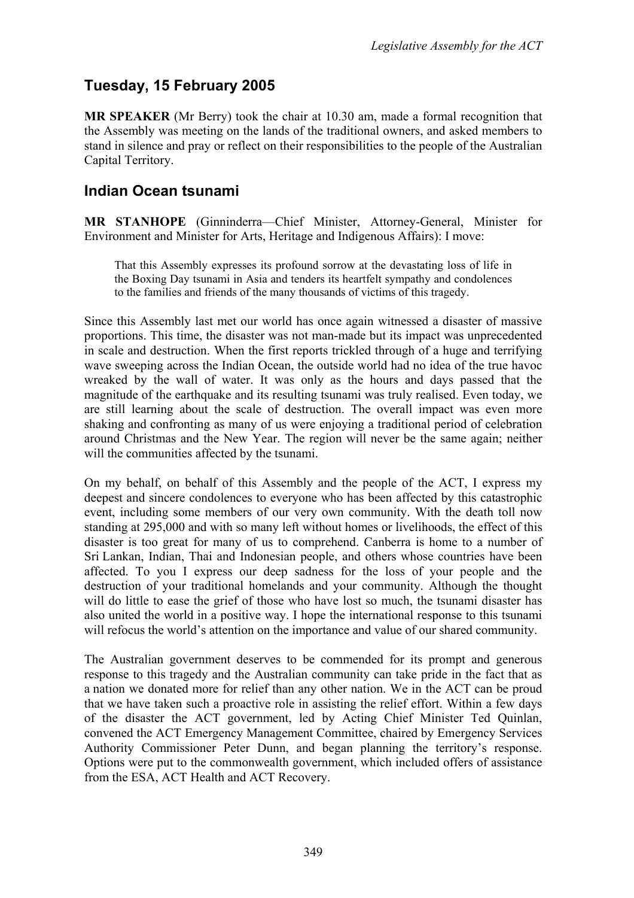## Tuesday, 15 February 2005

**MR SPEAKER** (Mr Berry) took the chair at 10.30 am, made a formal recognition that the Assembly was meeting on the lands of the traditional owners, and asked members to stand in silence and pray or reflect on their responsibilities to the people of the Australian Capital Territory.

## Indian Ocean tsunami

**MR STANHOPE** (Ginninderra—Chief Minister, Attorney-General, Minister for Environment and Minister for Arts, Heritage and Indigenous Affairs): I move:

> That this Assembly expresses its profound sorrow at the devastating loss of life in the Boxing Day tsunami in Asia and tenders its heartfelt sympathy and condolences to the families and friends of the many thousands of victims of this tragedy.

Since this Assembly last met our world has once again witnessed a disaster of massive proportions. This time, the disaster was not man-made but its impact was unprecedented in scale and destruction. When the first reports trickled through of a huge and terrifying wave sweeping across the Indian Ocean, the outside world had no idea of the true havoc wreaked by the wall of water. It was only as the hours and days passed that the magnitude of the earthquake and its resulting tsunami was truly realised. Even today, we are still learning about the scale of destruction. The overall impact was even more shaking and confronting as many of us were enjoying a traditional period of celebration around Christmas and the New Year. The region will never be the same again; neither will the communities affected by the tsunami.

On my behalf, on behalf of this Assembly and the people of the ACT, I express my deepest and sincere condolences to everyone who has been affected by this catastrophic event, including some members of our very own community. With the death toll now standing at 295,000 and with so many left without homes or livelihoods, the effect of this disaster is too great for many of us to comprehend. Canberra is home to a number of Sri Lankan, Indian, Thai and Indonesian people, and others whose countries have been affected. To you I express our deep sadness for the loss of your people and the destruction of your traditional homelands and your community. Although the thought will do little to ease the grief of those who have lost so much, the tsunami disaster has also united the world in a positive way. I hope the international response to this tsunami will refocus the world's attention on the importance and value of our shared community.

The Australian government deserves to be commended for its prompt and generous response to this tragedy and the Australian community can take pride in the fact that as a nation we donated more for relief than any other nation. We in the ACT can be proud that we have taken such a proactive role in assisting the relief effort. Within a few days of the disaster the ACT government, led by Acting Chief Minister Ted Quinlan, convened the ACT Emergency Management Committee, chaired by Emergency Services Authority Commissioner Peter Dunn, and began planning the territory's response. Options were put to the commonwealth government, which included offers of assistance from the ESA, ACT Health and ACT Recovery.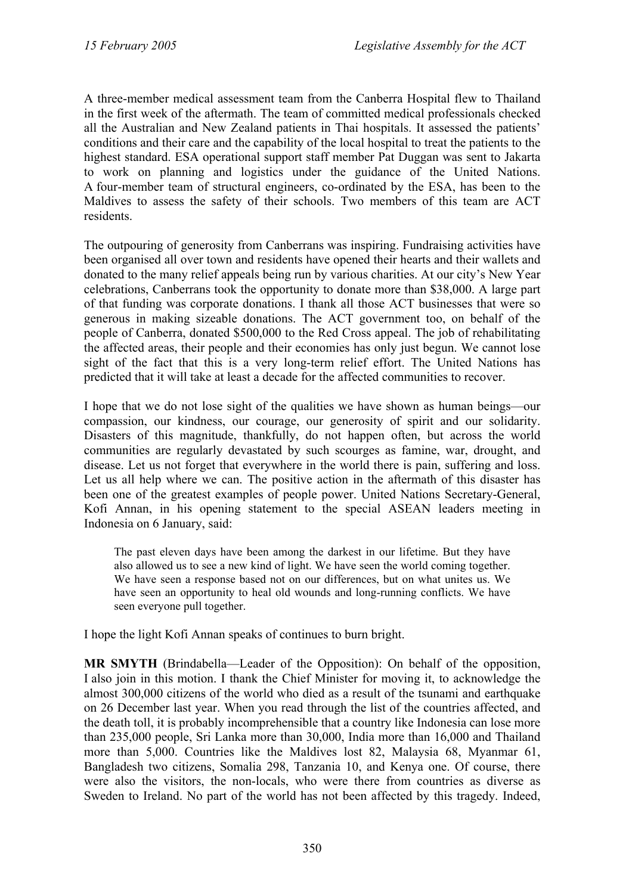A three-member medical assessment team from the Canberra Hospital flew to Thailand in the first week of the aftermath. The team of committed medical professionals checked all the Australian and New Zealand patients in Thai hospitals. It assessed the patients' conditions and their care and the capability of the local hospital to treat the patients to the highest standard. ESA operational support staff member Pat Duggan was sent to Jakarta to work on planning and logistics under the guidance of the United Nations. A four-member team of structural engineers, co-ordinated by the ESA, has been to the Maldives to assess the safety of their schools. Two members of this team are ACT residents.

The outpouring of generosity from Canberrans was inspiring. Fundraising activities have been organised all over town and residents have opened their hearts and their wallets and donated to the many relief appeals being run by various charities. At our city's New Year celebrations, Canberrans took the opportunity to donate more than $38,000. A large part of that funding was corporate donations. I thank all those ACT businesses that were so generous in making sizeable donations. The ACT government too, on behalf of the people of Canberra, donated $500,000 to the Red Cross appeal. The job of rehabilitating the affected areas, their people and their economies has only just begun. We cannot lose sight of the fact that this is a very long-term relief effort. The United Nations has predicted that it will take at least a decade for the affected communities to recover.

I hope that we do not lose sight of the qualities we have shown as human beings—our compassion, our kindness, our courage, our generosity of spirit and our solidarity. Disasters of this magnitude, thankfully, do not happen often, but across the world communities are regularly devastated by such scourges as famine, war, drought, and disease. Let us not forget that everywhere in the world there is pain, suffering and loss. Let us all help where we can. The positive action in the aftermath of this disaster has been one of the greatest examples of people power. United Nations Secretary-General, Kofi Annan, in his opening statement to the special ASEAN leaders meeting in Indonesia on 6 January, said:

> The past eleven days have been among the darkest in our lifetime. But they have also allowed us to see a new kind of light. We have seen the world coming together. We have seen a response based not on our differences, but on what unites us. We have seen an opportunity to heal old wounds and long-running conflicts. We have seen everyone pull together.

I hope the light Kofi Annan speaks of continues to burn bright.

**MR SMYTH** (Brindabella—Leader of the Opposition): On behalf of the opposition, I also join in this motion. I thank the Chief Minister for moving it, to acknowledge the almost 300,000 citizens of the world who died as a result of the tsunami and earthquake on 26 December last year. When you read through the list of the countries affected, and the death toll, it is probably incomprehensible that a country like Indonesia can lose more than 235,000 people, Sri Lanka more than 30,000, India more than 16,000 and Thailand more than 5,000. Countries like the Maldives lost 82, Malaysia 68, Myanmar 61, Bangladesh two citizens, Somalia 298, Tanzania 10, and Kenya one. Of course, there were also the visitors, the non-locals, who were there from countries as diverse as Sweden to Ireland. No part of the world has not been affected by this tragedy. Indeed,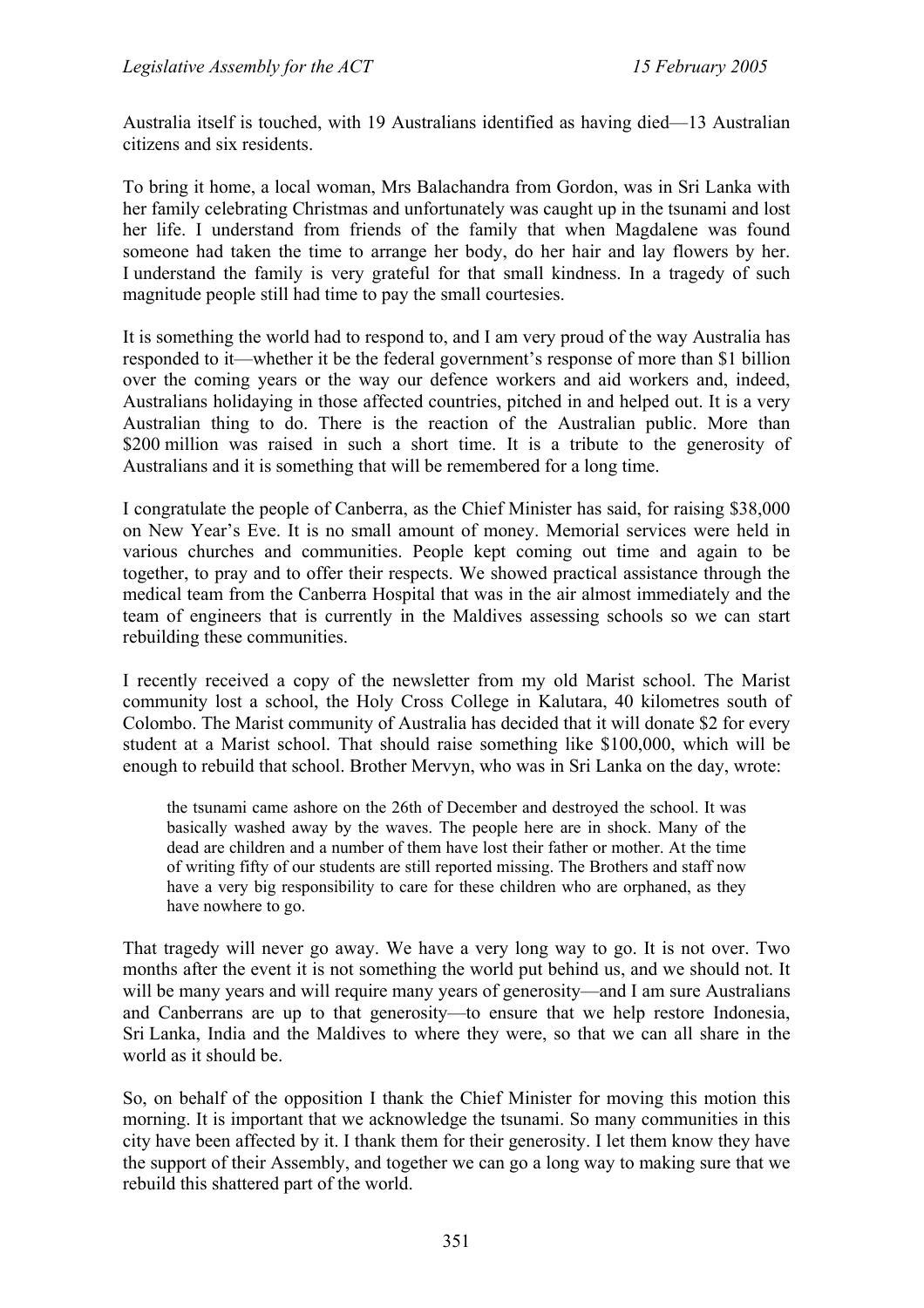Australia itself is touched, with 19 Australians identified as having died—13 Australian citizens and six residents.

To bring it home, a local woman, Mrs Balachandra from Gordon, was in Sri Lanka with her family celebrating Christmas and unfortunately was caught up in the tsunami and lost her life. I understand from friends of the family that when Magdalene was found someone had taken the time to arrange her body, do her hair and lay flowers by her. I understand the family is very grateful for that small kindness. In a tragedy of such magnitude people still had time to pay the small courtesies.

It is something the world had to respond to, and I am very proud of the way Australia has responded to it—whether it be the federal government's response of more than $1 billion over the coming years or the way our defence workers and aid workers and, indeed, Australians holidaying in those affected countries, pitched in and helped out. It is a very Australian thing to do. There is the reaction of the Australian public. More than $200 million was raised in such a short time. It is a tribute to the generosity of Australians and it is something that will be remembered for a long time.

I congratulate the people of Canberra, as the Chief Minister has said, for raising $38,000 on New Year's Eve. It is no small amount of money. Memorial services were held in various churches and communities. People kept coming out time and again to be together, to pray and to offer their respects. We showed practical assistance through the medical team from the Canberra Hospital that was in the air almost immediately and the team of engineers that is currently in the Maldives assessing schools so we can start rebuilding these communities.

I recently received a copy of the newsletter from my old Marist school. The Marist community lost a school, the Holy Cross College in Kalutara, 40 kilometres south of Colombo. The Marist community of Australia has decided that it will donate $2 for every student at a Marist school. That should raise something like $100,000, which will be enough to rebuild that school. Brother Mervyn, who was in Sri Lanka on the day, wrote:

> the tsunami came ashore on the 26th of December and destroyed the school. It was basically washed away by the waves. The people here are in shock. Many of the dead are children and a number of them have lost their father or mother. At the time of writing fifty of our students are still reported missing. The Brothers and staff now have a very big responsibility to care for these children who are orphaned, as they have nowhere to go.

That tragedy will never go away. We have a very long way to go. It is not over. Two months after the event it is not something the world put behind us, and we should not. It will be many years and will require many years of generosity—and I am sure Australians and Canberrans are up to that generosity—to ensure that we help restore Indonesia, Sri Lanka, India and the Maldives to where they were, so that we can all share in the world as it should be.

So, on behalf of the opposition I thank the Chief Minister for moving this motion this morning. It is important that we acknowledge the tsunami. So many communities in this city have been affected by it. I thank them for their generosity. I let them know they have the support of their Assembly, and together we can go a long way to making sure that we rebuild this shattered part of the world.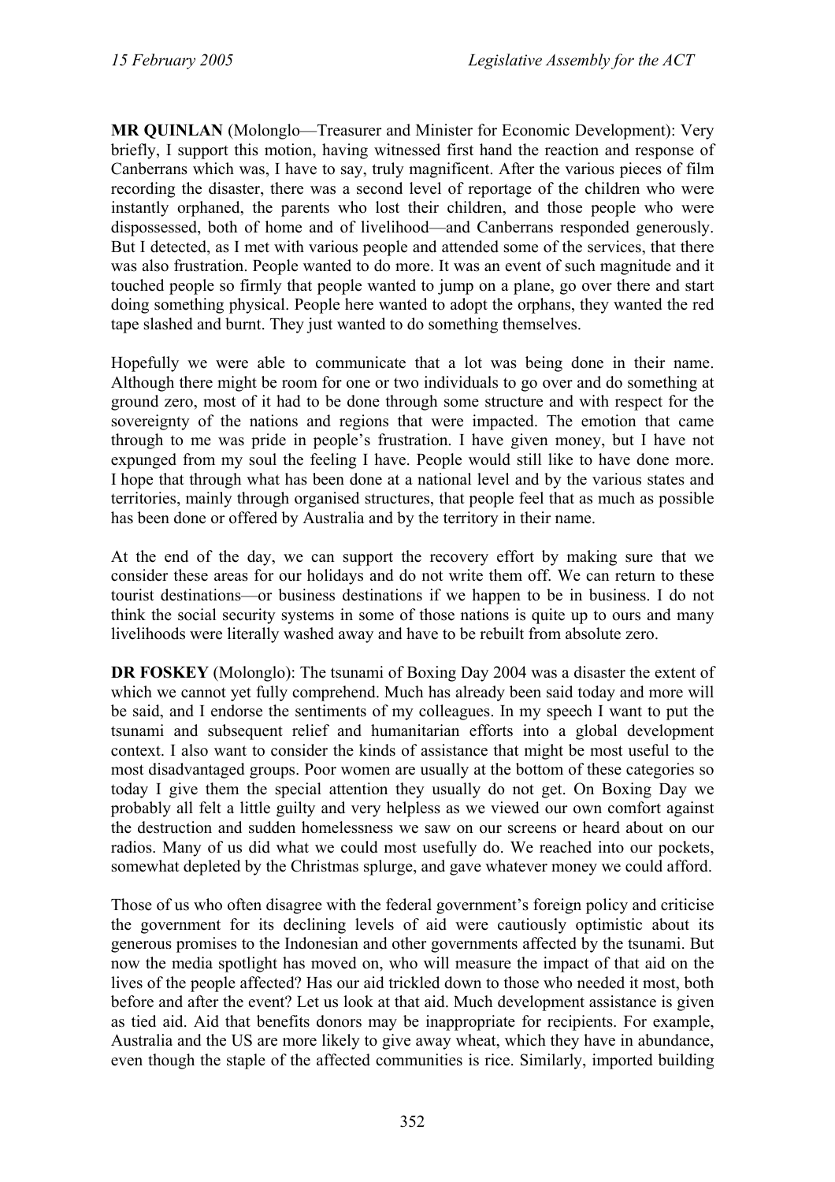**MR QUINLAN** (Molonglo—Treasurer and Minister for Economic Development): Very briefly, I support this motion, having witnessed first hand the reaction and response of Canberrans which was, I have to say, truly magnificent. After the various pieces of film recording the disaster, there was a second level of reportage of the children who were instantly orphaned, the parents who lost their children, and those people who were dispossessed, both of home and of livelihood—and Canberrans responded generously. But I detected, as I met with various people and attended some of the services, that there was also frustration. People wanted to do more. It was an event of such magnitude and it touched people so firmly that people wanted to jump on a plane, go over there and start doing something physical. People here wanted to adopt the orphans, they wanted the red tape slashed and burnt. They just wanted to do something themselves.

Hopefully we were able to communicate that a lot was being done in their name. Although there might be room for one or two individuals to go over and do something at ground zero, most of it had to be done through some structure and with respect for the sovereignty of the nations and regions that were impacted. The emotion that came through to me was pride in people's frustration. I have given money, but I have not expunged from my soul the feeling I have. People would still like to have done more. I hope that through what has been done at a national level and by the various states and territories, mainly through organised structures, that people feel that as much as possible has been done or offered by Australia and by the territory in their name.

At the end of the day, we can support the recovery effort by making sure that we consider these areas for our holidays and do not write them off. We can return to these tourist destinations—or business destinations if we happen to be in business. I do not think the social security systems in some of those nations is quite up to ours and many livelihoods were literally washed away and have to be rebuilt from absolute zero.

**DR FOSKEY** (Molonglo): The tsunami of Boxing Day 2004 was a disaster the extent of which we cannot yet fully comprehend. Much has already been said today and more will be said, and I endorse the sentiments of my colleagues. In my speech I want to put the tsunami and subsequent relief and humanitarian efforts into a global development context. I also want to consider the kinds of assistance that might be most useful to the most disadvantaged groups. Poor women are usually at the bottom of these categories so today I give them the special attention they usually do not get. On Boxing Day we probably all felt a little guilty and very helpless as we viewed our own comfort against the destruction and sudden homelessness we saw on our screens or heard about on our radios. Many of us did what we could most usefully do. We reached into our pockets, somewhat depleted by the Christmas splurge, and gave whatever money we could afford.

Those of us who often disagree with the federal government's foreign policy and criticise the government for its declining levels of aid were cautiously optimistic about its generous promises to the Indonesian and other governments affected by the tsunami. But now the media spotlight has moved on, who will measure the impact of that aid on the lives of the people affected? Has our aid trickled down to those who needed it most, both before and after the event? Let us look at that aid. Much development assistance is given as tied aid. Aid that benefits donors may be inappropriate for recipients. For example, Australia and the US are more likely to give away wheat, which they have in abundance, even though the staple of the affected communities is rice. Similarly, imported building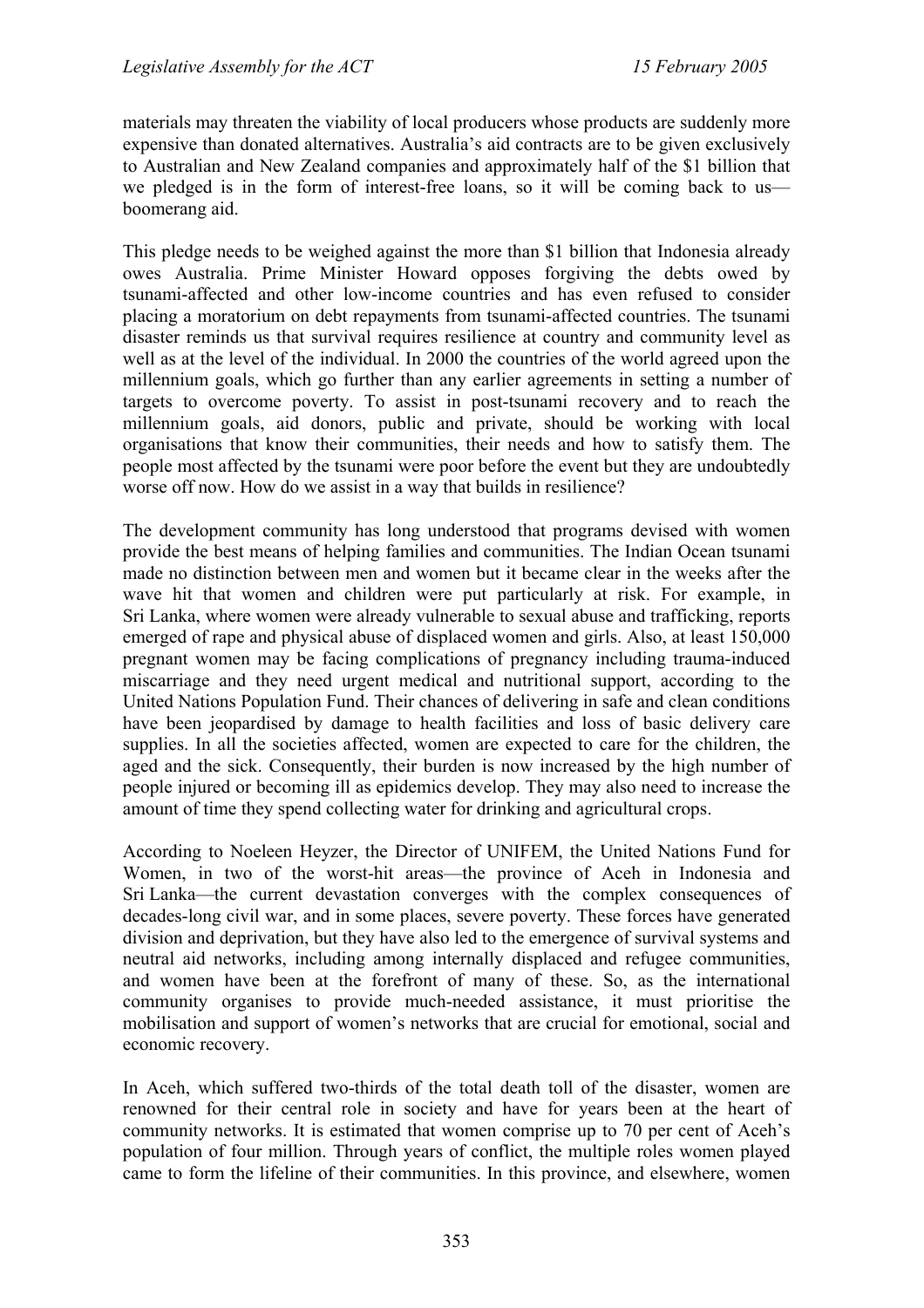materials may threaten the viability of local producers whose products are suddenly more expensive than donated alternatives. Australia's aid contracts are to be given exclusively to Australian and New Zealand companies and approximately half of the $1 billion that we pledged is in the form of interest-free loans, so it will be coming back to us—boomerang aid.

This pledge needs to be weighed against the more than $1 billion that Indonesia already owes Australia. Prime Minister Howard opposes forgiving the debts owed by tsunami-affected and other low-income countries and has even refused to consider placing a moratorium on debt repayments from tsunami-affected countries. The tsunami disaster reminds us that survival requires resilience at country and community level as well as at the level of the individual. In 2000 the countries of the world agreed upon the millennium goals, which go further than any earlier agreements in setting a number of targets to overcome poverty. To assist in post-tsunami recovery and to reach the millennium goals, aid donors, public and private, should be working with local organisations that know their communities, their needs and how to satisfy them. The people most affected by the tsunami were poor before the event but they are undoubtedly worse off now. How do we assist in a way that builds in resilience?

The development community has long understood that programs devised with women provide the best means of helping families and communities. The Indian Ocean tsunami made no distinction between men and women but it became clear in the weeks after the wave hit that women and children were put particularly at risk. For example, in Sri Lanka, where women were already vulnerable to sexual abuse and trafficking, reports emerged of rape and physical abuse of displaced women and girls. Also, at least 150,000 pregnant women may be facing complications of pregnancy including trauma-induced miscarriage and they need urgent medical and nutritional support, according to the United Nations Population Fund. Their chances of delivering in safe and clean conditions have been jeopardised by damage to health facilities and loss of basic delivery care supplies. In all the societies affected, women are expected to care for the children, the aged and the sick. Consequently, their burden is now increased by the high number of people injured or becoming ill as epidemics develop. They may also need to increase the amount of time they spend collecting water for drinking and agricultural crops.

According to Noeleen Heyzer, the Director of UNIFEM, the United Nations Fund for Women, in two of the worst-hit areas—the province of Aceh in Indonesia and Sri Lanka—the current devastation converges with the complex consequences of decades-long civil war, and in some places, severe poverty. These forces have generated division and deprivation, but they have also led to the emergence of survival systems and neutral aid networks, including among internally displaced and refugee communities, and women have been at the forefront of many of these. So, as the international community organises to provide much-needed assistance, it must prioritise the mobilisation and support of women's networks that are crucial for emotional, social and economic recovery.

In Aceh, which suffered two-thirds of the total death toll of the disaster, women are renowned for their central role in society and have for years been at the heart of community networks. It is estimated that women comprise up to 70 per cent of Aceh's population of four million. Through years of conflict, the multiple roles women played came to form the lifeline of their communities. In this province, and elsewhere, women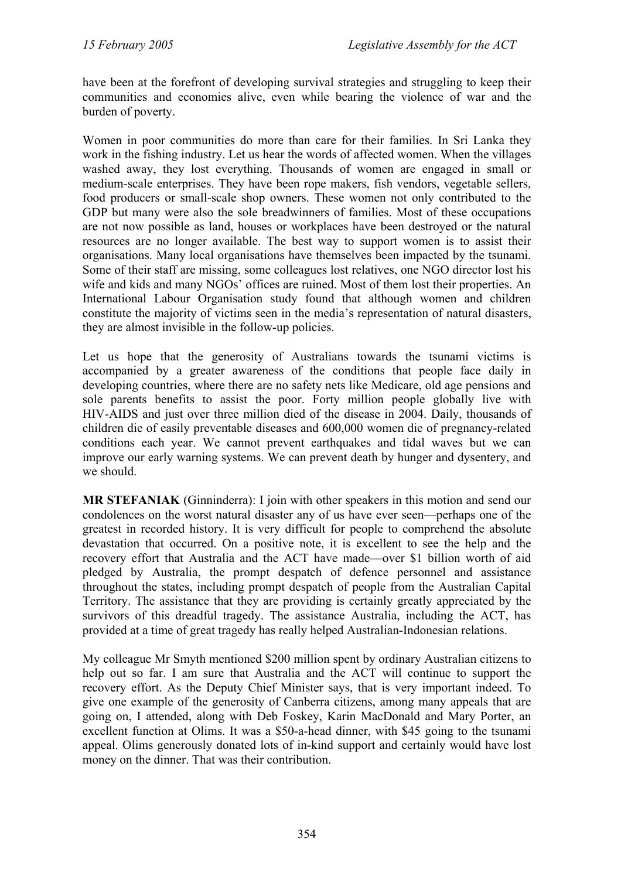have been at the forefront of developing survival strategies and struggling to keep their communities and economies alive, even while bearing the violence of war and the burden of poverty.

Women in poor communities do more than care for their families. In Sri Lanka they work in the fishing industry. Let us hear the words of affected women. When the villages washed away, they lost everything. Thousands of women are engaged in small or medium-scale enterprises. They have been rope makers, fish vendors, vegetable sellers, food producers or small-scale shop owners. These women not only contributed to the GDP but many were also the sole breadwinners of families. Most of these occupations are not now possible as land, houses or workplaces have been destroyed or the natural resources are no longer available. The best way to support women is to assist their organisations. Many local organisations have themselves been impacted by the tsunami. Some of their staff are missing, some colleagues lost relatives, one NGO director lost his wife and kids and many NGOs' offices are ruined. Most of them lost their properties. An International Labour Organisation study found that although women and children constitute the majority of victims seen in the media's representation of natural disasters, they are almost invisible in the follow-up policies.

Let us hope that the generosity of Australians towards the tsunami victims is accompanied by a greater awareness of the conditions that people face daily in developing countries, where there are no safety nets like Medicare, old age pensions and sole parents benefits to assist the poor. Forty million people globally live with HIV-AIDS and just over three million died of the disease in 2004. Daily, thousands of children die of easily preventable diseases and 600,000 women die of pregnancy-related conditions each year. We cannot prevent earthquakes and tidal waves but we can improve our early warning systems. We can prevent death by hunger and dysentery, and we should.

**MR STEFANIAK** (Ginninderra): I join with other speakers in this motion and send our condolences on the worst natural disaster any of us have ever seen—perhaps one of the greatest in recorded history. It is very difficult for people to comprehend the absolute devastation that occurred. On a positive note, it is excellent to see the help and the recovery effort that Australia and the ACT have made—over $1 billion worth of aid pledged by Australia, the prompt despatch of defence personnel and assistance throughout the states, including prompt despatch of people from the Australian Capital Territory. The assistance that they are providing is certainly greatly appreciated by the survivors of this dreadful tragedy. The assistance Australia, including the ACT, has provided at a time of great tragedy has really helped Australian-Indonesian relations.

My colleague Mr Smyth mentioned $200 million spent by ordinary Australian citizens to help out so far. I am sure that Australia and the ACT will continue to support the recovery effort. As the Deputy Chief Minister says, that is very important indeed. To give one example of the generosity of Canberra citizens, among many appeals that are going on, I attended, along with Deb Foskey, Karin MacDonald and Mary Porter, an excellent function at Olims. It was a $50-a-head dinner, with $45 going to the tsunami appeal. Olims generously donated lots of in-kind support and certainly would have lost money on the dinner. That was their contribution.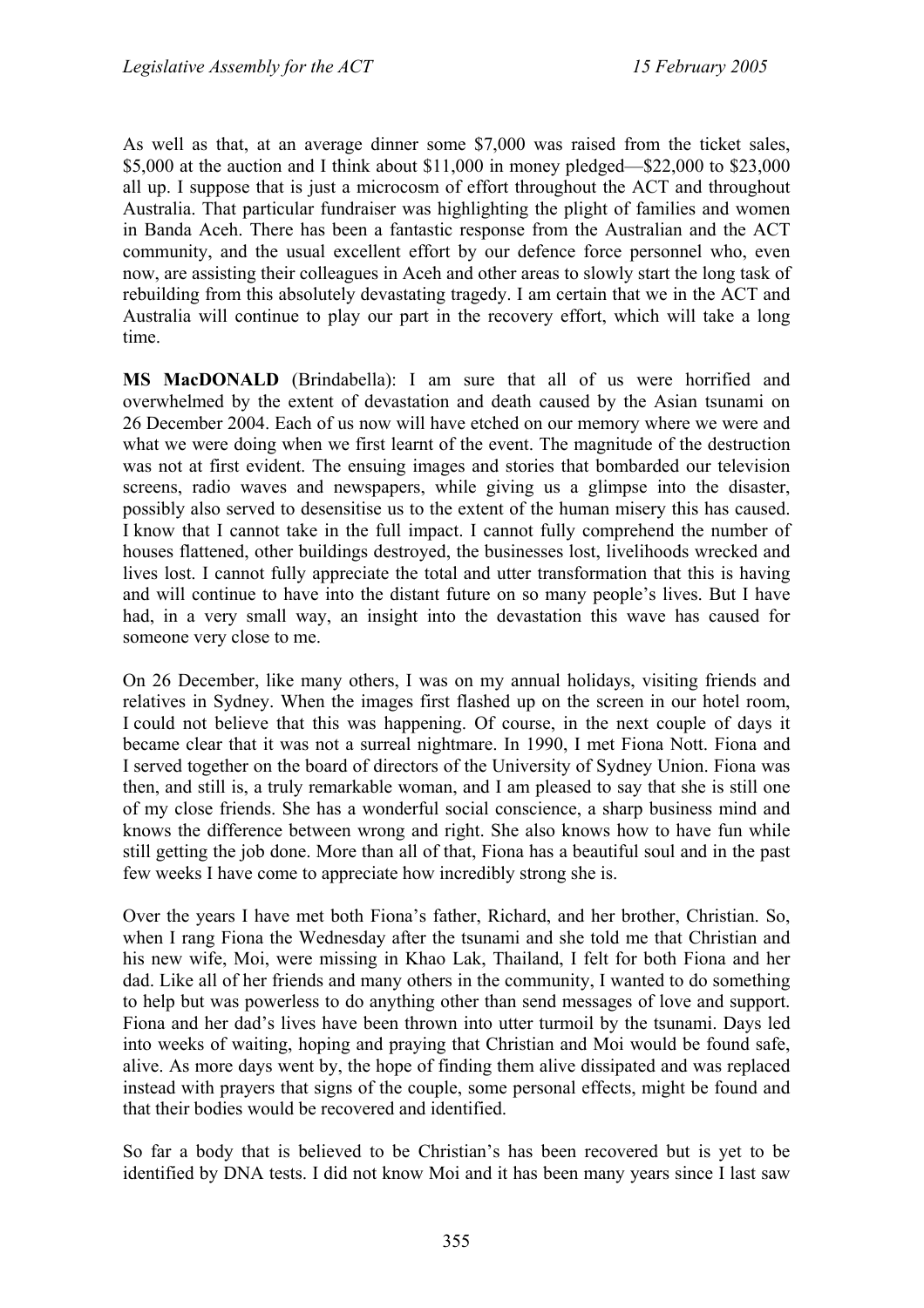As well as that, at an average dinner some $7,000 was raised from the ticket sales, $5,000 at the auction and I think about $11,000 in money pledged—$22,000 to $23,000 all up. I suppose that is just a microcosm of effort throughout the ACT and throughout Australia. That particular fundraiser was highlighting the plight of families and women in Banda Aceh. There has been a fantastic response from the Australian and the ACT community, and the usual excellent effort by our defence force personnel who, even now, are assisting their colleagues in Aceh and other areas to slowly start the long task of rebuilding from this absolutely devastating tragedy. I am certain that we in the ACT and Australia will continue to play our part in the recovery effort, which will take a long time.

**MS MacDONALD** (Brindabella): I am sure that all of us were horrified and overwhelmed by the extent of devastation and death caused by the Asian tsunami on 26 December 2004. Each of us now will have etched on our memory where we were and what we were doing when we first learnt of the event. The magnitude of the destruction was not at first evident. The ensuing images and stories that bombarded our television screens, radio waves and newspapers, while giving us a glimpse into the disaster, possibly also served to desensitise us to the extent of the human misery this has caused. I know that I cannot take in the full impact. I cannot fully comprehend the number of houses flattened, other buildings destroyed, the businesses lost, livelihoods wrecked and lives lost. I cannot fully appreciate the total and utter transformation that this is having and will continue to have into the distant future on so many people's lives. But I have had, in a very small way, an insight into the devastation this wave has caused for someone very close to me.

On 26 December, like many others, I was on my annual holidays, visiting friends and relatives in Sydney. When the images first flashed up on the screen in our hotel room, I could not believe that this was happening. Of course, in the next couple of days it became clear that it was not a surreal nightmare. In 1990, I met Fiona Nott. Fiona and I served together on the board of directors of the University of Sydney Union. Fiona was then, and still is, a truly remarkable woman, and I am pleased to say that she is still one of my close friends. She has a wonderful social conscience, a sharp business mind and knows the difference between wrong and right. She also knows how to have fun while still getting the job done. More than all of that, Fiona has a beautiful soul and in the past few weeks I have come to appreciate how incredibly strong she is.

Over the years I have met both Fiona's father, Richard, and her brother, Christian. So, when I rang Fiona the Wednesday after the tsunami and she told me that Christian and his new wife, Moi, were missing in Khao Lak, Thailand, I felt for both Fiona and her dad. Like all of her friends and many others in the community, I wanted to do something to help but was powerless to do anything other than send messages of love and support. Fiona and her dad's lives have been thrown into utter turmoil by the tsunami. Days led into weeks of waiting, hoping and praying that Christian and Moi would be found safe, alive. As more days went by, the hope of finding them alive dissipated and was replaced instead with prayers that signs of the couple, some personal effects, might be found and that their bodies would be recovered and identified.

So far a body that is believed to be Christian's has been recovered but is yet to be identified by DNA tests. I did not know Moi and it has been many years since I last saw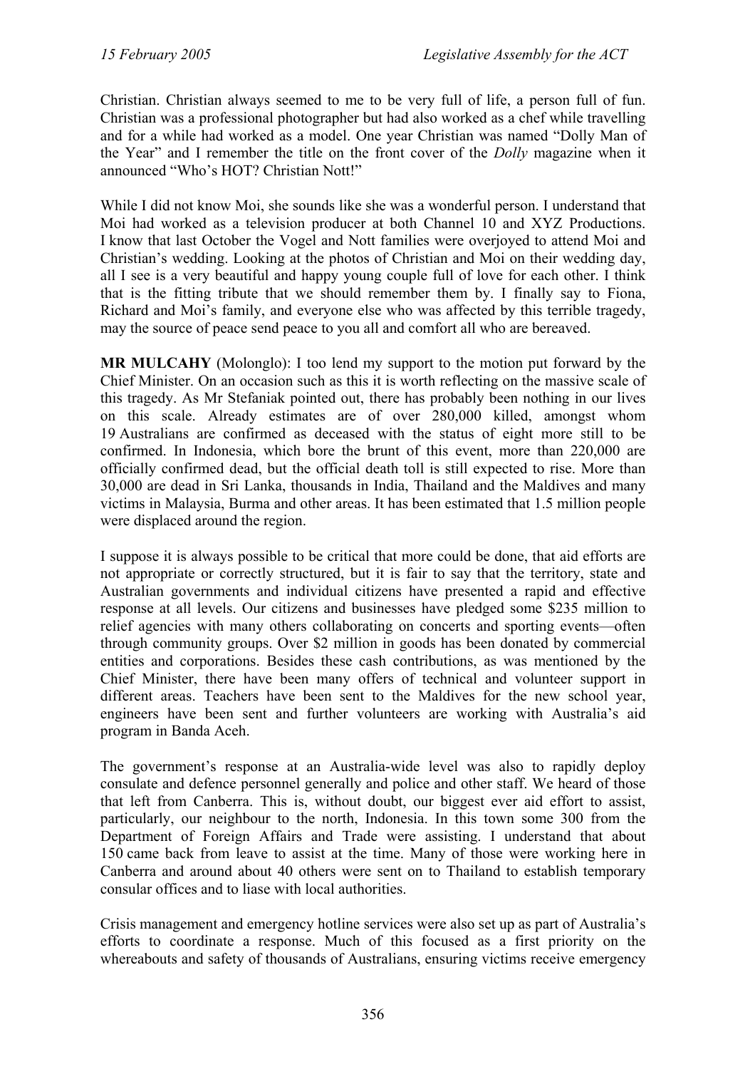Christian. Christian always seemed to me to be very full of life, a person full of fun. Christian was a professional photographer but had also worked as a chef while travelling and for a while had worked as a model. One year Christian was named "Dolly Man of the Year" and I remember the title on the front cover of the *Dolly* magazine when it announced "Who's HOT? Christian Nott!"

While I did not know Moi, she sounds like she was a wonderful person. I understand that Moi had worked as a television producer at both Channel 10 and XYZ Productions. I know that last October the Vogel and Nott families were overjoyed to attend Moi and Christian's wedding. Looking at the photos of Christian and Moi on their wedding day, all I see is a very beautiful and happy young couple full of love for each other. I think that is the fitting tribute that we should remember them by. I finally say to Fiona, Richard and Moi's family, and everyone else who was affected by this terrible tragedy, may the source of peace send peace to you all and comfort all who are bereaved.

**MR MULCAHY** (Molonglo): I too lend my support to the motion put forward by the Chief Minister. On an occasion such as this it is worth reflecting on the massive scale of this tragedy. As Mr Stefaniak pointed out, there has probably been nothing in our lives on this scale. Already estimates are of over 280,000 killed, amongst whom 19 Australians are confirmed as deceased with the status of eight more still to be confirmed. In Indonesia, which bore the brunt of this event, more than 220,000 are officially confirmed dead, but the official death toll is still expected to rise. More than 30,000 are dead in Sri Lanka, thousands in India, Thailand and the Maldives and many victims in Malaysia, Burma and other areas. It has been estimated that 1.5 million people were displaced around the region.

I suppose it is always possible to be critical that more could be done, that aid efforts are not appropriate or correctly structured, but it is fair to say that the territory, state and Australian governments and individual citizens have presented a rapid and effective response at all levels. Our citizens and businesses have pledged some $235 million to relief agencies with many others collaborating on concerts and sporting events—often through community groups. Over $2 million in goods has been donated by commercial entities and corporations. Besides these cash contributions, as was mentioned by the Chief Minister, there have been many offers of technical and volunteer support in different areas. Teachers have been sent to the Maldives for the new school year, engineers have been sent and further volunteers are working with Australia's aid program in Banda Aceh.

The government's response at an Australia-wide level was also to rapidly deploy consulate and defence personnel generally and police and other staff. We heard of those that left from Canberra. This is, without doubt, our biggest ever aid effort to assist, particularly, our neighbour to the north, Indonesia. In this town some 300 from the Department of Foreign Affairs and Trade were assisting. I understand that about 150 came back from leave to assist at the time. Many of those were working here in Canberra and around about 40 others were sent on to Thailand to establish temporary consular offices and to liase with local authorities.

Crisis management and emergency hotline services were also set up as part of Australia's efforts to coordinate a response. Much of this focused as a first priority on the whereabouts and safety of thousands of Australians, ensuring victims receive emergency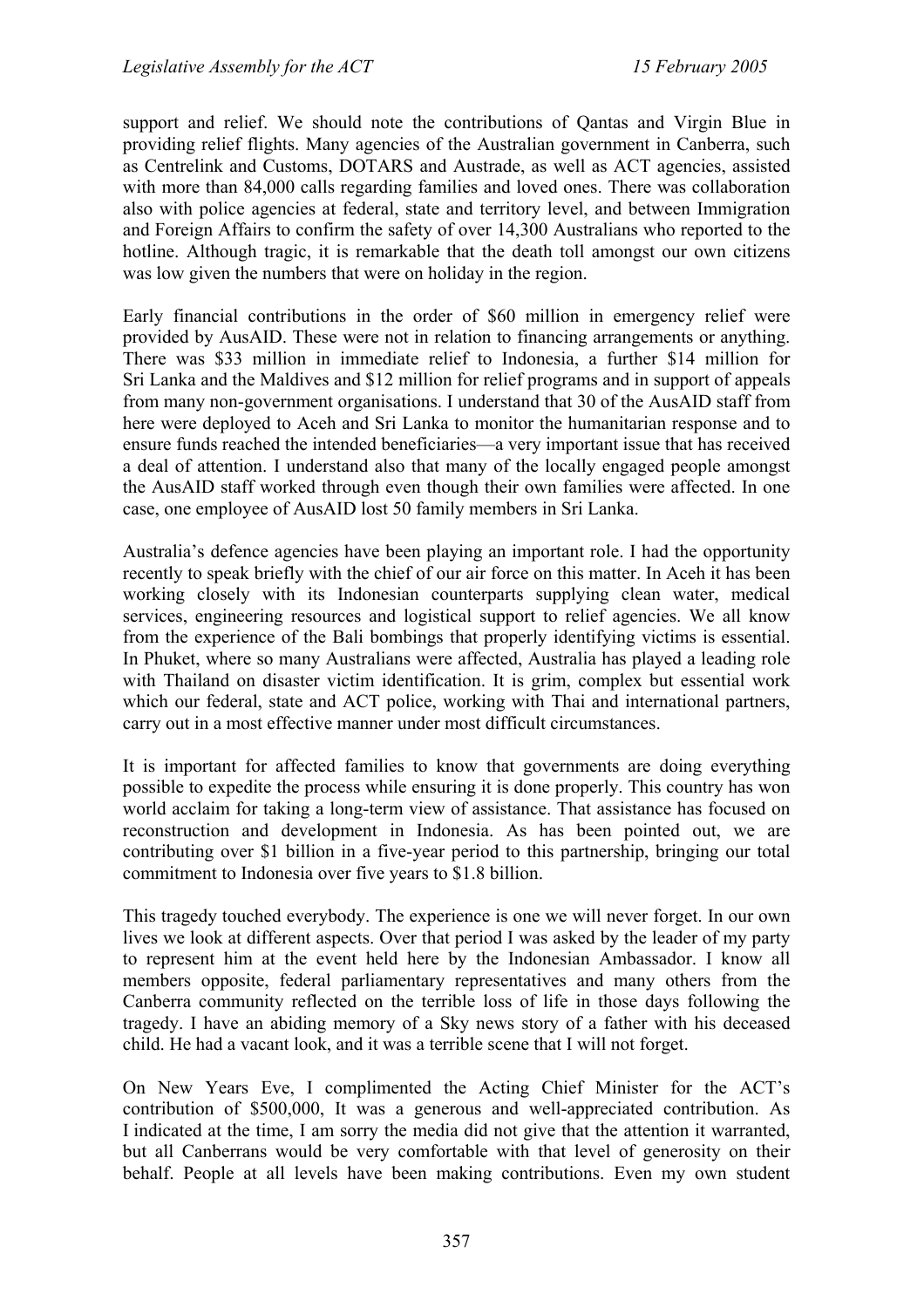support and relief. We should note the contributions of Qantas and Virgin Blue in providing relief flights. Many agencies of the Australian government in Canberra, such as Centrelink and Customs, DOTARS and Austrade, as well as ACT agencies, assisted with more than 84,000 calls regarding families and loved ones. There was collaboration also with police agencies at federal, state and territory level, and between Immigration and Foreign Affairs to confirm the safety of over 14,300 Australians who reported to the hotline. Although tragic, it is remarkable that the death toll amongst our own citizens was low given the numbers that were on holiday in the region.

Early financial contributions in the order of $60 million in emergency relief were provided by AusAID. These were not in relation to financing arrangements or anything. There was $33 million in immediate relief to Indonesia, a further $14 million for Sri Lanka and the Maldives and $12 million for relief programs and in support of appeals from many non-government organisations. I understand that 30 of the AusAID staff from here were deployed to Aceh and Sri Lanka to monitor the humanitarian response and to ensure funds reached the intended beneficiaries—a very important issue that has received a deal of attention. I understand also that many of the locally engaged people amongst the AusAID staff worked through even though their own families were affected. In one case, one employee of AusAID lost 50 family members in Sri Lanka.

Australia's defence agencies have been playing an important role. I had the opportunity recently to speak briefly with the chief of our air force on this matter. In Aceh it has been working closely with its Indonesian counterparts supplying clean water, medical services, engineering resources and logistical support to relief agencies. We all know from the experience of the Bali bombings that properly identifying victims is essential. In Phuket, where so many Australians were affected, Australia has played a leading role with Thailand on disaster victim identification. It is grim, complex but essential work which our federal, state and ACT police, working with Thai and international partners, carry out in a most effective manner under most difficult circumstances.

It is important for affected families to know that governments are doing everything possible to expedite the process while ensuring it is done properly. This country has won world acclaim for taking a long-term view of assistance. That assistance has focused on reconstruction and development in Indonesia. As has been pointed out, we are contributing over $1 billion in a five-year period to this partnership, bringing our total commitment to Indonesia over five years to $1.8 billion.

This tragedy touched everybody. The experience is one we will never forget. In our own lives we look at different aspects. Over that period I was asked by the leader of my party to represent him at the event held here by the Indonesian Ambassador. I know all members opposite, federal parliamentary representatives and many others from the Canberra community reflected on the terrible loss of life in those days following the tragedy. I have an abiding memory of a Sky news story of a father with his deceased child. He had a vacant look, and it was a terrible scene that I will not forget.

On New Years Eve, I complimented the Acting Chief Minister for the ACT's contribution of $500,000, It was a generous and well-appreciated contribution. As I indicated at the time, I am sorry the media did not give that the attention it warranted, but all Canberrans would be very comfortable with that level of generosity on their behalf. People at all levels have been making contributions. Even my own student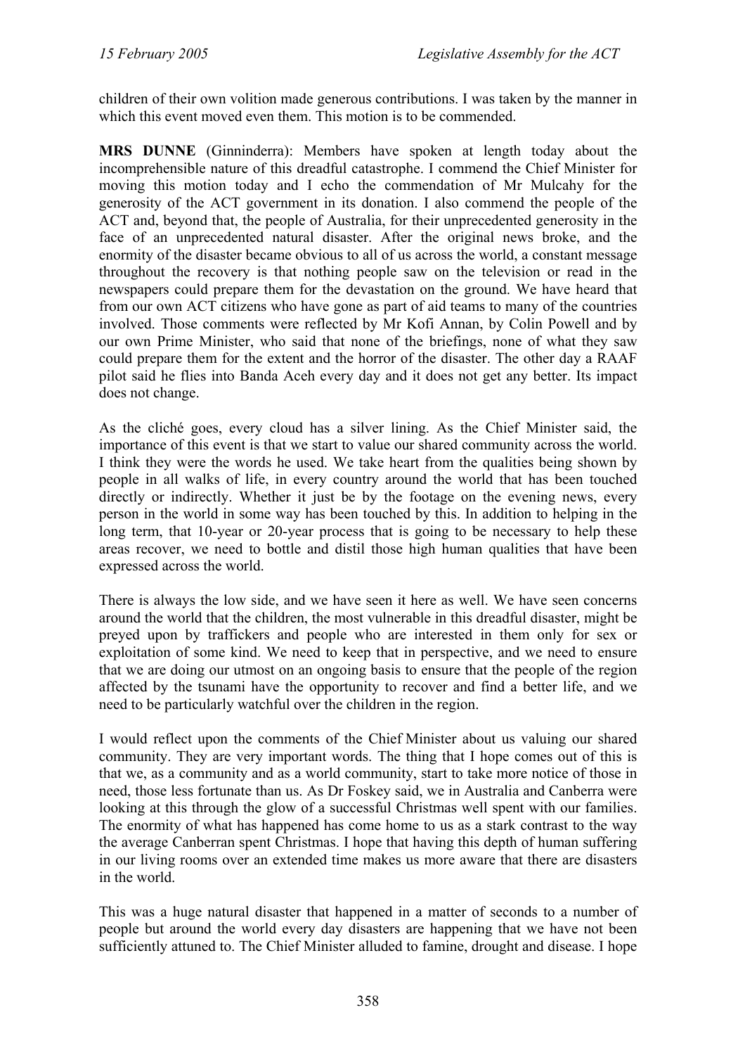children of their own volition made generous contributions. I was taken by the manner in which this event moved even them. This motion is to be commended.

**MRS DUNNE** (Ginninderra): Members have spoken at length today about the incomprehensible nature of this dreadful catastrophe. I commend the Chief Minister for moving this motion today and I echo the commendation of Mr Mulcahy for the generosity of the ACT government in its donation. I also commend the people of the ACT and, beyond that, the people of Australia, for their unprecedented generosity in the face of an unprecedented natural disaster. After the original news broke, and the enormity of the disaster became obvious to all of us across the world, a constant message throughout the recovery is that nothing people saw on the television or read in the newspapers could prepare them for the devastation on the ground. We have heard that from our own ACT citizens who have gone as part of aid teams to many of the countries involved. Those comments were reflected by Mr Kofi Annan, by Colin Powell and by our own Prime Minister, who said that none of the briefings, none of what they saw could prepare them for the extent and the horror of the disaster. The other day a RAAF pilot said he flies into Banda Aceh every day and it does not get any better. Its impact does not change.

As the cliché goes, every cloud has a silver lining. As the Chief Minister said, the importance of this event is that we start to value our shared community across the world. I think they were the words he used. We take heart from the qualities being shown by people in all walks of life, in every country around the world that has been touched directly or indirectly. Whether it just be by the footage on the evening news, every person in the world in some way has been touched by this. In addition to helping in the long term, that 10-year or 20-year process that is going to be necessary to help these areas recover, we need to bottle and distil those high human qualities that have been expressed across the world.

There is always the low side, and we have seen it here as well. We have seen concerns around the world that the children, the most vulnerable in this dreadful disaster, might be preyed upon by traffickers and people who are interested in them only for sex or exploitation of some kind. We need to keep that in perspective, and we need to ensure that we are doing our utmost on an ongoing basis to ensure that the people of the region affected by the tsunami have the opportunity to recover and find a better life, and we need to be particularly watchful over the children in the region.

I would reflect upon the comments of the Chief Minister about us valuing our shared community. They are very important words. The thing that I hope comes out of this is that we, as a community and as a world community, start to take more notice of those in need, those less fortunate than us. As Dr Foskey said, we in Australia and Canberra were looking at this through the glow of a successful Christmas well spent with our families. The enormity of what has happened has come home to us as a stark contrast to the way the average Canberran spent Christmas. I hope that having this depth of human suffering in our living rooms over an extended time makes us more aware that there are disasters in the world.

This was a huge natural disaster that happened in a matter of seconds to a number of people but around the world every day disasters are happening that we have not been sufficiently attuned to. The Chief Minister alluded to famine, drought and disease. I hope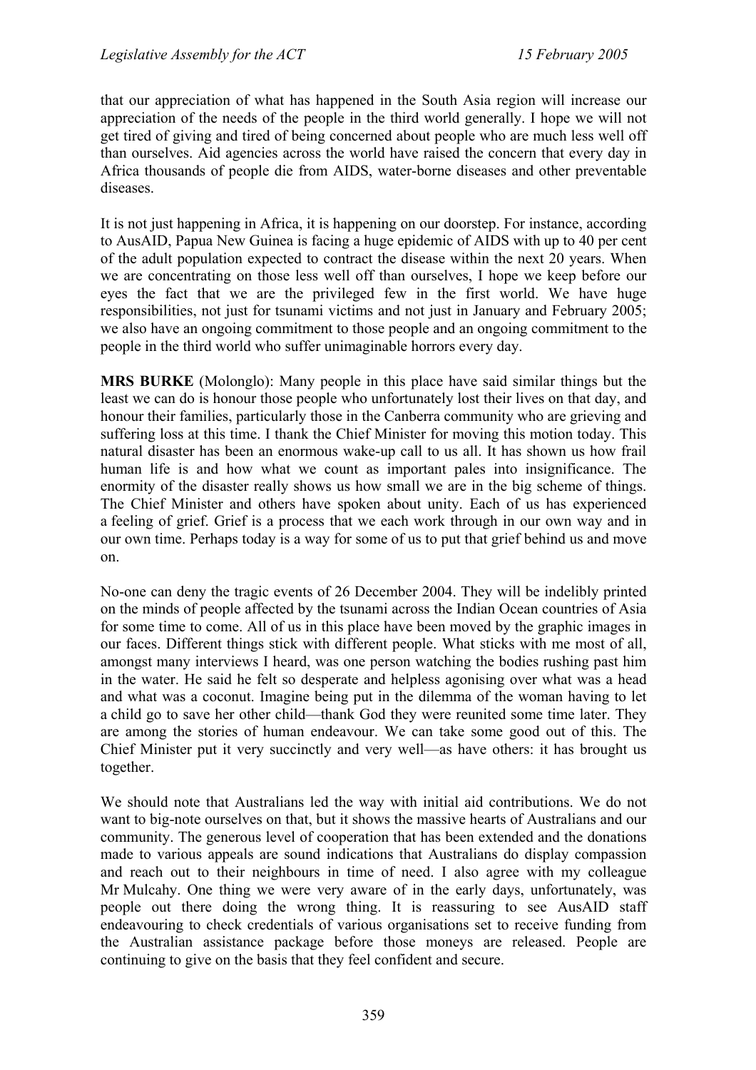that our appreciation of what has happened in the South Asia region will increase our appreciation of the needs of the people in the third world generally. I hope we will not get tired of giving and tired of being concerned about people who are much less well off than ourselves. Aid agencies across the world have raised the concern that every day in Africa thousands of people die from AIDS, water-borne diseases and other preventable diseases.

It is not just happening in Africa, it is happening on our doorstep. For instance, according to AusAID, Papua New Guinea is facing a huge epidemic of AIDS with up to 40 per cent of the adult population expected to contract the disease within the next 20 years. When we are concentrating on those less well off than ourselves, I hope we keep before our eyes the fact that we are the privileged few in the first world. We have huge responsibilities, not just for tsunami victims and not just in January and February 2005; we also have an ongoing commitment to those people and an ongoing commitment to the people in the third world who suffer unimaginable horrors every day.

**MRS BURKE** (Molonglo): Many people in this place have said similar things but the least we can do is honour those people who unfortunately lost their lives on that day, and honour their families, particularly those in the Canberra community who are grieving and suffering loss at this time. I thank the Chief Minister for moving this motion today. This natural disaster has been an enormous wake-up call to us all. It has shown us how frail human life is and how what we count as important pales into insignificance. The enormity of the disaster really shows us how small we are in the big scheme of things. The Chief Minister and others have spoken about unity. Each of us has experienced a feeling of grief. Grief is a process that we each work through in our own way and in our own time. Perhaps today is a way for some of us to put that grief behind us and move on.

No-one can deny the tragic events of 26 December 2004. They will be indelibly printed on the minds of people affected by the tsunami across the Indian Ocean countries of Asia for some time to come. All of us in this place have been moved by the graphic images in our faces. Different things stick with different people. What sticks with me most of all, amongst many interviews I heard, was one person watching the bodies rushing past him in the water. He said he felt so desperate and helpless agonising over what was a head and what was a coconut. Imagine being put in the dilemma of the woman having to let a child go to save her other child—thank God they were reunited some time later. They are among the stories of human endeavour. We can take some good out of this. The Chief Minister put it very succinctly and very well—as have others: it has brought us together.

We should note that Australians led the way with initial aid contributions. We do not want to big-note ourselves on that, but it shows the massive hearts of Australians and our community. The generous level of cooperation that has been extended and the donations made to various appeals are sound indications that Australians do display compassion and reach out to their neighbours in time of need. I also agree with my colleague Mr Mulcahy. One thing we were very aware of in the early days, unfortunately, was people out there doing the wrong thing. It is reassuring to see AusAID staff endeavouring to check credentials of various organisations set to receive funding from the Australian assistance package before those moneys are released. People are continuing to give on the basis that they feel confident and secure.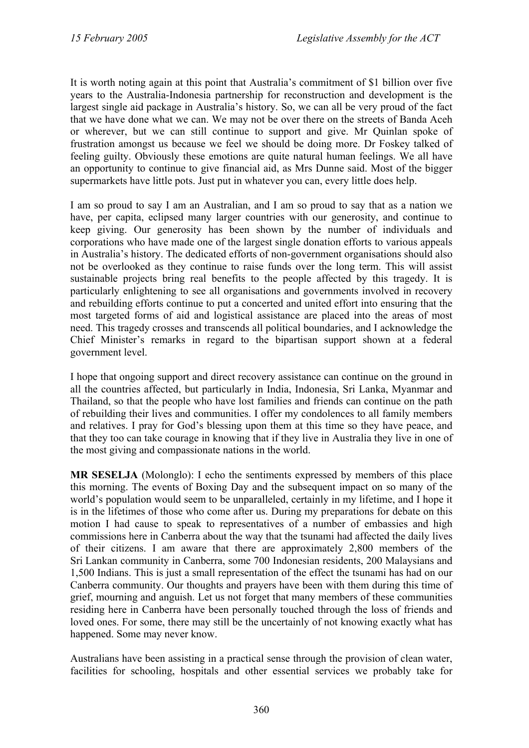It is worth noting again at this point that Australia's commitment of $1 billion over five years to the Australia-Indonesia partnership for reconstruction and development is the largest single aid package in Australia's history. So, we can all be very proud of the fact that we have done what we can. We may not be over there on the streets of Banda Aceh or wherever, but we can still continue to support and give. Mr Quinlan spoke of frustration amongst us because we feel we should be doing more. Dr Foskey talked of feeling guilty. Obviously these emotions are quite natural human feelings. We all have an opportunity to continue to give financial aid, as Mrs Dunne said. Most of the bigger supermarkets have little pots. Just put in whatever you can, every little does help.

I am so proud to say I am an Australian, and I am so proud to say that as a nation we have, per capita, eclipsed many larger countries with our generosity, and continue to keep giving. Our generosity has been shown by the number of individuals and corporations who have made one of the largest single donation efforts to various appeals in Australia's history. The dedicated efforts of non-government organisations should also not be overlooked as they continue to raise funds over the long term. This will assist sustainable projects bring real benefits to the people affected by this tragedy. It is particularly enlightening to see all organisations and governments involved in recovery and rebuilding efforts continue to put a concerted and united effort into ensuring that the most targeted forms of aid and logistical assistance are placed into the areas of most need. This tragedy crosses and transcends all political boundaries, and I acknowledge the Chief Minister's remarks in regard to the bipartisan support shown at a federal government level.

I hope that ongoing support and direct recovery assistance can continue on the ground in all the countries affected, but particularly in India, Indonesia, Sri Lanka, Myanmar and Thailand, so that the people who have lost families and friends can continue on the path of rebuilding their lives and communities. I offer my condolences to all family members and relatives. I pray for God's blessing upon them at this time so they have peace, and that they too can take courage in knowing that if they live in Australia they live in one of the most giving and compassionate nations in the world.

**MR SESELJA** (Molonglo): I echo the sentiments expressed by members of this place this morning. The events of Boxing Day and the subsequent impact on so many of the world's population would seem to be unparalleled, certainly in my lifetime, and I hope it is in the lifetimes of those who come after us. During my preparations for debate on this motion I had cause to speak to representatives of a number of embassies and high commissions here in Canberra about the way that the tsunami had affected the daily lives of their citizens. I am aware that there are approximately 2,800 members of the Sri Lankan community in Canberra, some 700 Indonesian residents, 200 Malaysians and 1,500 Indians. This is just a small representation of the effect the tsunami has had on our Canberra community. Our thoughts and prayers have been with them during this time of grief, mourning and anguish. Let us not forget that many members of these communities residing here in Canberra have been personally touched through the loss of friends and loved ones. For some, there may still be the uncertainly of not knowing exactly what has happened. Some may never know.

Australians have been assisting in a practical sense through the provision of clean water, facilities for schooling, hospitals and other essential services we probably take for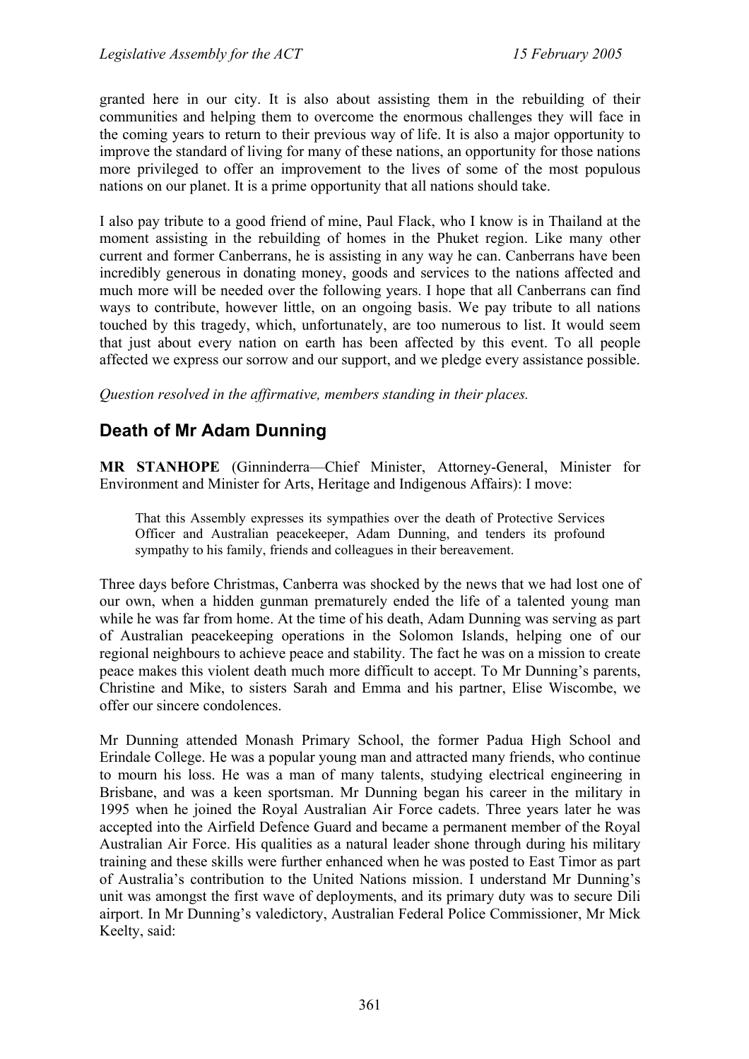granted here in our city. It is also about assisting them in the rebuilding of their communities and helping them to overcome the enormous challenges they will face in the coming years to return to their previous way of life. It is also a major opportunity to improve the standard of living for many of these nations, an opportunity for those nations more privileged to offer an improvement to the lives of some of the most populous nations on our planet. It is a prime opportunity that all nations should take.

I also pay tribute to a good friend of mine, Paul Flack, who I know is in Thailand at the moment assisting in the rebuilding of homes in the Phuket region. Like many other current and former Canberrans, he is assisting in any way he can. Canberrans have been incredibly generous in donating money, goods and services to the nations affected and much more will be needed over the following years. I hope that all Canberrans can find ways to contribute, however little, on an ongoing basis. We pay tribute to all nations touched by this tragedy, which, unfortunately, are too numerous to list. It would seem that just about every nation on earth has been affected by this event. To all people affected we express our sorrow and our support, and we pledge every assistance possible.

*Question resolved in the affirmative, members standing in their places.*

## Death of Mr Adam Dunning

**MR STANHOPE** (Ginninderra—Chief Minister, Attorney-General, Minister for Environment and Minister for Arts, Heritage and Indigenous Affairs): I move:

> That this Assembly expresses its sympathies over the death of Protective Services Officer and Australian peacekeeper, Adam Dunning, and tenders its profound sympathy to his family, friends and colleagues in their bereavement.

Three days before Christmas, Canberra was shocked by the news that we had lost one of our own, when a hidden gunman prematurely ended the life of a talented young man while he was far from home. At the time of his death, Adam Dunning was serving as part of Australian peacekeeping operations in the Solomon Islands, helping one of our regional neighbours to achieve peace and stability. The fact he was on a mission to create peace makes this violent death much more difficult to accept. To Mr Dunning's parents, Christine and Mike, to sisters Sarah and Emma and his partner, Elise Wiscombe, we offer our sincere condolences.

Mr Dunning attended Monash Primary School, the former Padua High School and Erindale College. He was a popular young man and attracted many friends, who continue to mourn his loss. He was a man of many talents, studying electrical engineering in Brisbane, and was a keen sportsman. Mr Dunning began his career in the military in 1995 when he joined the Royal Australian Air Force cadets. Three years later he was accepted into the Airfield Defence Guard and became a permanent member of the Royal Australian Air Force. His qualities as a natural leader shone through during his military training and these skills were further enhanced when he was posted to East Timor as part of Australia's contribution to the United Nations mission. I understand Mr Dunning's unit was amongst the first wave of deployments, and its primary duty was to secure Dili airport. In Mr Dunning's valedictory, Australian Federal Police Commissioner, Mr Mick Keelty, said: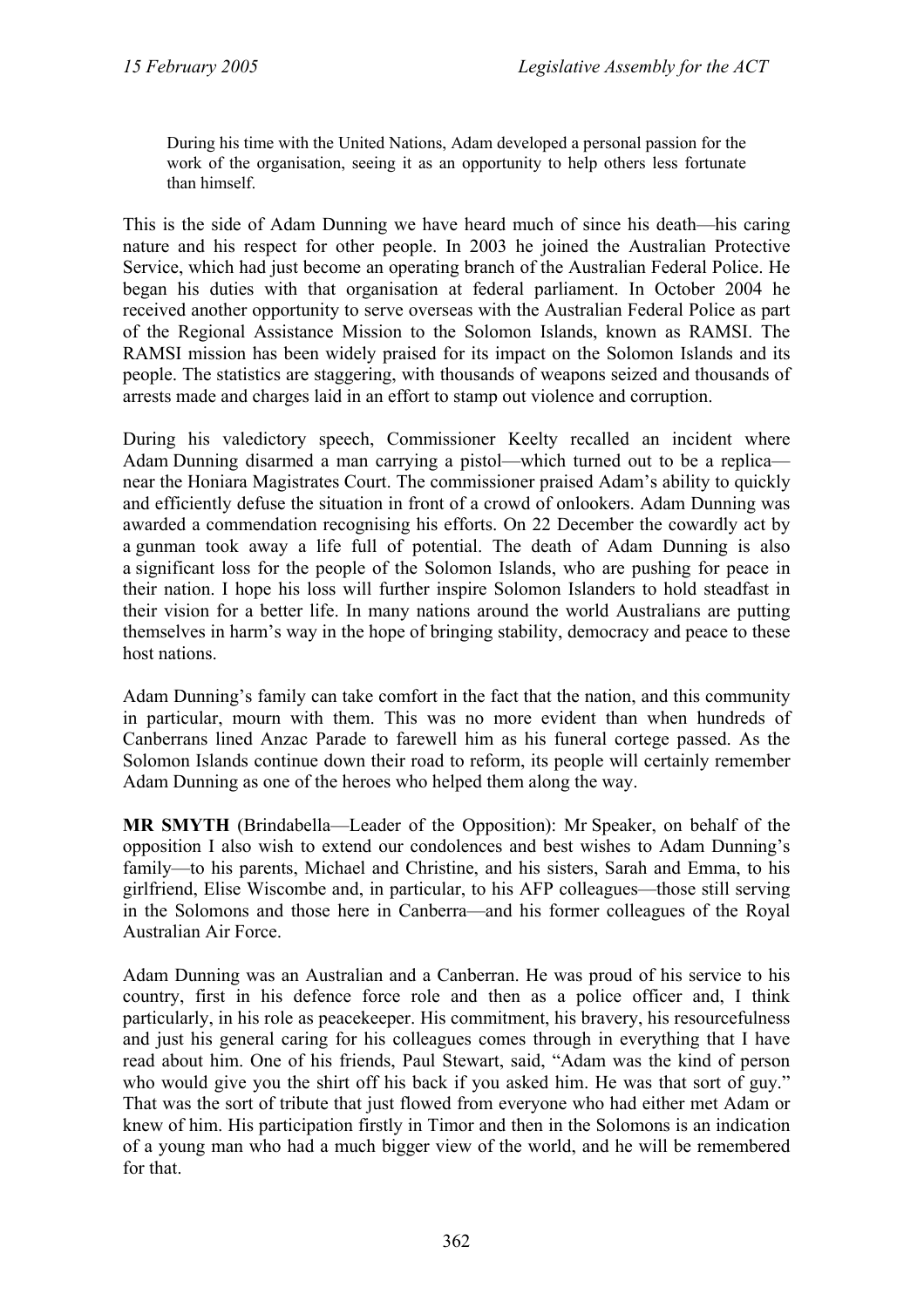> During his time with the United Nations, Adam developed a personal passion for the work of the organisation, seeing it as an opportunity to help others less fortunate than himself.

This is the side of Adam Dunning we have heard much of since his death—his caring nature and his respect for other people. In 2003 he joined the Australian Protective Service, which had just become an operating branch of the Australian Federal Police. He began his duties with that organisation at federal parliament. In October 2004 he received another opportunity to serve overseas with the Australian Federal Police as part of the Regional Assistance Mission to the Solomon Islands, known as RAMSI. The RAMSI mission has been widely praised for its impact on the Solomon Islands and its people. The statistics are staggering, with thousands of weapons seized and thousands of arrests made and charges laid in an effort to stamp out violence and corruption.

During his valedictory speech, Commissioner Keelty recalled an incident where Adam Dunning disarmed a man carrying a pistol—which turned out to be a replica—near the Honiara Magistrates Court. The commissioner praised Adam's ability to quickly and efficiently defuse the situation in front of a crowd of onlookers. Adam Dunning was awarded a commendation recognising his efforts. On 22 December the cowardly act by a gunman took away a life full of potential. The death of Adam Dunning is also a significant loss for the people of the Solomon Islands, who are pushing for peace in their nation. I hope his loss will further inspire Solomon Islanders to hold steadfast in their vision for a better life. In many nations around the world Australians are putting themselves in harm's way in the hope of bringing stability, democracy and peace to these host nations.

Adam Dunning's family can take comfort in the fact that the nation, and this community in particular, mourn with them. This was no more evident than when hundreds of Canberrans lined Anzac Parade to farewell him as his funeral cortege passed. As the Solomon Islands continue down their road to reform, its people will certainly remember Adam Dunning as one of the heroes who helped them along the way.

**MR SMYTH** (Brindabella—Leader of the Opposition): Mr Speaker, on behalf of the opposition I also wish to extend our condolences and best wishes to Adam Dunning's family—to his parents, Michael and Christine, and his sisters, Sarah and Emma, to his girlfriend, Elise Wiscombe and, in particular, to his AFP colleagues—those still serving in the Solomons and those here in Canberra—and his former colleagues of the Royal Australian Air Force.

Adam Dunning was an Australian and a Canberran. He was proud of his service to his country, first in his defence force role and then as a police officer and, I think particularly, in his role as peacekeeper. His commitment, his bravery, his resourcefulness and just his general caring for his colleagues comes through in everything that I have read about him. One of his friends, Paul Stewart, said, "Adam was the kind of person who would give you the shirt off his back if you asked him. He was that sort of guy." That was the sort of tribute that just flowed from everyone who had either met Adam or knew of him. His participation firstly in Timor and then in the Solomons is an indication of a young man who had a much bigger view of the world, and he will be remembered for that.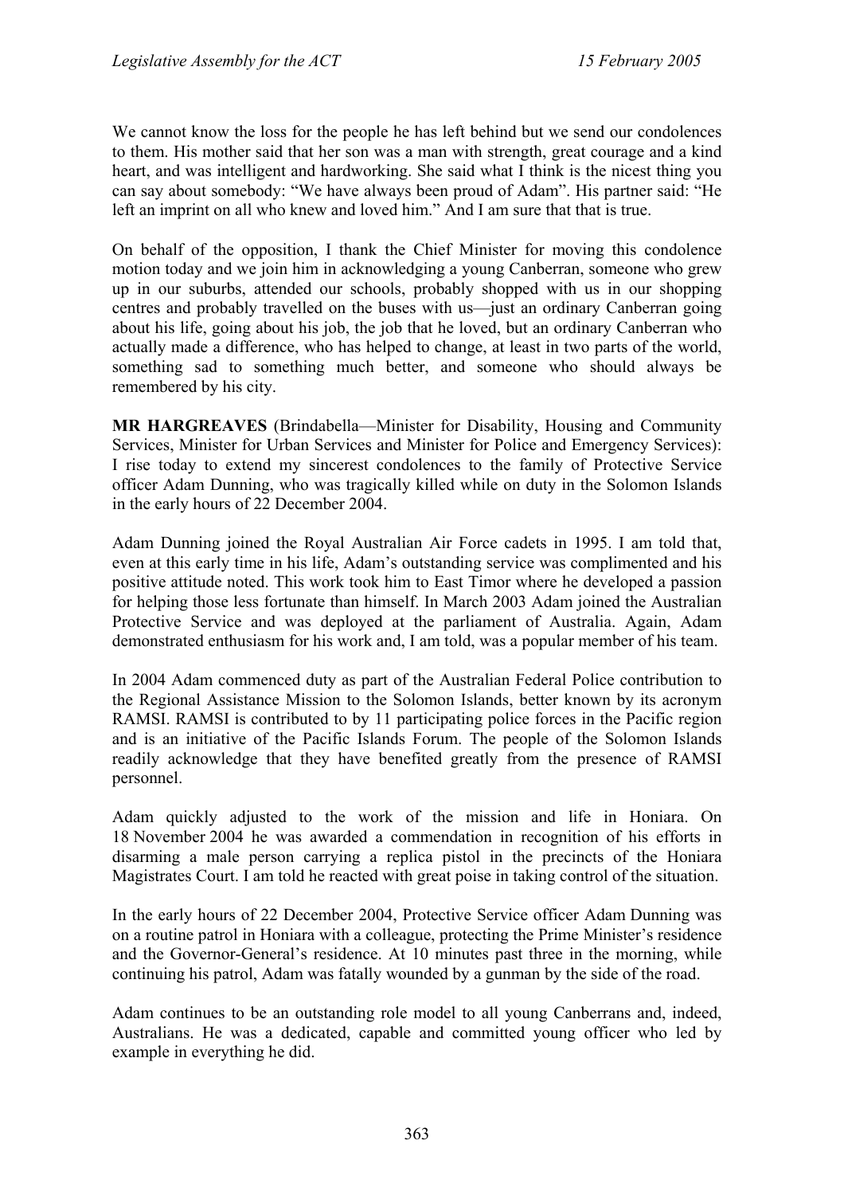We cannot know the loss for the people he has left behind but we send our condolences to them. His mother said that her son was a man with strength, great courage and a kind heart, and was intelligent and hardworking. She said what I think is the nicest thing you can say about somebody: "We have always been proud of Adam". His partner said: "He left an imprint on all who knew and loved him." And I am sure that that is true.

On behalf of the opposition, I thank the Chief Minister for moving this condolence motion today and we join him in acknowledging a young Canberran, someone who grew up in our suburbs, attended our schools, probably shopped with us in our shopping centres and probably travelled on the buses with us—just an ordinary Canberran going about his life, going about his job, the job that he loved, but an ordinary Canberran who actually made a difference, who has helped to change, at least in two parts of the world, something sad to something much better, and someone who should always be remembered by his city.

**MR HARGREAVES** (Brindabella—Minister for Disability, Housing and Community Services, Minister for Urban Services and Minister for Police and Emergency Services): I rise today to extend my sincerest condolences to the family of Protective Service officer Adam Dunning, who was tragically killed while on duty in the Solomon Islands in the early hours of 22 December 2004.

Adam Dunning joined the Royal Australian Air Force cadets in 1995. I am told that, even at this early time in his life, Adam's outstanding service was complimented and his positive attitude noted. This work took him to East Timor where he developed a passion for helping those less fortunate than himself. In March 2003 Adam joined the Australian Protective Service and was deployed at the parliament of Australia. Again, Adam demonstrated enthusiasm for his work and, I am told, was a popular member of his team.

In 2004 Adam commenced duty as part of the Australian Federal Police contribution to the Regional Assistance Mission to the Solomon Islands, better known by its acronym RAMSI. RAMSI is contributed to by 11 participating police forces in the Pacific region and is an initiative of the Pacific Islands Forum. The people of the Solomon Islands readily acknowledge that they have benefited greatly from the presence of RAMSI personnel.

Adam quickly adjusted to the work of the mission and life in Honiara. On 18 November 2004 he was awarded a commendation in recognition of his efforts in disarming a male person carrying a replica pistol in the precincts of the Honiara Magistrates Court. I am told he reacted with great poise in taking control of the situation.

In the early hours of 22 December 2004, Protective Service officer Adam Dunning was on a routine patrol in Honiara with a colleague, protecting the Prime Minister's residence and the Governor-General's residence. At 10 minutes past three in the morning, while continuing his patrol, Adam was fatally wounded by a gunman by the side of the road.

Adam continues to be an outstanding role model to all young Canberrans and, indeed, Australians. He was a dedicated, capable and committed young officer who led by example in everything he did.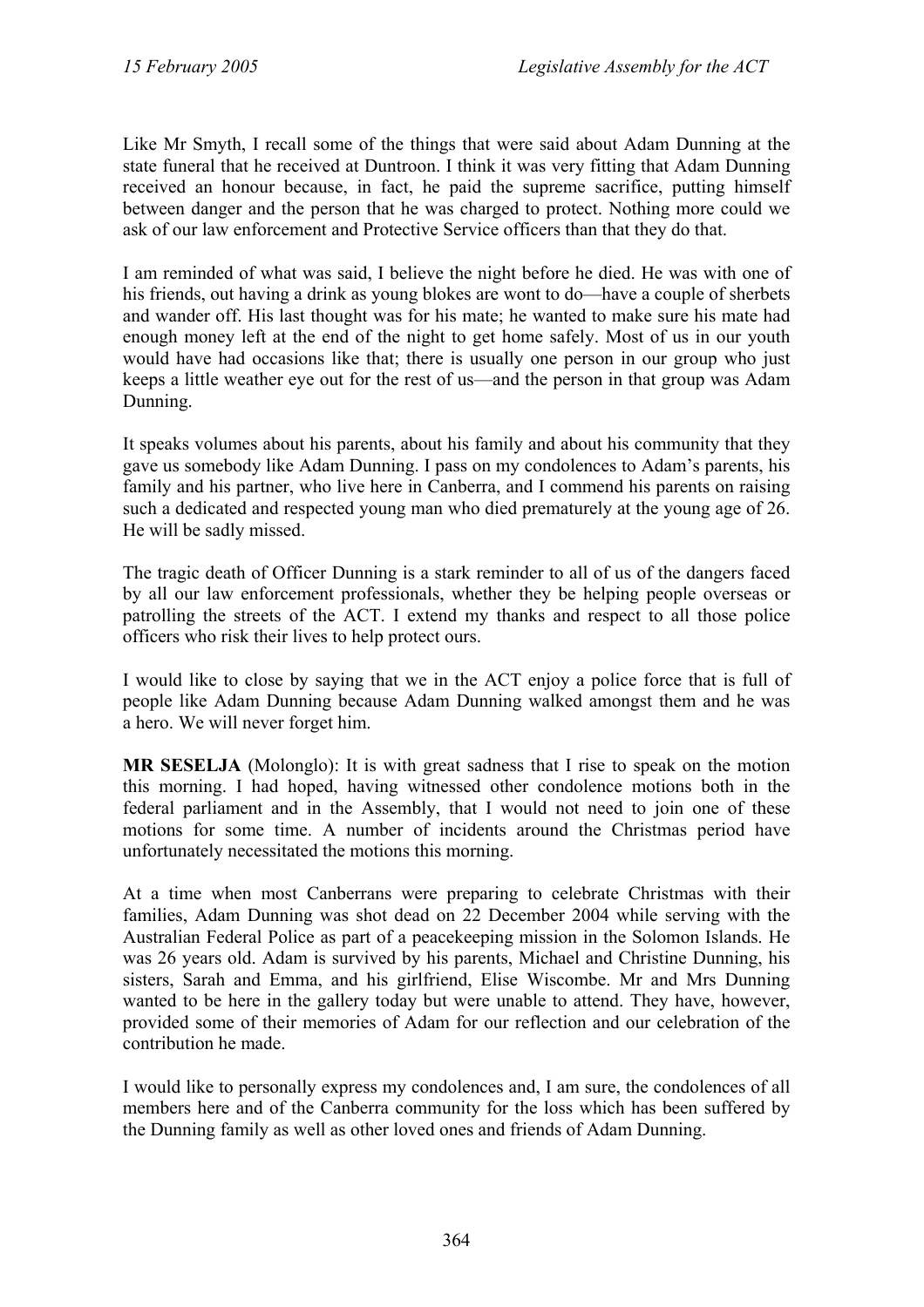Like Mr Smyth, I recall some of the things that were said about Adam Dunning at the state funeral that he received at Duntroon. I think it was very fitting that Adam Dunning received an honour because, in fact, he paid the supreme sacrifice, putting himself between danger and the person that he was charged to protect. Nothing more could we ask of our law enforcement and Protective Service officers than that they do that.

I am reminded of what was said, I believe the night before he died. He was with one of his friends, out having a drink as young blokes are wont to do—have a couple of sherbets and wander off. His last thought was for his mate; he wanted to make sure his mate had enough money left at the end of the night to get home safely. Most of us in our youth would have had occasions like that; there is usually one person in our group who just keeps a little weather eye out for the rest of us—and the person in that group was Adam Dunning.

It speaks volumes about his parents, about his family and about his community that they gave us somebody like Adam Dunning. I pass on my condolences to Adam's parents, his family and his partner, who live here in Canberra, and I commend his parents on raising such a dedicated and respected young man who died prematurely at the young age of 26. He will be sadly missed.

The tragic death of Officer Dunning is a stark reminder to all of us of the dangers faced by all our law enforcement professionals, whether they be helping people overseas or patrolling the streets of the ACT. I extend my thanks and respect to all those police officers who risk their lives to help protect ours.

I would like to close by saying that we in the ACT enjoy a police force that is full of people like Adam Dunning because Adam Dunning walked amongst them and he was a hero. We will never forget him.

**MR SESELJA** (Molonglo): It is with great sadness that I rise to speak on the motion this morning. I had hoped, having witnessed other condolence motions both in the federal parliament and in the Assembly, that I would not need to join one of these motions for some time. A number of incidents around the Christmas period have unfortunately necessitated the motions this morning.

At a time when most Canberrans were preparing to celebrate Christmas with their families, Adam Dunning was shot dead on 22 December 2004 while serving with the Australian Federal Police as part of a peacekeeping mission in the Solomon Islands. He was 26 years old. Adam is survived by his parents, Michael and Christine Dunning, his sisters, Sarah and Emma, and his girlfriend, Elise Wiscombe. Mr and Mrs Dunning wanted to be here in the gallery today but were unable to attend. They have, however, provided some of their memories of Adam for our reflection and our celebration of the contribution he made.

I would like to personally express my condolences and, I am sure, the condolences of all members here and of the Canberra community for the loss which has been suffered by the Dunning family as well as other loved ones and friends of Adam Dunning.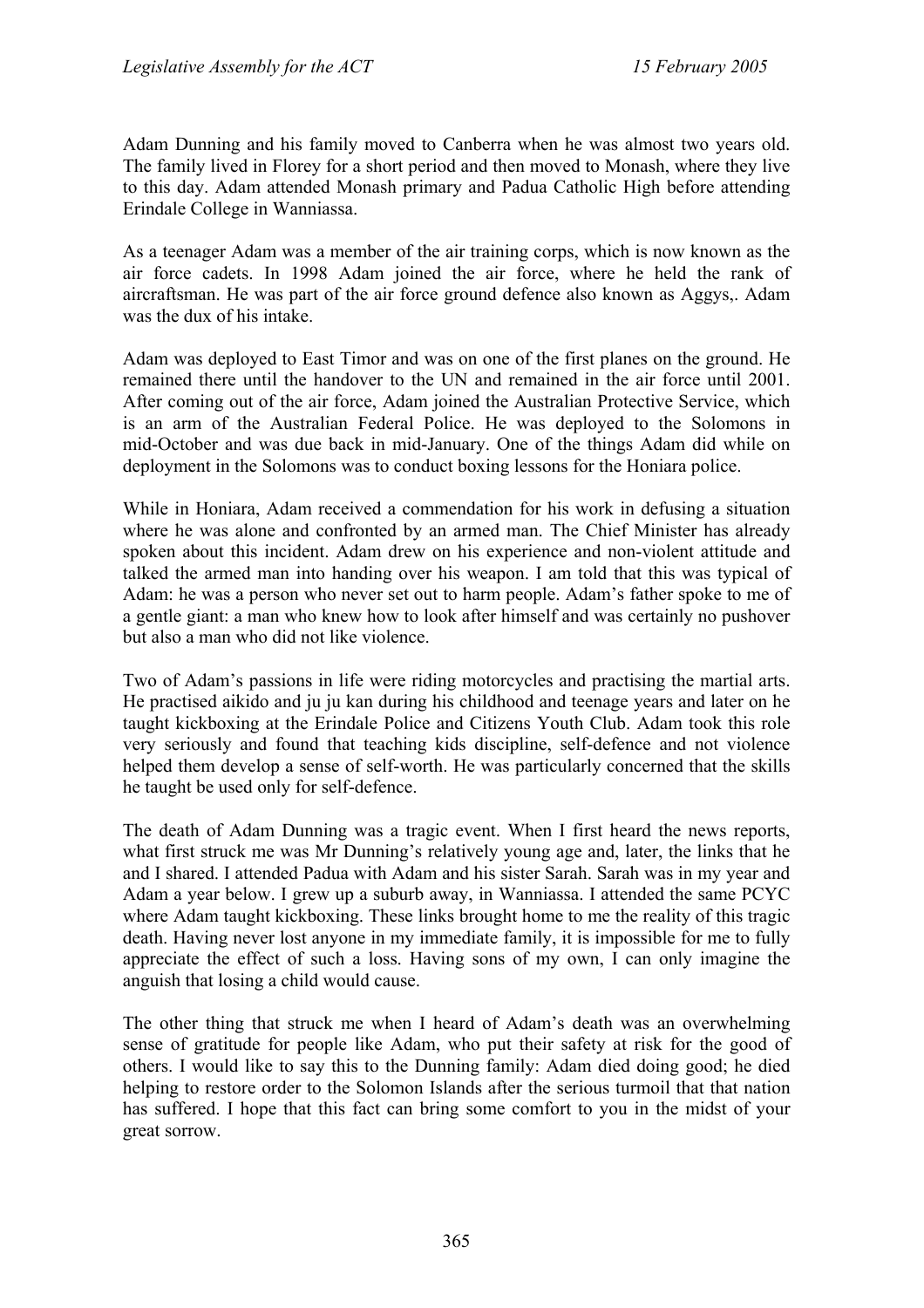Adam Dunning and his family moved to Canberra when he was almost two years old. The family lived in Florey for a short period and then moved to Monash, where they live to this day. Adam attended Monash primary and Padua Catholic High before attending Erindale College in Wanniassa.

As a teenager Adam was a member of the air training corps, which is now known as the air force cadets. In 1998 Adam joined the air force, where he held the rank of aircraftsman. He was part of the air force ground defence also known as Aggys,. Adam was the dux of his intake.

Adam was deployed to East Timor and was on one of the first planes on the ground. He remained there until the handover to the UN and remained in the air force until 2001. After coming out of the air force, Adam joined the Australian Protective Service, which is an arm of the Australian Federal Police. He was deployed to the Solomons in mid-October and was due back in mid-January. One of the things Adam did while on deployment in the Solomons was to conduct boxing lessons for the Honiara police.

While in Honiara, Adam received a commendation for his work in defusing a situation where he was alone and confronted by an armed man. The Chief Minister has already spoken about this incident. Adam drew on his experience and non-violent attitude and talked the armed man into handing over his weapon. I am told that this was typical of Adam: he was a person who never set out to harm people. Adam's father spoke to me of a gentle giant: a man who knew how to look after himself and was certainly no pushover but also a man who did not like violence.

Two of Adam's passions in life were riding motorcycles and practising the martial arts. He practised aikido and ju ju kan during his childhood and teenage years and later on he taught kickboxing at the Erindale Police and Citizens Youth Club. Adam took this role very seriously and found that teaching kids discipline, self-defence and not violence helped them develop a sense of self-worth. He was particularly concerned that the skills he taught be used only for self-defence.

The death of Adam Dunning was a tragic event. When I first heard the news reports, what first struck me was Mr Dunning's relatively young age and, later, the links that he and I shared. I attended Padua with Adam and his sister Sarah. Sarah was in my year and Adam a year below. I grew up a suburb away, in Wanniassa. I attended the same PCYC where Adam taught kickboxing. These links brought home to me the reality of this tragic death. Having never lost anyone in my immediate family, it is impossible for me to fully appreciate the effect of such a loss. Having sons of my own, I can only imagine the anguish that losing a child would cause.

The other thing that struck me when I heard of Adam's death was an overwhelming sense of gratitude for people like Adam, who put their safety at risk for the good of others. I would like to say this to the Dunning family: Adam died doing good; he died helping to restore order to the Solomon Islands after the serious turmoil that that nation has suffered. I hope that this fact can bring some comfort to you in the midst of your great sorrow.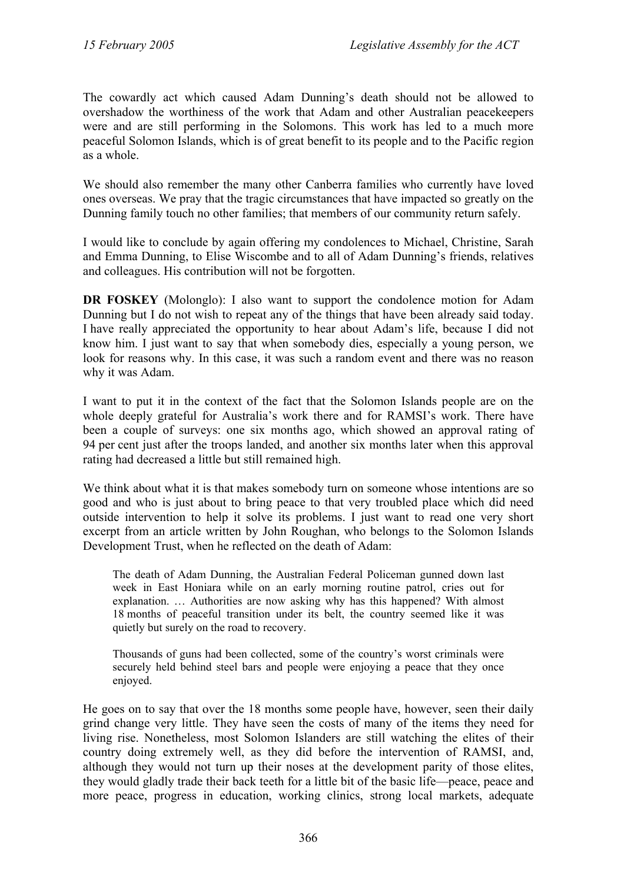The cowardly act which caused Adam Dunning's death should not be allowed to overshadow the worthiness of the work that Adam and other Australian peacekeepers were and are still performing in the Solomons. This work has led to a much more peaceful Solomon Islands, which is of great benefit to its people and to the Pacific region as a whole.

We should also remember the many other Canberra families who currently have loved ones overseas. We pray that the tragic circumstances that have impacted so greatly on the Dunning family touch no other families; that members of our community return safely.

I would like to conclude by again offering my condolences to Michael, Christine, Sarah and Emma Dunning, to Elise Wiscombe and to all of Adam Dunning's friends, relatives and colleagues. His contribution will not be forgotten.

**DR FOSKEY** (Molonglo): I also want to support the condolence motion for Adam Dunning but I do not wish to repeat any of the things that have been already said today. I have really appreciated the opportunity to hear about Adam's life, because I did not know him. I just want to say that when somebody dies, especially a young person, we look for reasons why. In this case, it was such a random event and there was no reason why it was Adam.

I want to put it in the context of the fact that the Solomon Islands people are on the whole deeply grateful for Australia's work there and for RAMSI's work. There have been a couple of surveys: one six months ago, which showed an approval rating of 94 per cent just after the troops landed, and another six months later when this approval rating had decreased a little but still remained high.

We think about what it is that makes somebody turn on someone whose intentions are so good and who is just about to bring peace to that very troubled place which did need outside intervention to help it solve its problems. I just want to read one very short excerpt from an article written by John Roughan, who belongs to the Solomon Islands Development Trust, when he reflected on the death of Adam:

> The death of Adam Dunning, the Australian Federal Policeman gunned down last week in East Honiara while on an early morning routine patrol, cries out for explanation. … Authorities are now asking why has this happened? With almost 18 months of peaceful transition under its belt, the country seemed like it was quietly but surely on the road to recovery.
>
> Thousands of guns had been collected, some of the country's worst criminals were securely held behind steel bars and people were enjoying a peace that they once enjoyed.

He goes on to say that over the 18 months some people have, however, seen their daily grind change very little. They have seen the costs of many of the items they need for living rise. Nonetheless, most Solomon Islanders are still watching the elites of their country doing extremely well, as they did before the intervention of RAMSI, and, although they would not turn up their noses at the development parity of those elites, they would gladly trade their back teeth for a little bit of the basic life—peace, peace and more peace, progress in education, working clinics, strong local markets, adequate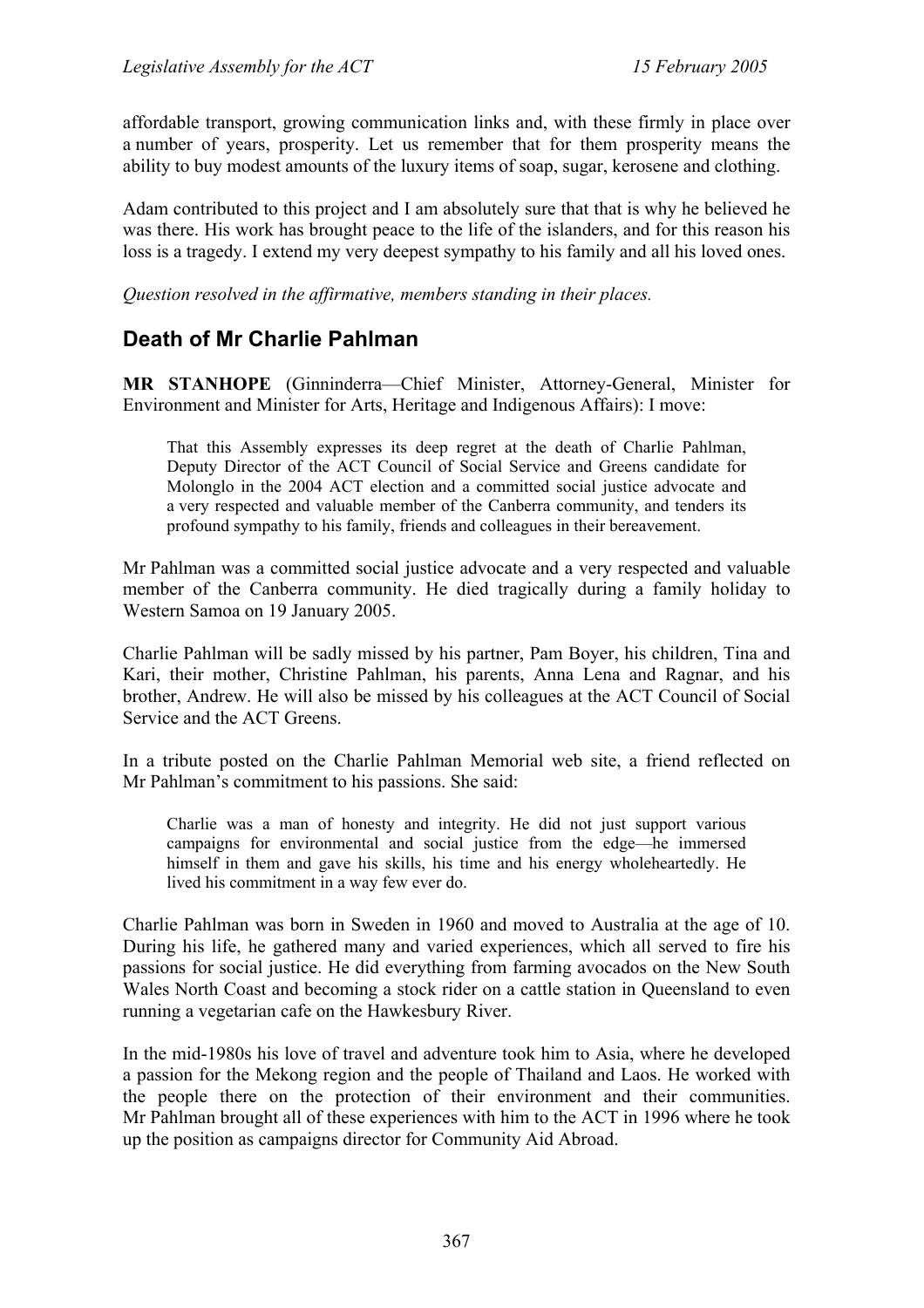affordable transport, growing communication links and, with these firmly in place over a number of years, prosperity. Let us remember that for them prosperity means the ability to buy modest amounts of the luxury items of soap, sugar, kerosene and clothing.

Adam contributed to this project and I am absolutely sure that that is why he believed he was there. His work has brought peace to the life of the islanders, and for this reason his loss is a tragedy. I extend my very deepest sympathy to his family and all his loved ones.

*Question resolved in the affirmative, members standing in their places.*

## Death of Mr Charlie Pahlman

**MR STANHOPE** (Ginninderra—Chief Minister, Attorney-General, Minister for Environment and Minister for Arts, Heritage and Indigenous Affairs): I move:

> That this Assembly expresses its deep regret at the death of Charlie Pahlman, Deputy Director of the ACT Council of Social Service and Greens candidate for Molonglo in the 2004 ACT election and a committed social justice advocate and a very respected and valuable member of the Canberra community, and tenders its profound sympathy to his family, friends and colleagues in their bereavement.

Mr Pahlman was a committed social justice advocate and a very respected and valuable member of the Canberra community. He died tragically during a family holiday to Western Samoa on 19 January 2005.

Charlie Pahlman will be sadly missed by his partner, Pam Boyer, his children, Tina and Kari, their mother, Christine Pahlman, his parents, Anna Lena and Ragnar, and his brother, Andrew. He will also be missed by his colleagues at the ACT Council of Social Service and the ACT Greens.

In a tribute posted on the Charlie Pahlman Memorial web site, a friend reflected on Mr Pahlman's commitment to his passions. She said:

> Charlie was a man of honesty and integrity. He did not just support various campaigns for environmental and social justice from the edge—he immersed himself in them and gave his skills, his time and his energy wholeheartedly. He lived his commitment in a way few ever do.

Charlie Pahlman was born in Sweden in 1960 and moved to Australia at the age of 10. During his life, he gathered many and varied experiences, which all served to fire his passions for social justice. He did everything from farming avocados on the New South Wales North Coast and becoming a stock rider on a cattle station in Queensland to even running a vegetarian cafe on the Hawkesbury River.

In the mid-1980s his love of travel and adventure took him to Asia, where he developed a passion for the Mekong region and the people of Thailand and Laos. He worked with the people there on the protection of their environment and their communities. Mr Pahlman brought all of these experiences with him to the ACT in 1996 where he took up the position as campaigns director for Community Aid Abroad.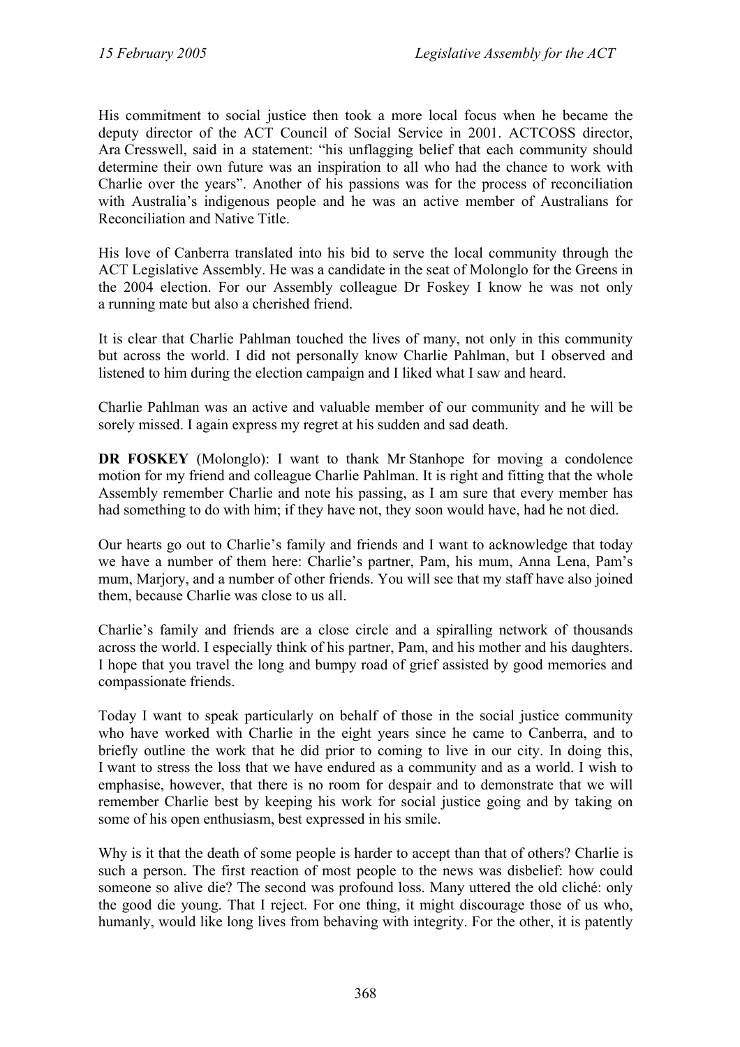His commitment to social justice then took a more local focus when he became the deputy director of the ACT Council of Social Service in 2001. ACTCOSS director, Ara Cresswell, said in a statement: "his unflagging belief that each community should determine their own future was an inspiration to all who had the chance to work with Charlie over the years". Another of his passions was for the process of reconciliation with Australia's indigenous people and he was an active member of Australians for Reconciliation and Native Title.

His love of Canberra translated into his bid to serve the local community through the ACT Legislative Assembly. He was a candidate in the seat of Molonglo for the Greens in the 2004 election. For our Assembly colleague Dr Foskey I know he was not only a running mate but also a cherished friend.

It is clear that Charlie Pahlman touched the lives of many, not only in this community but across the world. I did not personally know Charlie Pahlman, but I observed and listened to him during the election campaign and I liked what I saw and heard.

Charlie Pahlman was an active and valuable member of our community and he will be sorely missed. I again express my regret at his sudden and sad death.

**DR FOSKEY** (Molonglo): I want to thank Mr Stanhope for moving a condolence motion for my friend and colleague Charlie Pahlman. It is right and fitting that the whole Assembly remember Charlie and note his passing, as I am sure that every member has had something to do with him; if they have not, they soon would have, had he not died.

Our hearts go out to Charlie's family and friends and I want to acknowledge that today we have a number of them here: Charlie's partner, Pam, his mum, Anna Lena, Pam's mum, Marjory, and a number of other friends. You will see that my staff have also joined them, because Charlie was close to us all.

Charlie's family and friends are a close circle and a spiralling network of thousands across the world. I especially think of his partner, Pam, and his mother and his daughters. I hope that you travel the long and bumpy road of grief assisted by good memories and compassionate friends.

Today I want to speak particularly on behalf of those in the social justice community who have worked with Charlie in the eight years since he came to Canberra, and to briefly outline the work that he did prior to coming to live in our city. In doing this, I want to stress the loss that we have endured as a community and as a world. I wish to emphasise, however, that there is no room for despair and to demonstrate that we will remember Charlie best by keeping his work for social justice going and by taking on some of his open enthusiasm, best expressed in his smile.

Why is it that the death of some people is harder to accept than that of others? Charlie is such a person. The first reaction of most people to the news was disbelief: how could someone so alive die? The second was profound loss. Many uttered the old cliché: only the good die young. That I reject. For one thing, it might discourage those of us who, humanly, would like long lives from behaving with integrity. For the other, it is patently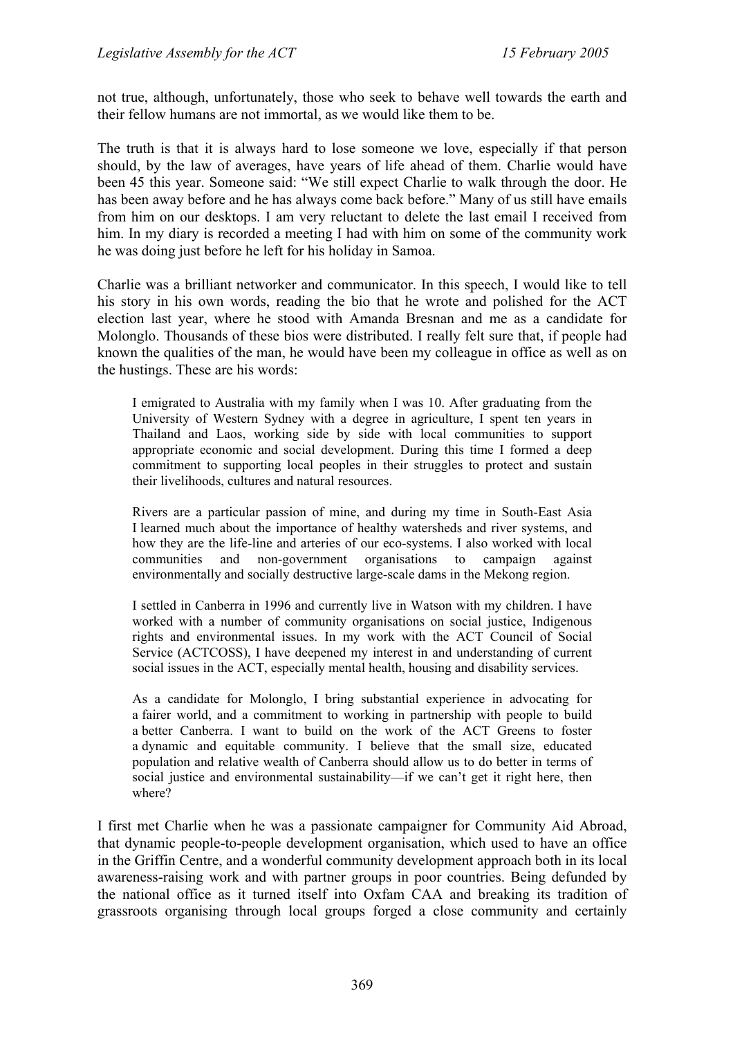not true, although, unfortunately, those who seek to behave well towards the earth and their fellow humans are not immortal, as we would like them to be.

The truth is that it is always hard to lose someone we love, especially if that person should, by the law of averages, have years of life ahead of them. Charlie would have been 45 this year. Someone said: "We still expect Charlie to walk through the door. He has been away before and he has always come back before." Many of us still have emails from him on our desktops. I am very reluctant to delete the last email I received from him. In my diary is recorded a meeting I had with him on some of the community work he was doing just before he left for his holiday in Samoa.

Charlie was a brilliant networker and communicator. In this speech, I would like to tell his story in his own words, reading the bio that he wrote and polished for the ACT election last year, where he stood with Amanda Bresnan and me as a candidate for Molonglo. Thousands of these bios were distributed. I really felt sure that, if people had known the qualities of the man, he would have been my colleague in office as well as on the hustings. These are his words:

> I emigrated to Australia with my family when I was 10. After graduating from the University of Western Sydney with a degree in agriculture, I spent ten years in Thailand and Laos, working side by side with local communities to support appropriate economic and social development. During this time I formed a deep commitment to supporting local peoples in their struggles to protect and sustain their livelihoods, cultures and natural resources.
>
> Rivers are a particular passion of mine, and during my time in South-East Asia I learned much about the importance of healthy watersheds and river systems, and how they are the life-line and arteries of our eco-systems. I also worked with local communities and non-government organisations to campaign against environmentally and socially destructive large-scale dams in the Mekong region.
>
> I settled in Canberra in 1996 and currently live in Watson with my children. I have worked with a number of community organisations on social justice, Indigenous rights and environmental issues. In my work with the ACT Council of Social Service (ACTCOSS), I have deepened my interest in and understanding of current social issues in the ACT, especially mental health, housing and disability services.
>
> As a candidate for Molonglo, I bring substantial experience in advocating for a fairer world, and a commitment to working in partnership with people to build a better Canberra. I want to build on the work of the ACT Greens to foster a dynamic and equitable community. I believe that the small size, educated population and relative wealth of Canberra should allow us to do better in terms of social justice and environmental sustainability—if we can't get it right here, then where?

I first met Charlie when he was a passionate campaigner for Community Aid Abroad, that dynamic people-to-people development organisation, which used to have an office in the Griffin Centre, and a wonderful community development approach both in its local awareness-raising work and with partner groups in poor countries. Being defunded by the national office as it turned itself into Oxfam CAA and breaking its tradition of grassroots organising through local groups forged a close community and certainly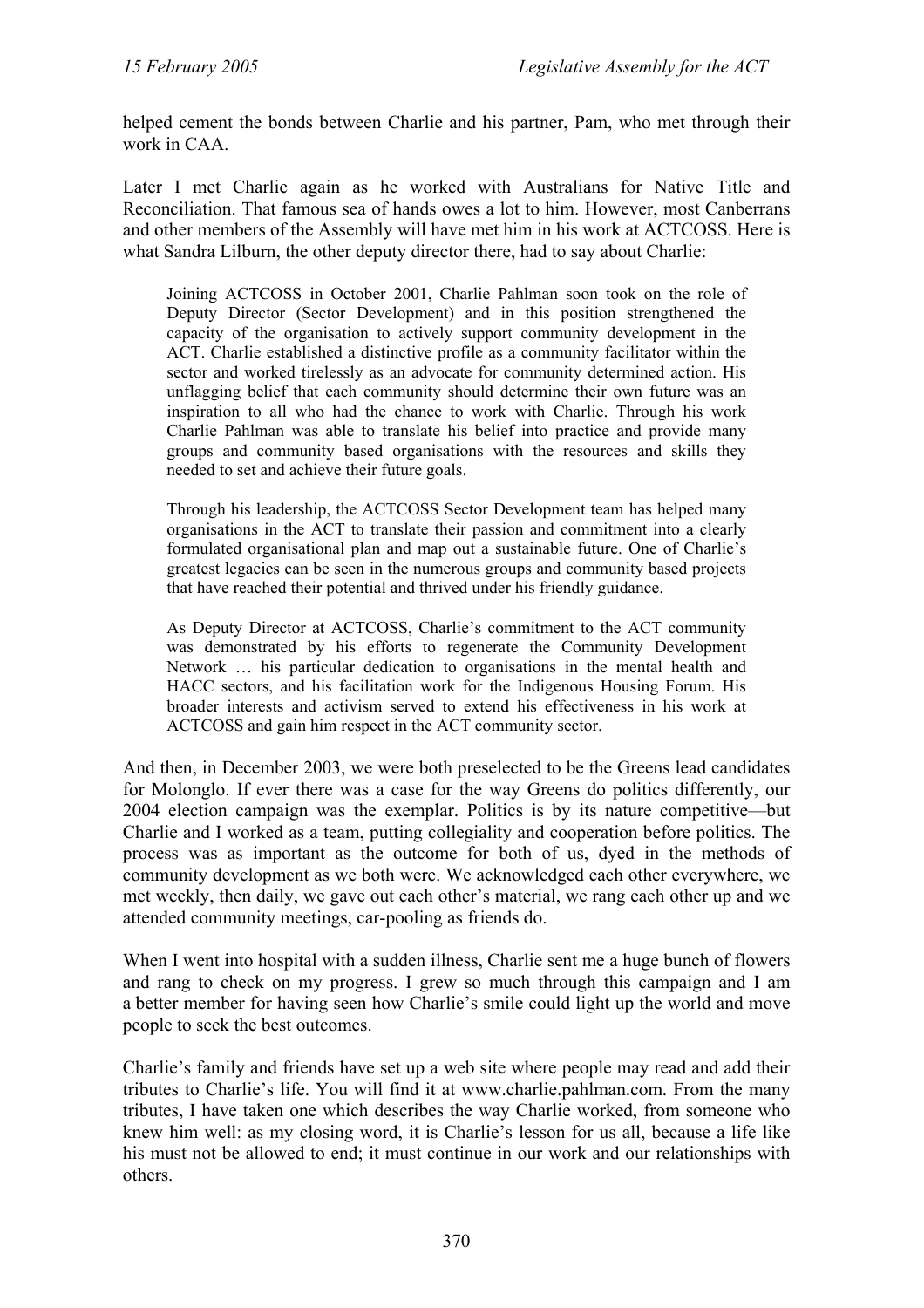helped cement the bonds between Charlie and his partner, Pam, who met through their work in CAA.

Later I met Charlie again as he worked with Australians for Native Title and Reconciliation. That famous sea of hands owes a lot to him. However, most Canberrans and other members of the Assembly will have met him in his work at ACTCOSS. Here is what Sandra Lilburn, the other deputy director there, had to say about Charlie:

> Joining ACTCOSS in October 2001, Charlie Pahlman soon took on the role of Deputy Director (Sector Development) and in this position strengthened the capacity of the organisation to actively support community development in the ACT. Charlie established a distinctive profile as a community facilitator within the sector and worked tirelessly as an advocate for community determined action. His unflagging belief that each community should determine their own future was an inspiration to all who had the chance to work with Charlie. Through his work Charlie Pahlman was able to translate his belief into practice and provide many groups and community based organisations with the resources and skills they needed to set and achieve their future goals.
>
> Through his leadership, the ACTCOSS Sector Development team has helped many organisations in the ACT to translate their passion and commitment into a clearly formulated organisational plan and map out a sustainable future. One of Charlie's greatest legacies can be seen in the numerous groups and community based projects that have reached their potential and thrived under his friendly guidance.
>
> As Deputy Director at ACTCOSS, Charlie's commitment to the ACT community was demonstrated by his efforts to regenerate the Community Development Network … his particular dedication to organisations in the mental health and HACC sectors, and his facilitation work for the Indigenous Housing Forum. His broader interests and activism served to extend his effectiveness in his work at ACTCOSS and gain him respect in the ACT community sector.

And then, in December 2003, we were both preselected to be the Greens lead candidates for Molonglo. If ever there was a case for the way Greens do politics differently, our 2004 election campaign was the exemplar. Politics is by its nature competitive—but Charlie and I worked as a team, putting collegiality and cooperation before politics. The process was as important as the outcome for both of us, dyed in the methods of community development as we both were. We acknowledged each other everywhere, we met weekly, then daily, we gave out each other's material, we rang each other up and we attended community meetings, car-pooling as friends do.

When I went into hospital with a sudden illness, Charlie sent me a huge bunch of flowers and rang to check on my progress. I grew so much through this campaign and I am a better member for having seen how Charlie's smile could light up the world and move people to seek the best outcomes.

Charlie's family and friends have set up a web site where people may read and add their tributes to Charlie's life. You will find it at www.charlie.pahlman.com. From the many tributes, I have taken one which describes the way Charlie worked, from someone who knew him well: as my closing word, it is Charlie's lesson for us all, because a life like his must not be allowed to end; it must continue in our work and our relationships with others.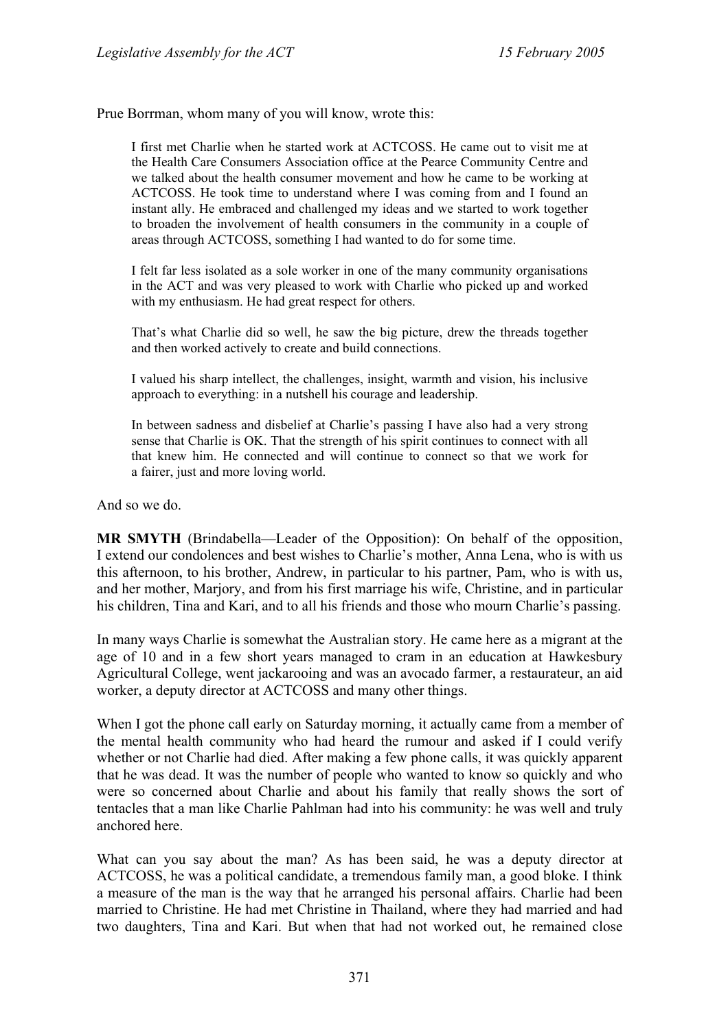Prue Borrman, whom many of you will know, wrote this:

> I first met Charlie when he started work at ACTCOSS. He came out to visit me at the Health Care Consumers Association office at the Pearce Community Centre and we talked about the health consumer movement and how he came to be working at ACTCOSS. He took time to understand where I was coming from and I found an instant ally. He embraced and challenged my ideas and we started to work together to broaden the involvement of health consumers in the community in a couple of areas through ACTCOSS, something I had wanted to do for some time.
>
> I felt far less isolated as a sole worker in one of the many community organisations in the ACT and was very pleased to work with Charlie who picked up and worked with my enthusiasm. He had great respect for others.
>
> That's what Charlie did so well, he saw the big picture, drew the threads together and then worked actively to create and build connections.
>
> I valued his sharp intellect, the challenges, insight, warmth and vision, his inclusive approach to everything: in a nutshell his courage and leadership.
>
> In between sadness and disbelief at Charlie's passing I have also had a very strong sense that Charlie is OK. That the strength of his spirit continues to connect with all that knew him. He connected and will continue to connect so that we work for a fairer, just and more loving world.

And so we do.

**MR SMYTH** (Brindabella—Leader of the Opposition): On behalf of the opposition, I extend our condolences and best wishes to Charlie's mother, Anna Lena, who is with us this afternoon, to his brother, Andrew, in particular to his partner, Pam, who is with us, and her mother, Marjory, and from his first marriage his wife, Christine, and in particular his children, Tina and Kari, and to all his friends and those who mourn Charlie's passing.

In many ways Charlie is somewhat the Australian story. He came here as a migrant at the age of 10 and in a few short years managed to cram in an education at Hawkesbury Agricultural College, went jackarooing and was an avocado farmer, a restaurateur, an aid worker, a deputy director at ACTCOSS and many other things.

When I got the phone call early on Saturday morning, it actually came from a member of the mental health community who had heard the rumour and asked if I could verify whether or not Charlie had died. After making a few phone calls, it was quickly apparent that he was dead. It was the number of people who wanted to know so quickly and who were so concerned about Charlie and about his family that really shows the sort of tentacles that a man like Charlie Pahlman had into his community: he was well and truly anchored here.

What can you say about the man? As has been said, he was a deputy director at ACTCOSS, he was a political candidate, a tremendous family man, a good bloke. I think a measure of the man is the way that he arranged his personal affairs. Charlie had been married to Christine. He had met Christine in Thailand, where they had married and had two daughters, Tina and Kari. But when that had not worked out, he remained close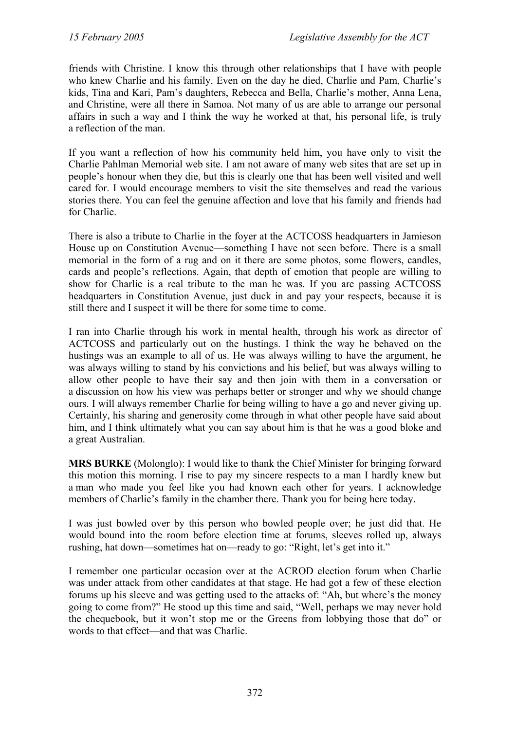friends with Christine. I know this through other relationships that I have with people who knew Charlie and his family. Even on the day he died, Charlie and Pam, Charlie's kids, Tina and Kari, Pam's daughters, Rebecca and Bella, Charlie's mother, Anna Lena, and Christine, were all there in Samoa. Not many of us are able to arrange our personal affairs in such a way and I think the way he worked at that, his personal life, is truly a reflection of the man.

If you want a reflection of how his community held him, you have only to visit the Charlie Pahlman Memorial web site. I am not aware of many web sites that are set up in people's honour when they die, but this is clearly one that has been well visited and well cared for. I would encourage members to visit the site themselves and read the various stories there. You can feel the genuine affection and love that his family and friends had for Charlie.

There is also a tribute to Charlie in the foyer at the ACTCOSS headquarters in Jamieson House up on Constitution Avenue—something I have not seen before. There is a small memorial in the form of a rug and on it there are some photos, some flowers, candles, cards and people's reflections. Again, that depth of emotion that people are willing to show for Charlie is a real tribute to the man he was. If you are passing ACTCOSS headquarters in Constitution Avenue, just duck in and pay your respects, because it is still there and I suspect it will be there for some time to come.

I ran into Charlie through his work in mental health, through his work as director of ACTCOSS and particularly out on the hustings. I think the way he behaved on the hustings was an example to all of us. He was always willing to have the argument, he was always willing to stand by his convictions and his belief, but was always willing to allow other people to have their say and then join with them in a conversation or a discussion on how his view was perhaps better or stronger and why we should change ours. I will always remember Charlie for being willing to have a go and never giving up. Certainly, his sharing and generosity come through in what other people have said about him, and I think ultimately what you can say about him is that he was a good bloke and a great Australian.

**MRS BURKE** (Molonglo): I would like to thank the Chief Minister for bringing forward this motion this morning. I rise to pay my sincere respects to a man I hardly knew but a man who made you feel like you had known each other for years. I acknowledge members of Charlie's family in the chamber there. Thank you for being here today.

I was just bowled over by this person who bowled people over; he just did that. He would bound into the room before election time at forums, sleeves rolled up, always rushing, hat down—sometimes hat on—ready to go: "Right, let's get into it."

I remember one particular occasion over at the ACROD election forum when Charlie was under attack from other candidates at that stage. He had got a few of these election forums up his sleeve and was getting used to the attacks of: "Ah, but where's the money going to come from?" He stood up this time and said, "Well, perhaps we may never hold the chequebook, but it won't stop me or the Greens from lobbying those that do" or words to that effect—and that was Charlie.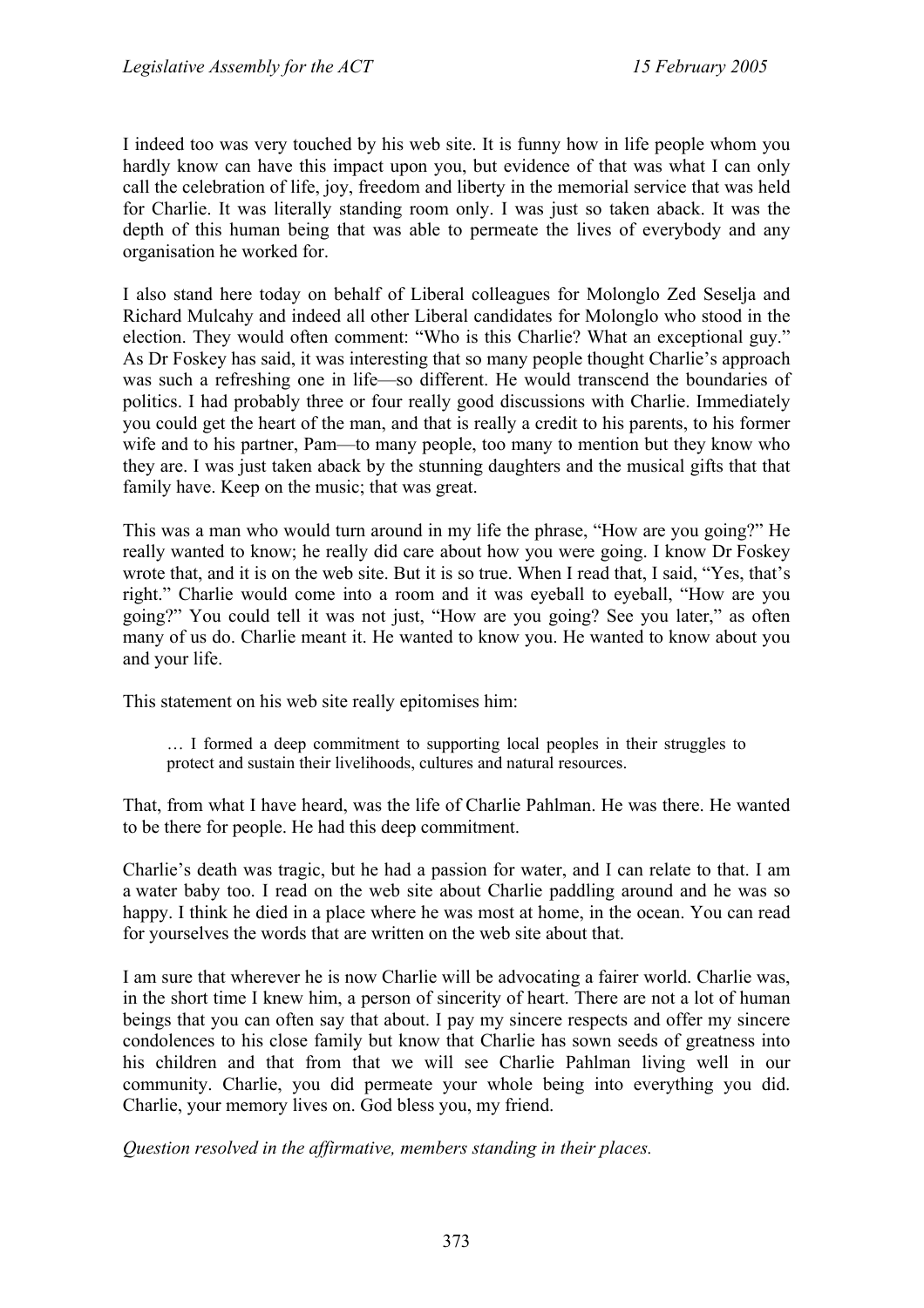I indeed too was very touched by his web site. It is funny how in life people whom you hardly know can have this impact upon you, but evidence of that was what I can only call the celebration of life, joy, freedom and liberty in the memorial service that was held for Charlie. It was literally standing room only. I was just so taken aback. It was the depth of this human being that was able to permeate the lives of everybody and any organisation he worked for.

I also stand here today on behalf of Liberal colleagues for Molonglo Zed Seselja and Richard Mulcahy and indeed all other Liberal candidates for Molonglo who stood in the election. They would often comment: "Who is this Charlie? What an exceptional guy." As Dr Foskey has said, it was interesting that so many people thought Charlie's approach was such a refreshing one in life—so different. He would transcend the boundaries of politics. I had probably three or four really good discussions with Charlie. Immediately you could get the heart of the man, and that is really a credit to his parents, to his former wife and to his partner, Pam—to many people, too many to mention but they know who they are. I was just taken aback by the stunning daughters and the musical gifts that that family have. Keep on the music; that was great.

This was a man who would turn around in my life the phrase, "How are you going?" He really wanted to know; he really did care about how you were going. I know Dr Foskey wrote that, and it is on the web site. But it is so true. When I read that, I said, "Yes, that's right." Charlie would come into a room and it was eyeball to eyeball, "How are you going?" You could tell it was not just, "How are you going? See you later," as often many of us do. Charlie meant it. He wanted to know you. He wanted to know about you and your life.

This statement on his web site really epitomises him:

> … I formed a deep commitment to supporting local peoples in their struggles to protect and sustain their livelihoods, cultures and natural resources.

That, from what I have heard, was the life of Charlie Pahlman. He was there. He wanted to be there for people. He had this deep commitment.

Charlie's death was tragic, but he had a passion for water, and I can relate to that. I am a water baby too. I read on the web site about Charlie paddling around and he was so happy. I think he died in a place where he was most at home, in the ocean. You can read for yourselves the words that are written on the web site about that.

I am sure that wherever he is now Charlie will be advocating a fairer world. Charlie was, in the short time I knew him, a person of sincerity of heart. There are not a lot of human beings that you can often say that about. I pay my sincere respects and offer my sincere condolences to his close family but know that Charlie has sown seeds of greatness into his children and that from that we will see Charlie Pahlman living well in our community. Charlie, you did permeate your whole being into everything you did. Charlie, your memory lives on. God bless you, my friend.

*Question resolved in the affirmative, members standing in their places.*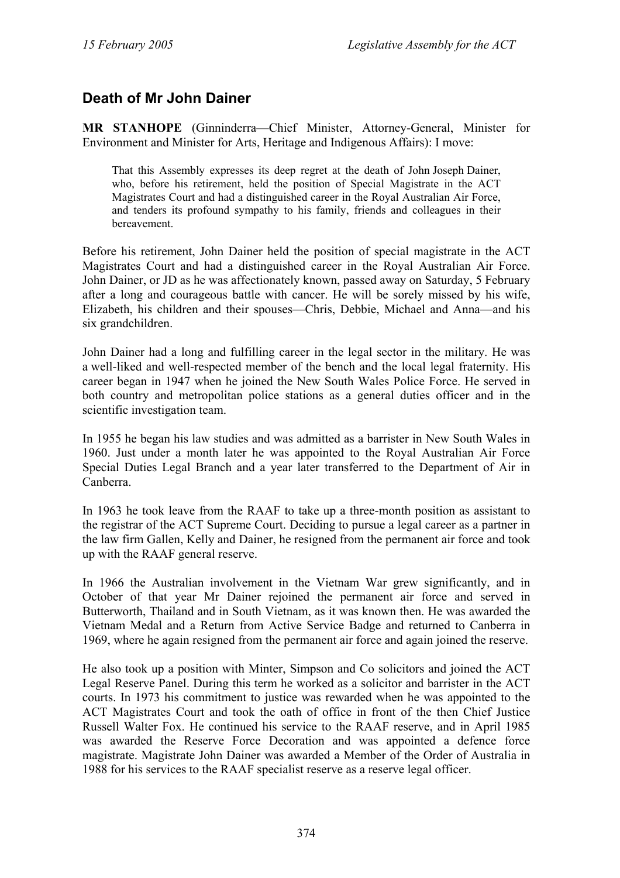## Death of Mr John Dainer

**MR STANHOPE** (Ginninderra—Chief Minister, Attorney-General, Minister for Environment and Minister for Arts, Heritage and Indigenous Affairs): I move:

> That this Assembly expresses its deep regret at the death of John Joseph Dainer, who, before his retirement, held the position of Special Magistrate in the ACT Magistrates Court and had a distinguished career in the Royal Australian Air Force, and tenders its profound sympathy to his family, friends and colleagues in their bereavement.

Before his retirement, John Dainer held the position of special magistrate in the ACT Magistrates Court and had a distinguished career in the Royal Australian Air Force. John Dainer, or JD as he was affectionately known, passed away on Saturday, 5 February after a long and courageous battle with cancer. He will be sorely missed by his wife, Elizabeth, his children and their spouses—Chris, Debbie, Michael and Anna—and his six grandchildren.

John Dainer had a long and fulfilling career in the legal sector in the military. He was a well-liked and well-respected member of the bench and the local legal fraternity. His career began in 1947 when he joined the New South Wales Police Force. He served in both country and metropolitan police stations as a general duties officer and in the scientific investigation team.

In 1955 he began his law studies and was admitted as a barrister in New South Wales in 1960. Just under a month later he was appointed to the Royal Australian Air Force Special Duties Legal Branch and a year later transferred to the Department of Air in Canberra.

In 1963 he took leave from the RAAF to take up a three-month position as assistant to the registrar of the ACT Supreme Court. Deciding to pursue a legal career as a partner in the law firm Gallen, Kelly and Dainer, he resigned from the permanent air force and took up with the RAAF general reserve.

In 1966 the Australian involvement in the Vietnam War grew significantly, and in October of that year Mr Dainer rejoined the permanent air force and served in Butterworth, Thailand and in South Vietnam, as it was known then. He was awarded the Vietnam Medal and a Return from Active Service Badge and returned to Canberra in 1969, where he again resigned from the permanent air force and again joined the reserve.

He also took up a position with Minter, Simpson and Co solicitors and joined the ACT Legal Reserve Panel. During this term he worked as a solicitor and barrister in the ACT courts. In 1973 his commitment to justice was rewarded when he was appointed to the ACT Magistrates Court and took the oath of office in front of the then Chief Justice Russell Walter Fox. He continued his service to the RAAF reserve, and in April 1985 was awarded the Reserve Force Decoration and was appointed a defence force magistrate. Magistrate John Dainer was awarded a Member of the Order of Australia in 1988 for his services to the RAAF specialist reserve as a reserve legal officer.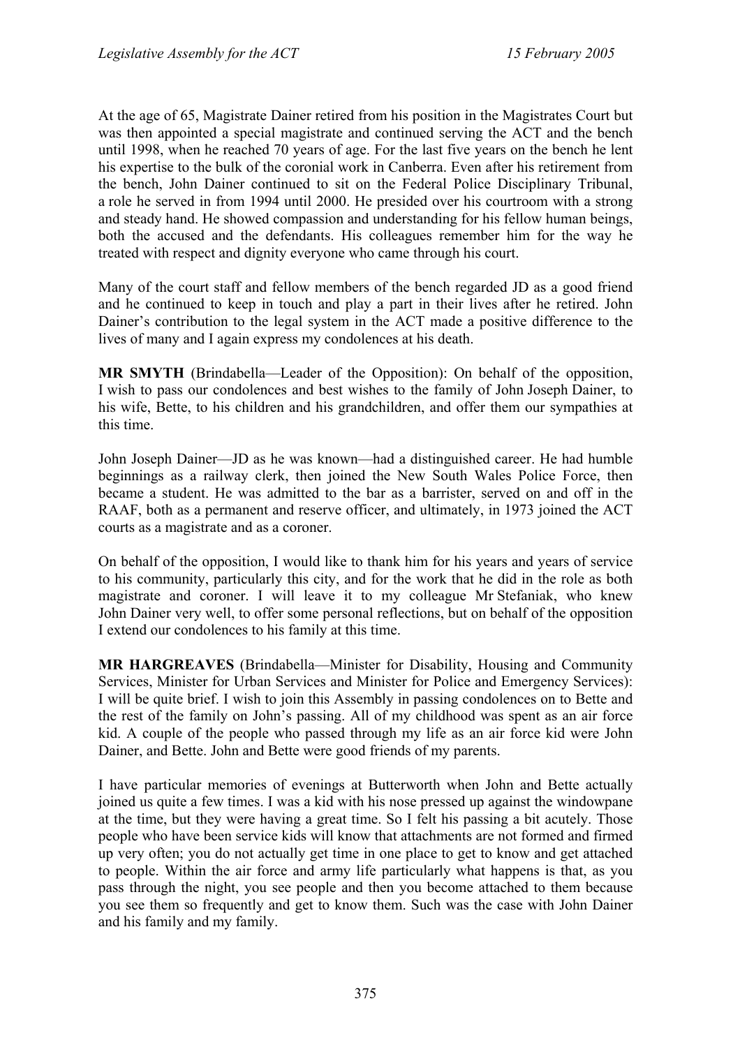At the age of 65, Magistrate Dainer retired from his position in the Magistrates Court but was then appointed a special magistrate and continued serving the ACT and the bench until 1998, when he reached 70 years of age. For the last five years on the bench he lent his expertise to the bulk of the coronial work in Canberra. Even after his retirement from the bench, John Dainer continued to sit on the Federal Police Disciplinary Tribunal, a role he served in from 1994 until 2000. He presided over his courtroom with a strong and steady hand. He showed compassion and understanding for his fellow human beings, both the accused and the defendants. His colleagues remember him for the way he treated with respect and dignity everyone who came through his court.

Many of the court staff and fellow members of the bench regarded JD as a good friend and he continued to keep in touch and play a part in their lives after he retired. John Dainer's contribution to the legal system in the ACT made a positive difference to the lives of many and I again express my condolences at his death.

**MR SMYTH** (Brindabella—Leader of the Opposition): On behalf of the opposition, I wish to pass our condolences and best wishes to the family of John Joseph Dainer, to his wife, Bette, to his children and his grandchildren, and offer them our sympathies at this time.

John Joseph Dainer—JD as he was known—had a distinguished career. He had humble beginnings as a railway clerk, then joined the New South Wales Police Force, then became a student. He was admitted to the bar as a barrister, served on and off in the RAAF, both as a permanent and reserve officer, and ultimately, in 1973 joined the ACT courts as a magistrate and as a coroner.

On behalf of the opposition, I would like to thank him for his years and years of service to his community, particularly this city, and for the work that he did in the role as both magistrate and coroner. I will leave it to my colleague Mr Stefaniak, who knew John Dainer very well, to offer some personal reflections, but on behalf of the opposition I extend our condolences to his family at this time.

**MR HARGREAVES** (Brindabella—Minister for Disability, Housing and Community Services, Minister for Urban Services and Minister for Police and Emergency Services): I will be quite brief. I wish to join this Assembly in passing condolences on to Bette and the rest of the family on John's passing. All of my childhood was spent as an air force kid. A couple of the people who passed through my life as an air force kid were John Dainer, and Bette. John and Bette were good friends of my parents.

I have particular memories of evenings at Butterworth when John and Bette actually joined us quite a few times. I was a kid with his nose pressed up against the windowpane at the time, but they were having a great time. So I felt his passing a bit acutely. Those people who have been service kids will know that attachments are not formed and firmed up very often; you do not actually get time in one place to get to know and get attached to people. Within the air force and army life particularly what happens is that, as you pass through the night, you see people and then you become attached to them because you see them so frequently and get to know them. Such was the case with John Dainer and his family and my family.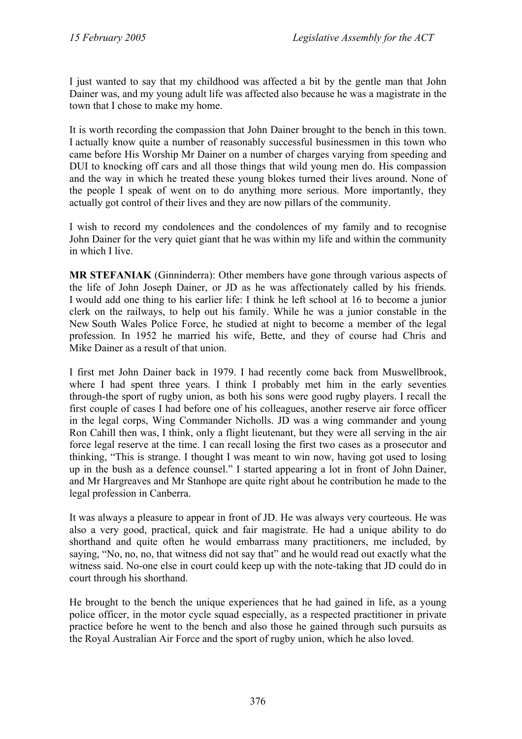I just wanted to say that my childhood was affected a bit by the gentle man that John Dainer was, and my young adult life was affected also because he was a magistrate in the town that I chose to make my home.

It is worth recording the compassion that John Dainer brought to the bench in this town. I actually know quite a number of reasonably successful businessmen in this town who came before His Worship Mr Dainer on a number of charges varying from speeding and DUI to knocking off cars and all those things that wild young men do. His compassion and the way in which he treated these young blokes turned their lives around. None of the people I speak of went on to do anything more serious. More importantly, they actually got control of their lives and they are now pillars of the community.

I wish to record my condolences and the condolences of my family and to recognise John Dainer for the very quiet giant that he was within my life and within the community in which I live.

**MR STEFANIAK** (Ginninderra): Other members have gone through various aspects of the life of John Joseph Dainer, or JD as he was affectionately called by his friends. I would add one thing to his earlier life: I think he left school at 16 to become a junior clerk on the railways, to help out his family. While he was a junior constable in the New South Wales Police Force, he studied at night to become a member of the legal profession. In 1952 he married his wife, Bette, and they of course had Chris and Mike Dainer as a result of that union.

I first met John Dainer back in 1979. I had recently come back from Muswellbrook, where I had spent three years. I think I probably met him in the early seventies through-the sport of rugby union, as both his sons were good rugby players. I recall the first couple of cases I had before one of his colleagues, another reserve air force officer in the legal corps, Wing Commander Nicholls. JD was a wing commander and young Ron Cahill then was, I think, only a flight lieutenant, but they were all serving in the air force legal reserve at the time. I can recall losing the first two cases as a prosecutor and thinking, "This is strange. I thought I was meant to win now, having got used to losing up in the bush as a defence counsel." I started appearing a lot in front of John Dainer, and Mr Hargreaves and Mr Stanhope are quite right about he contribution he made to the legal profession in Canberra.

It was always a pleasure to appear in front of JD. He was always very courteous. He was also a very good, practical, quick and fair magistrate. He had a unique ability to do shorthand and quite often he would embarrass many practitioners, me included, by saying, "No, no, no, that witness did not say that" and he would read out exactly what the witness said. No-one else in court could keep up with the note-taking that JD could do in court through his shorthand.

He brought to the bench the unique experiences that he had gained in life, as a young police officer, in the motor cycle squad especially, as a respected practitioner in private practice before he went to the bench and also those he gained through such pursuits as the Royal Australian Air Force and the sport of rugby union, which he also loved.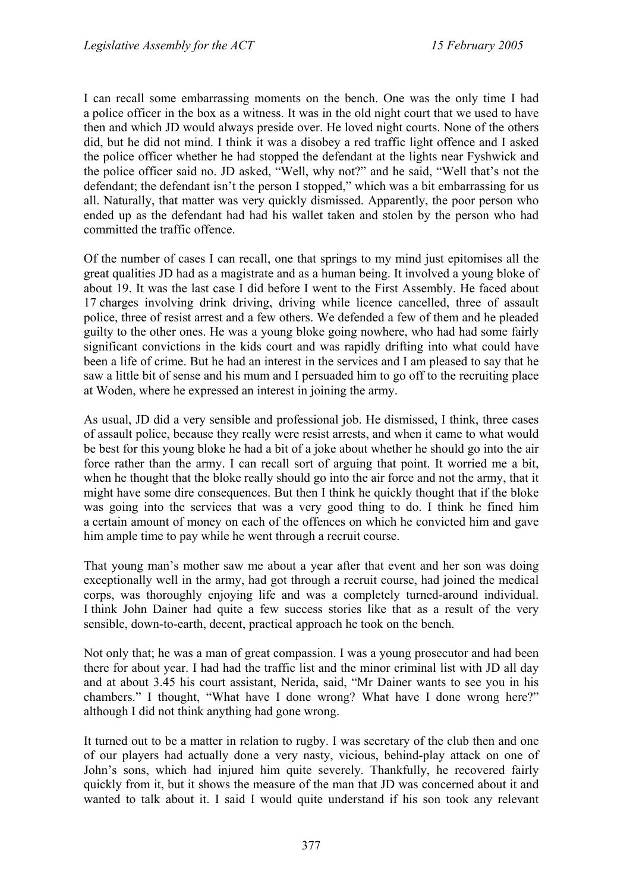I can recall some embarrassing moments on the bench. One was the only time I had a police officer in the box as a witness. It was in the old night court that we used to have then and which JD would always preside over. He loved night courts. None of the others did, but he did not mind. I think it was a disobey a red traffic light offence and I asked the police officer whether he had stopped the defendant at the lights near Fyshwick and the police officer said no. JD asked, "Well, why not?" and he said, "Well that's not the defendant; the defendant isn't the person I stopped," which was a bit embarrassing for us all. Naturally, that matter was very quickly dismissed. Apparently, the poor person who ended up as the defendant had had his wallet taken and stolen by the person who had committed the traffic offence.

Of the number of cases I can recall, one that springs to my mind just epitomises all the great qualities JD had as a magistrate and as a human being. It involved a young bloke of about 19. It was the last case I did before I went to the First Assembly. He faced about 17 charges involving drink driving, driving while licence cancelled, three of assault police, three of resist arrest and a few others. We defended a few of them and he pleaded guilty to the other ones. He was a young bloke going nowhere, who had had some fairly significant convictions in the kids court and was rapidly drifting into what could have been a life of crime. But he had an interest in the services and I am pleased to say that he saw a little bit of sense and his mum and I persuaded him to go off to the recruiting place at Woden, where he expressed an interest in joining the army.

As usual, JD did a very sensible and professional job. He dismissed, I think, three cases of assault police, because they really were resist arrests, and when it came to what would be best for this young bloke he had a bit of a joke about whether he should go into the air force rather than the army. I can recall sort of arguing that point. It worried me a bit, when he thought that the bloke really should go into the air force and not the army, that it might have some dire consequences. But then I think he quickly thought that if the bloke was going into the services that was a very good thing to do. I think he fined him a certain amount of money on each of the offences on which he convicted him and gave him ample time to pay while he went through a recruit course.

That young man's mother saw me about a year after that event and her son was doing exceptionally well in the army, had got through a recruit course, had joined the medical corps, was thoroughly enjoying life and was a completely turned-around individual. I think John Dainer had quite a few success stories like that as a result of the very sensible, down-to-earth, decent, practical approach he took on the bench.

Not only that; he was a man of great compassion. I was a young prosecutor and had been there for about year. I had had the traffic list and the minor criminal list with JD all day and at about 3.45 his court assistant, Nerida, said, "Mr Dainer wants to see you in his chambers." I thought, "What have I done wrong? What have I done wrong here?" although I did not think anything had gone wrong.

It turned out to be a matter in relation to rugby. I was secretary of the club then and one of our players had actually done a very nasty, vicious, behind-play attack on one of John's sons, which had injured him quite severely. Thankfully, he recovered fairly quickly from it, but it shows the measure of the man that JD was concerned about it and wanted to talk about it. I said I would quite understand if his son took any relevant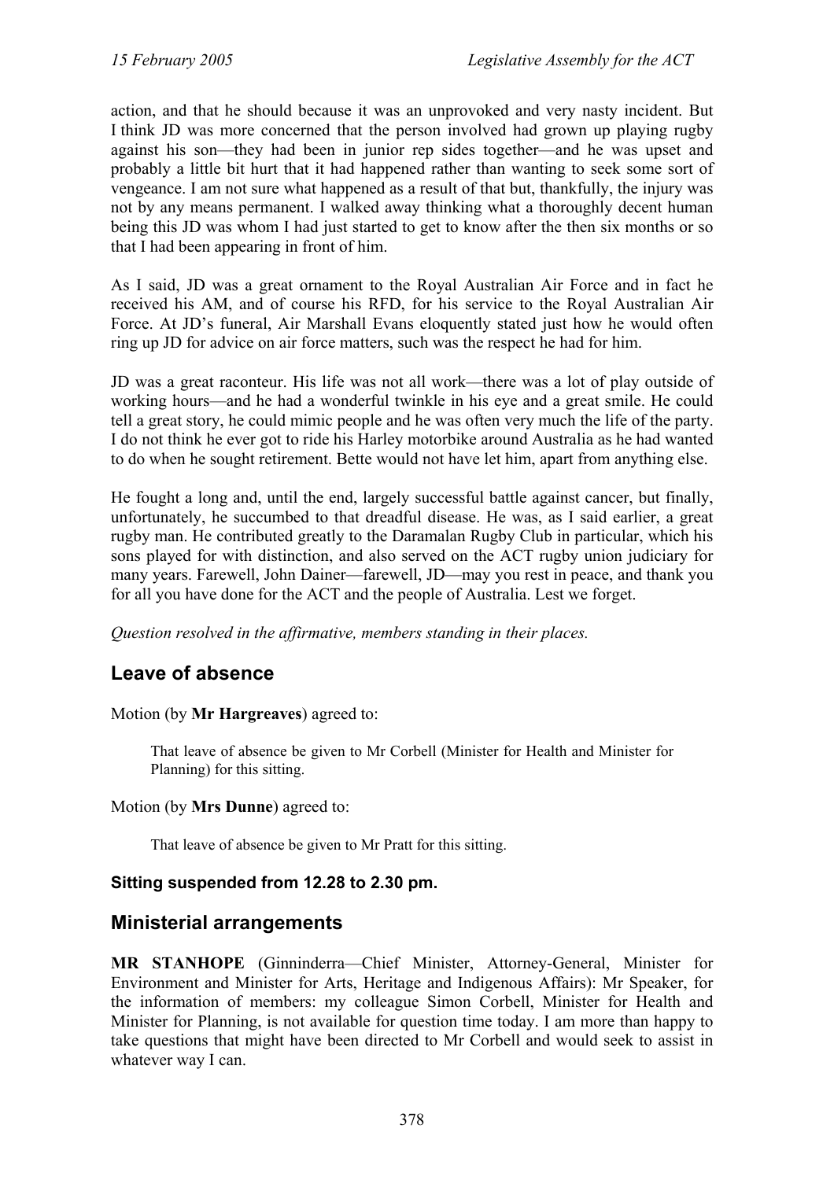action, and that he should because it was an unprovoked and very nasty incident. But I think JD was more concerned that the person involved had grown up playing rugby against his son—they had been in junior rep sides together—and he was upset and probably a little bit hurt that it had happened rather than wanting to seek some sort of vengeance. I am not sure what happened as a result of that but, thankfully, the injury was not by any means permanent. I walked away thinking what a thoroughly decent human being this JD was whom I had just started to get to know after the then six months or so that I had been appearing in front of him.

As I said, JD was a great ornament to the Royal Australian Air Force and in fact he received his AM, and of course his RFD, for his service to the Royal Australian Air Force. At JD's funeral, Air Marshall Evans eloquently stated just how he would often ring up JD for advice on air force matters, such was the respect he had for him.

JD was a great raconteur. His life was not all work—there was a lot of play outside of working hours—and he had a wonderful twinkle in his eye and a great smile. He could tell a great story, he could mimic people and he was often very much the life of the party. I do not think he ever got to ride his Harley motorbike around Australia as he had wanted to do when he sought retirement. Bette would not have let him, apart from anything else.

He fought a long and, until the end, largely successful battle against cancer, but finally, unfortunately, he succumbed to that dreadful disease. He was, as I said earlier, a great rugby man. He contributed greatly to the Daramalan Rugby Club in particular, which his sons played for with distinction, and also served on the ACT rugby union judiciary for many years. Farewell, John Dainer—farewell, JD—may you rest in peace, and thank you for all you have done for the ACT and the people of Australia. Lest we forget.

*Question resolved in the affirmative, members standing in their places.*

## Leave of absence

Motion (by **Mr Hargreaves**) agreed to:

> That leave of absence be given to Mr Corbell (Minister for Health and Minister for Planning) for this sitting.

Motion (by **Mrs Dunne**) agreed to:

> That leave of absence be given to Mr Pratt for this sitting.

### Sitting suspended from 12.28 to 2.30 pm.

## Ministerial arrangements

**MR STANHOPE** (Ginninderra—Chief Minister, Attorney-General, Minister for Environment and Minister for Arts, Heritage and Indigenous Affairs): Mr Speaker, for the information of members: my colleague Simon Corbell, Minister for Health and Minister for Planning, is not available for question time today. I am more than happy to take questions that might have been directed to Mr Corbell and would seek to assist in whatever way I can.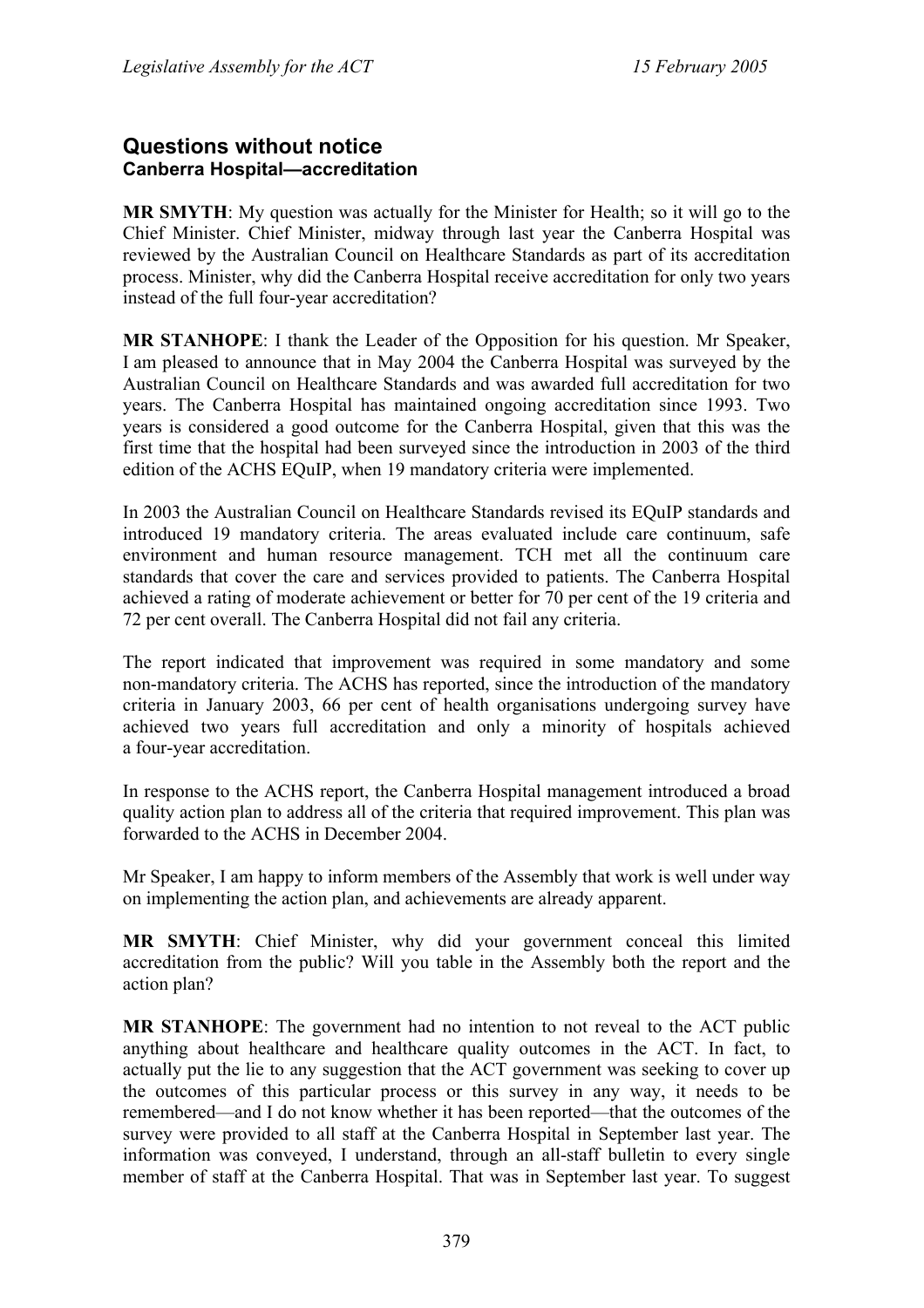## Questions without notice

### Canberra Hospital—accreditation

**MR SMYTH**: My question was actually for the Minister for Health; so it will go to the Chief Minister. Chief Minister, midway through last year the Canberra Hospital was reviewed by the Australian Council on Healthcare Standards as part of its accreditation process. Minister, why did the Canberra Hospital receive accreditation for only two years instead of the full four-year accreditation?

**MR STANHOPE**: I thank the Leader of the Opposition for his question. Mr Speaker, I am pleased to announce that in May 2004 the Canberra Hospital was surveyed by the Australian Council on Healthcare Standards and was awarded full accreditation for two years. The Canberra Hospital has maintained ongoing accreditation since 1993. Two years is considered a good outcome for the Canberra Hospital, given that this was the first time that the hospital had been surveyed since the introduction in 2003 of the third edition of the ACHS EQuIP, when 19 mandatory criteria were implemented.

In 2003 the Australian Council on Healthcare Standards revised its EQuIP standards and introduced 19 mandatory criteria. The areas evaluated include care continuum, safe environment and human resource management. TCH met all the continuum care standards that cover the care and services provided to patients. The Canberra Hospital achieved a rating of moderate achievement or better for 70 per cent of the 19 criteria and 72 per cent overall. The Canberra Hospital did not fail any criteria.

The report indicated that improvement was required in some mandatory and some non-mandatory criteria. The ACHS has reported, since the introduction of the mandatory criteria in January 2003, 66 per cent of health organisations undergoing survey have achieved two years full accreditation and only a minority of hospitals achieved a four-year accreditation.

In response to the ACHS report, the Canberra Hospital management introduced a broad quality action plan to address all of the criteria that required improvement. This plan was forwarded to the ACHS in December 2004.

Mr Speaker, I am happy to inform members of the Assembly that work is well under way on implementing the action plan, and achievements are already apparent.

**MR SMYTH**: Chief Minister, why did your government conceal this limited accreditation from the public? Will you table in the Assembly both the report and the action plan?

**MR STANHOPE**: The government had no intention to not reveal to the ACT public anything about healthcare and healthcare quality outcomes in the ACT. In fact, to actually put the lie to any suggestion that the ACT government was seeking to cover up the outcomes of this particular process or this survey in any way, it needs to be remembered—and I do not know whether it has been reported—that the outcomes of the survey were provided to all staff at the Canberra Hospital in September last year. The information was conveyed, I understand, through an all-staff bulletin to every single member of staff at the Canberra Hospital. That was in September last year. To suggest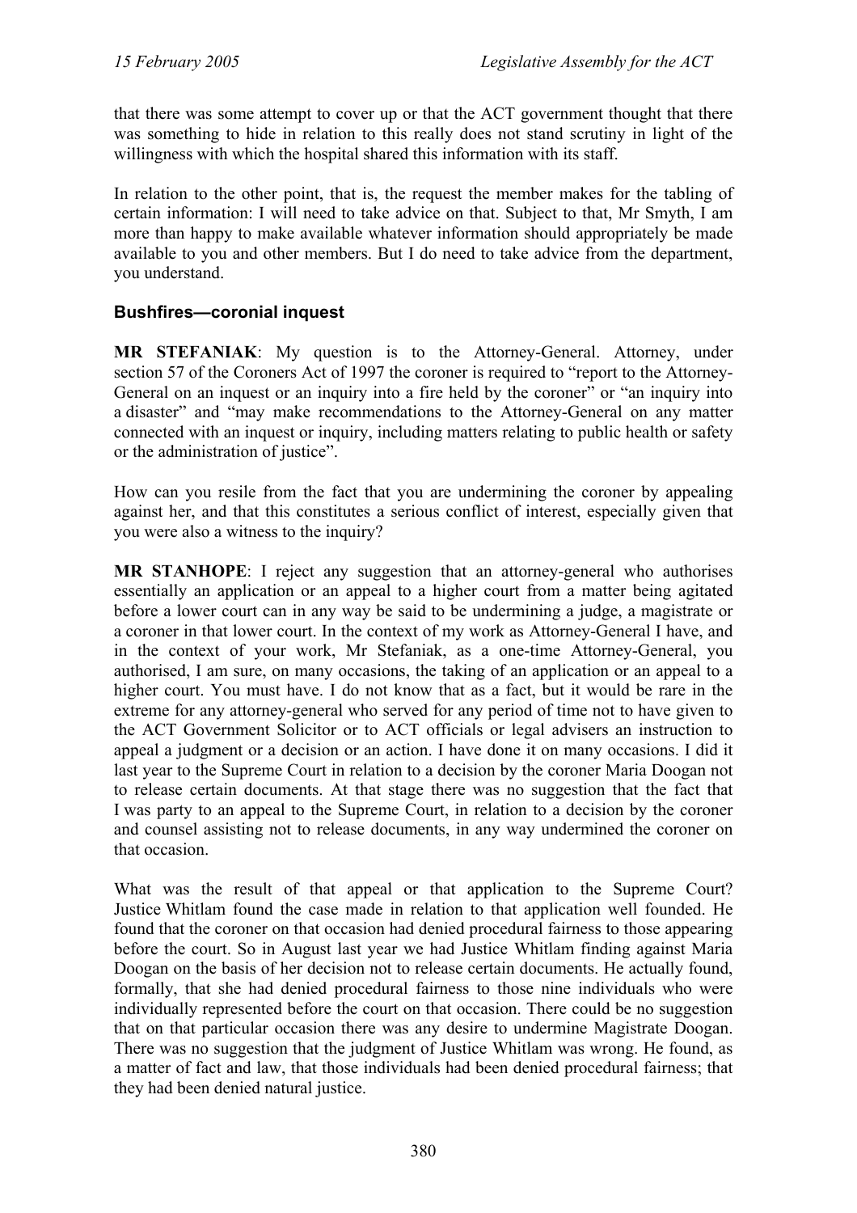that there was some attempt to cover up or that the ACT government thought that there was something to hide in relation to this really does not stand scrutiny in light of the willingness with which the hospital shared this information with its staff.

In relation to the other point, that is, the request the member makes for the tabling of certain information: I will need to take advice on that. Subject to that, Mr Smyth, I am more than happy to make available whatever information should appropriately be made available to you and other members. But I do need to take advice from the department, you understand.

### Bushfires—coronial inquest

**MR STEFANIAK**: My question is to the Attorney-General. Attorney, under section 57 of the Coroners Act of 1997 the coroner is required to "report to the Attorney-General on an inquest or an inquiry into a fire held by the coroner" or "an inquiry into a disaster" and "may make recommendations to the Attorney-General on any matter connected with an inquest or inquiry, including matters relating to public health or safety or the administration of justice".

How can you resile from the fact that you are undermining the coroner by appealing against her, and that this constitutes a serious conflict of interest, especially given that you were also a witness to the inquiry?

**MR STANHOPE**: I reject any suggestion that an attorney-general who authorises essentially an application or an appeal to a higher court from a matter being agitated before a lower court can in any way be said to be undermining a judge, a magistrate or a coroner in that lower court. In the context of my work as Attorney-General I have, and in the context of your work, Mr Stefaniak, as a one-time Attorney-General, you authorised, I am sure, on many occasions, the taking of an application or an appeal to a higher court. You must have. I do not know that as a fact, but it would be rare in the extreme for any attorney-general who served for any period of time not to have given to the ACT Government Solicitor or to ACT officials or legal advisers an instruction to appeal a judgment or a decision or an action. I have done it on many occasions. I did it last year to the Supreme Court in relation to a decision by the coroner Maria Doogan not to release certain documents. At that stage there was no suggestion that the fact that I was party to an appeal to the Supreme Court, in relation to a decision by the coroner and counsel assisting not to release documents, in any way undermined the coroner on that occasion.

What was the result of that appeal or that application to the Supreme Court? Justice Whitlam found the case made in relation to that application well founded. He found that the coroner on that occasion had denied procedural fairness to those appearing before the court. So in August last year we had Justice Whitlam finding against Maria Doogan on the basis of her decision not to release certain documents. He actually found, formally, that she had denied procedural fairness to those nine individuals who were individually represented before the court on that occasion. There could be no suggestion that on that particular occasion there was any desire to undermine Magistrate Doogan. There was no suggestion that the judgment of Justice Whitlam was wrong. He found, as a matter of fact and law, that those individuals had been denied procedural fairness; that they had been denied natural justice.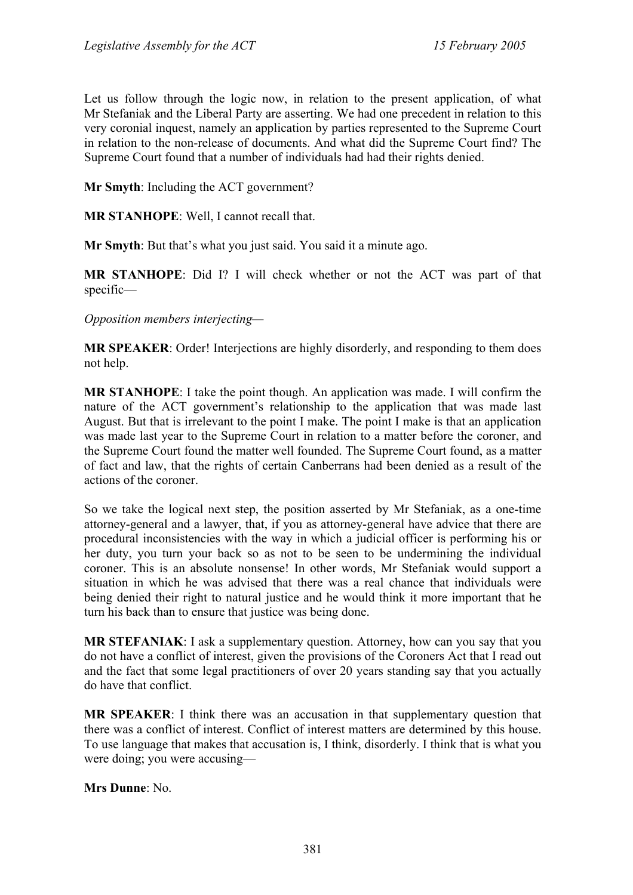Let us follow through the logic now, in relation to the present application, of what Mr Stefaniak and the Liberal Party are asserting. We had one precedent in relation to this very coronial inquest, namely an application by parties represented to the Supreme Court in relation to the non-release of documents. And what did the Supreme Court find? The Supreme Court found that a number of individuals had had their rights denied.

**Mr Smyth**: Including the ACT government?

**MR STANHOPE**: Well, I cannot recall that.

**Mr Smyth**: But that's what you just said. You said it a minute ago.

**MR STANHOPE**: Did I? I will check whether or not the ACT was part of that specific—

*Opposition members interjecting—*

**MR SPEAKER**: Order! Interjections are highly disorderly, and responding to them does not help.

**MR STANHOPE**: I take the point though. An application was made. I will confirm the nature of the ACT government's relationship to the application that was made last August. But that is irrelevant to the point I make. The point I make is that an application was made last year to the Supreme Court in relation to a matter before the coroner, and the Supreme Court found the matter well founded. The Supreme Court found, as a matter of fact and law, that the rights of certain Canberrans had been denied as a result of the actions of the coroner.

So we take the logical next step, the position asserted by Mr Stefaniak, as a one-time attorney-general and a lawyer, that, if you as attorney-general have advice that there are procedural inconsistencies with the way in which a judicial officer is performing his or her duty, you turn your back so as not to be seen to be undermining the individual coroner. This is an absolute nonsense! In other words, Mr Stefaniak would support a situation in which he was advised that there was a real chance that individuals were being denied their right to natural justice and he would think it more important that he turn his back than to ensure that justice was being done.

**MR STEFANIAK**: I ask a supplementary question. Attorney, how can you say that you do not have a conflict of interest, given the provisions of the Coroners Act that I read out and the fact that some legal practitioners of over 20 years standing say that you actually do have that conflict.

**MR SPEAKER**: I think there was an accusation in that supplementary question that there was a conflict of interest. Conflict of interest matters are determined by this house. To use language that makes that accusation is, I think, disorderly. I think that is what you were doing; you were accusing—

**Mrs Dunne**: No.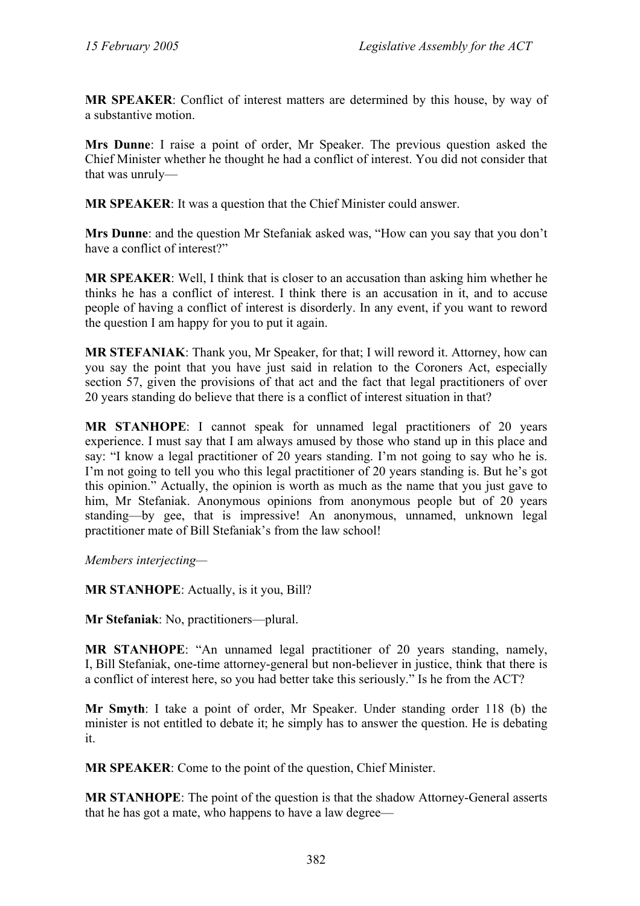**MR SPEAKER**: Conflict of interest matters are determined by this house, by way of a substantive motion.

**Mrs Dunne**: I raise a point of order, Mr Speaker. The previous question asked the Chief Minister whether he thought he had a conflict of interest. You did not consider that that was unruly—

**MR SPEAKER**: It was a question that the Chief Minister could answer.

**Mrs Dunne**: and the question Mr Stefaniak asked was, "How can you say that you don't have a conflict of interest?"

**MR SPEAKER**: Well, I think that is closer to an accusation than asking him whether he thinks he has a conflict of interest. I think there is an accusation in it, and to accuse people of having a conflict of interest is disorderly. In any event, if you want to reword the question I am happy for you to put it again.

**MR STEFANIAK**: Thank you, Mr Speaker, for that; I will reword it. Attorney, how can you say the point that you have just said in relation to the Coroners Act, especially section 57, given the provisions of that act and the fact that legal practitioners of over 20 years standing do believe that there is a conflict of interest situation in that?

**MR STANHOPE**: I cannot speak for unnamed legal practitioners of 20 years experience. I must say that I am always amused by those who stand up in this place and say: "I know a legal practitioner of 20 years standing. I'm not going to say who he is. I'm not going to tell you who this legal practitioner of 20 years standing is. But he's got this opinion." Actually, the opinion is worth as much as the name that you just gave to him, Mr Stefaniak. Anonymous opinions from anonymous people but of 20 years standing—by gee, that is impressive! An anonymous, unnamed, unknown legal practitioner mate of Bill Stefaniak's from the law school!

*Members interjecting*—

**MR STANHOPE**: Actually, is it you, Bill?

**Mr Stefaniak**: No, practitioners—plural.

**MR STANHOPE**: "An unnamed legal practitioner of 20 years standing, namely, I, Bill Stefaniak, one-time attorney-general but non-believer in justice, think that there is a conflict of interest here, so you had better take this seriously." Is he from the ACT?

**Mr Smyth**: I take a point of order, Mr Speaker. Under standing order 118 (b) the minister is not entitled to debate it; he simply has to answer the question. He is debating it.

**MR SPEAKER**: Come to the point of the question, Chief Minister.

**MR STANHOPE**: The point of the question is that the shadow Attorney-General asserts that he has got a mate, who happens to have a law degree—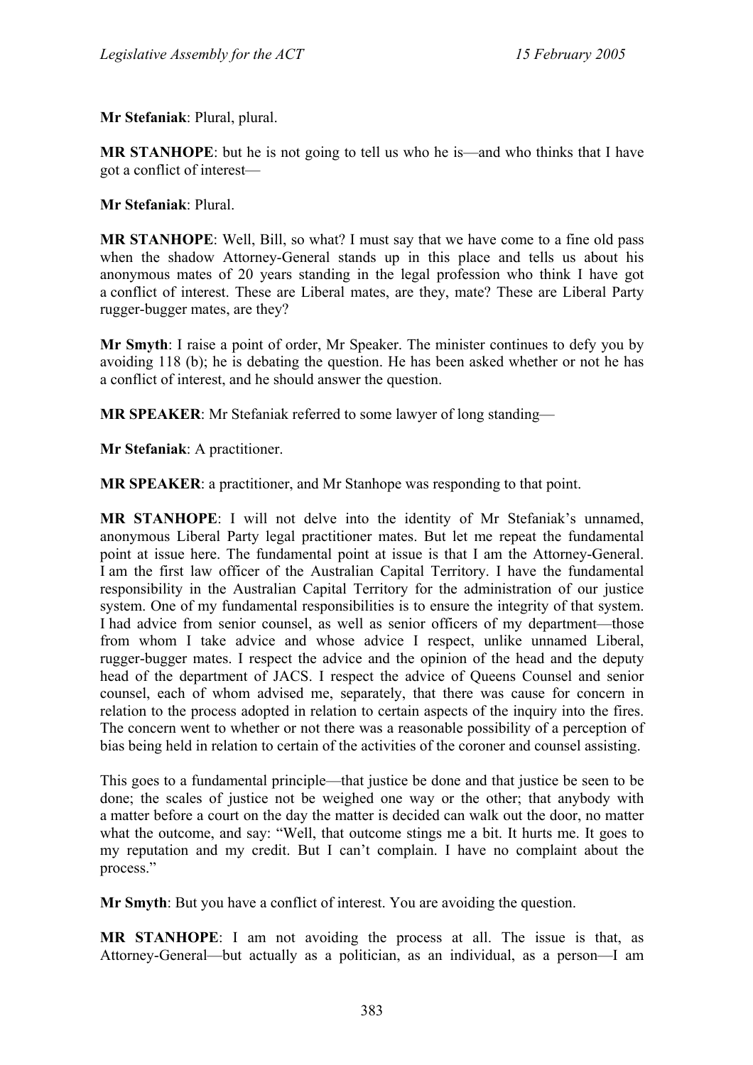**Mr Stefaniak**: Plural, plural.

**MR STANHOPE**: but he is not going to tell us who he is—and who thinks that I have got a conflict of interest—

**Mr Stefaniak**: Plural.

**MR STANHOPE**: Well, Bill, so what? I must say that we have come to a fine old pass when the shadow Attorney-General stands up in this place and tells us about his anonymous mates of 20 years standing in the legal profession who think I have got a conflict of interest. These are Liberal mates, are they, mate? These are Liberal Party rugger-bugger mates, are they?

**Mr Smyth**: I raise a point of order, Mr Speaker. The minister continues to defy you by avoiding 118 (b); he is debating the question. He has been asked whether or not he has a conflict of interest, and he should answer the question.

**MR SPEAKER**: Mr Stefaniak referred to some lawyer of long standing—

**Mr Stefaniak**: A practitioner.

**MR SPEAKER**: a practitioner, and Mr Stanhope was responding to that point.

**MR STANHOPE**: I will not delve into the identity of Mr Stefaniak's unnamed, anonymous Liberal Party legal practitioner mates. But let me repeat the fundamental point at issue here. The fundamental point at issue is that I am the Attorney-General. I am the first law officer of the Australian Capital Territory. I have the fundamental responsibility in the Australian Capital Territory for the administration of our justice system. One of my fundamental responsibilities is to ensure the integrity of that system. I had advice from senior counsel, as well as senior officers of my department—those from whom I take advice and whose advice I respect, unlike unnamed Liberal, rugger-bugger mates. I respect the advice and the opinion of the head and the deputy head of the department of JACS. I respect the advice of Queens Counsel and senior counsel, each of whom advised me, separately, that there was cause for concern in relation to the process adopted in relation to certain aspects of the inquiry into the fires. The concern went to whether or not there was a reasonable possibility of a perception of bias being held in relation to certain of the activities of the coroner and counsel assisting.

This goes to a fundamental principle—that justice be done and that justice be seen to be done; the scales of justice not be weighed one way or the other; that anybody with a matter before a court on the day the matter is decided can walk out the door, no matter what the outcome, and say: "Well, that outcome stings me a bit. It hurts me. It goes to my reputation and my credit. But I can't complain. I have no complaint about the process."

**Mr Smyth**: But you have a conflict of interest. You are avoiding the question.

**MR STANHOPE**: I am not avoiding the process at all. The issue is that, as Attorney-General—but actually as a politician, as an individual, as a person—I am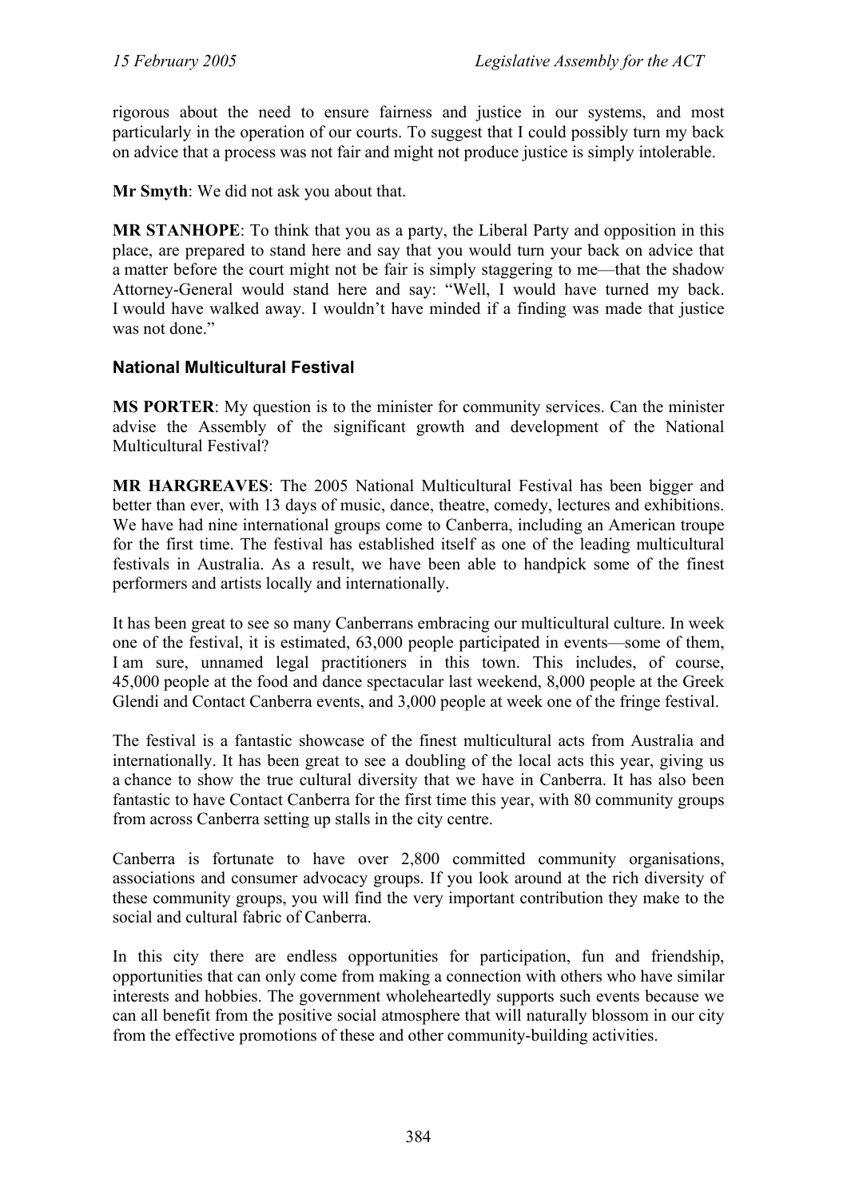rigorous about the need to ensure fairness and justice in our systems, and most particularly in the operation of our courts. To suggest that I could possibly turn my back on advice that a process was not fair and might not produce justice is simply intolerable.

**Mr Smyth**: We did not ask you about that.

**MR STANHOPE**: To think that you as a party, the Liberal Party and opposition in this place, are prepared to stand here and say that you would turn your back on advice that a matter before the court might not be fair is simply staggering to me—that the shadow Attorney-General would stand here and say: "Well, I would have turned my back. I would have walked away. I wouldn't have minded if a finding was made that justice was not done."

### National Multicultural Festival

**MS PORTER**: My question is to the minister for community services. Can the minister advise the Assembly of the significant growth and development of the National Multicultural Festival?

**MR HARGREAVES**: The 2005 National Multicultural Festival has been bigger and better than ever, with 13 days of music, dance, theatre, comedy, lectures and exhibitions. We have had nine international groups come to Canberra, including an American troupe for the first time. The festival has established itself as one of the leading multicultural festivals in Australia. As a result, we have been able to handpick some of the finest performers and artists locally and internationally.

It has been great to see so many Canberrans embracing our multicultural culture. In week one of the festival, it is estimated, 63,000 people participated in events—some of them, I am sure, unnamed legal practitioners in this town. This includes, of course, 45,000 people at the food and dance spectacular last weekend, 8,000 people at the Greek Glendi and Contact Canberra events, and 3,000 people at week one of the fringe festival.

The festival is a fantastic showcase of the finest multicultural acts from Australia and internationally. It has been great to see a doubling of the local acts this year, giving us a chance to show the true cultural diversity that we have in Canberra. It has also been fantastic to have Contact Canberra for the first time this year, with 80 community groups from across Canberra setting up stalls in the city centre.

Canberra is fortunate to have over 2,800 committed community organisations, associations and consumer advocacy groups. If you look around at the rich diversity of these community groups, you will find the very important contribution they make to the social and cultural fabric of Canberra.

In this city there are endless opportunities for participation, fun and friendship, opportunities that can only come from making a connection with others who have similar interests and hobbies. The government wholeheartedly supports such events because we can all benefit from the positive social atmosphere that will naturally blossom in our city from the effective promotions of these and other community-building activities.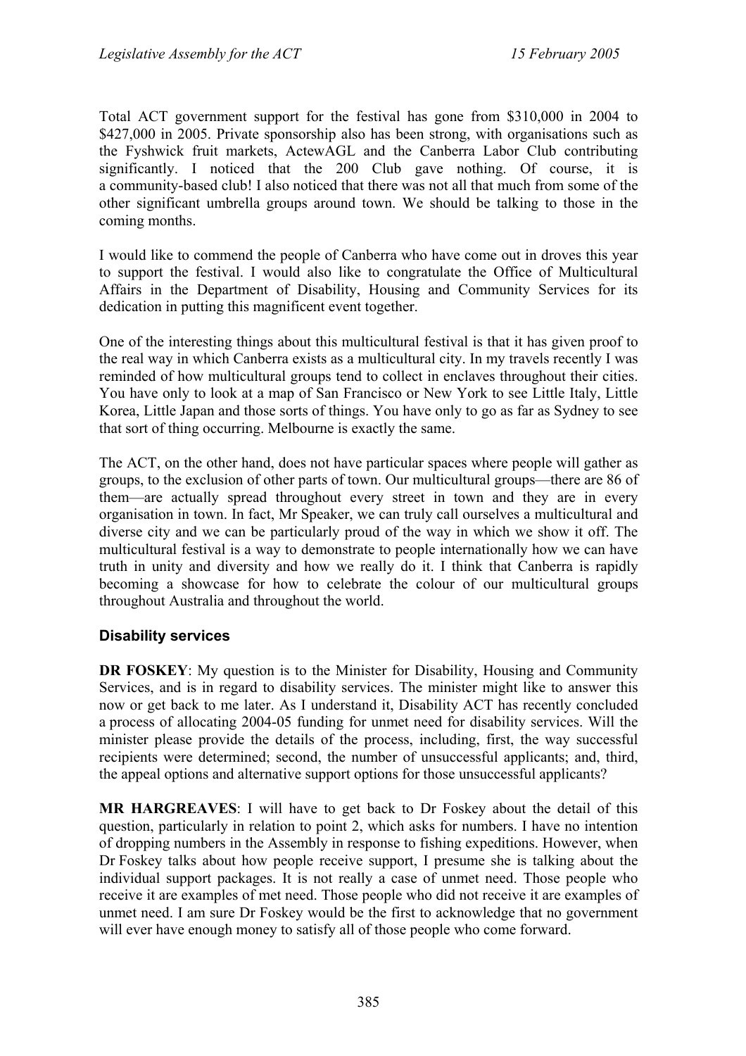Total ACT government support for the festival has gone from $310,000 in 2004 to $427,000 in 2005. Private sponsorship also has been strong, with organisations such as the Fyshwick fruit markets, ActewAGL and the Canberra Labor Club contributing significantly. I noticed that the 200 Club gave nothing. Of course, it is a community-based club! I also noticed that there was not all that much from some of the other significant umbrella groups around town. We should be talking to those in the coming months.

I would like to commend the people of Canberra who have come out in droves this year to support the festival. I would also like to congratulate the Office of Multicultural Affairs in the Department of Disability, Housing and Community Services for its dedication in putting this magnificent event together.

One of the interesting things about this multicultural festival is that it has given proof to the real way in which Canberra exists as a multicultural city. In my travels recently I was reminded of how multicultural groups tend to collect in enclaves throughout their cities. You have only to look at a map of San Francisco or New York to see Little Italy, Little Korea, Little Japan and those sorts of things. You have only to go as far as Sydney to see that sort of thing occurring. Melbourne is exactly the same.

The ACT, on the other hand, does not have particular spaces where people will gather as groups, to the exclusion of other parts of town. Our multicultural groups—there are 86 of them—are actually spread throughout every street in town and they are in every organisation in town. In fact, Mr Speaker, we can truly call ourselves a multicultural and diverse city and we can be particularly proud of the way in which we show it off. The multicultural festival is a way to demonstrate to people internationally how we can have truth in unity and diversity and how we really do it. I think that Canberra is rapidly becoming a showcase for how to celebrate the colour of our multicultural groups throughout Australia and throughout the world.

### Disability services

**DR FOSKEY**: My question is to the Minister for Disability, Housing and Community Services, and is in regard to disability services. The minister might like to answer this now or get back to me later. As I understand it, Disability ACT has recently concluded a process of allocating 2004-05 funding for unmet need for disability services. Will the minister please provide the details of the process, including, first, the way successful recipients were determined; second, the number of unsuccessful applicants; and, third, the appeal options and alternative support options for those unsuccessful applicants?

**MR HARGREAVES**: I will have to get back to Dr Foskey about the detail of this question, particularly in relation to point 2, which asks for numbers. I have no intention of dropping numbers in the Assembly in response to fishing expeditions. However, when Dr Foskey talks about how people receive support, I presume she is talking about the individual support packages. It is not really a case of unmet need. Those people who receive it are examples of met need. Those people who did not receive it are examples of unmet need. I am sure Dr Foskey would be the first to acknowledge that no government will ever have enough money to satisfy all of those people who come forward.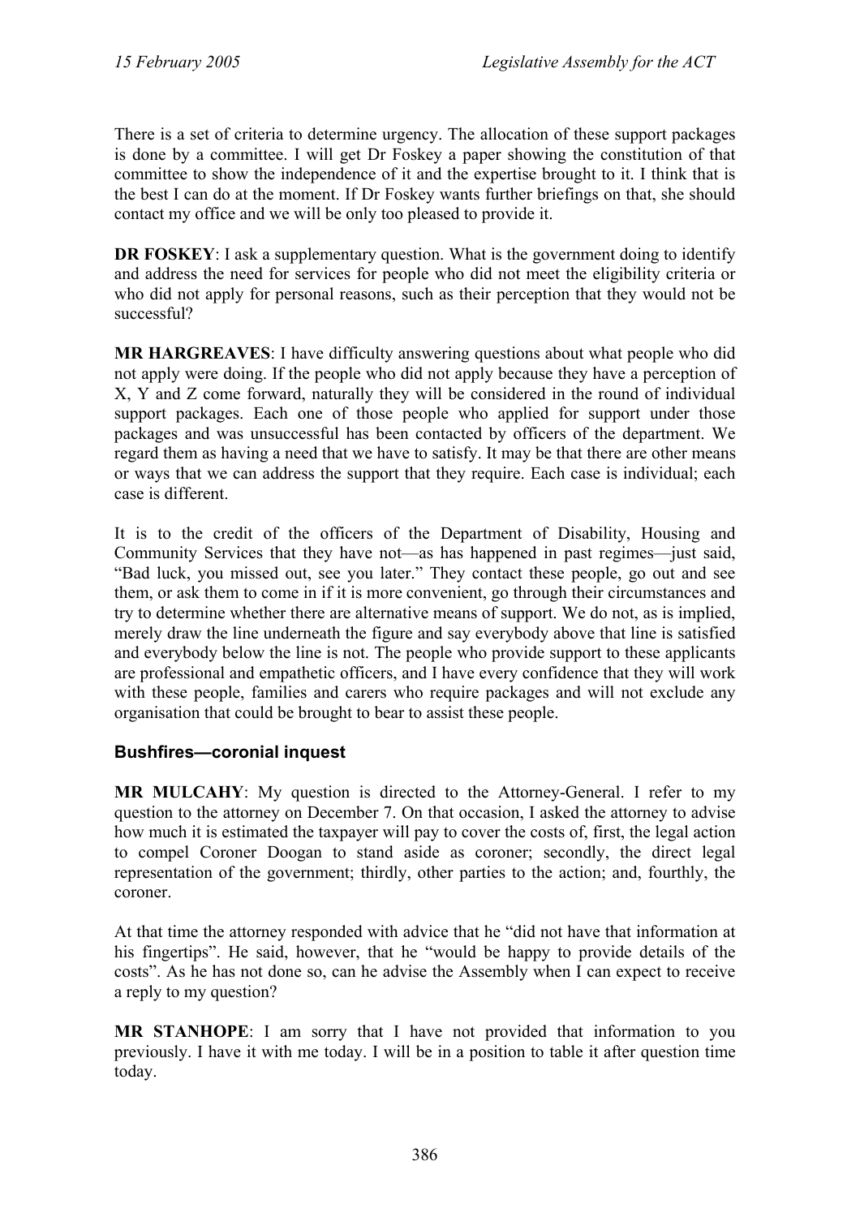There is a set of criteria to determine urgency. The allocation of these support packages is done by a committee. I will get Dr Foskey a paper showing the constitution of that committee to show the independence of it and the expertise brought to it. I think that is the best I can do at the moment. If Dr Foskey wants further briefings on that, she should contact my office and we will be only too pleased to provide it.

**DR FOSKEY**: I ask a supplementary question. What is the government doing to identify and address the need for services for people who did not meet the eligibility criteria or who did not apply for personal reasons, such as their perception that they would not be successful?

**MR HARGREAVES**: I have difficulty answering questions about what people who did not apply were doing. If the people who did not apply because they have a perception of X, Y and Z come forward, naturally they will be considered in the round of individual support packages. Each one of those people who applied for support under those packages and was unsuccessful has been contacted by officers of the department. We regard them as having a need that we have to satisfy. It may be that there are other means or ways that we can address the support that they require. Each case is individual; each case is different.

It is to the credit of the officers of the Department of Disability, Housing and Community Services that they have not—as has happened in past regimes—just said, "Bad luck, you missed out, see you later." They contact these people, go out and see them, or ask them to come in if it is more convenient, go through their circumstances and try to determine whether there are alternative means of support. We do not, as is implied, merely draw the line underneath the figure and say everybody above that line is satisfied and everybody below the line is not. The people who provide support to these applicants are professional and empathetic officers, and I have every confidence that they will work with these people, families and carers who require packages and will not exclude any organisation that could be brought to bear to assist these people.

### Bushfires—coronial inquest

**MR MULCAHY**: My question is directed to the Attorney-General. I refer to my question to the attorney on December 7. On that occasion, I asked the attorney to advise how much it is estimated the taxpayer will pay to cover the costs of, first, the legal action to compel Coroner Doogan to stand aside as coroner; secondly, the direct legal representation of the government; thirdly, other parties to the action; and, fourthly, the coroner.

At that time the attorney responded with advice that he "did not have that information at his fingertips". He said, however, that he "would be happy to provide details of the costs". As he has not done so, can he advise the Assembly when I can expect to receive a reply to my question?

**MR STANHOPE**: I am sorry that I have not provided that information to you previously. I have it with me today. I will be in a position to table it after question time today.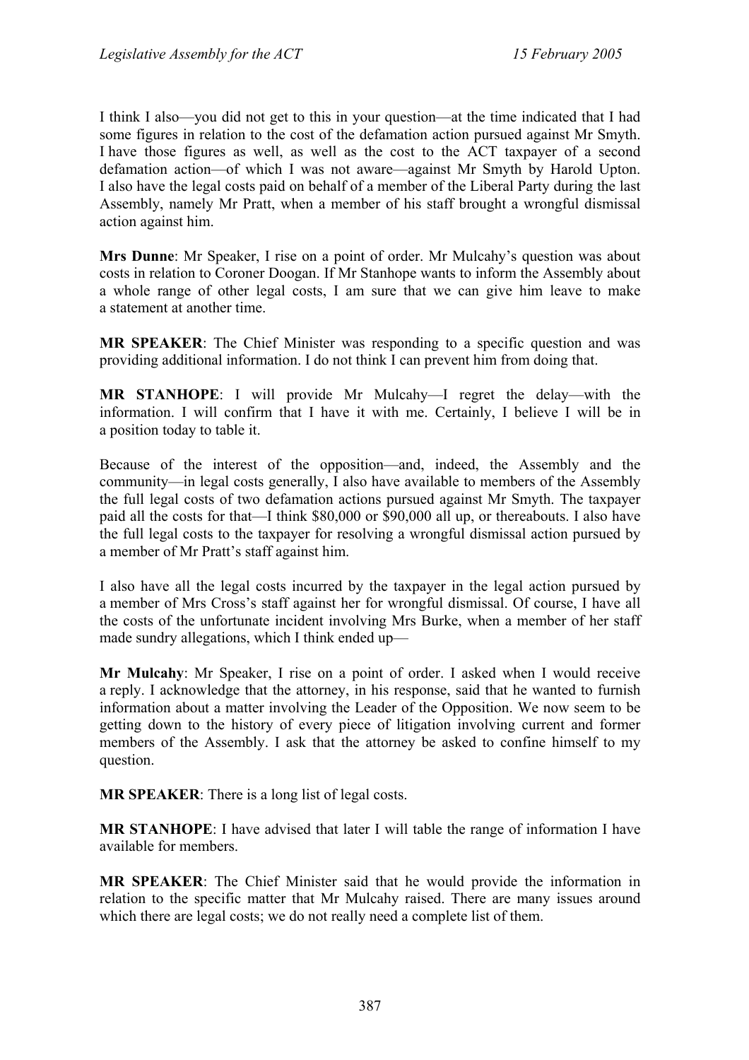I think I also—you did not get to this in your question—at the time indicated that I had some figures in relation to the cost of the defamation action pursued against Mr Smyth. I have those figures as well, as well as the cost to the ACT taxpayer of a second defamation action—of which I was not aware—against Mr Smyth by Harold Upton. I also have the legal costs paid on behalf of a member of the Liberal Party during the last Assembly, namely Mr Pratt, when a member of his staff brought a wrongful dismissal action against him.

**Mrs Dunne**: Mr Speaker, I rise on a point of order. Mr Mulcahy's question was about costs in relation to Coroner Doogan. If Mr Stanhope wants to inform the Assembly about a whole range of other legal costs, I am sure that we can give him leave to make a statement at another time.

**MR SPEAKER**: The Chief Minister was responding to a specific question and was providing additional information. I do not think I can prevent him from doing that.

**MR STANHOPE**: I will provide Mr Mulcahy—I regret the delay—with the information. I will confirm that I have it with me. Certainly, I believe I will be in a position today to table it.

Because of the interest of the opposition—and, indeed, the Assembly and the community—in legal costs generally, I also have available to members of the Assembly the full legal costs of two defamation actions pursued against Mr Smyth. The taxpayer paid all the costs for that—I think $80,000 or $90,000 all up, or thereabouts. I also have the full legal costs to the taxpayer for resolving a wrongful dismissal action pursued by a member of Mr Pratt's staff against him.

I also have all the legal costs incurred by the taxpayer in the legal action pursued by a member of Mrs Cross's staff against her for wrongful dismissal. Of course, I have all the costs of the unfortunate incident involving Mrs Burke, when a member of her staff made sundry allegations, which I think ended up—

**Mr Mulcahy**: Mr Speaker, I rise on a point of order. I asked when I would receive a reply. I acknowledge that the attorney, in his response, said that he wanted to furnish information about a matter involving the Leader of the Opposition. We now seem to be getting down to the history of every piece of litigation involving current and former members of the Assembly. I ask that the attorney be asked to confine himself to my question.

**MR SPEAKER**: There is a long list of legal costs.

**MR STANHOPE**: I have advised that later I will table the range of information I have available for members.

**MR SPEAKER**: The Chief Minister said that he would provide the information in relation to the specific matter that Mr Mulcahy raised. There are many issues around which there are legal costs; we do not really need a complete list of them.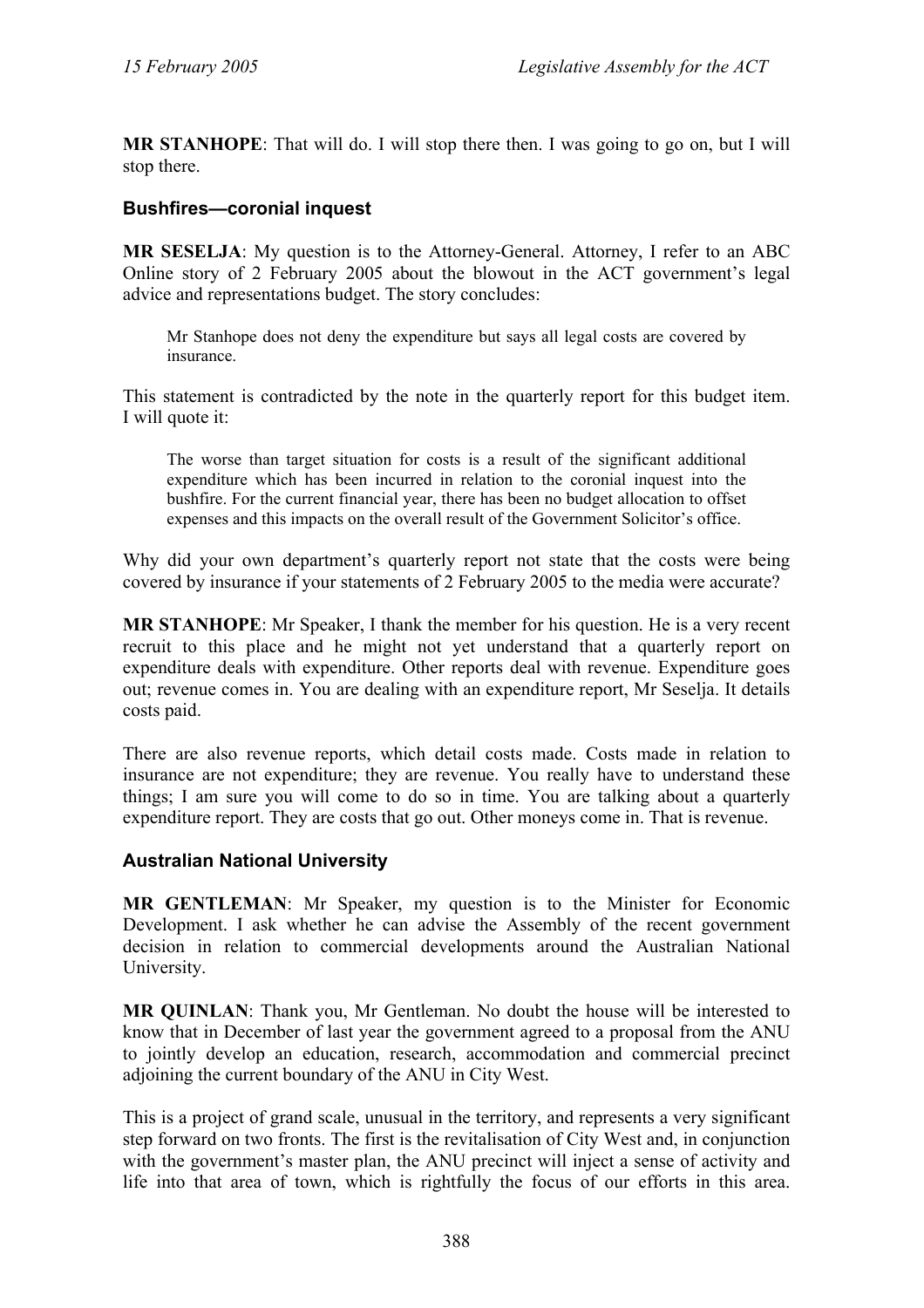**MR STANHOPE**: That will do. I will stop there then. I was going to go on, but I will stop there.

### Bushfires—coronial inquest

**MR SESELJA**: My question is to the Attorney-General. Attorney, I refer to an ABC Online story of 2 February 2005 about the blowout in the ACT government's legal advice and representations budget. The story concludes:

> Mr Stanhope does not deny the expenditure but says all legal costs are covered by insurance.

This statement is contradicted by the note in the quarterly report for this budget item. I will quote it:

> The worse than target situation for costs is a result of the significant additional expenditure which has been incurred in relation to the coronial inquest into the bushfire. For the current financial year, there has been no budget allocation to offset expenses and this impacts on the overall result of the Government Solicitor's office.

Why did your own department's quarterly report not state that the costs were being covered by insurance if your statements of 2 February 2005 to the media were accurate?

**MR STANHOPE**: Mr Speaker, I thank the member for his question. He is a very recent recruit to this place and he might not yet understand that a quarterly report on expenditure deals with expenditure. Other reports deal with revenue. Expenditure goes out; revenue comes in. You are dealing with an expenditure report, Mr Seselja. It details costs paid.

There are also revenue reports, which detail costs made. Costs made in relation to insurance are not expenditure; they are revenue. You really have to understand these things; I am sure you will come to do so in time. You are talking about a quarterly expenditure report. They are costs that go out. Other moneys come in. That is revenue.

### Australian National University

**MR GENTLEMAN**: Mr Speaker, my question is to the Minister for Economic Development. I ask whether he can advise the Assembly of the recent government decision in relation to commercial developments around the Australian National University.

**MR QUINLAN**: Thank you, Mr Gentleman. No doubt the house will be interested to know that in December of last year the government agreed to a proposal from the ANU to jointly develop an education, research, accommodation and commercial precinct adjoining the current boundary of the ANU in City West.

This is a project of grand scale, unusual in the territory, and represents a very significant step forward on two fronts. The first is the revitalisation of City West and, in conjunction with the government's master plan, the ANU precinct will inject a sense of activity and life into that area of town, which is rightfully the focus of our efforts in this area.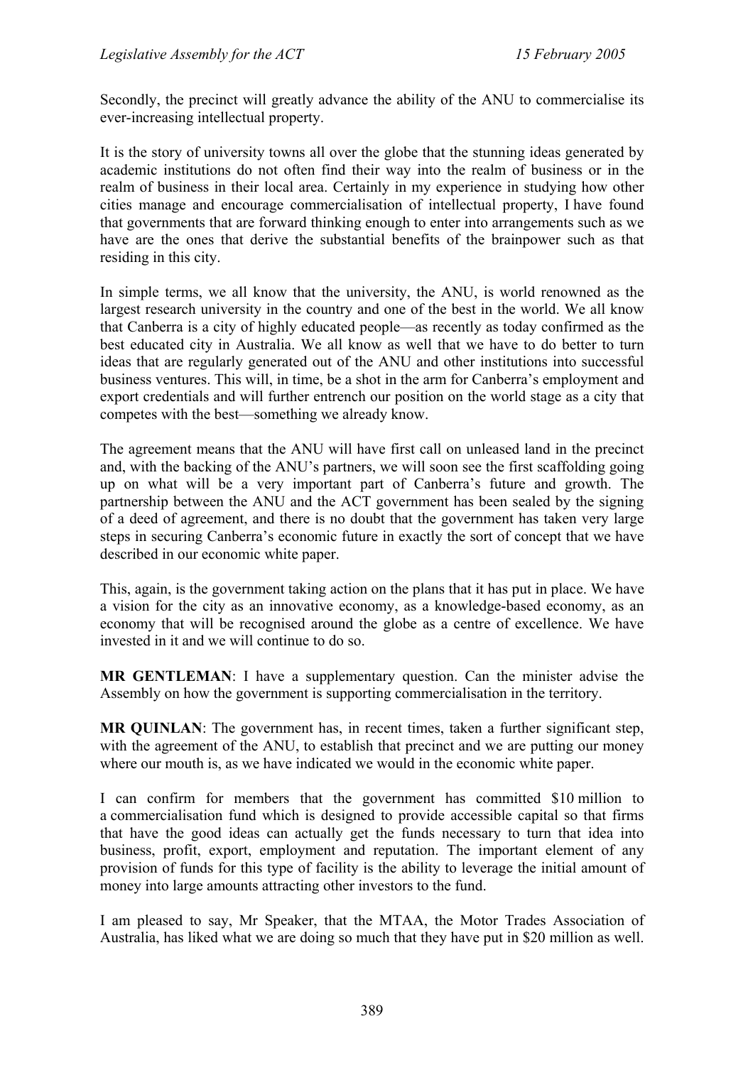Secondly, the precinct will greatly advance the ability of the ANU to commercialise its ever-increasing intellectual property.

It is the story of university towns all over the globe that the stunning ideas generated by academic institutions do not often find their way into the realm of business or in the realm of business in their local area. Certainly in my experience in studying how other cities manage and encourage commercialisation of intellectual property, I have found that governments that are forward thinking enough to enter into arrangements such as we have are the ones that derive the substantial benefits of the brainpower such as that residing in this city.

In simple terms, we all know that the university, the ANU, is world renowned as the largest research university in the country and one of the best in the world. We all know that Canberra is a city of highly educated people—as recently as today confirmed as the best educated city in Australia. We all know as well that we have to do better to turn ideas that are regularly generated out of the ANU and other institutions into successful business ventures. This will, in time, be a shot in the arm for Canberra's employment and export credentials and will further entrench our position on the world stage as a city that competes with the best—something we already know.

The agreement means that the ANU will have first call on unleased land in the precinct and, with the backing of the ANU's partners, we will soon see the first scaffolding going up on what will be a very important part of Canberra's future and growth. The partnership between the ANU and the ACT government has been sealed by the signing of a deed of agreement, and there is no doubt that the government has taken very large steps in securing Canberra's economic future in exactly the sort of concept that we have described in our economic white paper.

This, again, is the government taking action on the plans that it has put in place. We have a vision for the city as an innovative economy, as a knowledge-based economy, as an economy that will be recognised around the globe as a centre of excellence. We have invested in it and we will continue to do so.

**MR GENTLEMAN**: I have a supplementary question. Can the minister advise the Assembly on how the government is supporting commercialisation in the territory.

**MR QUINLAN**: The government has, in recent times, taken a further significant step, with the agreement of the ANU, to establish that precinct and we are putting our money where our mouth is, as we have indicated we would in the economic white paper.

I can confirm for members that the government has committed $10 million to a commercialisation fund which is designed to provide accessible capital so that firms that have the good ideas can actually get the funds necessary to turn that idea into business, profit, export, employment and reputation. The important element of any provision of funds for this type of facility is the ability to leverage the initial amount of money into large amounts attracting other investors to the fund.

I am pleased to say, Mr Speaker, that the MTAA, the Motor Trades Association of Australia, has liked what we are doing so much that they have put in $20 million as well.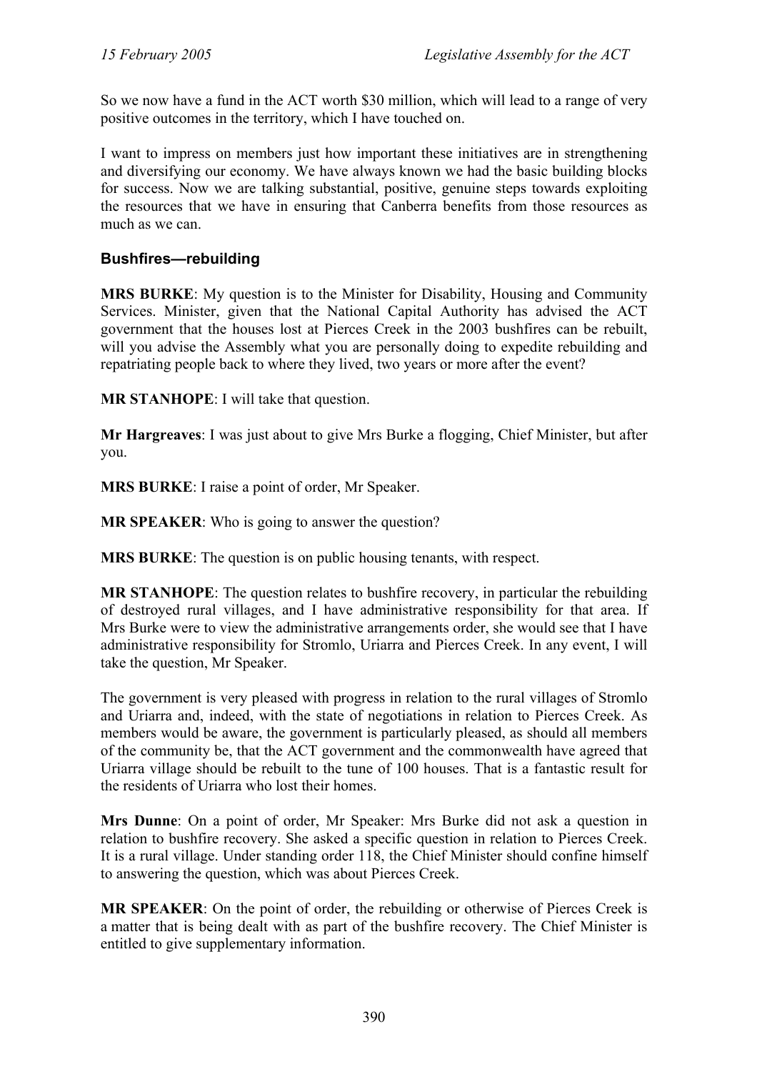So we now have a fund in the ACT worth $30 million, which will lead to a range of very positive outcomes in the territory, which I have touched on.

I want to impress on members just how important these initiatives are in strengthening and diversifying our economy. We have always known we had the basic building blocks for success. Now we are talking substantial, positive, genuine steps towards exploiting the resources that we have in ensuring that Canberra benefits from those resources as much as we can.

### Bushfires—rebuilding

**MRS BURKE**: My question is to the Minister for Disability, Housing and Community Services. Minister, given that the National Capital Authority has advised the ACT government that the houses lost at Pierces Creek in the 2003 bushfires can be rebuilt, will you advise the Assembly what you are personally doing to expedite rebuilding and repatriating people back to where they lived, two years or more after the event?

**MR STANHOPE**: I will take that question.

**Mr Hargreaves**: I was just about to give Mrs Burke a flogging, Chief Minister, but after you.

**MRS BURKE**: I raise a point of order, Mr Speaker.

**MR SPEAKER**: Who is going to answer the question?

**MRS BURKE**: The question is on public housing tenants, with respect.

**MR STANHOPE**: The question relates to bushfire recovery, in particular the rebuilding of destroyed rural villages, and I have administrative responsibility for that area. If Mrs Burke were to view the administrative arrangements order, she would see that I have administrative responsibility for Stromlo, Uriarra and Pierces Creek. In any event, I will take the question, Mr Speaker.

The government is very pleased with progress in relation to the rural villages of Stromlo and Uriarra and, indeed, with the state of negotiations in relation to Pierces Creek. As members would be aware, the government is particularly pleased, as should all members of the community be, that the ACT government and the commonwealth have agreed that Uriarra village should be rebuilt to the tune of 100 houses. That is a fantastic result for the residents of Uriarra who lost their homes.

**Mrs Dunne**: On a point of order, Mr Speaker: Mrs Burke did not ask a question in relation to bushfire recovery. She asked a specific question in relation to Pierces Creek. It is a rural village. Under standing order 118, the Chief Minister should confine himself to answering the question, which was about Pierces Creek.

**MR SPEAKER**: On the point of order, the rebuilding or otherwise of Pierces Creek is a matter that is being dealt with as part of the bushfire recovery. The Chief Minister is entitled to give supplementary information.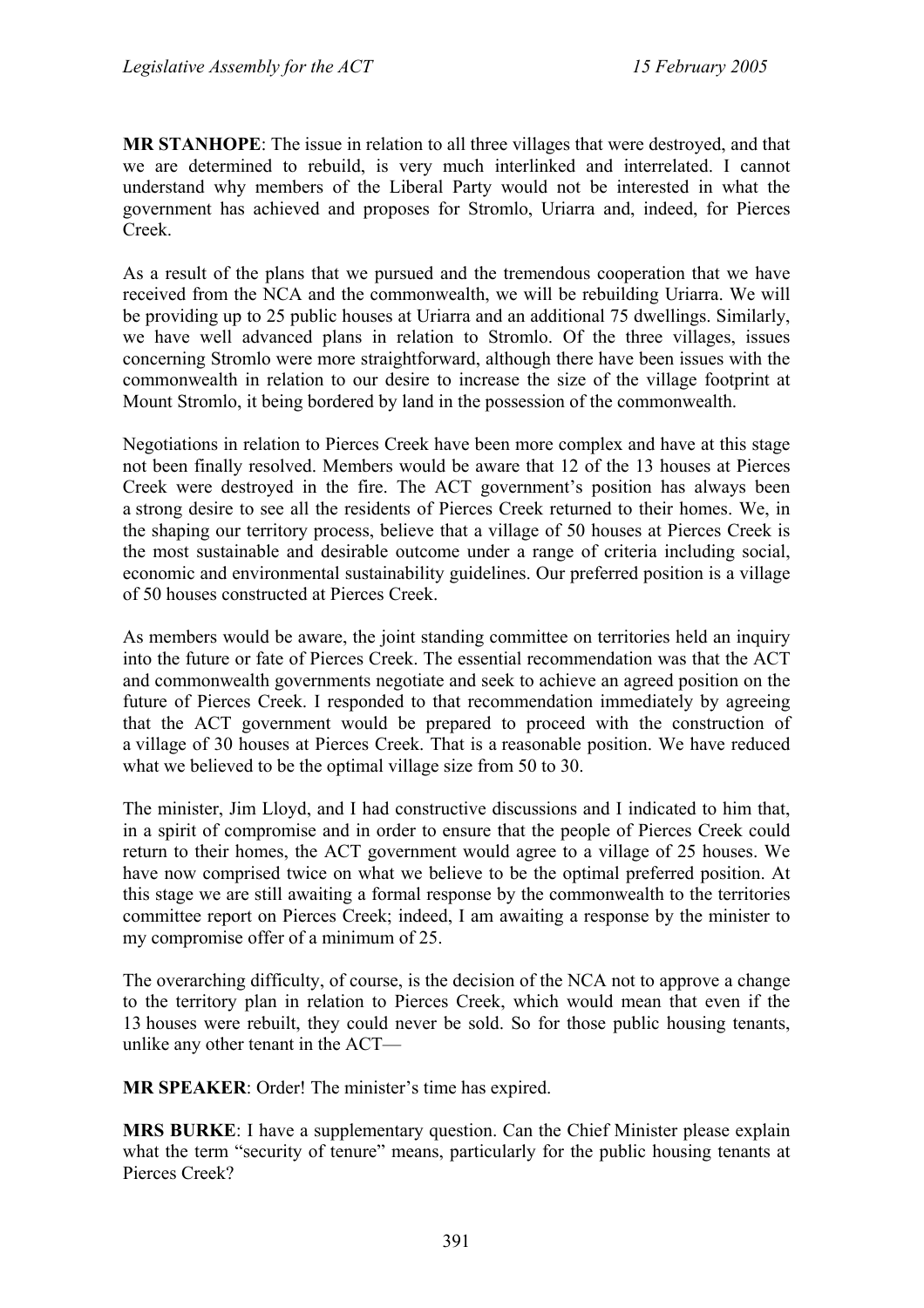**MR STANHOPE**: The issue in relation to all three villages that were destroyed, and that we are determined to rebuild, is very much interlinked and interrelated. I cannot understand why members of the Liberal Party would not be interested in what the government has achieved and proposes for Stromlo, Uriarra and, indeed, for Pierces Creek.

As a result of the plans that we pursued and the tremendous cooperation that we have received from the NCA and the commonwealth, we will be rebuilding Uriarra. We will be providing up to 25 public houses at Uriarra and an additional 75 dwellings. Similarly, we have well advanced plans in relation to Stromlo. Of the three villages, issues concerning Stromlo were more straightforward, although there have been issues with the commonwealth in relation to our desire to increase the size of the village footprint at Mount Stromlo, it being bordered by land in the possession of the commonwealth.

Negotiations in relation to Pierces Creek have been more complex and have at this stage not been finally resolved. Members would be aware that 12 of the 13 houses at Pierces Creek were destroyed in the fire. The ACT government's position has always been a strong desire to see all the residents of Pierces Creek returned to their homes. We, in the shaping our territory process, believe that a village of 50 houses at Pierces Creek is the most sustainable and desirable outcome under a range of criteria including social, economic and environmental sustainability guidelines. Our preferred position is a village of 50 houses constructed at Pierces Creek.

As members would be aware, the joint standing committee on territories held an inquiry into the future or fate of Pierces Creek. The essential recommendation was that the ACT and commonwealth governments negotiate and seek to achieve an agreed position on the future of Pierces Creek. I responded to that recommendation immediately by agreeing that the ACT government would be prepared to proceed with the construction of a village of 30 houses at Pierces Creek. That is a reasonable position. We have reduced what we believed to be the optimal village size from 50 to 30.

The minister, Jim Lloyd, and I had constructive discussions and I indicated to him that, in a spirit of compromise and in order to ensure that the people of Pierces Creek could return to their homes, the ACT government would agree to a village of 25 houses. We have now comprised twice on what we believe to be the optimal preferred position. At this stage we are still awaiting a formal response by the commonwealth to the territories committee report on Pierces Creek; indeed, I am awaiting a response by the minister to my compromise offer of a minimum of 25.

The overarching difficulty, of course, is the decision of the NCA not to approve a change to the territory plan in relation to Pierces Creek, which would mean that even if the 13 houses were rebuilt, they could never be sold. So for those public housing tenants, unlike any other tenant in the ACT—

**MR SPEAKER**: Order! The minister's time has expired.

**MRS BURKE**: I have a supplementary question. Can the Chief Minister please explain what the term "security of tenure" means, particularly for the public housing tenants at Pierces Creek?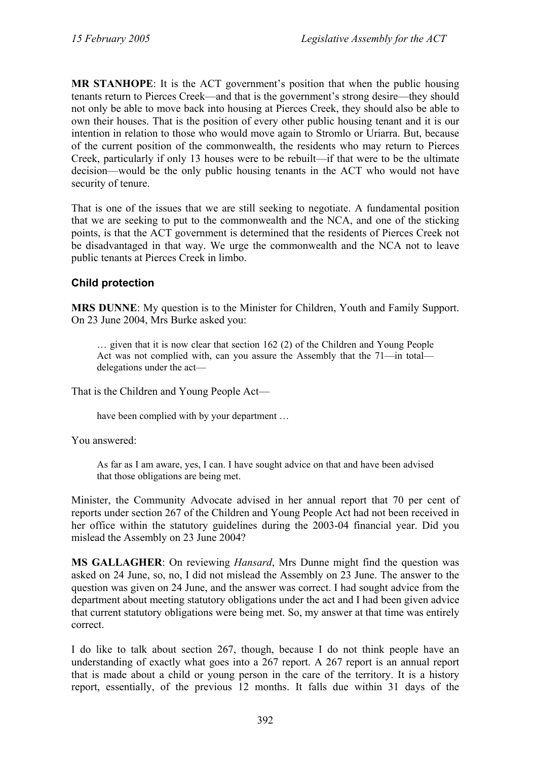**MR STANHOPE**: It is the ACT government's position that when the public housing tenants return to Pierces Creek—and that is the government's strong desire—they should not only be able to move back into housing at Pierces Creek, they should also be able to own their houses. That is the position of every other public housing tenant and it is our intention in relation to those who would move again to Stromlo or Uriarra. But, because of the current position of the commonwealth, the residents who may return to Pierces Creek, particularly if only 13 houses were to be rebuilt—if that were to be the ultimate decision—would be the only public housing tenants in the ACT who would not have security of tenure.

That is one of the issues that we are still seeking to negotiate. A fundamental position that we are seeking to put to the commonwealth and the NCA, and one of the sticking points, is that the ACT government is determined that the residents of Pierces Creek not be disadvantaged in that way. We urge the commonwealth and the NCA not to leave public tenants at Pierces Creek in limbo.

### Child protection

**MRS DUNNE**: My question is to the Minister for Children, Youth and Family Support. On 23 June 2004, Mrs Burke asked you:

> … given that it is now clear that section 162 (2) of the Children and Young People Act was not complied with, can you assure the Assembly that the 71—in total—delegations under the act—

That is the Children and Young People Act—

> have been complied with by your department …

You answered:

> As far as I am aware, yes, I can. I have sought advice on that and have been advised that those obligations are being met.

Minister, the Community Advocate advised in her annual report that 70 per cent of reports under section 267 of the Children and Young People Act had not been received in her office within the statutory guidelines during the 2003-04 financial year. Did you mislead the Assembly on 23 June 2004?

**MS GALLAGHER**: On reviewing *Hansard*, Mrs Dunne might find the question was asked on 24 June, so, no, I did not mislead the Assembly on 23 June. The answer to the question was given on 24 June, and the answer was correct. I had sought advice from the department about meeting statutory obligations under the act and I had been given advice that current statutory obligations were being met. So, my answer at that time was entirely correct.

I do like to talk about section 267, though, because I do not think people have an understanding of exactly what goes into a 267 report. A 267 report is an annual report that is made about a child or young person in the care of the territory. It is a history report, essentially, of the previous 12 months. It falls due within 31 days of the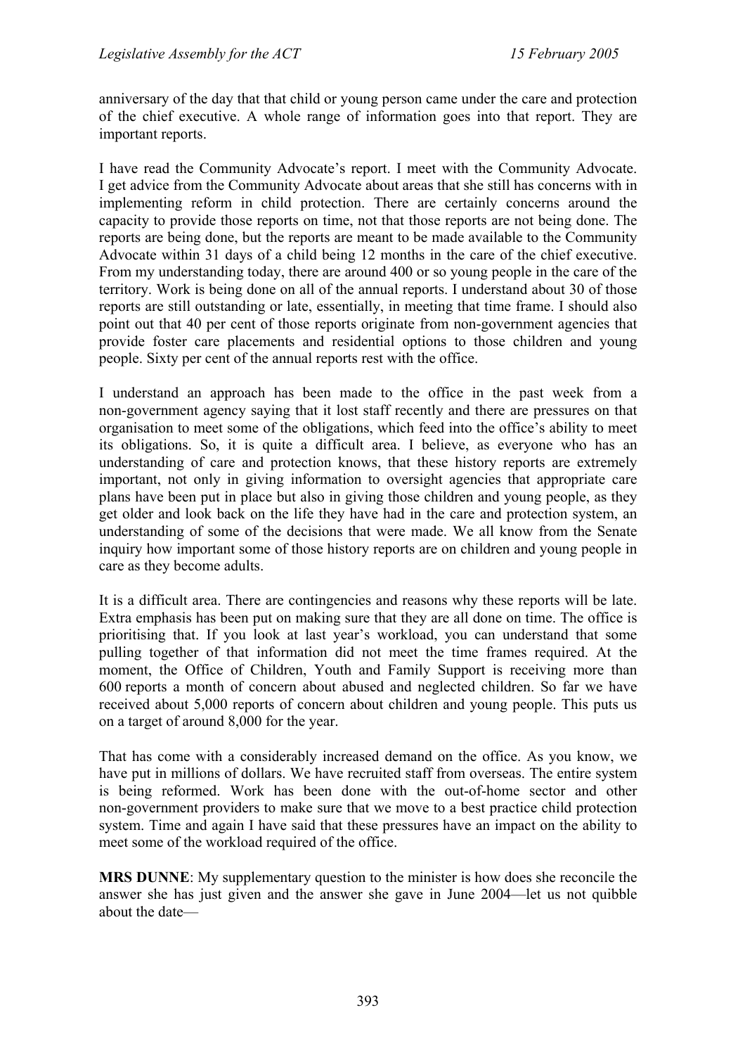anniversary of the day that that child or young person came under the care and protection of the chief executive. A whole range of information goes into that report. They are important reports.

I have read the Community Advocate's report. I meet with the Community Advocate. I get advice from the Community Advocate about areas that she still has concerns with in implementing reform in child protection. There are certainly concerns around the capacity to provide those reports on time, not that those reports are not being done. The reports are being done, but the reports are meant to be made available to the Community Advocate within 31 days of a child being 12 months in the care of the chief executive. From my understanding today, there are around 400 or so young people in the care of the territory. Work is being done on all of the annual reports. I understand about 30 of those reports are still outstanding or late, essentially, in meeting that time frame. I should also point out that 40 per cent of those reports originate from non-government agencies that provide foster care placements and residential options to those children and young people. Sixty per cent of the annual reports rest with the office.

I understand an approach has been made to the office in the past week from a non-government agency saying that it lost staff recently and there are pressures on that organisation to meet some of the obligations, which feed into the office's ability to meet its obligations. So, it is quite a difficult area. I believe, as everyone who has an understanding of care and protection knows, that these history reports are extremely important, not only in giving information to oversight agencies that appropriate care plans have been put in place but also in giving those children and young people, as they get older and look back on the life they have had in the care and protection system, an understanding of some of the decisions that were made. We all know from the Senate inquiry how important some of those history reports are on children and young people in care as they become adults.

It is a difficult area. There are contingencies and reasons why these reports will be late. Extra emphasis has been put on making sure that they are all done on time. The office is prioritising that. If you look at last year's workload, you can understand that some pulling together of that information did not meet the time frames required. At the moment, the Office of Children, Youth and Family Support is receiving more than 600 reports a month of concern about abused and neglected children. So far we have received about 5,000 reports of concern about children and young people. This puts us on a target of around 8,000 for the year.

That has come with a considerably increased demand on the office. As you know, we have put in millions of dollars. We have recruited staff from overseas. The entire system is being reformed. Work has been done with the out-of-home sector and other non-government providers to make sure that we move to a best practice child protection system. Time and again I have said that these pressures have an impact on the ability to meet some of the workload required of the office.

**MRS DUNNE**: My supplementary question to the minister is how does she reconcile the answer she has just given and the answer she gave in June 2004—let us not quibble about the date—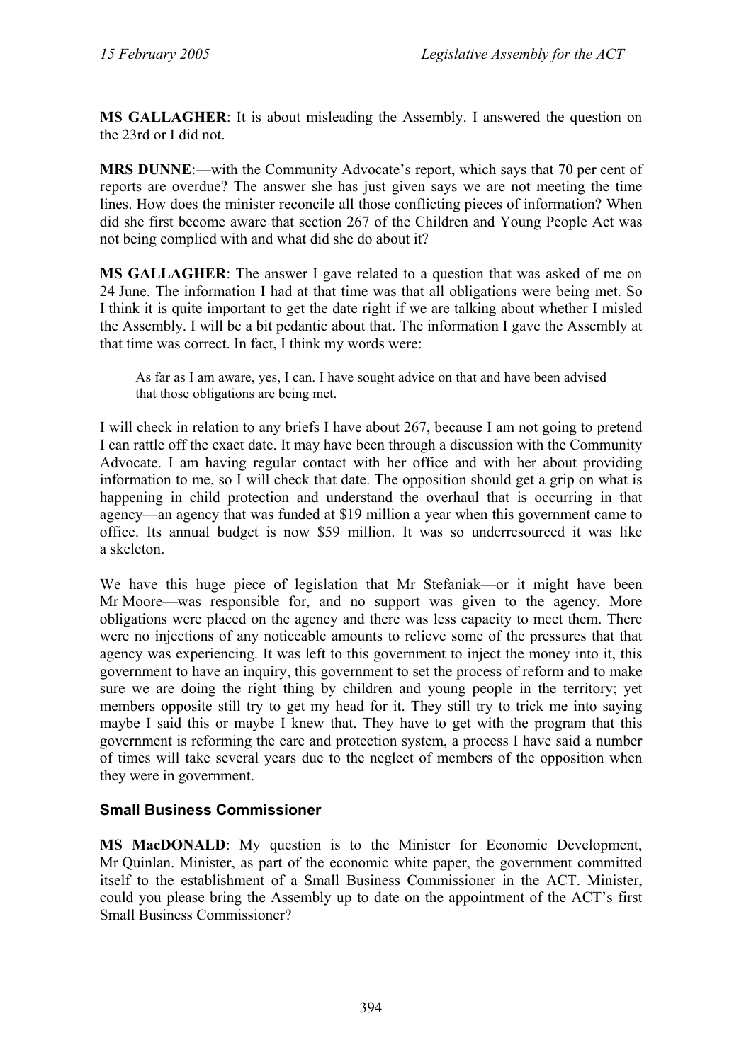**MS GALLAGHER**: It is about misleading the Assembly. I answered the question on the 23rd or I did not.

**MRS DUNNE**:—with the Community Advocate's report, which says that 70 per cent of reports are overdue? The answer she has just given says we are not meeting the time lines. How does the minister reconcile all those conflicting pieces of information? When did she first become aware that section 267 of the Children and Young People Act was not being complied with and what did she do about it?

**MS GALLAGHER**: The answer I gave related to a question that was asked of me on 24 June. The information I had at that time was that all obligations were being met. So I think it is quite important to get the date right if we are talking about whether I misled the Assembly. I will be a bit pedantic about that. The information I gave the Assembly at that time was correct. In fact, I think my words were:

> As far as I am aware, yes, I can. I have sought advice on that and have been advised that those obligations are being met.

I will check in relation to any briefs I have about 267, because I am not going to pretend I can rattle off the exact date. It may have been through a discussion with the Community Advocate. I am having regular contact with her office and with her about providing information to me, so I will check that date. The opposition should get a grip on what is happening in child protection and understand the overhaul that is occurring in that agency—an agency that was funded at $19 million a year when this government came to office. Its annual budget is now $59 million. It was so underresourced it was like a skeleton.

We have this huge piece of legislation that Mr Stefaniak—or it might have been Mr Moore—was responsible for, and no support was given to the agency. More obligations were placed on the agency and there was less capacity to meet them. There were no injections of any noticeable amounts to relieve some of the pressures that that agency was experiencing. It was left to this government to inject the money into it, this government to have an inquiry, this government to set the process of reform and to make sure we are doing the right thing by children and young people in the territory; yet members opposite still try to get my head for it. They still try to trick me into saying maybe I said this or maybe I knew that. They have to get with the program that this government is reforming the care and protection system, a process I have said a number of times will take several years due to the neglect of members of the opposition when they were in government.

### Small Business Commissioner

**MS MacDONALD**: My question is to the Minister for Economic Development, Mr Quinlan. Minister, as part of the economic white paper, the government committed itself to the establishment of a Small Business Commissioner in the ACT. Minister, could you please bring the Assembly up to date on the appointment of the ACT's first Small Business Commissioner?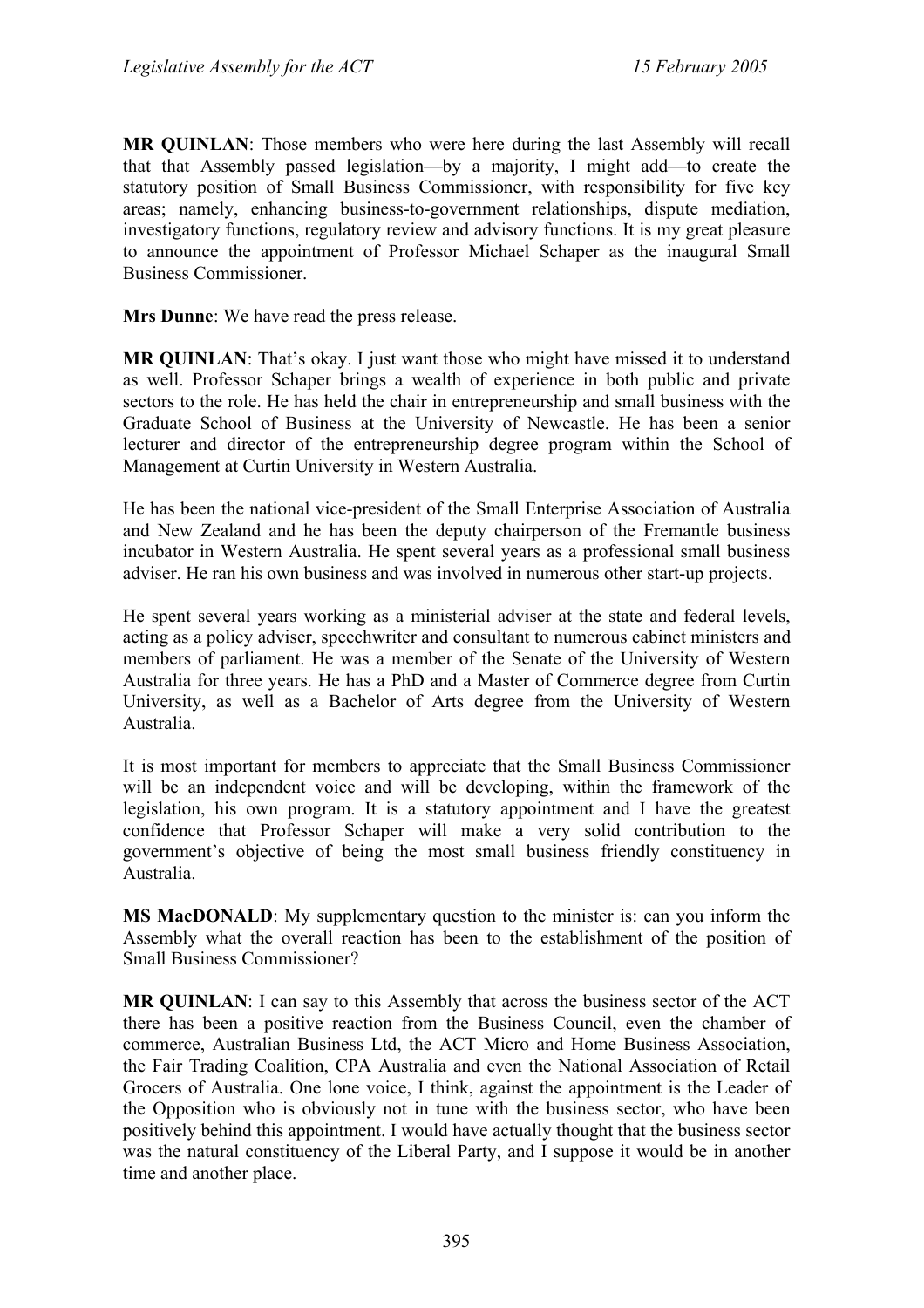**MR QUINLAN**: Those members who were here during the last Assembly will recall that that Assembly passed legislation—by a majority, I might add—to create the statutory position of Small Business Commissioner, with responsibility for five key areas; namely, enhancing business-to-government relationships, dispute mediation, investigatory functions, regulatory review and advisory functions. It is my great pleasure to announce the appointment of Professor Michael Schaper as the inaugural Small Business Commissioner.

**Mrs Dunne**: We have read the press release.

**MR QUINLAN**: That's okay. I just want those who might have missed it to understand as well. Professor Schaper brings a wealth of experience in both public and private sectors to the role. He has held the chair in entrepreneurship and small business with the Graduate School of Business at the University of Newcastle. He has been a senior lecturer and director of the entrepreneurship degree program within the School of Management at Curtin University in Western Australia.

He has been the national vice-president of the Small Enterprise Association of Australia and New Zealand and he has been the deputy chairperson of the Fremantle business incubator in Western Australia. He spent several years as a professional small business adviser. He ran his own business and was involved in numerous other start-up projects.

He spent several years working as a ministerial adviser at the state and federal levels, acting as a policy adviser, speechwriter and consultant to numerous cabinet ministers and members of parliament. He was a member of the Senate of the University of Western Australia for three years. He has a PhD and a Master of Commerce degree from Curtin University, as well as a Bachelor of Arts degree from the University of Western Australia.

It is most important for members to appreciate that the Small Business Commissioner will be an independent voice and will be developing, within the framework of the legislation, his own program. It is a statutory appointment and I have the greatest confidence that Professor Schaper will make a very solid contribution to the government's objective of being the most small business friendly constituency in Australia.

**MS MacDONALD**: My supplementary question to the minister is: can you inform the Assembly what the overall reaction has been to the establishment of the position of Small Business Commissioner?

**MR QUINLAN**: I can say to this Assembly that across the business sector of the ACT there has been a positive reaction from the Business Council, even the chamber of commerce, Australian Business Ltd, the ACT Micro and Home Business Association, the Fair Trading Coalition, CPA Australia and even the National Association of Retail Grocers of Australia. One lone voice, I think, against the appointment is the Leader of the Opposition who is obviously not in tune with the business sector, who have been positively behind this appointment. I would have actually thought that the business sector was the natural constituency of the Liberal Party, and I suppose it would be in another time and another place.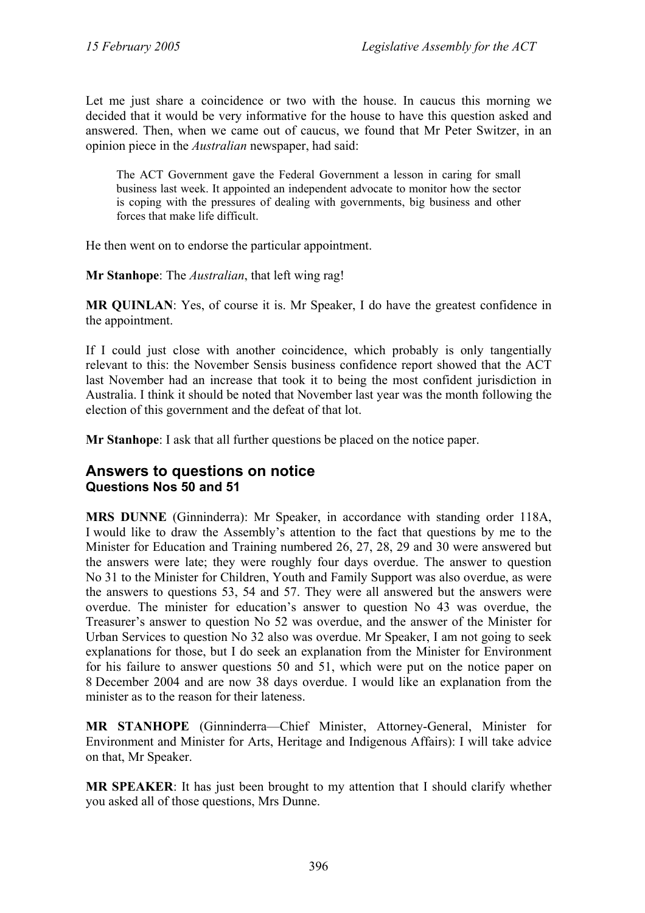Let me just share a coincidence or two with the house. In caucus this morning we decided that it would be very informative for the house to have this question asked and answered. Then, when we came out of caucus, we found that Mr Peter Switzer, in an opinion piece in the *Australian* newspaper, had said:

> The ACT Government gave the Federal Government a lesson in caring for small business last week. It appointed an independent advocate to monitor how the sector is coping with the pressures of dealing with governments, big business and other forces that make life difficult.

He then went on to endorse the particular appointment.

**Mr Stanhope**: The *Australian*, that left wing rag!

**MR QUINLAN**: Yes, of course it is. Mr Speaker, I do have the greatest confidence in the appointment.

If I could just close with another coincidence, which probably is only tangentially relevant to this: the November Sensis business confidence report showed that the ACT last November had an increase that took it to being the most confident jurisdiction in Australia. I think it should be noted that November last year was the month following the election of this government and the defeat of that lot.

**Mr Stanhope**: I ask that all further questions be placed on the notice paper.

## Answers to questions on notice
### Questions Nos 50 and 51

**MRS DUNNE** (Ginninderra): Mr Speaker, in accordance with standing order 118A, I would like to draw the Assembly's attention to the fact that questions by me to the Minister for Education and Training numbered 26, 27, 28, 29 and 30 were answered but the answers were late; they were roughly four days overdue. The answer to question No 31 to the Minister for Children, Youth and Family Support was also overdue, as were the answers to questions 53, 54 and 57. They were all answered but the answers were overdue. The minister for education's answer to question No 43 was overdue, the Treasurer's answer to question No 52 was overdue, and the answer of the Minister for Urban Services to question No 32 also was overdue. Mr Speaker, I am not going to seek explanations for those, but I do seek an explanation from the Minister for Environment for his failure to answer questions 50 and 51, which were put on the notice paper on 8 December 2004 and are now 38 days overdue. I would like an explanation from the minister as to the reason for their lateness.

**MR STANHOPE** (Ginninderra—Chief Minister, Attorney-General, Minister for Environment and Minister for Arts, Heritage and Indigenous Affairs): I will take advice on that, Mr Speaker.

**MR SPEAKER**: It has just been brought to my attention that I should clarify whether you asked all of those questions, Mrs Dunne.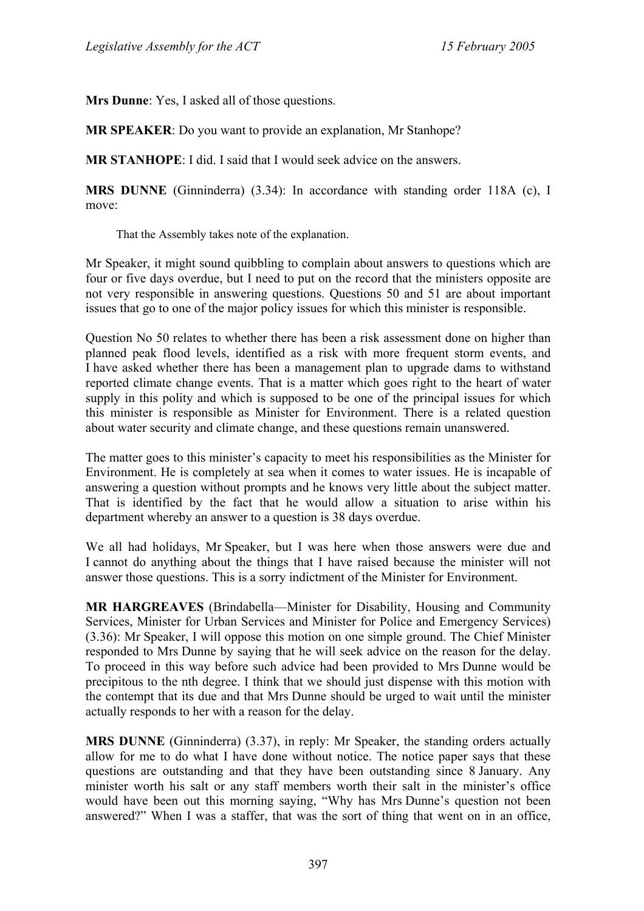**Mrs Dunne**: Yes, I asked all of those questions.

**MR SPEAKER**: Do you want to provide an explanation, Mr Stanhope?

**MR STANHOPE**: I did. I said that I would seek advice on the answers.

**MRS DUNNE** (Ginninderra) (3.34): In accordance with standing order 118A (c), I move:

> That the Assembly takes note of the explanation.

Mr Speaker, it might sound quibbling to complain about answers to questions which are four or five days overdue, but I need to put on the record that the ministers opposite are not very responsible in answering questions. Questions 50 and 51 are about important issues that go to one of the major policy issues for which this minister is responsible.

Question No 50 relates to whether there has been a risk assessment done on higher than planned peak flood levels, identified as a risk with more frequent storm events, and I have asked whether there has been a management plan to upgrade dams to withstand reported climate change events. That is a matter which goes right to the heart of water supply in this polity and which is supposed to be one of the principal issues for which this minister is responsible as Minister for Environment. There is a related question about water security and climate change, and these questions remain unanswered.

The matter goes to this minister's capacity to meet his responsibilities as the Minister for Environment. He is completely at sea when it comes to water issues. He is incapable of answering a question without prompts and he knows very little about the subject matter. That is identified by the fact that he would allow a situation to arise within his department whereby an answer to a question is 38 days overdue.

We all had holidays, Mr Speaker, but I was here when those answers were due and I cannot do anything about the things that I have raised because the minister will not answer those questions. This is a sorry indictment of the Minister for Environment.

**MR HARGREAVES** (Brindabella—Minister for Disability, Housing and Community Services, Minister for Urban Services and Minister for Police and Emergency Services) (3.36): Mr Speaker, I will oppose this motion on one simple ground. The Chief Minister responded to Mrs Dunne by saying that he will seek advice on the reason for the delay. To proceed in this way before such advice had been provided to Mrs Dunne would be precipitous to the nth degree. I think that we should just dispense with this motion with the contempt that its due and that Mrs Dunne should be urged to wait until the minister actually responds to her with a reason for the delay.

**MRS DUNNE** (Ginninderra) (3.37), in reply: Mr Speaker, the standing orders actually allow for me to do what I have done without notice. The notice paper says that these questions are outstanding and that they have been outstanding since 8 January. Any minister worth his salt or any staff members worth their salt in the minister's office would have been out this morning saying, "Why has Mrs Dunne's question not been answered?" When I was a staffer, that was the sort of thing that went on in an office,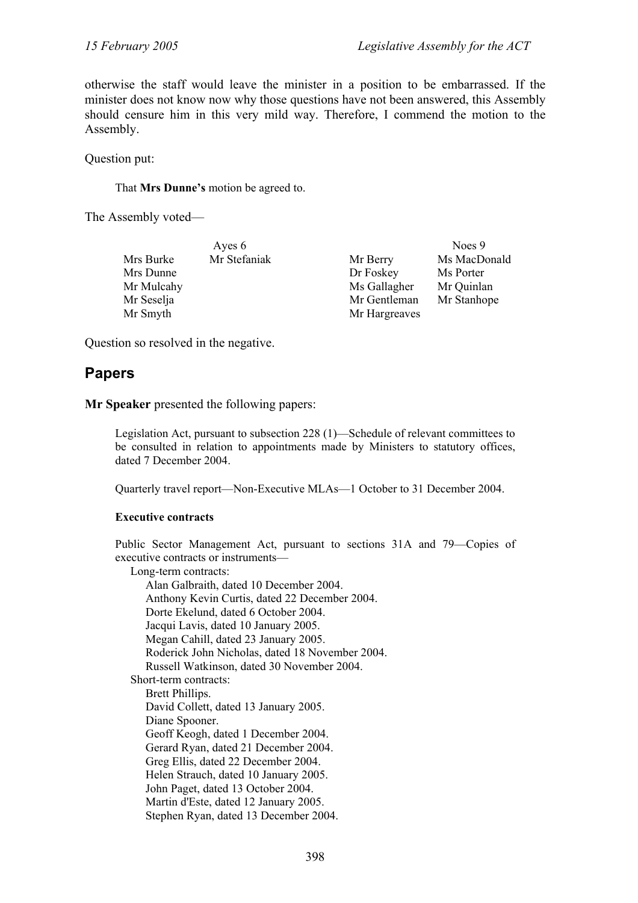otherwise the staff would leave the minister in a position to be embarrassed. If the minister does not know now why those questions have not been answered, this Assembly should censure him in this very mild way. Therefore, I commend the motion to the Assembly.

Question put:

> That **Mrs Dunne's** motion be agreed to.

The Assembly voted—

| Ayes 6 | | Noes 9 | |
|---|---|---|---|
| Mrs Burke | Mr Stefaniak | Mr Berry | Ms MacDonald |
| Mrs Dunne | | Dr Foskey | Ms Porter |
| Mr Mulcahy | | Ms Gallagher | Mr Quinlan |
| Mr Seselja | | Mr Gentleman | Mr Stanhope |
| Mr Smyth | | Mr Hargreaves | |

Question so resolved in the negative.

## Papers

**Mr Speaker** presented the following papers:

> Legislation Act, pursuant to subsection 228 (1)—Schedule of relevant committees to be consulted in relation to appointments made by Ministers to statutory offices, dated 7 December 2004.
>
> Quarterly travel report—Non-Executive MLAs—1 October to 31 December 2004.
>
> **Executive contracts**
>
> Public Sector Management Act, pursuant to sections 31A and 79—Copies of executive contracts or instruments—
>
> Long-term contracts:
> - Alan Galbraith, dated 10 December 2004.
> - Anthony Kevin Curtis, dated 22 December 2004.
> - Dorte Ekelund, dated 6 October 2004.
> - Jacqui Lavis, dated 10 January 2005.
> - Megan Cahill, dated 23 January 2005.
> - Roderick John Nicholas, dated 18 November 2004.
> - Russell Watkinson, dated 30 November 2004.
>
> Short-term contracts:
> - Brett Phillips.
> - David Collett, dated 13 January 2005.
> - Diane Spooner.
> - Geoff Keogh, dated 1 December 2004.
> - Gerard Ryan, dated 21 December 2004.
> - Greg Ellis, dated 22 December 2004.
> - Helen Strauch, dated 10 January 2005.
> - John Paget, dated 13 October 2004.
> - Martin d'Este, dated 12 January 2005.
> - Stephen Ryan, dated 13 December 2004.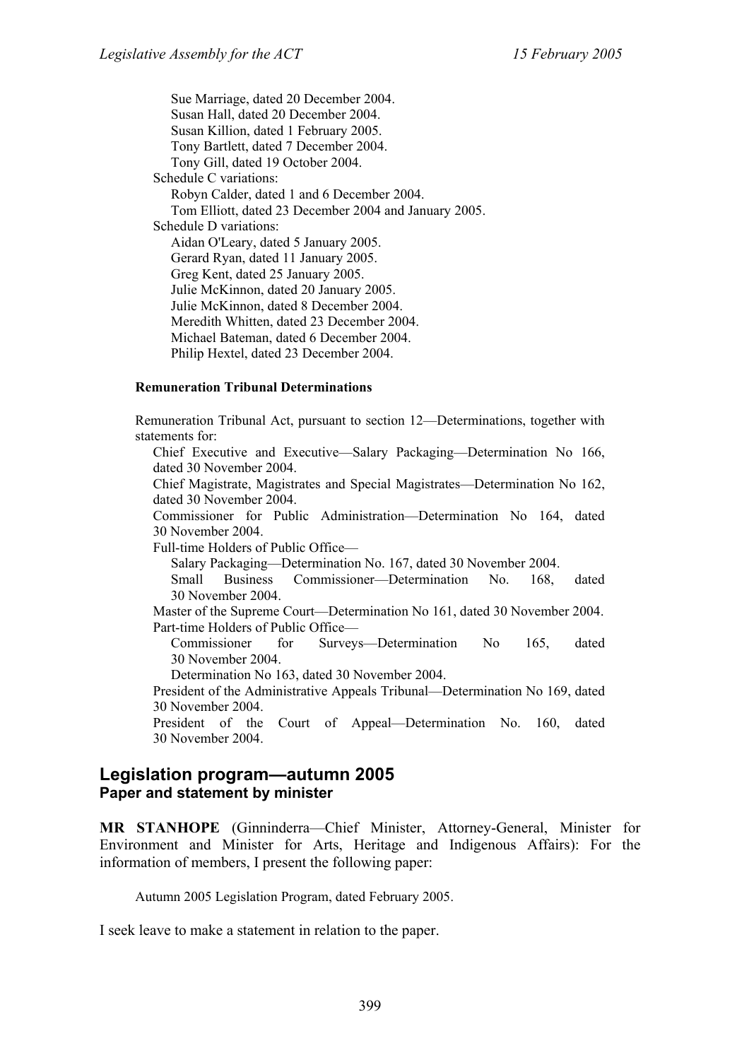Sue Marriage, dated 20 December 2004.
Susan Hall, dated 20 December 2004.
Susan Killion, dated 1 February 2005.
Tony Bartlett, dated 7 December 2004.
Tony Gill, dated 19 October 2004.

Schedule C variations:

Robyn Calder, dated 1 and 6 December 2004.
Tom Elliott, dated 23 December 2004 and January 2005.

Schedule D variations:

Aidan O'Leary, dated 5 January 2005.
Gerard Ryan, dated 11 January 2005.
Greg Kent, dated 25 January 2005.
Julie McKinnon, dated 20 January 2005.
Julie McKinnon, dated 8 December 2004.
Meredith Whitten, dated 23 December 2004.
Michael Bateman, dated 6 December 2004.
Philip Hextel, dated 23 December 2004.

**Remuneration Tribunal Determinations**

Remuneration Tribunal Act, pursuant to section 12—Determinations, together with statements for:

Chief Executive and Executive—Salary Packaging—Determination No 166, dated 30 November 2004.
Chief Magistrate, Magistrates and Special Magistrates—Determination No 162, dated 30 November 2004.
Commissioner for Public Administration—Determination No 164, dated 30 November 2004.
Full-time Holders of Public Office—
Salary Packaging—Determination No. 167, dated 30 November 2004.
Small Business Commissioner—Determination No. 168, dated 30 November 2004.
Master of the Supreme Court—Determination No 161, dated 30 November 2004.
Part-time Holders of Public Office—
Commissioner for Surveys—Determination No 165, dated 30 November 2004.
Determination No 163, dated 30 November 2004.
President of the Administrative Appeals Tribunal—Determination No 169, dated 30 November 2004.
President of the Court of Appeal—Determination No. 160, dated 30 November 2004.

## Legislation program—autumn 2005
### Paper and statement by minister

**MR STANHOPE** (Ginninderra—Chief Minister, Attorney-General, Minister for Environment and Minister for Arts, Heritage and Indigenous Affairs): For the information of members, I present the following paper:

Autumn 2005 Legislation Program, dated February 2005.

I seek leave to make a statement in relation to the paper.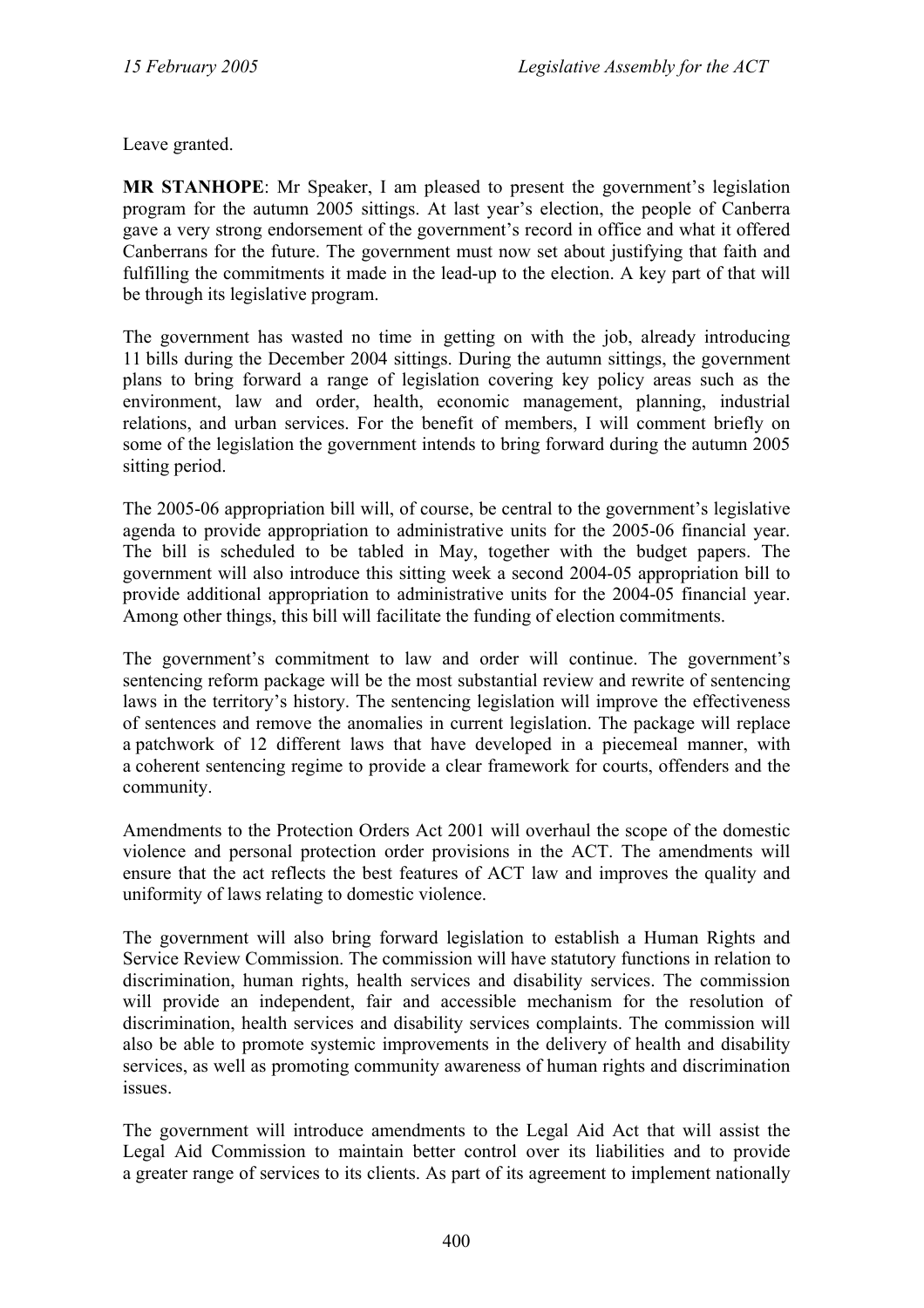Leave granted.

**MR STANHOPE**: Mr Speaker, I am pleased to present the government's legislation program for the autumn 2005 sittings. At last year's election, the people of Canberra gave a very strong endorsement of the government's record in office and what it offered Canberrans for the future. The government must now set about justifying that faith and fulfilling the commitments it made in the lead-up to the election. A key part of that will be through its legislative program.

The government has wasted no time in getting on with the job, already introducing 11 bills during the December 2004 sittings. During the autumn sittings, the government plans to bring forward a range of legislation covering key policy areas such as the environment, law and order, health, economic management, planning, industrial relations, and urban services. For the benefit of members, I will comment briefly on some of the legislation the government intends to bring forward during the autumn 2005 sitting period.

The 2005-06 appropriation bill will, of course, be central to the government's legislative agenda to provide appropriation to administrative units for the 2005-06 financial year. The bill is scheduled to be tabled in May, together with the budget papers. The government will also introduce this sitting week a second 2004-05 appropriation bill to provide additional appropriation to administrative units for the 2004-05 financial year. Among other things, this bill will facilitate the funding of election commitments.

The government's commitment to law and order will continue. The government's sentencing reform package will be the most substantial review and rewrite of sentencing laws in the territory's history. The sentencing legislation will improve the effectiveness of sentences and remove the anomalies in current legislation. The package will replace a patchwork of 12 different laws that have developed in a piecemeal manner, with a coherent sentencing regime to provide a clear framework for courts, offenders and the community.

Amendments to the Protection Orders Act 2001 will overhaul the scope of the domestic violence and personal protection order provisions in the ACT. The amendments will ensure that the act reflects the best features of ACT law and improves the quality and uniformity of laws relating to domestic violence.

The government will also bring forward legislation to establish a Human Rights and Service Review Commission. The commission will have statutory functions in relation to discrimination, human rights, health services and disability services. The commission will provide an independent, fair and accessible mechanism for the resolution of discrimination, health services and disability services complaints. The commission will also be able to promote systemic improvements in the delivery of health and disability services, as well as promoting community awareness of human rights and discrimination issues.

The government will introduce amendments to the Legal Aid Act that will assist the Legal Aid Commission to maintain better control over its liabilities and to provide a greater range of services to its clients. As part of its agreement to implement nationally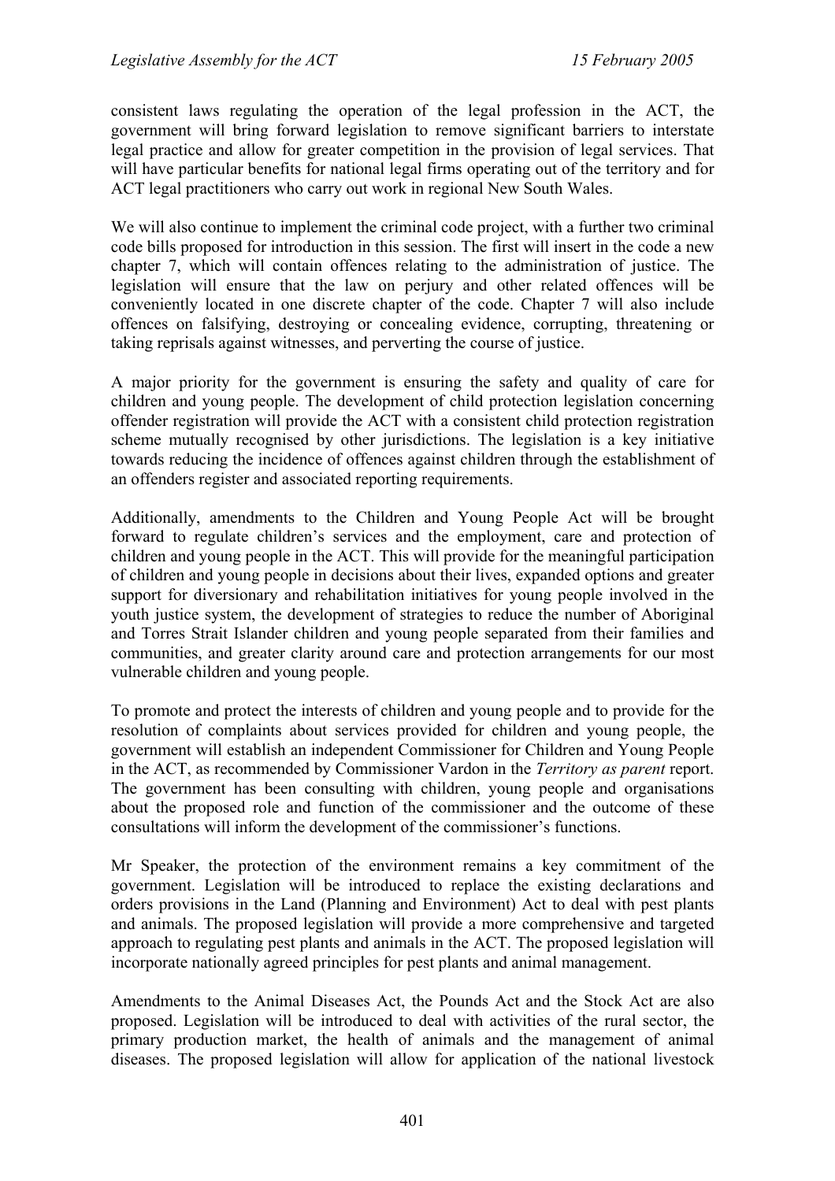consistent laws regulating the operation of the legal profession in the ACT, the government will bring forward legislation to remove significant barriers to interstate legal practice and allow for greater competition in the provision of legal services. That will have particular benefits for national legal firms operating out of the territory and for ACT legal practitioners who carry out work in regional New South Wales.

We will also continue to implement the criminal code project, with a further two criminal code bills proposed for introduction in this session. The first will insert in the code a new chapter 7, which will contain offences relating to the administration of justice. The legislation will ensure that the law on perjury and other related offences will be conveniently located in one discrete chapter of the code. Chapter 7 will also include offences on falsifying, destroying or concealing evidence, corrupting, threatening or taking reprisals against witnesses, and perverting the course of justice.

A major priority for the government is ensuring the safety and quality of care for children and young people. The development of child protection legislation concerning offender registration will provide the ACT with a consistent child protection registration scheme mutually recognised by other jurisdictions. The legislation is a key initiative towards reducing the incidence of offences against children through the establishment of an offenders register and associated reporting requirements.

Additionally, amendments to the Children and Young People Act will be brought forward to regulate children's services and the employment, care and protection of children and young people in the ACT. This will provide for the meaningful participation of children and young people in decisions about their lives, expanded options and greater support for diversionary and rehabilitation initiatives for young people involved in the youth justice system, the development of strategies to reduce the number of Aboriginal and Torres Strait Islander children and young people separated from their families and communities, and greater clarity around care and protection arrangements for our most vulnerable children and young people.

To promote and protect the interests of children and young people and to provide for the resolution of complaints about services provided for children and young people, the government will establish an independent Commissioner for Children and Young People in the ACT, as recommended by Commissioner Vardon in the *Territory as parent* report. The government has been consulting with children, young people and organisations about the proposed role and function of the commissioner and the outcome of these consultations will inform the development of the commissioner's functions.

Mr Speaker, the protection of the environment remains a key commitment of the government. Legislation will be introduced to replace the existing declarations and orders provisions in the Land (Planning and Environment) Act to deal with pest plants and animals. The proposed legislation will provide a more comprehensive and targeted approach to regulating pest plants and animals in the ACT. The proposed legislation will incorporate nationally agreed principles for pest plants and animal management.

Amendments to the Animal Diseases Act, the Pounds Act and the Stock Act are also proposed. Legislation will be introduced to deal with activities of the rural sector, the primary production market, the health of animals and the management of animal diseases. The proposed legislation will allow for application of the national livestock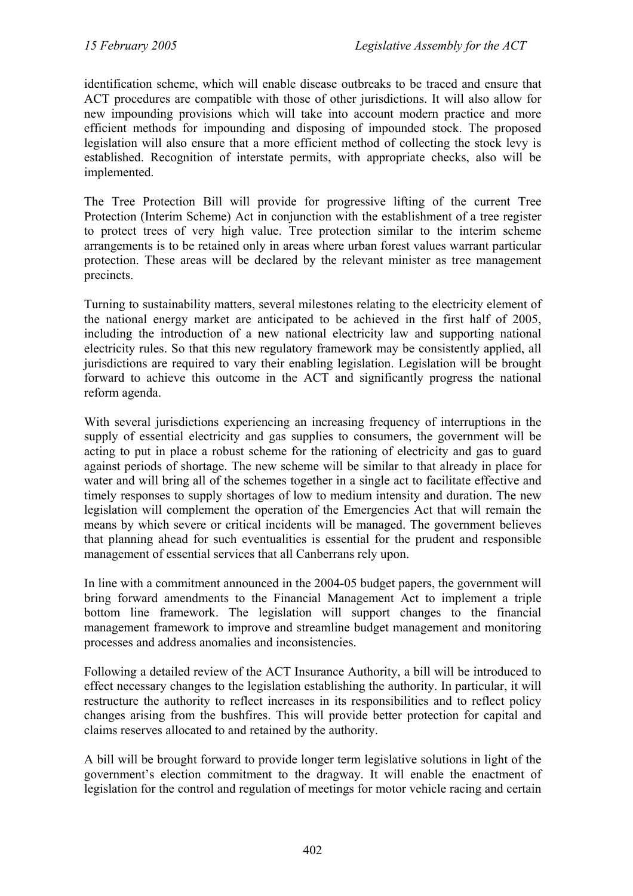identification scheme, which will enable disease outbreaks to be traced and ensure that ACT procedures are compatible with those of other jurisdictions. It will also allow for new impounding provisions which will take into account modern practice and more efficient methods for impounding and disposing of impounded stock. The proposed legislation will also ensure that a more efficient method of collecting the stock levy is established. Recognition of interstate permits, with appropriate checks, also will be implemented.

The Tree Protection Bill will provide for progressive lifting of the current Tree Protection (Interim Scheme) Act in conjunction with the establishment of a tree register to protect trees of very high value. Tree protection similar to the interim scheme arrangements is to be retained only in areas where urban forest values warrant particular protection. These areas will be declared by the relevant minister as tree management precincts.

Turning to sustainability matters, several milestones relating to the electricity element of the national energy market are anticipated to be achieved in the first half of 2005, including the introduction of a new national electricity law and supporting national electricity rules. So that this new regulatory framework may be consistently applied, all jurisdictions are required to vary their enabling legislation. Legislation will be brought forward to achieve this outcome in the ACT and significantly progress the national reform agenda.

With several jurisdictions experiencing an increasing frequency of interruptions in the supply of essential electricity and gas supplies to consumers, the government will be acting to put in place a robust scheme for the rationing of electricity and gas to guard against periods of shortage. The new scheme will be similar to that already in place for water and will bring all of the schemes together in a single act to facilitate effective and timely responses to supply shortages of low to medium intensity and duration. The new legislation will complement the operation of the Emergencies Act that will remain the means by which severe or critical incidents will be managed. The government believes that planning ahead for such eventualities is essential for the prudent and responsible management of essential services that all Canberrans rely upon.

In line with a commitment announced in the 2004-05 budget papers, the government will bring forward amendments to the Financial Management Act to implement a triple bottom line framework. The legislation will support changes to the financial management framework to improve and streamline budget management and monitoring processes and address anomalies and inconsistencies.

Following a detailed review of the ACT Insurance Authority, a bill will be introduced to effect necessary changes to the legislation establishing the authority. In particular, it will restructure the authority to reflect increases in its responsibilities and to reflect policy changes arising from the bushfires. This will provide better protection for capital and claims reserves allocated to and retained by the authority.

A bill will be brought forward to provide longer term legislative solutions in light of the government's election commitment to the dragway. It will enable the enactment of legislation for the control and regulation of meetings for motor vehicle racing and certain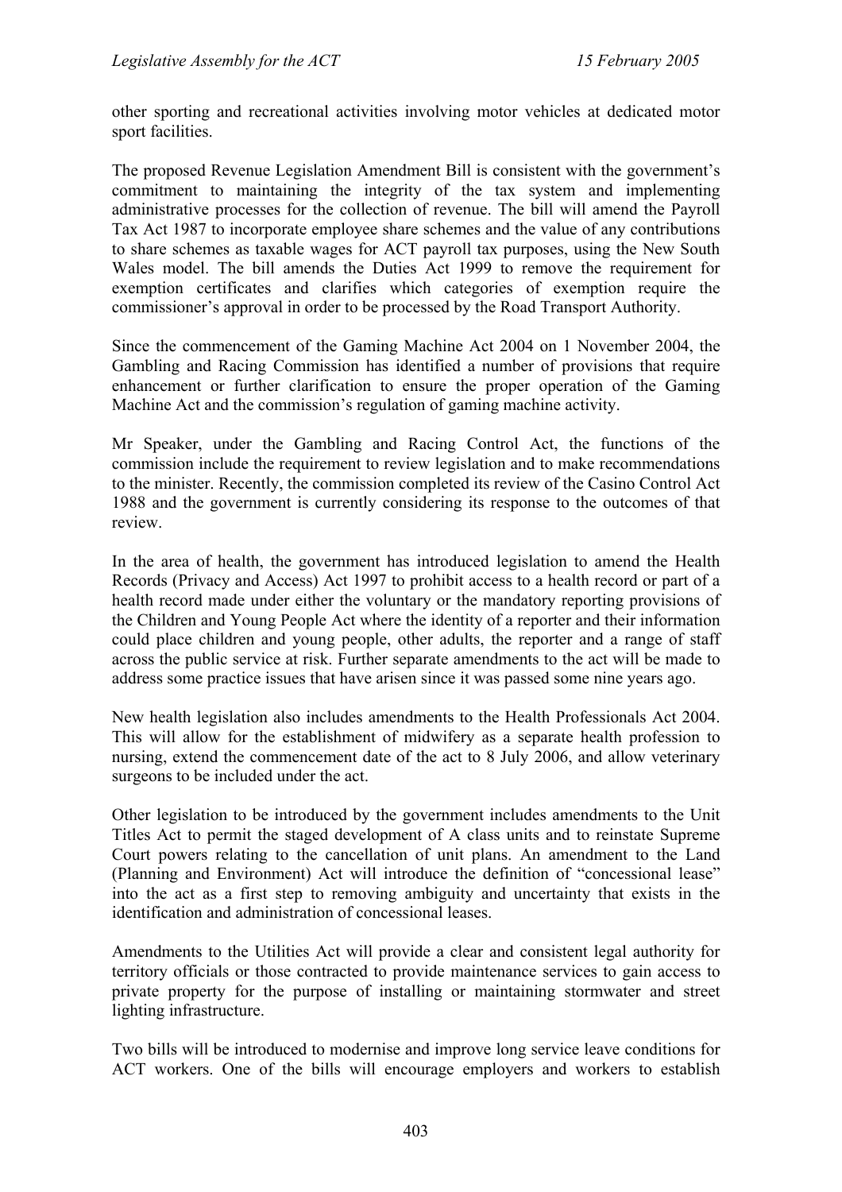other sporting and recreational activities involving motor vehicles at dedicated motor sport facilities.

The proposed Revenue Legislation Amendment Bill is consistent with the government's commitment to maintaining the integrity of the tax system and implementing administrative processes for the collection of revenue. The bill will amend the Payroll Tax Act 1987 to incorporate employee share schemes and the value of any contributions to share schemes as taxable wages for ACT payroll tax purposes, using the New South Wales model. The bill amends the Duties Act 1999 to remove the requirement for exemption certificates and clarifies which categories of exemption require the commissioner's approval in order to be processed by the Road Transport Authority.

Since the commencement of the Gaming Machine Act 2004 on 1 November 2004, the Gambling and Racing Commission has identified a number of provisions that require enhancement or further clarification to ensure the proper operation of the Gaming Machine Act and the commission's regulation of gaming machine activity.

Mr Speaker, under the Gambling and Racing Control Act, the functions of the commission include the requirement to review legislation and to make recommendations to the minister. Recently, the commission completed its review of the Casino Control Act 1988 and the government is currently considering its response to the outcomes of that review.

In the area of health, the government has introduced legislation to amend the Health Records (Privacy and Access) Act 1997 to prohibit access to a health record or part of a health record made under either the voluntary or the mandatory reporting provisions of the Children and Young People Act where the identity of a reporter and their information could place children and young people, other adults, the reporter and a range of staff across the public service at risk. Further separate amendments to the act will be made to address some practice issues that have arisen since it was passed some nine years ago.

New health legislation also includes amendments to the Health Professionals Act 2004. This will allow for the establishment of midwifery as a separate health profession to nursing, extend the commencement date of the act to 8 July 2006, and allow veterinary surgeons to be included under the act.

Other legislation to be introduced by the government includes amendments to the Unit Titles Act to permit the staged development of A class units and to reinstate Supreme Court powers relating to the cancellation of unit plans. An amendment to the Land (Planning and Environment) Act will introduce the definition of "concessional lease" into the act as a first step to removing ambiguity and uncertainty that exists in the identification and administration of concessional leases.

Amendments to the Utilities Act will provide a clear and consistent legal authority for territory officials or those contracted to provide maintenance services to gain access to private property for the purpose of installing or maintaining stormwater and street lighting infrastructure.

Two bills will be introduced to modernise and improve long service leave conditions for ACT workers. One of the bills will encourage employers and workers to establish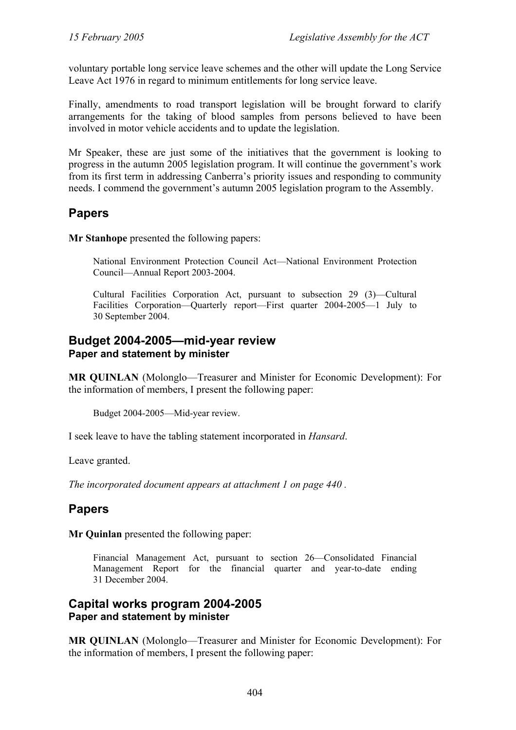voluntary portable long service leave schemes and the other will update the Long Service Leave Act 1976 in regard to minimum entitlements for long service leave.

Finally, amendments to road transport legislation will be brought forward to clarify arrangements for the taking of blood samples from persons believed to have been involved in motor vehicle accidents and to update the legislation.

Mr Speaker, these are just some of the initiatives that the government is looking to progress in the autumn 2005 legislation program. It will continue the government's work from its first term in addressing Canberra's priority issues and responding to community needs. I commend the government's autumn 2005 legislation program to the Assembly.

## Papers

**Mr Stanhope** presented the following papers:

> National Environment Protection Council Act—National Environment Protection Council—Annual Report 2003-2004.
>
> Cultural Facilities Corporation Act, pursuant to subsection 29 (3)—Cultural Facilities Corporation—Quarterly report—First quarter 2004-2005—1 July to 30 September 2004.

## Budget 2004-2005—mid-year review
### Paper and statement by minister

**MR QUINLAN** (Molonglo—Treasurer and Minister for Economic Development): For the information of members, I present the following paper:

> Budget 2004-2005—Mid-year review.

I seek leave to have the tabling statement incorporated in *Hansard*.

Leave granted.

*The incorporated document appears at attachment 1 on page 440 .*

## Papers

**Mr Quinlan** presented the following paper:

> Financial Management Act, pursuant to section 26—Consolidated Financial Management Report for the financial quarter and year-to-date ending 31 December 2004.

## Capital works program 2004-2005
### Paper and statement by minister

**MR QUINLAN** (Molonglo—Treasurer and Minister for Economic Development): For the information of members, I present the following paper: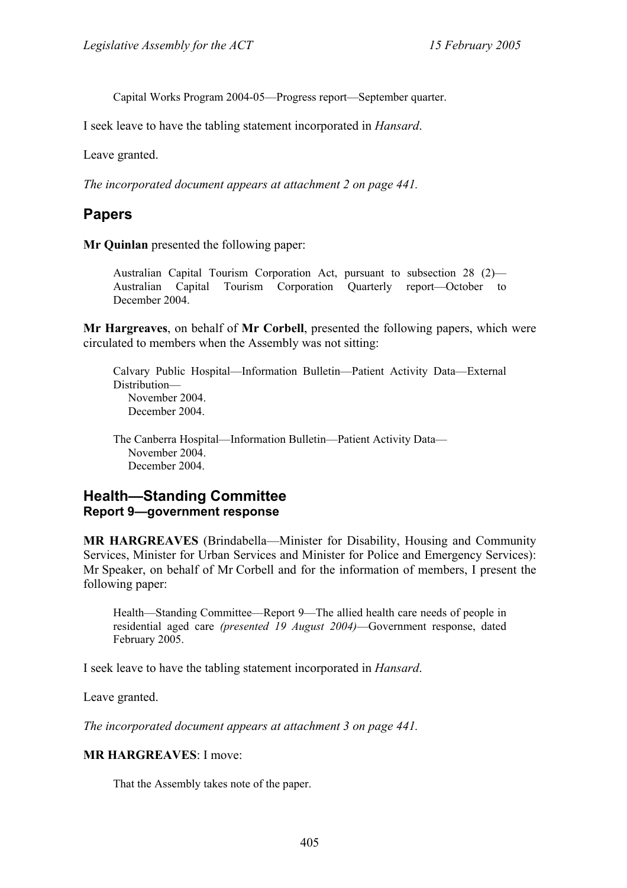> Capital Works Program 2004-05—Progress report—September quarter.

I seek leave to have the tabling statement incorporated in *Hansard*.

Leave granted.

*The incorporated document appears at attachment 2 on page 441.*

## Papers

**Mr Quinlan** presented the following paper:

> Australian Capital Tourism Corporation Act, pursuant to subsection 28 (2)—Australian Capital Tourism Corporation Quarterly report—October to December 2004.

**Mr Hargreaves**, on behalf of **Mr Corbell**, presented the following papers, which were circulated to members when the Assembly was not sitting:

> Calvary Public Hospital—Information Bulletin—Patient Activity Data—External Distribution—
> November 2004.
> December 2004.
>
> The Canberra Hospital—Information Bulletin—Patient Activity Data—
> November 2004.
> December 2004.

## Health—Standing Committee
### Report 9—government response

**MR HARGREAVES** (Brindabella—Minister for Disability, Housing and Community Services, Minister for Urban Services and Minister for Police and Emergency Services): Mr Speaker, on behalf of Mr Corbell and for the information of members, I present the following paper:

> Health—Standing Committee—Report 9—The allied health care needs of people in residential aged care *(presented 19 August 2004)*—Government response, dated February 2005.

I seek leave to have the tabling statement incorporated in *Hansard*.

Leave granted.

*The incorporated document appears at attachment 3 on page 441.*

**MR HARGREAVES**: I move:

> That the Assembly takes note of the paper.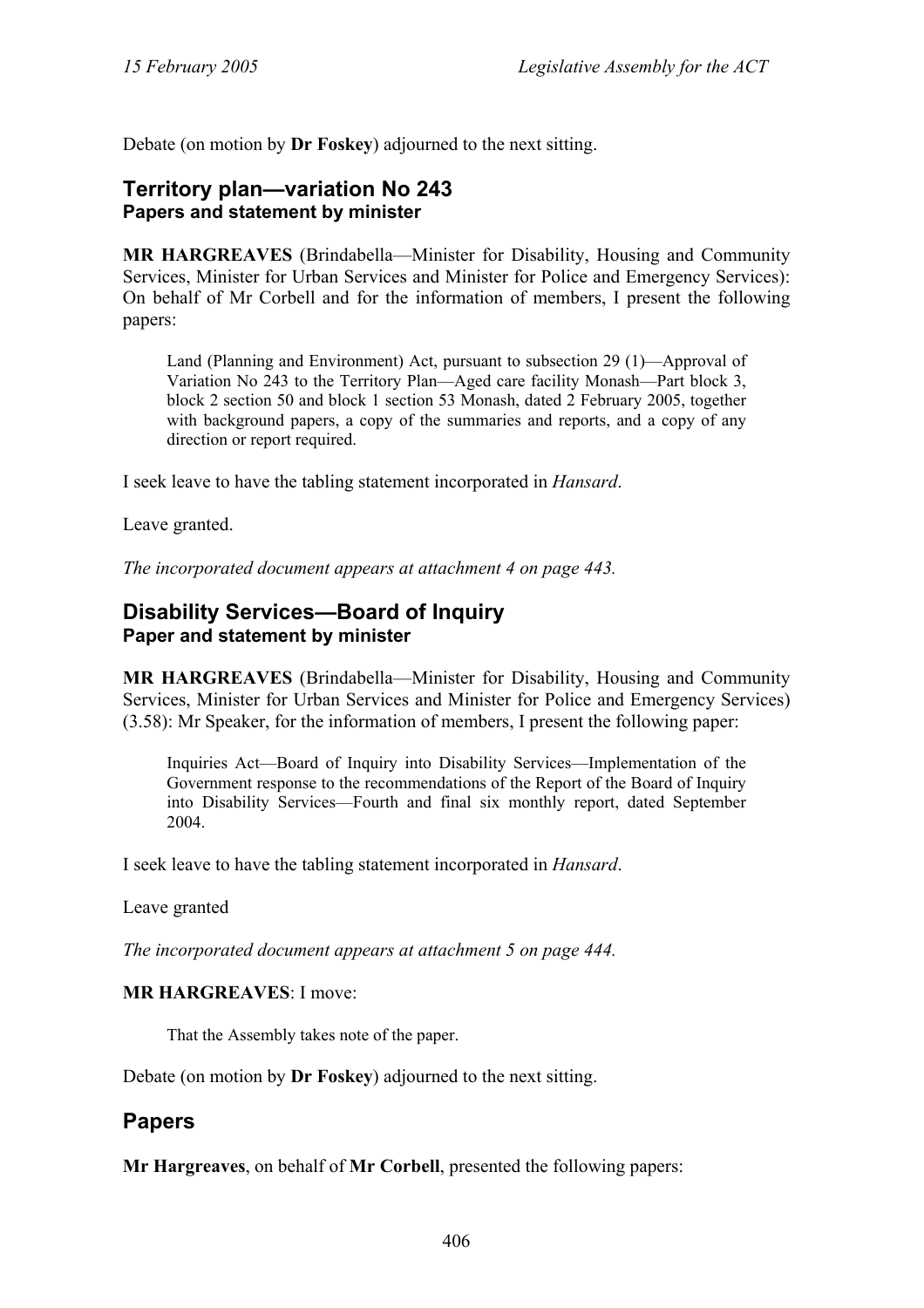Debate (on motion by **Dr Foskey**) adjourned to the next sitting.

## Territory plan—variation No 243
### Papers and statement by minister

**MR HARGREAVES** (Brindabella—Minister for Disability, Housing and Community Services, Minister for Urban Services and Minister for Police and Emergency Services): On behalf of Mr Corbell and for the information of members, I present the following papers:

> Land (Planning and Environment) Act, pursuant to subsection 29 (1)—Approval of Variation No 243 to the Territory Plan—Aged care facility Monash—Part block 3, block 2 section 50 and block 1 section 53 Monash, dated 2 February 2005, together with background papers, a copy of the summaries and reports, and a copy of any direction or report required.

I seek leave to have the tabling statement incorporated in *Hansard*.

Leave granted.

*The incorporated document appears at attachment 4 on page 443.*

## Disability Services—Board of Inquiry
### Paper and statement by minister

**MR HARGREAVES** (Brindabella—Minister for Disability, Housing and Community Services, Minister for Urban Services and Minister for Police and Emergency Services) (3.58): Mr Speaker, for the information of members, I present the following paper:

> Inquiries Act—Board of Inquiry into Disability Services—Implementation of the Government response to the recommendations of the Report of the Board of Inquiry into Disability Services—Fourth and final six monthly report, dated September 2004.

I seek leave to have the tabling statement incorporated in *Hansard*.

Leave granted

*The incorporated document appears at attachment 5 on page 444.*

**MR HARGREAVES**: I move:

> That the Assembly takes note of the paper.

Debate (on motion by **Dr Foskey**) adjourned to the next sitting.

## Papers

**Mr Hargreaves**, on behalf of **Mr Corbell**, presented the following papers: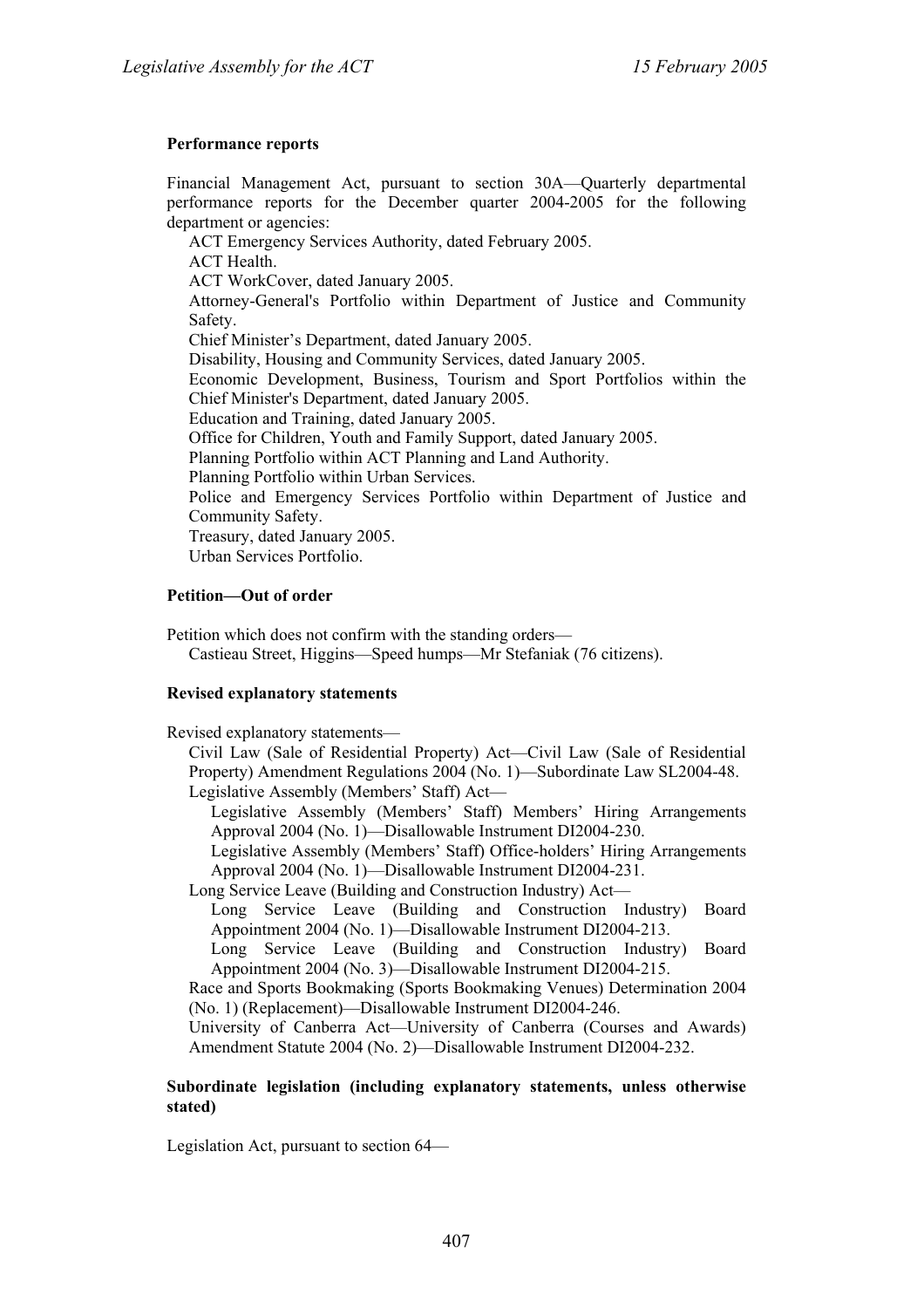**Performance reports**

Financial Management Act, pursuant to section 30A—Quarterly departmental performance reports for the December quarter 2004-2005 for the following department or agencies:

ACT Emergency Services Authority, dated February 2005.
ACT Health.
ACT WorkCover, dated January 2005.
Attorney-General's Portfolio within Department of Justice and Community Safety.
Chief Minister's Department, dated January 2005.
Disability, Housing and Community Services, dated January 2005.
Economic Development, Business, Tourism and Sport Portfolios within the Chief Minister's Department, dated January 2005.
Education and Training, dated January 2005.
Office for Children, Youth and Family Support, dated January 2005.
Planning Portfolio within ACT Planning and Land Authority.
Planning Portfolio within Urban Services.
Police and Emergency Services Portfolio within Department of Justice and Community Safety.
Treasury, dated January 2005.
Urban Services Portfolio.

**Petition—Out of order**

Petition which does not confirm with the standing orders—
Castieau Street, Higgins—Speed humps—Mr Stefaniak (76 citizens).

**Revised explanatory statements**

Revised explanatory statements—

Civil Law (Sale of Residential Property) Act—Civil Law (Sale of Residential Property) Amendment Regulations 2004 (No. 1)—Subordinate Law SL2004-48.

Legislative Assembly (Members' Staff) Act—

Legislative Assembly (Members' Staff) Members' Hiring Arrangements Approval 2004 (No. 1)—Disallowable Instrument DI2004-230.

Legislative Assembly (Members' Staff) Office-holders' Hiring Arrangements Approval 2004 (No. 1)—Disallowable Instrument DI2004-231.

Long Service Leave (Building and Construction Industry) Act—

Long Service Leave (Building and Construction Industry) Board Appointment 2004 (No. 1)—Disallowable Instrument DI2004-213.

Long Service Leave (Building and Construction Industry) Board Appointment 2004 (No. 3)—Disallowable Instrument DI2004-215.

Race and Sports Bookmaking (Sports Bookmaking Venues) Determination 2004 (No. 1) (Replacement)—Disallowable Instrument DI2004-246.

University of Canberra Act—University of Canberra (Courses and Awards) Amendment Statute 2004 (No. 2)—Disallowable Instrument DI2004-232.

**Subordinate legislation (including explanatory statements, unless otherwise stated)**

Legislation Act, pursuant to section 64—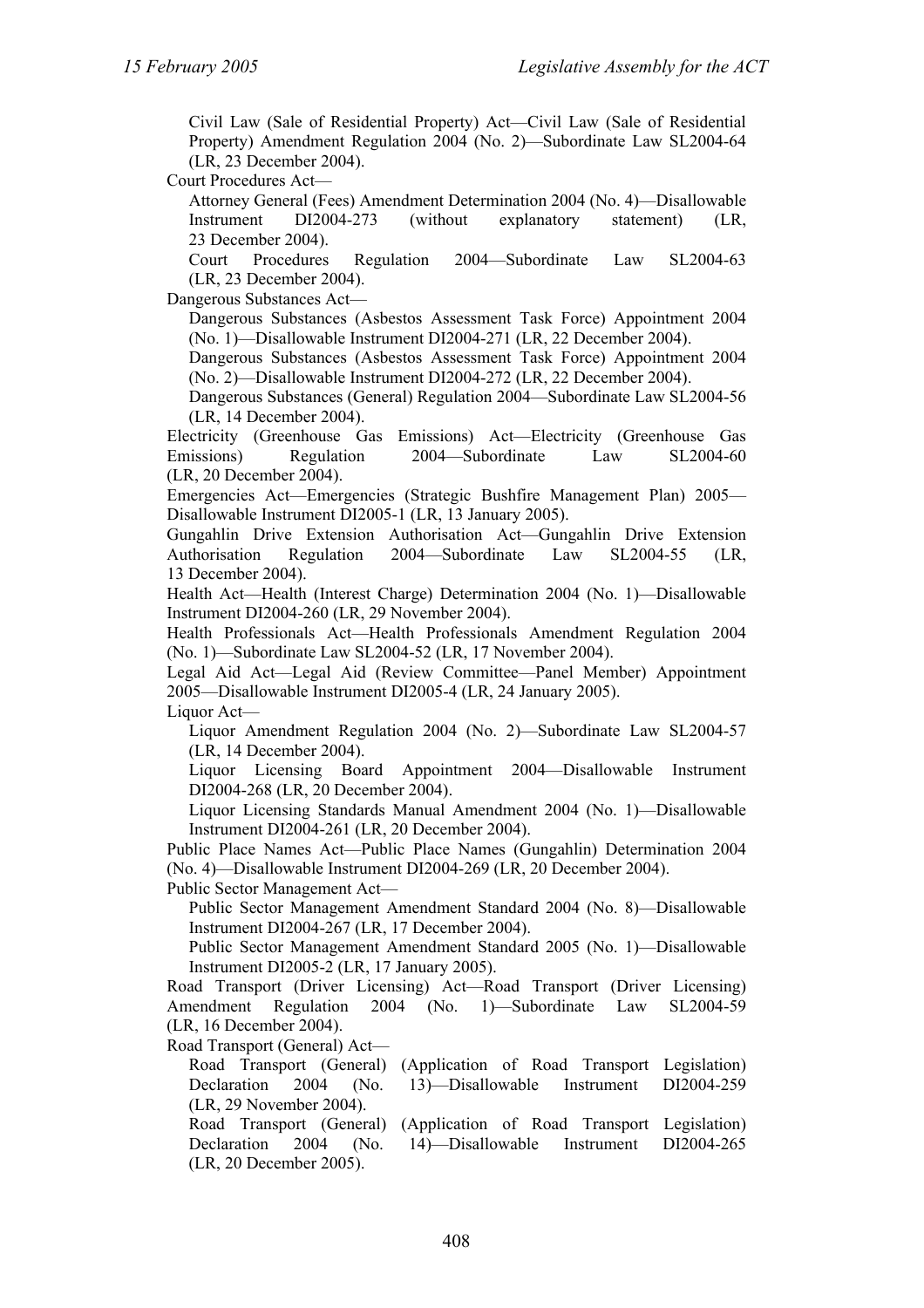Civil Law (Sale of Residential Property) Act—Civil Law (Sale of Residential Property) Amendment Regulation 2004 (No. 2)—Subordinate Law SL2004-64 (LR, 23 December 2004).

Court Procedures Act—

Attorney General (Fees) Amendment Determination 2004 (No. 4)—Disallowable Instrument DI2004-273 (without explanatory statement) (LR, 23 December 2004).

Court Procedures Regulation 2004—Subordinate Law SL2004-63 (LR, 23 December 2004).

Dangerous Substances Act—

Dangerous Substances (Asbestos Assessment Task Force) Appointment 2004 (No. 1)—Disallowable Instrument DI2004-271 (LR, 22 December 2004).

Dangerous Substances (Asbestos Assessment Task Force) Appointment 2004 (No. 2)—Disallowable Instrument DI2004-272 (LR, 22 December 2004).

Dangerous Substances (General) Regulation 2004—Subordinate Law SL2004-56 (LR, 14 December 2004).

Electricity (Greenhouse Gas Emissions) Act—Electricity (Greenhouse Gas Emissions) Regulation 2004—Subordinate Law SL2004-60 (LR, 20 December 2004).

Emergencies Act—Emergencies (Strategic Bushfire Management Plan) 2005—Disallowable Instrument DI2005-1 (LR, 13 January 2005).

Gungahlin Drive Extension Authorisation Act—Gungahlin Drive Extension Authorisation Regulation 2004—Subordinate Law SL2004-55 (LR, 13 December 2004).

Health Act—Health (Interest Charge) Determination 2004 (No. 1)—Disallowable Instrument DI2004-260 (LR, 29 November 2004).

Health Professionals Act—Health Professionals Amendment Regulation 2004 (No. 1)—Subordinate Law SL2004-52 (LR, 17 November 2004).

Legal Aid Act—Legal Aid (Review Committee—Panel Member) Appointment 2005—Disallowable Instrument DI2005-4 (LR, 24 January 2005).

Liquor Act—

Liquor Amendment Regulation 2004 (No. 2)—Subordinate Law SL2004-57 (LR, 14 December 2004).

Liquor Licensing Board Appointment 2004—Disallowable Instrument DI2004-268 (LR, 20 December 2004).

Liquor Licensing Standards Manual Amendment 2004 (No. 1)—Disallowable Instrument DI2004-261 (LR, 20 December 2004).

Public Place Names Act—Public Place Names (Gungahlin) Determination 2004 (No. 4)—Disallowable Instrument DI2004-269 (LR, 20 December 2004).

Public Sector Management Act—

Public Sector Management Amendment Standard 2004 (No. 8)—Disallowable Instrument DI2004-267 (LR, 17 December 2004).

Public Sector Management Amendment Standard 2005 (No. 1)—Disallowable Instrument DI2005-2 (LR, 17 January 2005).

Road Transport (Driver Licensing) Act—Road Transport (Driver Licensing) Amendment Regulation 2004 (No. 1)—Subordinate Law SL2004-59 (LR, 16 December 2004).

Road Transport (General) Act—

Road Transport (General) (Application of Road Transport Legislation) Declaration 2004 (No. 13)—Disallowable Instrument DI2004-259 (LR, 29 November 2004).

Road Transport (General) (Application of Road Transport Legislation) Declaration 2004 (No. 14)—Disallowable Instrument DI2004-265 (LR, 20 December 2005).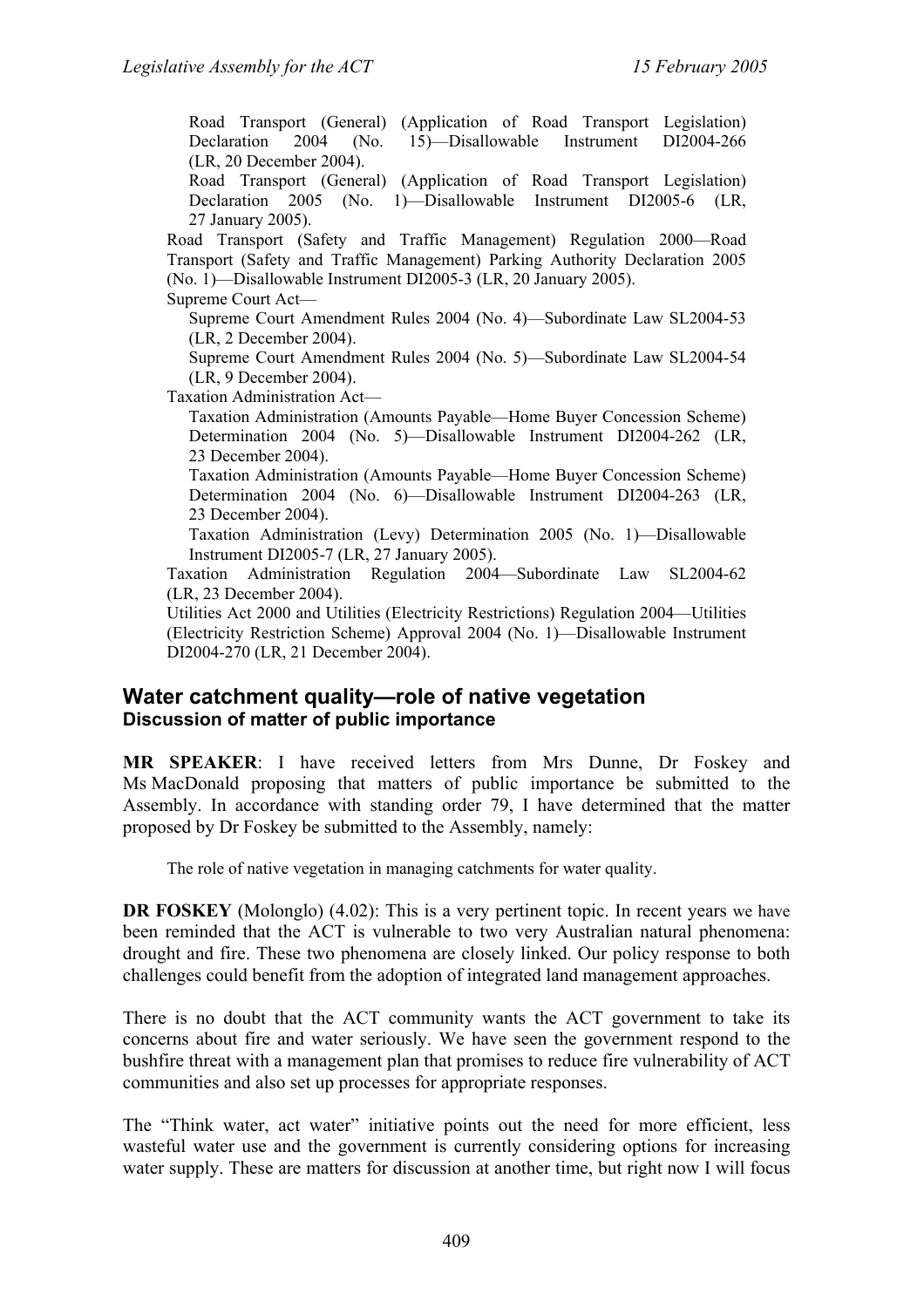Road Transport (General) (Application of Road Transport Legislation) Declaration 2004 (No. 15)—Disallowable Instrument DI2004-266 (LR, 20 December 2004).

Road Transport (General) (Application of Road Transport Legislation) Declaration 2005 (No. 1)—Disallowable Instrument DI2005-6 (LR, 27 January 2005).

Road Transport (Safety and Traffic Management) Regulation 2000—Road Transport (Safety and Traffic Management) Parking Authority Declaration 2005 (No. 1)—Disallowable Instrument DI2005-3 (LR, 20 January 2005).

Supreme Court Act—

Supreme Court Amendment Rules 2004 (No. 4)—Subordinate Law SL2004-53 (LR, 2 December 2004).

Supreme Court Amendment Rules 2004 (No. 5)—Subordinate Law SL2004-54 (LR, 9 December 2004).

Taxation Administration Act—

Taxation Administration (Amounts Payable—Home Buyer Concession Scheme) Determination 2004 (No. 5)—Disallowable Instrument DI2004-262 (LR, 23 December 2004).

Taxation Administration (Amounts Payable—Home Buyer Concession Scheme) Determination 2004 (No. 6)—Disallowable Instrument DI2004-263 (LR, 23 December 2004).

Taxation Administration (Levy) Determination 2005 (No. 1)—Disallowable Instrument DI2005-7 (LR, 27 January 2005).

Taxation Administration Regulation 2004—Subordinate Law SL2004-62 (LR, 23 December 2004).

Utilities Act 2000 and Utilities (Electricity Restrictions) Regulation 2004—Utilities (Electricity Restriction Scheme) Approval 2004 (No. 1)—Disallowable Instrument DI2004-270 (LR, 21 December 2004).

## Water catchment quality—role of native vegetation
### Discussion of matter of public importance

**MR SPEAKER**: I have received letters from Mrs Dunne, Dr Foskey and Ms MacDonald proposing that matters of public importance be submitted to the Assembly. In accordance with standing order 79, I have determined that the matter proposed by Dr Foskey be submitted to the Assembly, namely:

The role of native vegetation in managing catchments for water quality.

**DR FOSKEY** (Molonglo) (4.02): This is a very pertinent topic. In recent years we have been reminded that the ACT is vulnerable to two very Australian natural phenomena: drought and fire. These two phenomena are closely linked. Our policy response to both challenges could benefit from the adoption of integrated land management approaches.

There is no doubt that the ACT community wants the ACT government to take its concerns about fire and water seriously. We have seen the government respond to the bushfire threat with a management plan that promises to reduce fire vulnerability of ACT communities and also set up processes for appropriate responses.

The "Think water, act water" initiative points out the need for more efficient, less wasteful water use and the government is currently considering options for increasing water supply. These are matters for discussion at another time, but right now I will focus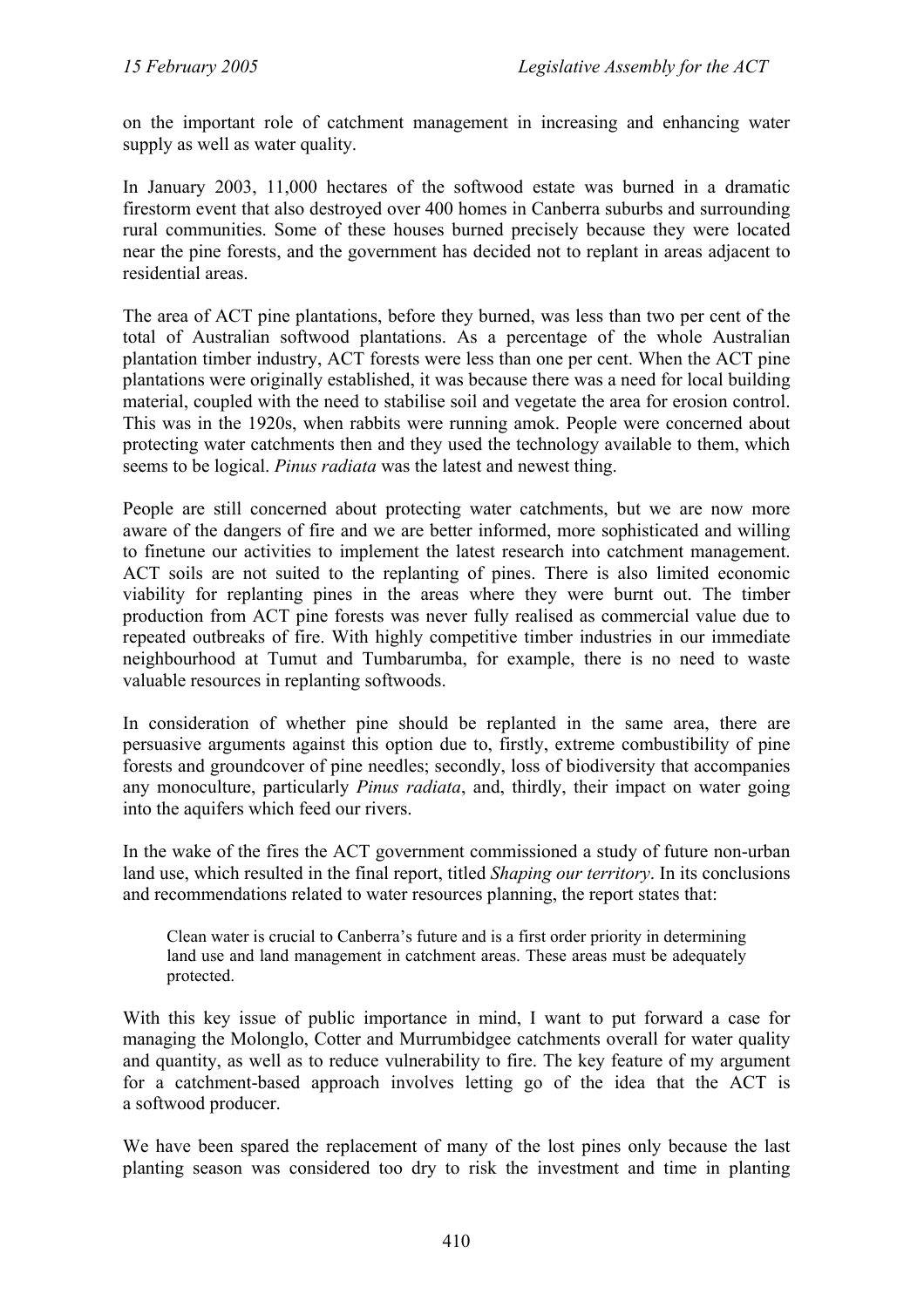on the important role of catchment management in increasing and enhancing water supply as well as water quality.

In January 2003, 11,000 hectares of the softwood estate was burned in a dramatic firestorm event that also destroyed over 400 homes in Canberra suburbs and surrounding rural communities. Some of these houses burned precisely because they were located near the pine forests, and the government has decided not to replant in areas adjacent to residential areas.

The area of ACT pine plantations, before they burned, was less than two per cent of the total of Australian softwood plantations. As a percentage of the whole Australian plantation timber industry, ACT forests were less than one per cent. When the ACT pine plantations were originally established, it was because there was a need for local building material, coupled with the need to stabilise soil and vegetate the area for erosion control. This was in the 1920s, when rabbits were running amok. People were concerned about protecting water catchments then and they used the technology available to them, which seems to be logical. *Pinus radiata* was the latest and newest thing.

People are still concerned about protecting water catchments, but we are now more aware of the dangers of fire and we are better informed, more sophisticated and willing to finetune our activities to implement the latest research into catchment management. ACT soils are not suited to the replanting of pines. There is also limited economic viability for replanting pines in the areas where they were burnt out. The timber production from ACT pine forests was never fully realised as commercial value due to repeated outbreaks of fire. With highly competitive timber industries in our immediate neighbourhood at Tumut and Tumbarumba, for example, there is no need to waste valuable resources in replanting softwoods.

In consideration of whether pine should be replanted in the same area, there are persuasive arguments against this option due to, firstly, extreme combustibility of pine forests and groundcover of pine needles; secondly, loss of biodiversity that accompanies any monoculture, particularly *Pinus radiata*, and, thirdly, their impact on water going into the aquifers which feed our rivers.

In the wake of the fires the ACT government commissioned a study of future non-urban land use, which resulted in the final report, titled *Shaping our territory*. In its conclusions and recommendations related to water resources planning, the report states that:

> Clean water is crucial to Canberra's future and is a first order priority in determining land use and land management in catchment areas. These areas must be adequately protected.

With this key issue of public importance in mind, I want to put forward a case for managing the Molonglo, Cotter and Murrumbidgee catchments overall for water quality and quantity, as well as to reduce vulnerability to fire. The key feature of my argument for a catchment-based approach involves letting go of the idea that the ACT is a softwood producer.

We have been spared the replacement of many of the lost pines only because the last planting season was considered too dry to risk the investment and time in planting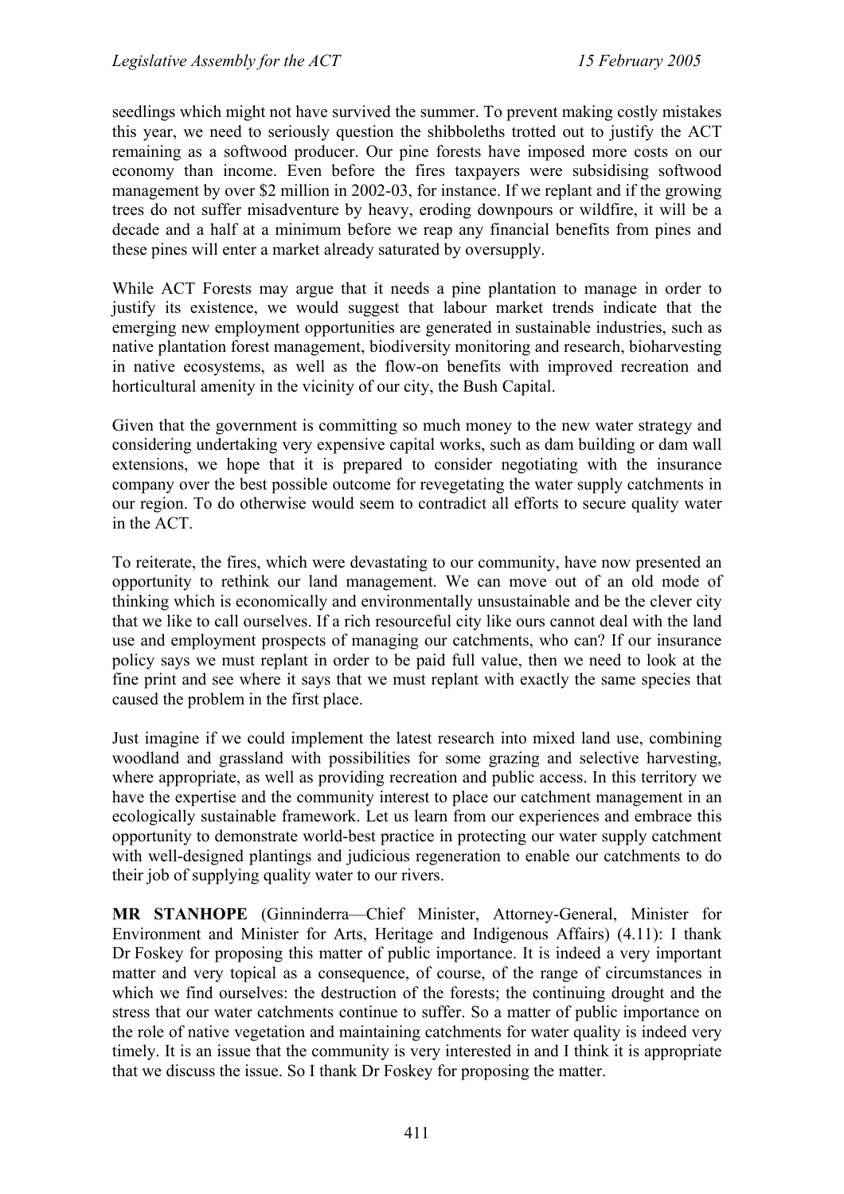seedlings which might not have survived the summer. To prevent making costly mistakes this year, we need to seriously question the shibboleths trotted out to justify the ACT remaining as a softwood producer. Our pine forests have imposed more costs on our economy than income. Even before the fires taxpayers were subsidising softwood management by over $2 million in 2002-03, for instance. If we replant and if the growing trees do not suffer misadventure by heavy, eroding downpours or wildfire, it will be a decade and a half at a minimum before we reap any financial benefits from pines and these pines will enter a market already saturated by oversupply.

While ACT Forests may argue that it needs a pine plantation to manage in order to justify its existence, we would suggest that labour market trends indicate that the emerging new employment opportunities are generated in sustainable industries, such as native plantation forest management, biodiversity monitoring and research, bioharvesting in native ecosystems, as well as the flow-on benefits with improved recreation and horticultural amenity in the vicinity of our city, the Bush Capital.

Given that the government is committing so much money to the new water strategy and considering undertaking very expensive capital works, such as dam building or dam wall extensions, we hope that it is prepared to consider negotiating with the insurance company over the best possible outcome for revegetating the water supply catchments in our region. To do otherwise would seem to contradict all efforts to secure quality water in the ACT.

To reiterate, the fires, which were devastating to our community, have now presented an opportunity to rethink our land management. We can move out of an old mode of thinking which is economically and environmentally unsustainable and be the clever city that we like to call ourselves. If a rich resourceful city like ours cannot deal with the land use and employment prospects of managing our catchments, who can? If our insurance policy says we must replant in order to be paid full value, then we need to look at the fine print and see where it says that we must replant with exactly the same species that caused the problem in the first place.

Just imagine if we could implement the latest research into mixed land use, combining woodland and grassland with possibilities for some grazing and selective harvesting, where appropriate, as well as providing recreation and public access. In this territory we have the expertise and the community interest to place our catchment management in an ecologically sustainable framework. Let us learn from our experiences and embrace this opportunity to demonstrate world-best practice in protecting our water supply catchment with well-designed plantings and judicious regeneration to enable our catchments to do their job of supplying quality water to our rivers.

**MR STANHOPE** (Ginninderra—Chief Minister, Attorney-General, Minister for Environment and Minister for Arts, Heritage and Indigenous Affairs) (4.11): I thank Dr Foskey for proposing this matter of public importance. It is indeed a very important matter and very topical as a consequence, of course, of the range of circumstances in which we find ourselves: the destruction of the forests; the continuing drought and the stress that our water catchments continue to suffer. So a matter of public importance on the role of native vegetation and maintaining catchments for water quality is indeed very timely. It is an issue that the community is very interested in and I think it is appropriate that we discuss the issue. So I thank Dr Foskey for proposing the matter.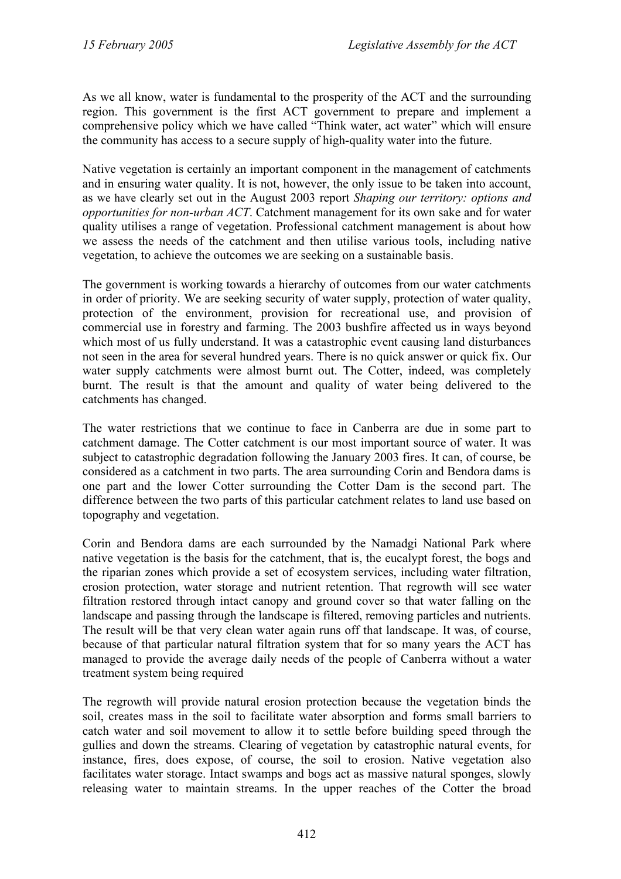As we all know, water is fundamental to the prosperity of the ACT and the surrounding region. This government is the first ACT government to prepare and implement a comprehensive policy which we have called "Think water, act water" which will ensure the community has access to a secure supply of high-quality water into the future.

Native vegetation is certainly an important component in the management of catchments and in ensuring water quality. It is not, however, the only issue to be taken into account, as we have clearly set out in the August 2003 report *Shaping our territory: options and opportunities for non-urban ACT*. Catchment management for its own sake and for water quality utilises a range of vegetation. Professional catchment management is about how we assess the needs of the catchment and then utilise various tools, including native vegetation, to achieve the outcomes we are seeking on a sustainable basis.

The government is working towards a hierarchy of outcomes from our water catchments in order of priority. We are seeking security of water supply, protection of water quality, protection of the environment, provision for recreational use, and provision of commercial use in forestry and farming. The 2003 bushfire affected us in ways beyond which most of us fully understand. It was a catastrophic event causing land disturbances not seen in the area for several hundred years. There is no quick answer or quick fix. Our water supply catchments were almost burnt out. The Cotter, indeed, was completely burnt. The result is that the amount and quality of water being delivered to the catchments has changed.

The water restrictions that we continue to face in Canberra are due in some part to catchment damage. The Cotter catchment is our most important source of water. It was subject to catastrophic degradation following the January 2003 fires. It can, of course, be considered as a catchment in two parts. The area surrounding Corin and Bendora dams is one part and the lower Cotter surrounding the Cotter Dam is the second part. The difference between the two parts of this particular catchment relates to land use based on topography and vegetation.

Corin and Bendora dams are each surrounded by the Namadgi National Park where native vegetation is the basis for the catchment, that is, the eucalypt forest, the bogs and the riparian zones which provide a set of ecosystem services, including water filtration, erosion protection, water storage and nutrient retention. That regrowth will see water filtration restored through intact canopy and ground cover so that water falling on the landscape and passing through the landscape is filtered, removing particles and nutrients. The result will be that very clean water again runs off that landscape. It was, of course, because of that particular natural filtration system that for so many years the ACT has managed to provide the average daily needs of the people of Canberra without a water treatment system being required

The regrowth will provide natural erosion protection because the vegetation binds the soil, creates mass in the soil to facilitate water absorption and forms small barriers to catch water and soil movement to allow it to settle before building speed through the gullies and down the streams. Clearing of vegetation by catastrophic natural events, for instance, fires, does expose, of course, the soil to erosion. Native vegetation also facilitates water storage. Intact swamps and bogs act as massive natural sponges, slowly releasing water to maintain streams. In the upper reaches of the Cotter the broad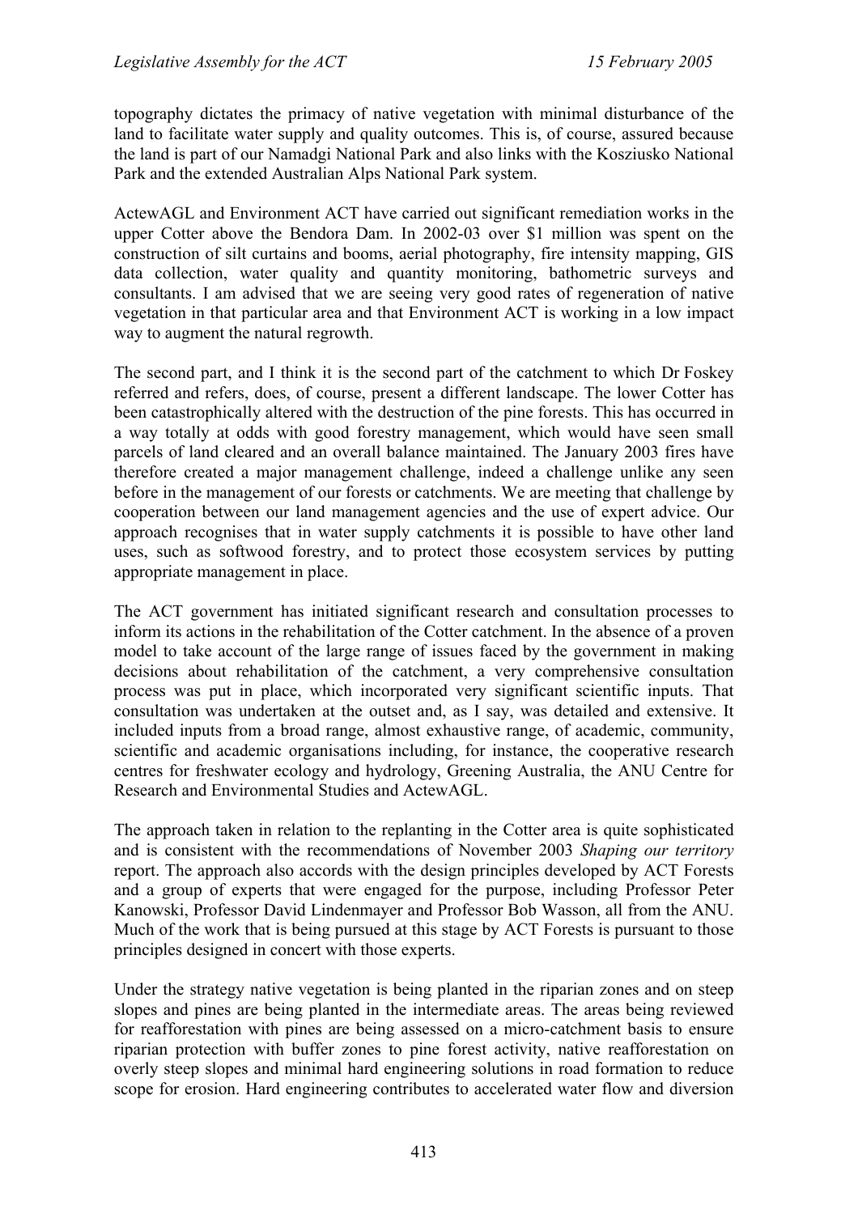topography dictates the primacy of native vegetation with minimal disturbance of the land to facilitate water supply and quality outcomes. This is, of course, assured because the land is part of our Namadgi National Park and also links with the Kosziusko National Park and the extended Australian Alps National Park system.

ActewAGL and Environment ACT have carried out significant remediation works in the upper Cotter above the Bendora Dam. In 2002-03 over $1 million was spent on the construction of silt curtains and booms, aerial photography, fire intensity mapping, GIS data collection, water quality and quantity monitoring, bathometric surveys and consultants. I am advised that we are seeing very good rates of regeneration of native vegetation in that particular area and that Environment ACT is working in a low impact way to augment the natural regrowth.

The second part, and I think it is the second part of the catchment to which Dr Foskey referred and refers, does, of course, present a different landscape. The lower Cotter has been catastrophically altered with the destruction of the pine forests. This has occurred in a way totally at odds with good forestry management, which would have seen small parcels of land cleared and an overall balance maintained. The January 2003 fires have therefore created a major management challenge, indeed a challenge unlike any seen before in the management of our forests or catchments. We are meeting that challenge by cooperation between our land management agencies and the use of expert advice. Our approach recognises that in water supply catchments it is possible to have other land uses, such as softwood forestry, and to protect those ecosystem services by putting appropriate management in place.

The ACT government has initiated significant research and consultation processes to inform its actions in the rehabilitation of the Cotter catchment. In the absence of a proven model to take account of the large range of issues faced by the government in making decisions about rehabilitation of the catchment, a very comprehensive consultation process was put in place, which incorporated very significant scientific inputs. That consultation was undertaken at the outset and, as I say, was detailed and extensive. It included inputs from a broad range, almost exhaustive range, of academic, community, scientific and academic organisations including, for instance, the cooperative research centres for freshwater ecology and hydrology, Greening Australia, the ANU Centre for Research and Environmental Studies and ActewAGL.

The approach taken in relation to the replanting in the Cotter area is quite sophisticated and is consistent with the recommendations of November 2003 *Shaping our territory* report. The approach also accords with the design principles developed by ACT Forests and a group of experts that were engaged for the purpose, including Professor Peter Kanowski, Professor David Lindenmayer and Professor Bob Wasson, all from the ANU. Much of the work that is being pursued at this stage by ACT Forests is pursuant to those principles designed in concert with those experts.

Under the strategy native vegetation is being planted in the riparian zones and on steep slopes and pines are being planted in the intermediate areas. The areas being reviewed for reafforestation with pines are being assessed on a micro-catchment basis to ensure riparian protection with buffer zones to pine forest activity, native reafforestation on overly steep slopes and minimal hard engineering solutions in road formation to reduce scope for erosion. Hard engineering contributes to accelerated water flow and diversion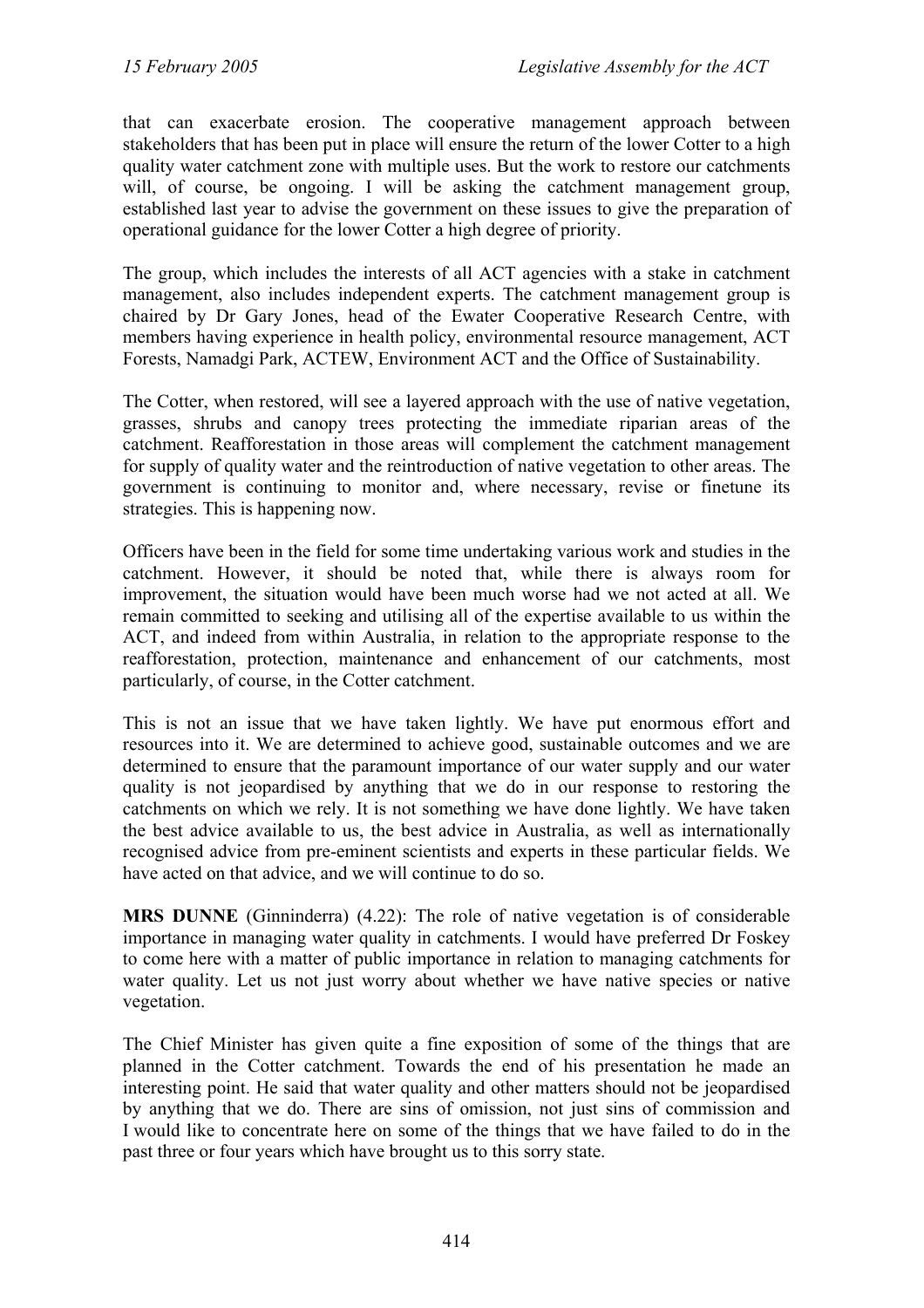that can exacerbate erosion. The cooperative management approach between stakeholders that has been put in place will ensure the return of the lower Cotter to a high quality water catchment zone with multiple uses. But the work to restore our catchments will, of course, be ongoing. I will be asking the catchment management group, established last year to advise the government on these issues to give the preparation of operational guidance for the lower Cotter a high degree of priority.

The group, which includes the interests of all ACT agencies with a stake in catchment management, also includes independent experts. The catchment management group is chaired by Dr Gary Jones, head of the Ewater Cooperative Research Centre, with members having experience in health policy, environmental resource management, ACT Forests, Namadgi Park, ACTEW, Environment ACT and the Office of Sustainability.

The Cotter, when restored, will see a layered approach with the use of native vegetation, grasses, shrubs and canopy trees protecting the immediate riparian areas of the catchment. Reafforestation in those areas will complement the catchment management for supply of quality water and the reintroduction of native vegetation to other areas. The government is continuing to monitor and, where necessary, revise or finetune its strategies. This is happening now.

Officers have been in the field for some time undertaking various work and studies in the catchment. However, it should be noted that, while there is always room for improvement, the situation would have been much worse had we not acted at all. We remain committed to seeking and utilising all of the expertise available to us within the ACT, and indeed from within Australia, in relation to the appropriate response to the reafforestation, protection, maintenance and enhancement of our catchments, most particularly, of course, in the Cotter catchment.

This is not an issue that we have taken lightly. We have put enormous effort and resources into it. We are determined to achieve good, sustainable outcomes and we are determined to ensure that the paramount importance of our water supply and our water quality is not jeopardised by anything that we do in our response to restoring the catchments on which we rely. It is not something we have done lightly. We have taken the best advice available to us, the best advice in Australia, as well as internationally recognised advice from pre-eminent scientists and experts in these particular fields. We have acted on that advice, and we will continue to do so.

**MRS DUNNE** (Ginninderra) (4.22): The role of native vegetation is of considerable importance in managing water quality in catchments. I would have preferred Dr Foskey to come here with a matter of public importance in relation to managing catchments for water quality. Let us not just worry about whether we have native species or native vegetation.

The Chief Minister has given quite a fine exposition of some of the things that are planned in the Cotter catchment. Towards the end of his presentation he made an interesting point. He said that water quality and other matters should not be jeopardised by anything that we do. There are sins of omission, not just sins of commission and I would like to concentrate here on some of the things that we have failed to do in the past three or four years which have brought us to this sorry state.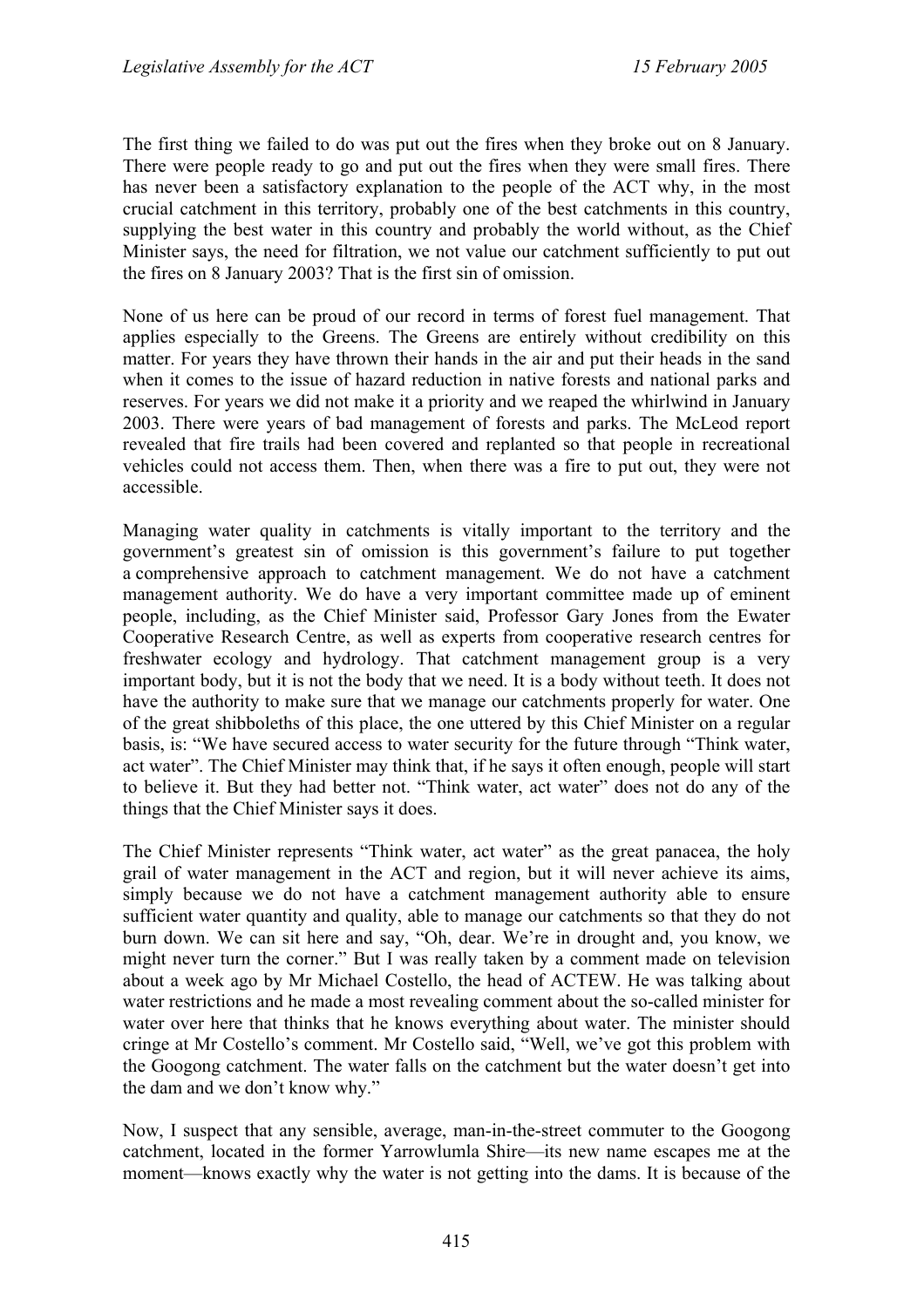The first thing we failed to do was put out the fires when they broke out on 8 January. There were people ready to go and put out the fires when they were small fires. There has never been a satisfactory explanation to the people of the ACT why, in the most crucial catchment in this territory, probably one of the best catchments in this country, supplying the best water in this country and probably the world without, as the Chief Minister says, the need for filtration, we not value our catchment sufficiently to put out the fires on 8 January 2003? That is the first sin of omission.

None of us here can be proud of our record in terms of forest fuel management. That applies especially to the Greens. The Greens are entirely without credibility on this matter. For years they have thrown their hands in the air and put their heads in the sand when it comes to the issue of hazard reduction in native forests and national parks and reserves. For years we did not make it a priority and we reaped the whirlwind in January 2003. There were years of bad management of forests and parks. The McLeod report revealed that fire trails had been covered and replanted so that people in recreational vehicles could not access them. Then, when there was a fire to put out, they were not accessible.

Managing water quality in catchments is vitally important to the territory and the government's greatest sin of omission is this government's failure to put together a comprehensive approach to catchment management. We do not have a catchment management authority. We do have a very important committee made up of eminent people, including, as the Chief Minister said, Professor Gary Jones from the Ewater Cooperative Research Centre, as well as experts from cooperative research centres for freshwater ecology and hydrology. That catchment management group is a very important body, but it is not the body that we need. It is a body without teeth. It does not have the authority to make sure that we manage our catchments properly for water. One of the great shibboleths of this place, the one uttered by this Chief Minister on a regular basis, is: "We have secured access to water security for the future through "Think water, act water". The Chief Minister may think that, if he says it often enough, people will start to believe it. But they had better not. "Think water, act water" does not do any of the things that the Chief Minister says it does.

The Chief Minister represents "Think water, act water" as the great panacea, the holy grail of water management in the ACT and region, but it will never achieve its aims, simply because we do not have a catchment management authority able to ensure sufficient water quantity and quality, able to manage our catchments so that they do not burn down. We can sit here and say, "Oh, dear. We're in drought and, you know, we might never turn the corner." But I was really taken by a comment made on television about a week ago by Mr Michael Costello, the head of ACTEW. He was talking about water restrictions and he made a most revealing comment about the so-called minister for water over here that thinks that he knows everything about water. The minister should cringe at Mr Costello's comment. Mr Costello said, "Well, we've got this problem with the Googong catchment. The water falls on the catchment but the water doesn't get into the dam and we don't know why."

Now, I suspect that any sensible, average, man-in-the-street commuter to the Googong catchment, located in the former Yarrowlumla Shire—its new name escapes me at the moment—knows exactly why the water is not getting into the dams. It is because of the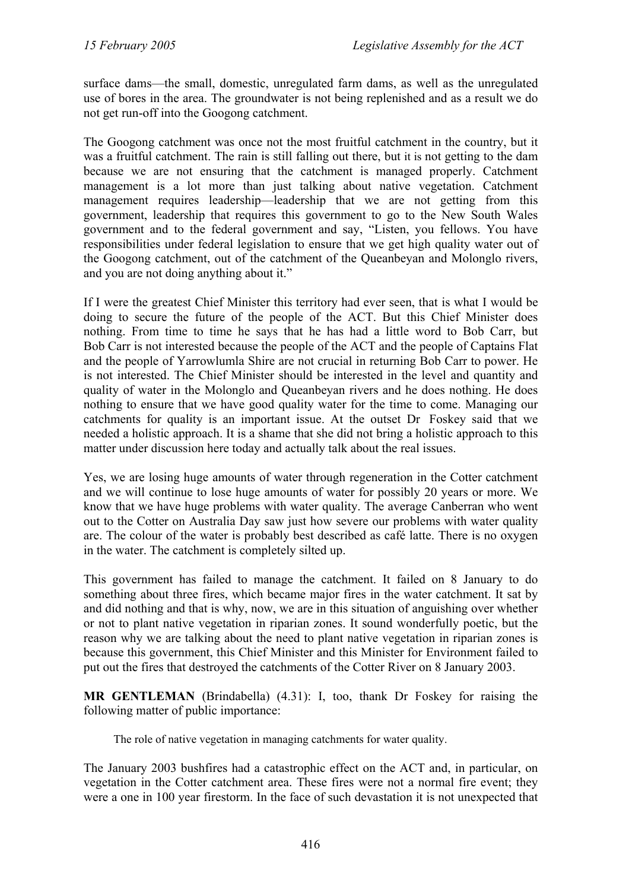surface dams—the small, domestic, unregulated farm dams, as well as the unregulated use of bores in the area. The groundwater is not being replenished and as a result we do not get run-off into the Googong catchment.

The Googong catchment was once not the most fruitful catchment in the country, but it was a fruitful catchment. The rain is still falling out there, but it is not getting to the dam because we are not ensuring that the catchment is managed properly. Catchment management is a lot more than just talking about native vegetation. Catchment management requires leadership—leadership that we are not getting from this government, leadership that requires this government to go to the New South Wales government and to the federal government and say, "Listen, you fellows. You have responsibilities under federal legislation to ensure that we get high quality water out of the Googong catchment, out of the catchment of the Queanbeyan and Molonglo rivers, and you are not doing anything about it."

If I were the greatest Chief Minister this territory had ever seen, that is what I would be doing to secure the future of the people of the ACT. But this Chief Minister does nothing. From time to time he says that he has had a little word to Bob Carr, but Bob Carr is not interested because the people of the ACT and the people of Captains Flat and the people of Yarrowlumla Shire are not crucial in returning Bob Carr to power. He is not interested. The Chief Minister should be interested in the level and quantity and quality of water in the Molonglo and Queanbeyan rivers and he does nothing. He does nothing to ensure that we have good quality water for the time to come. Managing our catchments for quality is an important issue. At the outset Dr Foskey said that we needed a holistic approach. It is a shame that she did not bring a holistic approach to this matter under discussion here today and actually talk about the real issues.

Yes, we are losing huge amounts of water through regeneration in the Cotter catchment and we will continue to lose huge amounts of water for possibly 20 years or more. We know that we have huge problems with water quality. The average Canberran who went out to the Cotter on Australia Day saw just how severe our problems with water quality are. The colour of the water is probably best described as café latte. There is no oxygen in the water. The catchment is completely silted up.

This government has failed to manage the catchment. It failed on 8 January to do something about three fires, which became major fires in the water catchment. It sat by and did nothing and that is why, now, we are in this situation of anguishing over whether or not to plant native vegetation in riparian zones. It sound wonderfully poetic, but the reason why we are talking about the need to plant native vegetation in riparian zones is because this government, this Chief Minister and this Minister for Environment failed to put out the fires that destroyed the catchments of the Cotter River on 8 January 2003.

**MR GENTLEMAN** (Brindabella) (4.31): I, too, thank Dr Foskey for raising the following matter of public importance:

> The role of native vegetation in managing catchments for water quality.

The January 2003 bushfires had a catastrophic effect on the ACT and, in particular, on vegetation in the Cotter catchment area. These fires were not a normal fire event; they were a one in 100 year firestorm. In the face of such devastation it is not unexpected that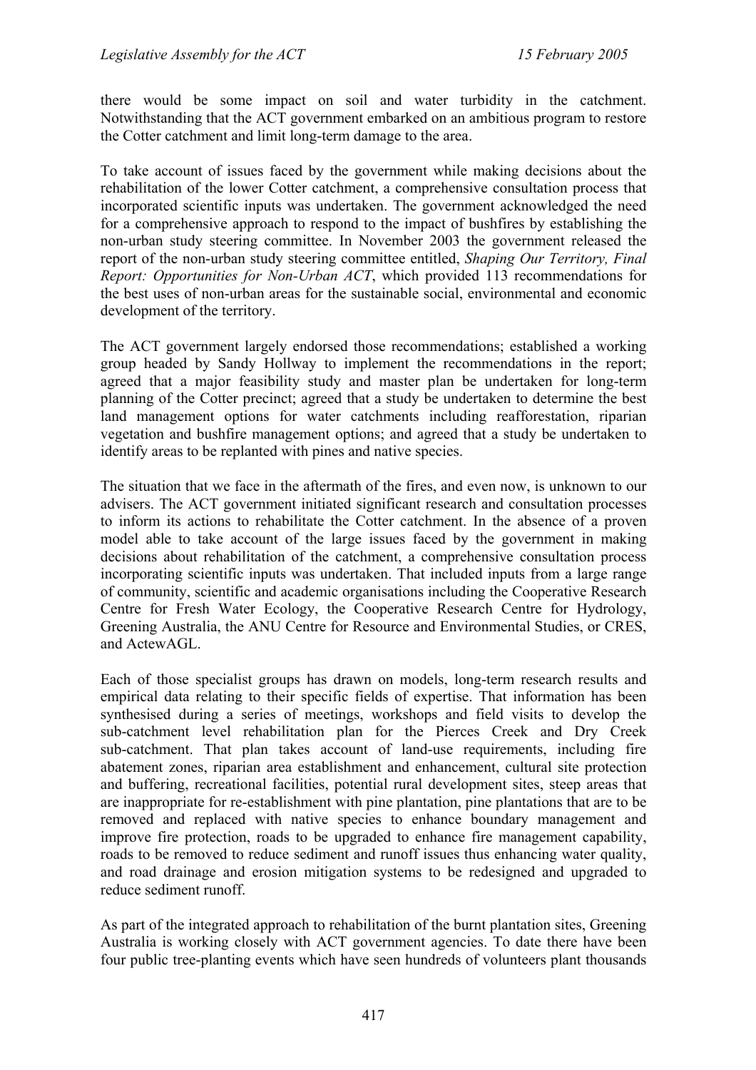there would be some impact on soil and water turbidity in the catchment. Notwithstanding that the ACT government embarked on an ambitious program to restore the Cotter catchment and limit long-term damage to the area.

To take account of issues faced by the government while making decisions about the rehabilitation of the lower Cotter catchment, a comprehensive consultation process that incorporated scientific inputs was undertaken. The government acknowledged the need for a comprehensive approach to respond to the impact of bushfires by establishing the non-urban study steering committee. In November 2003 the government released the report of the non-urban study steering committee entitled, *Shaping Our Territory, Final Report: Opportunities for Non-Urban ACT*, which provided 113 recommendations for the best uses of non-urban areas for the sustainable social, environmental and economic development of the territory.

The ACT government largely endorsed those recommendations; established a working group headed by Sandy Hollway to implement the recommendations in the report; agreed that a major feasibility study and master plan be undertaken for long-term planning of the Cotter precinct; agreed that a study be undertaken to determine the best land management options for water catchments including reafforestation, riparian vegetation and bushfire management options; and agreed that a study be undertaken to identify areas to be replanted with pines and native species.

The situation that we face in the aftermath of the fires, and even now, is unknown to our advisers. The ACT government initiated significant research and consultation processes to inform its actions to rehabilitate the Cotter catchment. In the absence of a proven model able to take account of the large issues faced by the government in making decisions about rehabilitation of the catchment, a comprehensive consultation process incorporating scientific inputs was undertaken. That included inputs from a large range of community, scientific and academic organisations including the Cooperative Research Centre for Fresh Water Ecology, the Cooperative Research Centre for Hydrology, Greening Australia, the ANU Centre for Resource and Environmental Studies, or CRES, and ActewAGL.

Each of those specialist groups has drawn on models, long-term research results and empirical data relating to their specific fields of expertise. That information has been synthesised during a series of meetings, workshops and field visits to develop the sub-catchment level rehabilitation plan for the Pierces Creek and Dry Creek sub-catchment. That plan takes account of land-use requirements, including fire abatement zones, riparian area establishment and enhancement, cultural site protection and buffering, recreational facilities, potential rural development sites, steep areas that are inappropriate for re-establishment with pine plantation, pine plantations that are to be removed and replaced with native species to enhance boundary management and improve fire protection, roads to be upgraded to enhance fire management capability, roads to be removed to reduce sediment and runoff issues thus enhancing water quality, and road drainage and erosion mitigation systems to be redesigned and upgraded to reduce sediment runoff.

As part of the integrated approach to rehabilitation of the burnt plantation sites, Greening Australia is working closely with ACT government agencies. To date there have been four public tree-planting events which have seen hundreds of volunteers plant thousands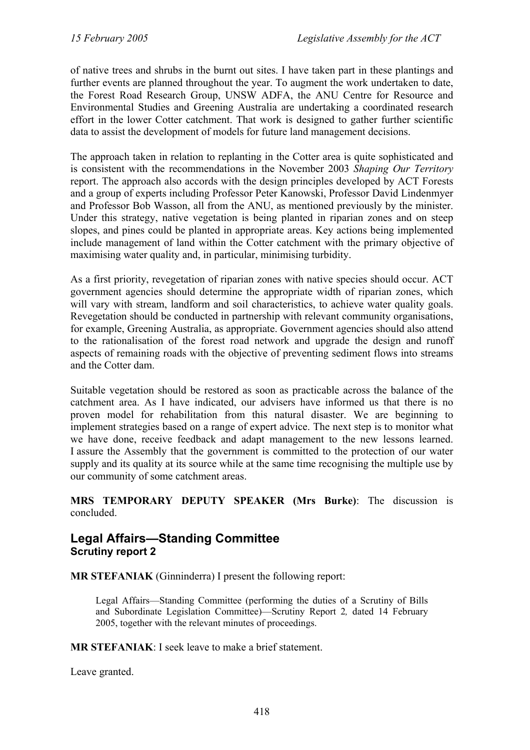of native trees and shrubs in the burnt out sites. I have taken part in these plantings and further events are planned throughout the year. To augment the work undertaken to date, the Forest Road Research Group, UNSW ADFA, the ANU Centre for Resource and Environmental Studies and Greening Australia are undertaking a coordinated research effort in the lower Cotter catchment. That work is designed to gather further scientific data to assist the development of models for future land management decisions.

The approach taken in relation to replanting in the Cotter area is quite sophisticated and is consistent with the recommendations in the November 2003 *Shaping Our Territory* report. The approach also accords with the design principles developed by ACT Forests and a group of experts including Professor Peter Kanowski, Professor David Lindenmyer and Professor Bob Wasson, all from the ANU, as mentioned previously by the minister. Under this strategy, native vegetation is being planted in riparian zones and on steep slopes, and pines could be planted in appropriate areas. Key actions being implemented include management of land within the Cotter catchment with the primary objective of maximising water quality and, in particular, minimising turbidity.

As a first priority, revegetation of riparian zones with native species should occur. ACT government agencies should determine the appropriate width of riparian zones, which will vary with stream, landform and soil characteristics, to achieve water quality goals. Revegetation should be conducted in partnership with relevant community organisations, for example, Greening Australia, as appropriate. Government agencies should also attend to the rationalisation of the forest road network and upgrade the design and runoff aspects of remaining roads with the objective of preventing sediment flows into streams and the Cotter dam.

Suitable vegetation should be restored as soon as practicable across the balance of the catchment area. As I have indicated, our advisers have informed us that there is no proven model for rehabilitation from this natural disaster. We are beginning to implement strategies based on a range of expert advice. The next step is to monitor what we have done, receive feedback and adapt management to the new lessons learned. I assure the Assembly that the government is committed to the protection of our water supply and its quality at its source while at the same time recognising the multiple use by our community of some catchment areas.

**MRS TEMPORARY DEPUTY SPEAKER (Mrs Burke)**: The discussion is concluded.

## Legal Affairs—Standing Committee

### Scrutiny report 2

**MR STEFANIAK** (Ginninderra) I present the following report:

> Legal Affairs—Standing Committee (performing the duties of a Scrutiny of Bills and Subordinate Legislation Committee)—Scrutiny Report 2*,* dated 14 February 2005, together with the relevant minutes of proceedings.

**MR STEFANIAK**: I seek leave to make a brief statement.

Leave granted.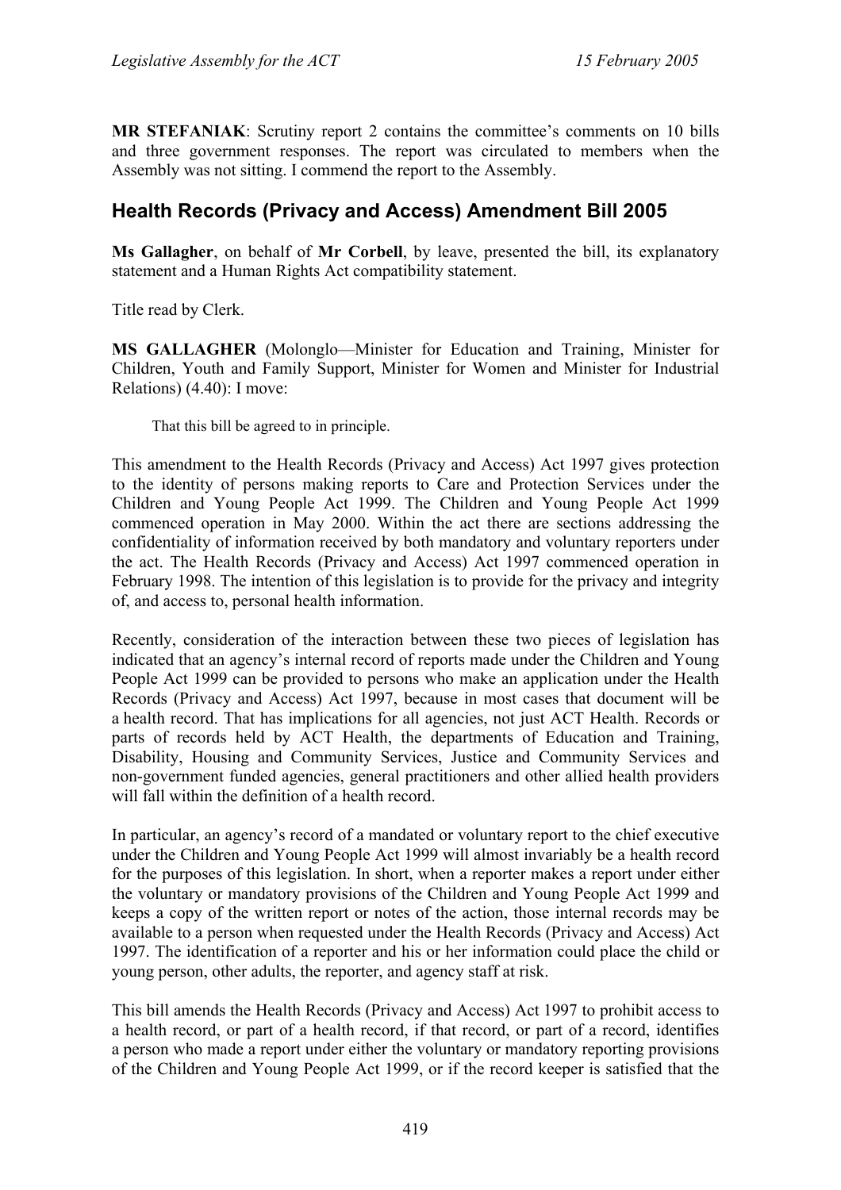**MR STEFANIAK**: Scrutiny report 2 contains the committee's comments on 10 bills and three government responses. The report was circulated to members when the Assembly was not sitting. I commend the report to the Assembly.

## Health Records (Privacy and Access) Amendment Bill 2005

**Ms Gallagher**, on behalf of **Mr Corbell**, by leave, presented the bill, its explanatory statement and a Human Rights Act compatibility statement.

Title read by Clerk.

**MS GALLAGHER** (Molonglo—Minister for Education and Training, Minister for Children, Youth and Family Support, Minister for Women and Minister for Industrial Relations) (4.40): I move:

> That this bill be agreed to in principle.

This amendment to the Health Records (Privacy and Access) Act 1997 gives protection to the identity of persons making reports to Care and Protection Services under the Children and Young People Act 1999. The Children and Young People Act 1999 commenced operation in May 2000. Within the act there are sections addressing the confidentiality of information received by both mandatory and voluntary reporters under the act. The Health Records (Privacy and Access) Act 1997 commenced operation in February 1998. The intention of this legislation is to provide for the privacy and integrity of, and access to, personal health information.

Recently, consideration of the interaction between these two pieces of legislation has indicated that an agency's internal record of reports made under the Children and Young People Act 1999 can be provided to persons who make an application under the Health Records (Privacy and Access) Act 1997, because in most cases that document will be a health record. That has implications for all agencies, not just ACT Health. Records or parts of records held by ACT Health, the departments of Education and Training, Disability, Housing and Community Services, Justice and Community Services and non-government funded agencies, general practitioners and other allied health providers will fall within the definition of a health record.

In particular, an agency's record of a mandated or voluntary report to the chief executive under the Children and Young People Act 1999 will almost invariably be a health record for the purposes of this legislation. In short, when a reporter makes a report under either the voluntary or mandatory provisions of the Children and Young People Act 1999 and keeps a copy of the written report or notes of the action, those internal records may be available to a person when requested under the Health Records (Privacy and Access) Act 1997. The identification of a reporter and his or her information could place the child or young person, other adults, the reporter, and agency staff at risk.

This bill amends the Health Records (Privacy and Access) Act 1997 to prohibit access to a health record, or part of a health record, if that record, or part of a record, identifies a person who made a report under either the voluntary or mandatory reporting provisions of the Children and Young People Act 1999, or if the record keeper is satisfied that the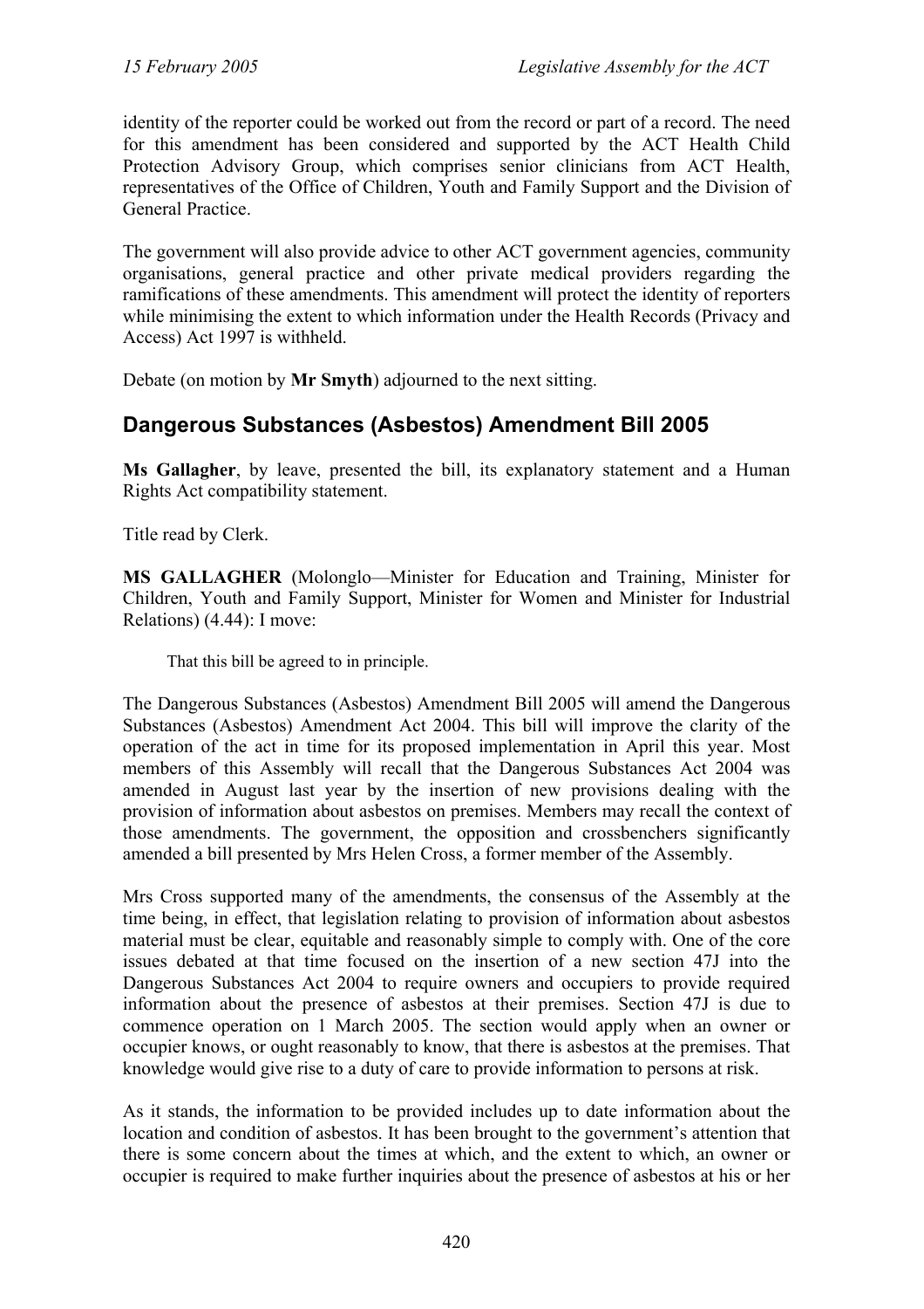identity of the reporter could be worked out from the record or part of a record. The need for this amendment has been considered and supported by the ACT Health Child Protection Advisory Group, which comprises senior clinicians from ACT Health, representatives of the Office of Children, Youth and Family Support and the Division of General Practice.

The government will also provide advice to other ACT government agencies, community organisations, general practice and other private medical providers regarding the ramifications of these amendments. This amendment will protect the identity of reporters while minimising the extent to which information under the Health Records (Privacy and Access) Act 1997 is withheld.

Debate (on motion by **Mr Smyth**) adjourned to the next sitting.

## Dangerous Substances (Asbestos) Amendment Bill 2005

**Ms Gallagher**, by leave, presented the bill, its explanatory statement and a Human Rights Act compatibility statement.

Title read by Clerk.

**MS GALLAGHER** (Molonglo—Minister for Education and Training, Minister for Children, Youth and Family Support, Minister for Women and Minister for Industrial Relations) (4.44): I move:

> That this bill be agreed to in principle.

The Dangerous Substances (Asbestos) Amendment Bill 2005 will amend the Dangerous Substances (Asbestos) Amendment Act 2004. This bill will improve the clarity of the operation of the act in time for its proposed implementation in April this year. Most members of this Assembly will recall that the Dangerous Substances Act 2004 was amended in August last year by the insertion of new provisions dealing with the provision of information about asbestos on premises. Members may recall the context of those amendments. The government, the opposition and crossbenchers significantly amended a bill presented by Mrs Helen Cross, a former member of the Assembly.

Mrs Cross supported many of the amendments, the consensus of the Assembly at the time being, in effect, that legislation relating to provision of information about asbestos material must be clear, equitable and reasonably simple to comply with. One of the core issues debated at that time focused on the insertion of a new section 47J into the Dangerous Substances Act 2004 to require owners and occupiers to provide required information about the presence of asbestos at their premises. Section 47J is due to commence operation on 1 March 2005. The section would apply when an owner or occupier knows, or ought reasonably to know, that there is asbestos at the premises. That knowledge would give rise to a duty of care to provide information to persons at risk.

As it stands, the information to be provided includes up to date information about the location and condition of asbestos. It has been brought to the government's attention that there is some concern about the times at which, and the extent to which, an owner or occupier is required to make further inquiries about the presence of asbestos at his or her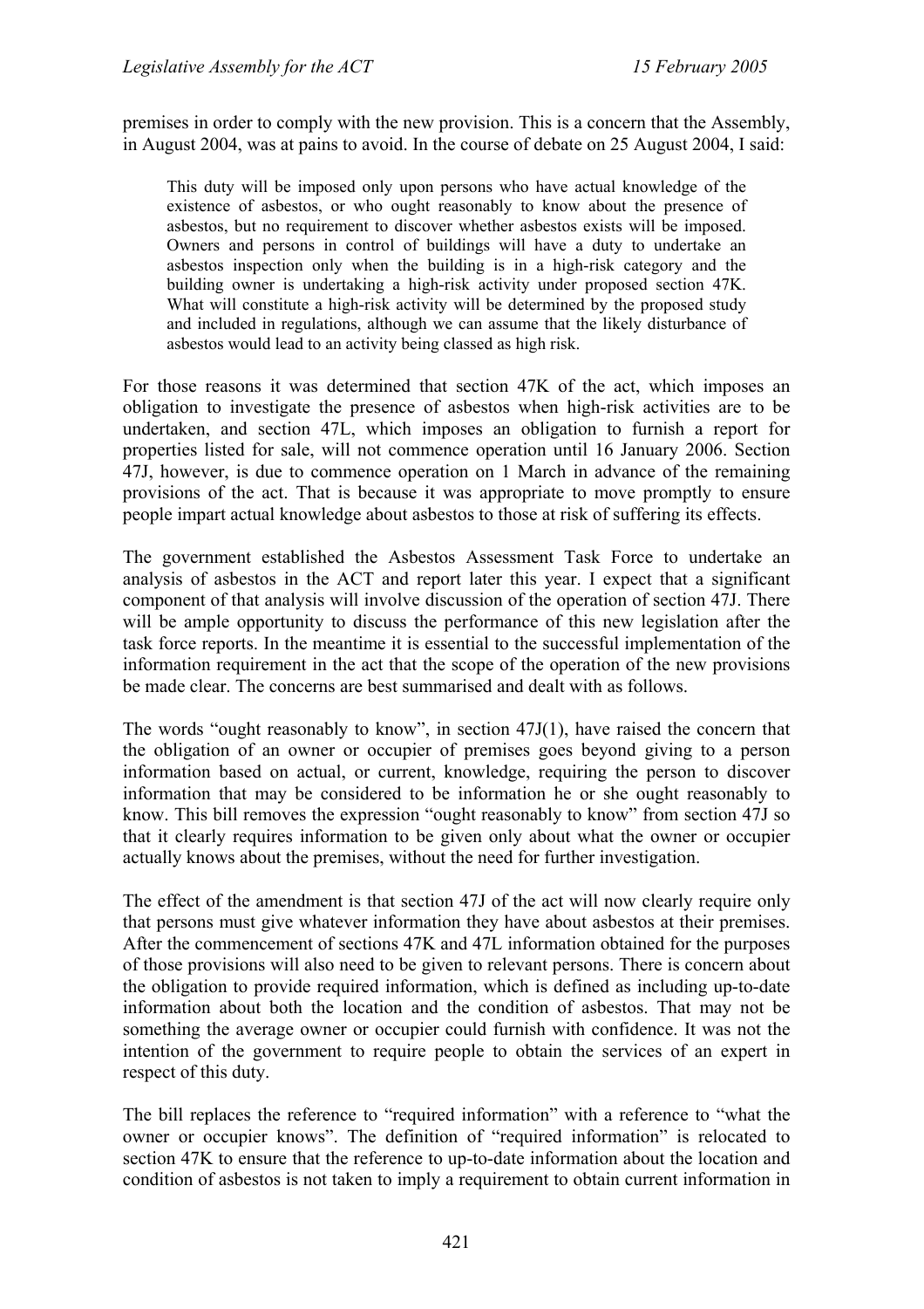premises in order to comply with the new provision. This is a concern that the Assembly, in August 2004, was at pains to avoid. In the course of debate on 25 August 2004, I said:

> This duty will be imposed only upon persons who have actual knowledge of the existence of asbestos, or who ought reasonably to know about the presence of asbestos, but no requirement to discover whether asbestos exists will be imposed. Owners and persons in control of buildings will have a duty to undertake an asbestos inspection only when the building is in a high-risk category and the building owner is undertaking a high-risk activity under proposed section 47K. What will constitute a high-risk activity will be determined by the proposed study and included in regulations, although we can assume that the likely disturbance of asbestos would lead to an activity being classed as high risk.

For those reasons it was determined that section 47K of the act, which imposes an obligation to investigate the presence of asbestos when high-risk activities are to be undertaken, and section 47L, which imposes an obligation to furnish a report for properties listed for sale, will not commence operation until 16 January 2006. Section 47J, however, is due to commence operation on 1 March in advance of the remaining provisions of the act. That is because it was appropriate to move promptly to ensure people impart actual knowledge about asbestos to those at risk of suffering its effects.

The government established the Asbestos Assessment Task Force to undertake an analysis of asbestos in the ACT and report later this year. I expect that a significant component of that analysis will involve discussion of the operation of section 47J. There will be ample opportunity to discuss the performance of this new legislation after the task force reports. In the meantime it is essential to the successful implementation of the information requirement in the act that the scope of the operation of the new provisions be made clear. The concerns are best summarised and dealt with as follows.

The words "ought reasonably to know", in section 47J(1), have raised the concern that the obligation of an owner or occupier of premises goes beyond giving to a person information based on actual, or current, knowledge, requiring the person to discover information that may be considered to be information he or she ought reasonably to know. This bill removes the expression "ought reasonably to know" from section 47J so that it clearly requires information to be given only about what the owner or occupier actually knows about the premises, without the need for further investigation.

The effect of the amendment is that section 47J of the act will now clearly require only that persons must give whatever information they have about asbestos at their premises. After the commencement of sections 47K and 47L information obtained for the purposes of those provisions will also need to be given to relevant persons. There is concern about the obligation to provide required information, which is defined as including up-to-date information about both the location and the condition of asbestos. That may not be something the average owner or occupier could furnish with confidence. It was not the intention of the government to require people to obtain the services of an expert in respect of this duty.

The bill replaces the reference to "required information" with a reference to "what the owner or occupier knows". The definition of "required information" is relocated to section 47K to ensure that the reference to up-to-date information about the location and condition of asbestos is not taken to imply a requirement to obtain current information in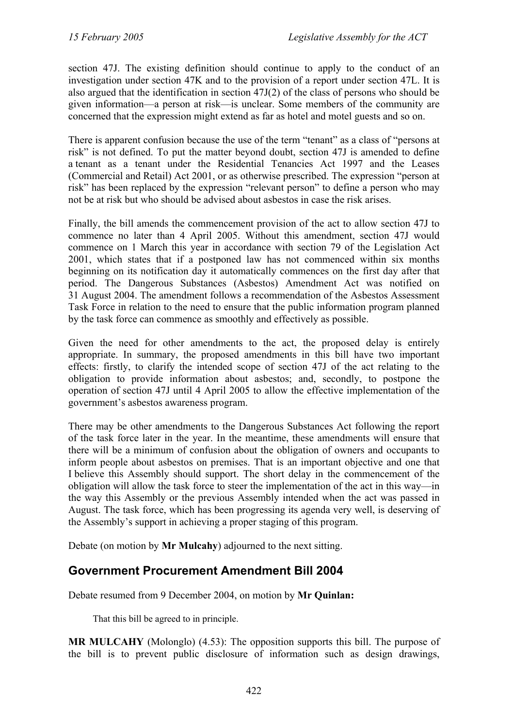section 47J. The existing definition should continue to apply to the conduct of an investigation under section 47K and to the provision of a report under section 47L. It is also argued that the identification in section 47J(2) of the class of persons who should be given information—a person at risk—is unclear. Some members of the community are concerned that the expression might extend as far as hotel and motel guests and so on.

There is apparent confusion because the use of the term "tenant" as a class of "persons at risk" is not defined. To put the matter beyond doubt, section 47J is amended to define a tenant as a tenant under the Residential Tenancies Act 1997 and the Leases (Commercial and Retail) Act 2001, or as otherwise prescribed. The expression "person at risk" has been replaced by the expression "relevant person" to define a person who may not be at risk but who should be advised about asbestos in case the risk arises.

Finally, the bill amends the commencement provision of the act to allow section 47J to commence no later than 4 April 2005. Without this amendment, section 47J would commence on 1 March this year in accordance with section 79 of the Legislation Act 2001, which states that if a postponed law has not commenced within six months beginning on its notification day it automatically commences on the first day after that period. The Dangerous Substances (Asbestos) Amendment Act was notified on 31 August 2004. The amendment follows a recommendation of the Asbestos Assessment Task Force in relation to the need to ensure that the public information program planned by the task force can commence as smoothly and effectively as possible.

Given the need for other amendments to the act, the proposed delay is entirely appropriate. In summary, the proposed amendments in this bill have two important effects: firstly, to clarify the intended scope of section 47J of the act relating to the obligation to provide information about asbestos; and, secondly, to postpone the operation of section 47J until 4 April 2005 to allow the effective implementation of the government's asbestos awareness program.

There may be other amendments to the Dangerous Substances Act following the report of the task force later in the year. In the meantime, these amendments will ensure that there will be a minimum of confusion about the obligation of owners and occupants to inform people about asbestos on premises. That is an important objective and one that I believe this Assembly should support. The short delay in the commencement of the obligation will allow the task force to steer the implementation of the act in this way—in the way this Assembly or the previous Assembly intended when the act was passed in August. The task force, which has been progressing its agenda very well, is deserving of the Assembly's support in achieving a proper staging of this program.

Debate (on motion by **Mr Mulcahy**) adjourned to the next sitting.

## Government Procurement Amendment Bill 2004

Debate resumed from 9 December 2004, on motion by **Mr Quinlan:**

> That this bill be agreed to in principle.

**MR MULCAHY** (Molonglo) (4.53): The opposition supports this bill. The purpose of the bill is to prevent public disclosure of information such as design drawings,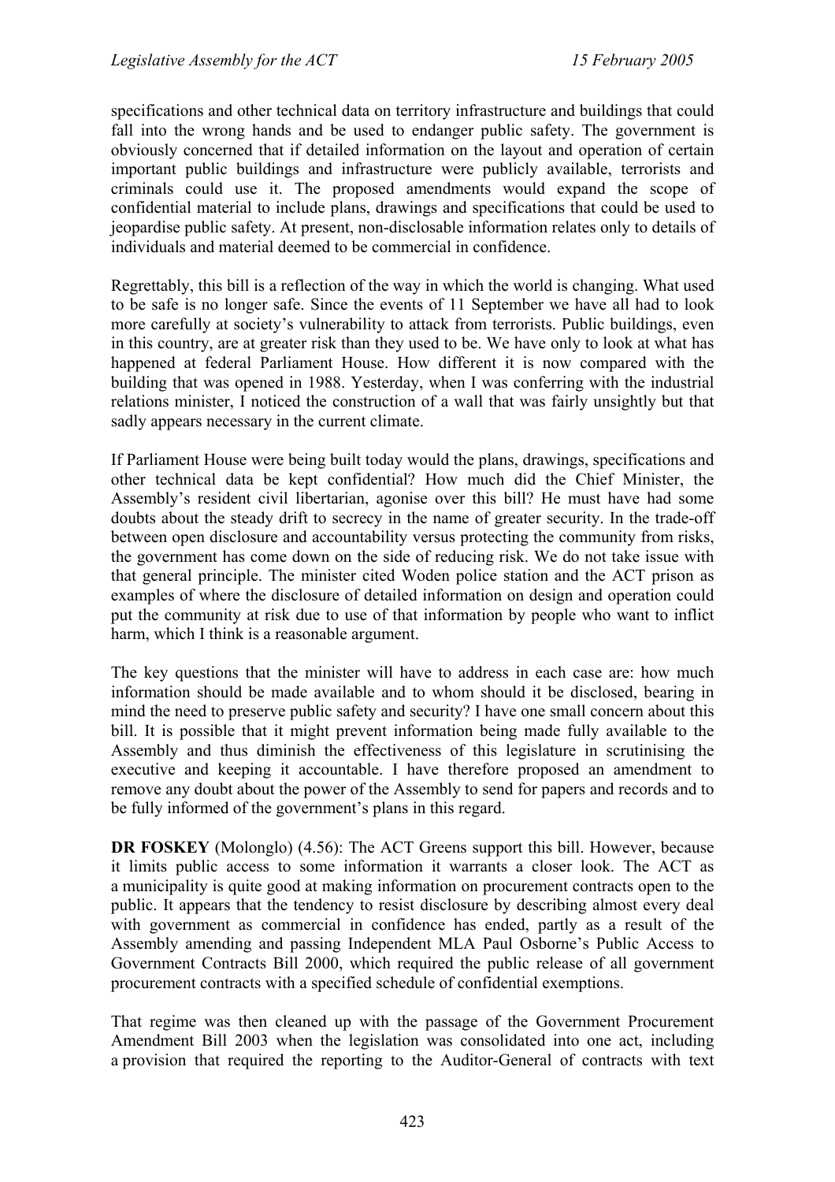specifications and other technical data on territory infrastructure and buildings that could fall into the wrong hands and be used to endanger public safety. The government is obviously concerned that if detailed information on the layout and operation of certain important public buildings and infrastructure were publicly available, terrorists and criminals could use it. The proposed amendments would expand the scope of confidential material to include plans, drawings and specifications that could be used to jeopardise public safety. At present, non-disclosable information relates only to details of individuals and material deemed to be commercial in confidence.

Regrettably, this bill is a reflection of the way in which the world is changing. What used to be safe is no longer safe. Since the events of 11 September we have all had to look more carefully at society's vulnerability to attack from terrorists. Public buildings, even in this country, are at greater risk than they used to be. We have only to look at what has happened at federal Parliament House. How different it is now compared with the building that was opened in 1988. Yesterday, when I was conferring with the industrial relations minister, I noticed the construction of a wall that was fairly unsightly but that sadly appears necessary in the current climate.

If Parliament House were being built today would the plans, drawings, specifications and other technical data be kept confidential? How much did the Chief Minister, the Assembly's resident civil libertarian, agonise over this bill? He must have had some doubts about the steady drift to secrecy in the name of greater security. In the trade-off between open disclosure and accountability versus protecting the community from risks, the government has come down on the side of reducing risk. We do not take issue with that general principle. The minister cited Woden police station and the ACT prison as examples of where the disclosure of detailed information on design and operation could put the community at risk due to use of that information by people who want to inflict harm, which I think is a reasonable argument.

The key questions that the minister will have to address in each case are: how much information should be made available and to whom should it be disclosed, bearing in mind the need to preserve public safety and security? I have one small concern about this bill. It is possible that it might prevent information being made fully available to the Assembly and thus diminish the effectiveness of this legislature in scrutinising the executive and keeping it accountable. I have therefore proposed an amendment to remove any doubt about the power of the Assembly to send for papers and records and to be fully informed of the government's plans in this regard.

**DR FOSKEY** (Molonglo) (4.56): The ACT Greens support this bill. However, because it limits public access to some information it warrants a closer look. The ACT as a municipality is quite good at making information on procurement contracts open to the public. It appears that the tendency to resist disclosure by describing almost every deal with government as commercial in confidence has ended, partly as a result of the Assembly amending and passing Independent MLA Paul Osborne's Public Access to Government Contracts Bill 2000, which required the public release of all government procurement contracts with a specified schedule of confidential exemptions.

That regime was then cleaned up with the passage of the Government Procurement Amendment Bill 2003 when the legislation was consolidated into one act, including a provision that required the reporting to the Auditor-General of contracts with text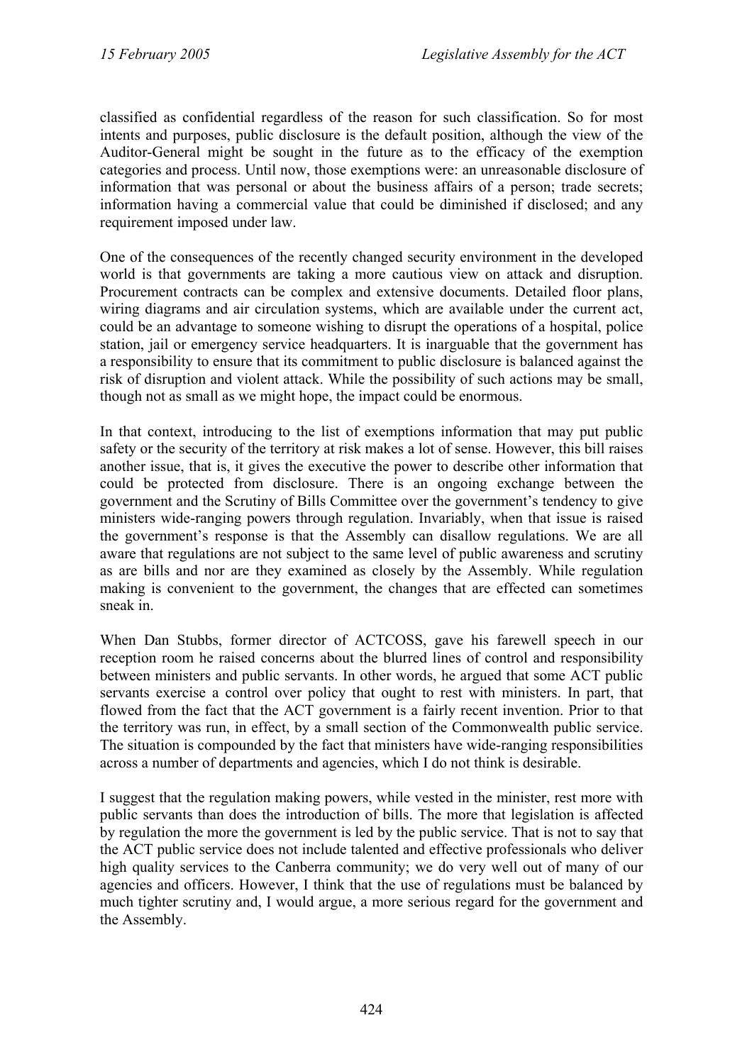classified as confidential regardless of the reason for such classification. So for most intents and purposes, public disclosure is the default position, although the view of the Auditor-General might be sought in the future as to the efficacy of the exemption categories and process. Until now, those exemptions were: an unreasonable disclosure of information that was personal or about the business affairs of a person; trade secrets; information having a commercial value that could be diminished if disclosed; and any requirement imposed under law.

One of the consequences of the recently changed security environment in the developed world is that governments are taking a more cautious view on attack and disruption. Procurement contracts can be complex and extensive documents. Detailed floor plans, wiring diagrams and air circulation systems, which are available under the current act, could be an advantage to someone wishing to disrupt the operations of a hospital, police station, jail or emergency service headquarters. It is inarguable that the government has a responsibility to ensure that its commitment to public disclosure is balanced against the risk of disruption and violent attack. While the possibility of such actions may be small, though not as small as we might hope, the impact could be enormous.

In that context, introducing to the list of exemptions information that may put public safety or the security of the territory at risk makes a lot of sense. However, this bill raises another issue, that is, it gives the executive the power to describe other information that could be protected from disclosure. There is an ongoing exchange between the government and the Scrutiny of Bills Committee over the government's tendency to give ministers wide-ranging powers through regulation. Invariably, when that issue is raised the government's response is that the Assembly can disallow regulations. We are all aware that regulations are not subject to the same level of public awareness and scrutiny as are bills and nor are they examined as closely by the Assembly. While regulation making is convenient to the government, the changes that are effected can sometimes sneak in.

When Dan Stubbs, former director of ACTCOSS, gave his farewell speech in our reception room he raised concerns about the blurred lines of control and responsibility between ministers and public servants. In other words, he argued that some ACT public servants exercise a control over policy that ought to rest with ministers. In part, that flowed from the fact that the ACT government is a fairly recent invention. Prior to that the territory was run, in effect, by a small section of the Commonwealth public service. The situation is compounded by the fact that ministers have wide-ranging responsibilities across a number of departments and agencies, which I do not think is desirable.

I suggest that the regulation making powers, while vested in the minister, rest more with public servants than does the introduction of bills. The more that legislation is affected by regulation the more the government is led by the public service. That is not to say that the ACT public service does not include talented and effective professionals who deliver high quality services to the Canberra community; we do very well out of many of our agencies and officers. However, I think that the use of regulations must be balanced by much tighter scrutiny and, I would argue, a more serious regard for the government and the Assembly.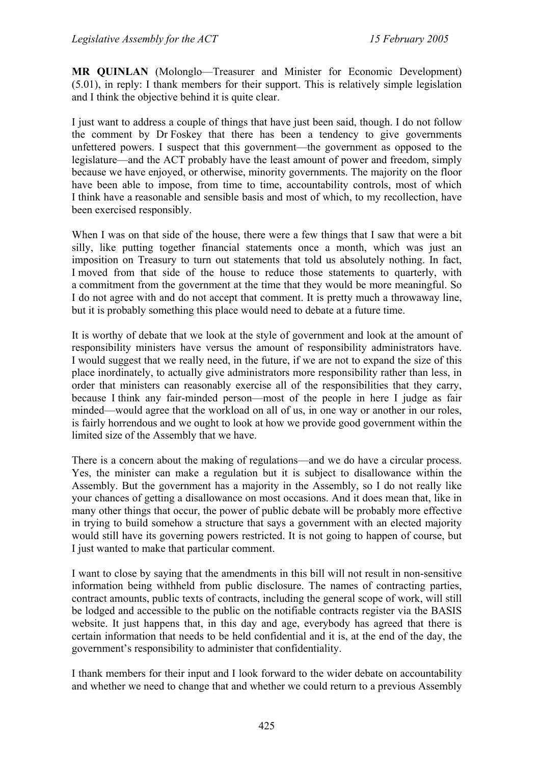**MR QUINLAN** (Molonglo—Treasurer and Minister for Economic Development) (5.01), in reply: I thank members for their support. This is relatively simple legislation and I think the objective behind it is quite clear.

I just want to address a couple of things that have just been said, though. I do not follow the comment by Dr Foskey that there has been a tendency to give governments unfettered powers. I suspect that this government—the government as opposed to the legislature—and the ACT probably have the least amount of power and freedom, simply because we have enjoyed, or otherwise, minority governments. The majority on the floor have been able to impose, from time to time, accountability controls, most of which I think have a reasonable and sensible basis and most of which, to my recollection, have been exercised responsibly.

When I was on that side of the house, there were a few things that I saw that were a bit silly, like putting together financial statements once a month, which was just an imposition on Treasury to turn out statements that told us absolutely nothing. In fact, I moved from that side of the house to reduce those statements to quarterly, with a commitment from the government at the time that they would be more meaningful. So I do not agree with and do not accept that comment. It is pretty much a throwaway line, but it is probably something this place would need to debate at a future time.

It is worthy of debate that we look at the style of government and look at the amount of responsibility ministers have versus the amount of responsibility administrators have. I would suggest that we really need, in the future, if we are not to expand the size of this place inordinately, to actually give administrators more responsibility rather than less, in order that ministers can reasonably exercise all of the responsibilities that they carry, because I think any fair-minded person—most of the people in here I judge as fair minded—would agree that the workload on all of us, in one way or another in our roles, is fairly horrendous and we ought to look at how we provide good government within the limited size of the Assembly that we have.

There is a concern about the making of regulations—and we do have a circular process. Yes, the minister can make a regulation but it is subject to disallowance within the Assembly. But the government has a majority in the Assembly, so I do not really like your chances of getting a disallowance on most occasions. And it does mean that, like in many other things that occur, the power of public debate will be probably more effective in trying to build somehow a structure that says a government with an elected majority would still have its governing powers restricted. It is not going to happen of course, but I just wanted to make that particular comment.

I want to close by saying that the amendments in this bill will not result in non-sensitive information being withheld from public disclosure. The names of contracting parties, contract amounts, public texts of contracts, including the general scope of work, will still be lodged and accessible to the public on the notifiable contracts register via the BASIS website. It just happens that, in this day and age, everybody has agreed that there is certain information that needs to be held confidential and it is, at the end of the day, the government's responsibility to administer that confidentiality.

I thank members for their input and I look forward to the wider debate on accountability and whether we need to change that and whether we could return to a previous Assembly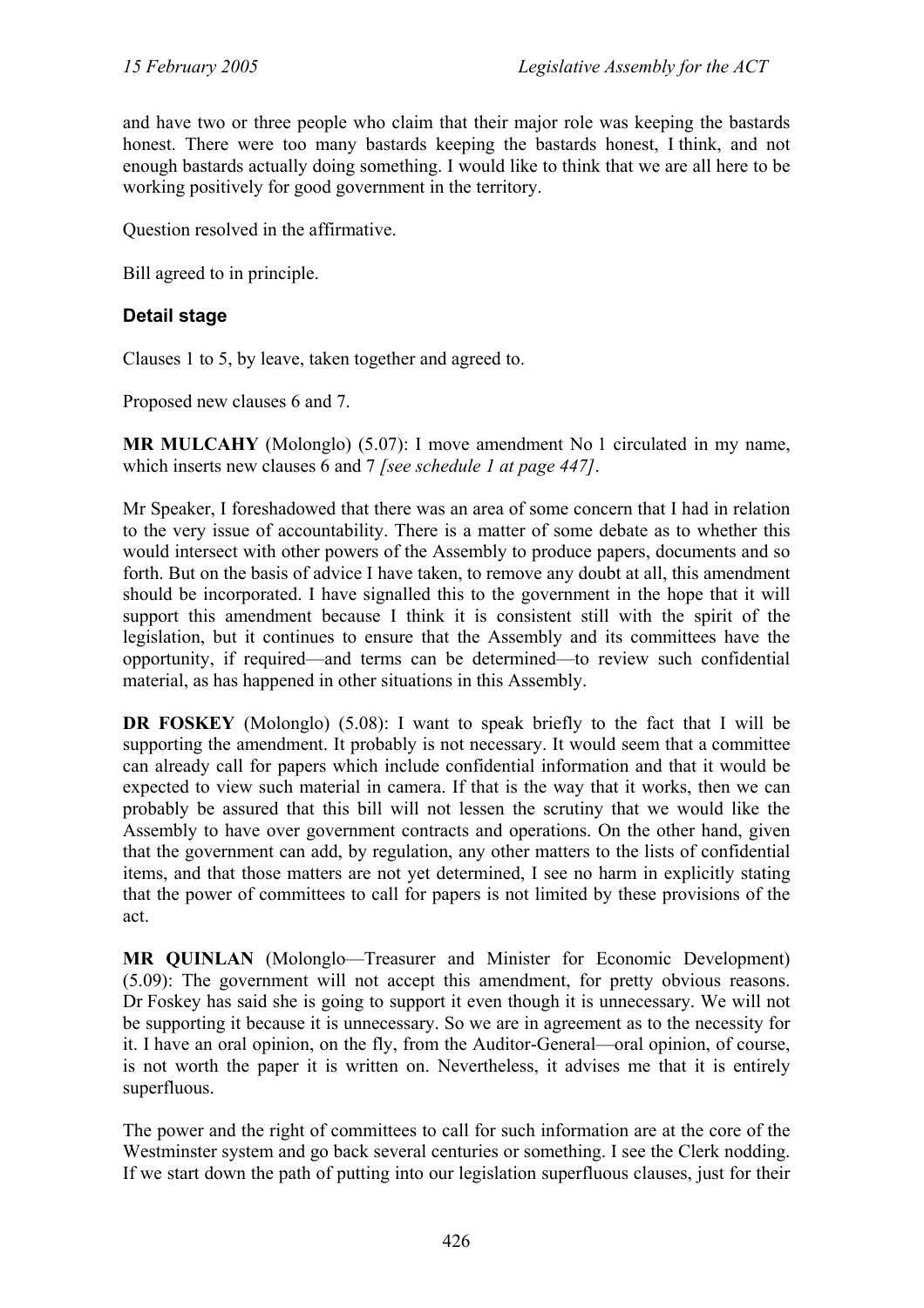and have two or three people who claim that their major role was keeping the bastards honest. There were too many bastards keeping the bastards honest, I think, and not enough bastards actually doing something. I would like to think that we are all here to be working positively for good government in the territory.

Question resolved in the affirmative.

Bill agreed to in principle.

### Detail stage

Clauses 1 to 5, by leave, taken together and agreed to.

Proposed new clauses 6 and 7.

**MR MULCAHY** (Molonglo) (5.07): I move amendment No 1 circulated in my name, which inserts new clauses 6 and 7 *[see schedule 1 at page 447]*.

Mr Speaker, I foreshadowed that there was an area of some concern that I had in relation to the very issue of accountability. There is a matter of some debate as to whether this would intersect with other powers of the Assembly to produce papers, documents and so forth. But on the basis of advice I have taken, to remove any doubt at all, this amendment should be incorporated. I have signalled this to the government in the hope that it will support this amendment because I think it is consistent still with the spirit of the legislation, but it continues to ensure that the Assembly and its committees have the opportunity, if required—and terms can be determined—to review such confidential material, as has happened in other situations in this Assembly.

**DR FOSKEY** (Molonglo) (5.08): I want to speak briefly to the fact that I will be supporting the amendment. It probably is not necessary. It would seem that a committee can already call for papers which include confidential information and that it would be expected to view such material in camera. If that is the way that it works, then we can probably be assured that this bill will not lessen the scrutiny that we would like the Assembly to have over government contracts and operations. On the other hand, given that the government can add, by regulation, any other matters to the lists of confidential items, and that those matters are not yet determined, I see no harm in explicitly stating that the power of committees to call for papers is not limited by these provisions of the act.

**MR QUINLAN** (Molonglo—Treasurer and Minister for Economic Development) (5.09): The government will not accept this amendment, for pretty obvious reasons. Dr Foskey has said she is going to support it even though it is unnecessary. We will not be supporting it because it is unnecessary. So we are in agreement as to the necessity for it. I have an oral opinion, on the fly, from the Auditor-General—oral opinion, of course, is not worth the paper it is written on. Nevertheless, it advises me that it is entirely superfluous.

The power and the right of committees to call for such information are at the core of the Westminster system and go back several centuries or something. I see the Clerk nodding. If we start down the path of putting into our legislation superfluous clauses, just for their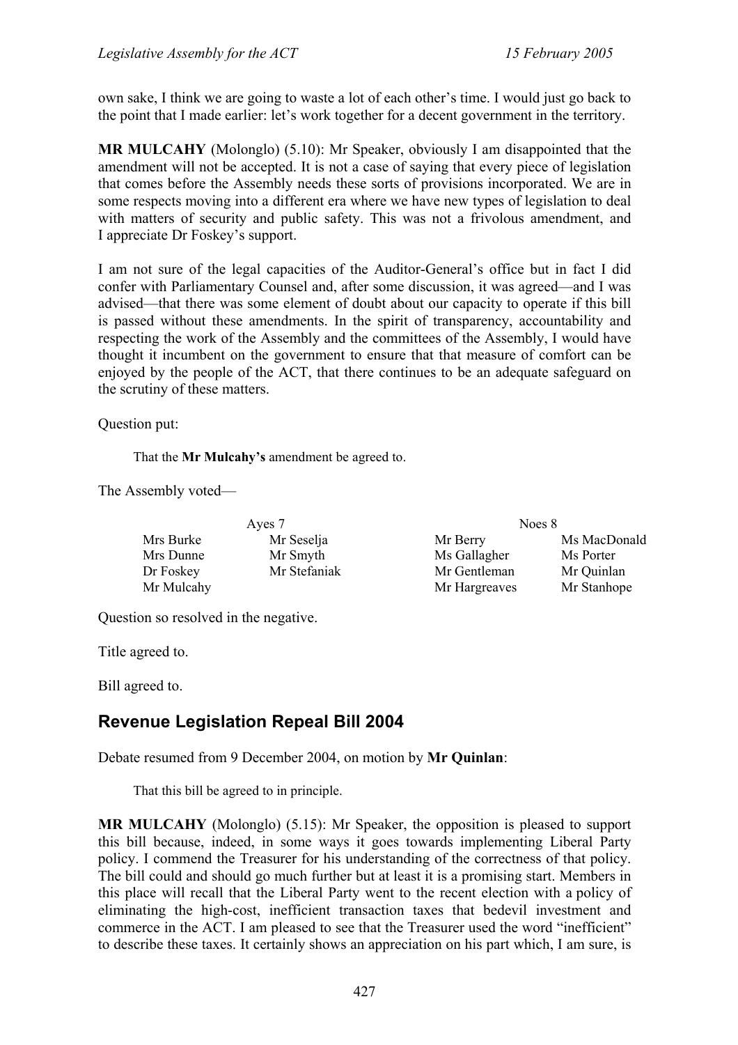own sake, I think we are going to waste a lot of each other's time. I would just go back to the point that I made earlier: let's work together for a decent government in the territory.

**MR MULCAHY** (Molonglo) (5.10): Mr Speaker, obviously I am disappointed that the amendment will not be accepted. It is not a case of saying that every piece of legislation that comes before the Assembly needs these sorts of provisions incorporated. We are in some respects moving into a different era where we have new types of legislation to deal with matters of security and public safety. This was not a frivolous amendment, and I appreciate Dr Foskey's support.

I am not sure of the legal capacities of the Auditor-General's office but in fact I did confer with Parliamentary Counsel and, after some discussion, it was agreed—and I was advised—that there was some element of doubt about our capacity to operate if this bill is passed without these amendments. In the spirit of transparency, accountability and respecting the work of the Assembly and the committees of the Assembly, I would have thought it incumbent on the government to ensure that that measure of comfort can be enjoyed by the people of the ACT, that there continues to be an adequate safeguard on the scrutiny of these matters.

Question put:

> That the **Mr Mulcahy's** amendment be agreed to.

The Assembly voted—

| Ayes 7 | | Noes 8 | |
|---|---|---|---|
| Mrs Burke | Mr Seselja | Mr Berry | Ms MacDonald |
| Mrs Dunne | Mr Smyth | Ms Gallagher | Ms Porter |
| Dr Foskey | Mr Stefaniak | Mr Gentleman | Mr Quinlan |
| Mr Mulcahy | | Mr Hargreaves | Mr Stanhope |

Question so resolved in the negative.

Title agreed to.

Bill agreed to.

## Revenue Legislation Repeal Bill 2004

Debate resumed from 9 December 2004, on motion by **Mr Quinlan**:

> That this bill be agreed to in principle.

**MR MULCAHY** (Molonglo) (5.15): Mr Speaker, the opposition is pleased to support this bill because, indeed, in some ways it goes towards implementing Liberal Party policy. I commend the Treasurer for his understanding of the correctness of that policy. The bill could and should go much further but at least it is a promising start. Members in this place will recall that the Liberal Party went to the recent election with a policy of eliminating the high-cost, inefficient transaction taxes that bedevil investment and commerce in the ACT. I am pleased to see that the Treasurer used the word "inefficient" to describe these taxes. It certainly shows an appreciation on his part which, I am sure, is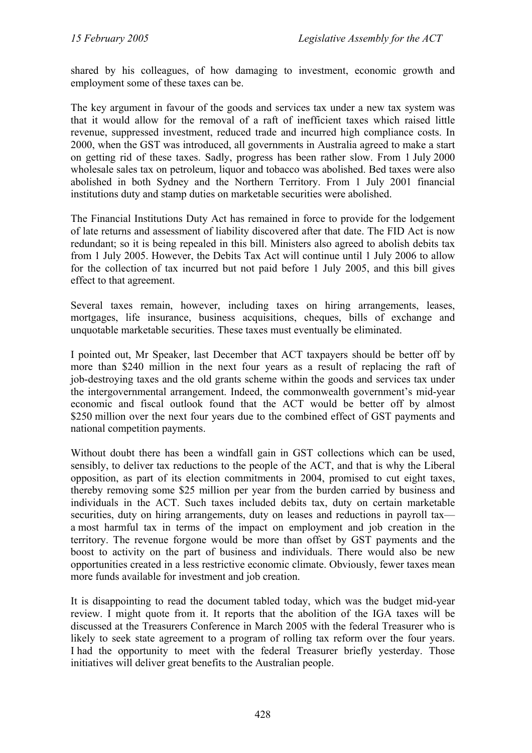shared by his colleagues, of how damaging to investment, economic growth and employment some of these taxes can be.

The key argument in favour of the goods and services tax under a new tax system was that it would allow for the removal of a raft of inefficient taxes which raised little revenue, suppressed investment, reduced trade and incurred high compliance costs. In 2000, when the GST was introduced, all governments in Australia agreed to make a start on getting rid of these taxes. Sadly, progress has been rather slow. From 1 July 2000 wholesale sales tax on petroleum, liquor and tobacco was abolished. Bed taxes were also abolished in both Sydney and the Northern Territory. From 1 July 2001 financial institutions duty and stamp duties on marketable securities were abolished.

The Financial Institutions Duty Act has remained in force to provide for the lodgement of late returns and assessment of liability discovered after that date. The FID Act is now redundant; so it is being repealed in this bill. Ministers also agreed to abolish debits tax from 1 July 2005. However, the Debits Tax Act will continue until 1 July 2006 to allow for the collection of tax incurred but not paid before 1 July 2005, and this bill gives effect to that agreement.

Several taxes remain, however, including taxes on hiring arrangements, leases, mortgages, life insurance, business acquisitions, cheques, bills of exchange and unquotable marketable securities. These taxes must eventually be eliminated.

I pointed out, Mr Speaker, last December that ACT taxpayers should be better off by more than $240 million in the next four years as a result of replacing the raft of job-destroying taxes and the old grants scheme within the goods and services tax under the intergovernmental arrangement. Indeed, the commonwealth government's mid-year economic and fiscal outlook found that the ACT would be better off by almost $250 million over the next four years due to the combined effect of GST payments and national competition payments.

Without doubt there has been a windfall gain in GST collections which can be used, sensibly, to deliver tax reductions to the people of the ACT, and that is why the Liberal opposition, as part of its election commitments in 2004, promised to cut eight taxes, thereby removing some $25 million per year from the burden carried by business and individuals in the ACT. Such taxes included debits tax, duty on certain marketable securities, duty on hiring arrangements, duty on leases and reductions in payroll tax—a most harmful tax in terms of the impact on employment and job creation in the territory. The revenue forgone would be more than offset by GST payments and the boost to activity on the part of business and individuals. There would also be new opportunities created in a less restrictive economic climate. Obviously, fewer taxes mean more funds available for investment and job creation.

It is disappointing to read the document tabled today, which was the budget mid-year review. I might quote from it. It reports that the abolition of the IGA taxes will be discussed at the Treasurers Conference in March 2005 with the federal Treasurer who is likely to seek state agreement to a program of rolling tax reform over the four years. I had the opportunity to meet with the federal Treasurer briefly yesterday. Those initiatives will deliver great benefits to the Australian people.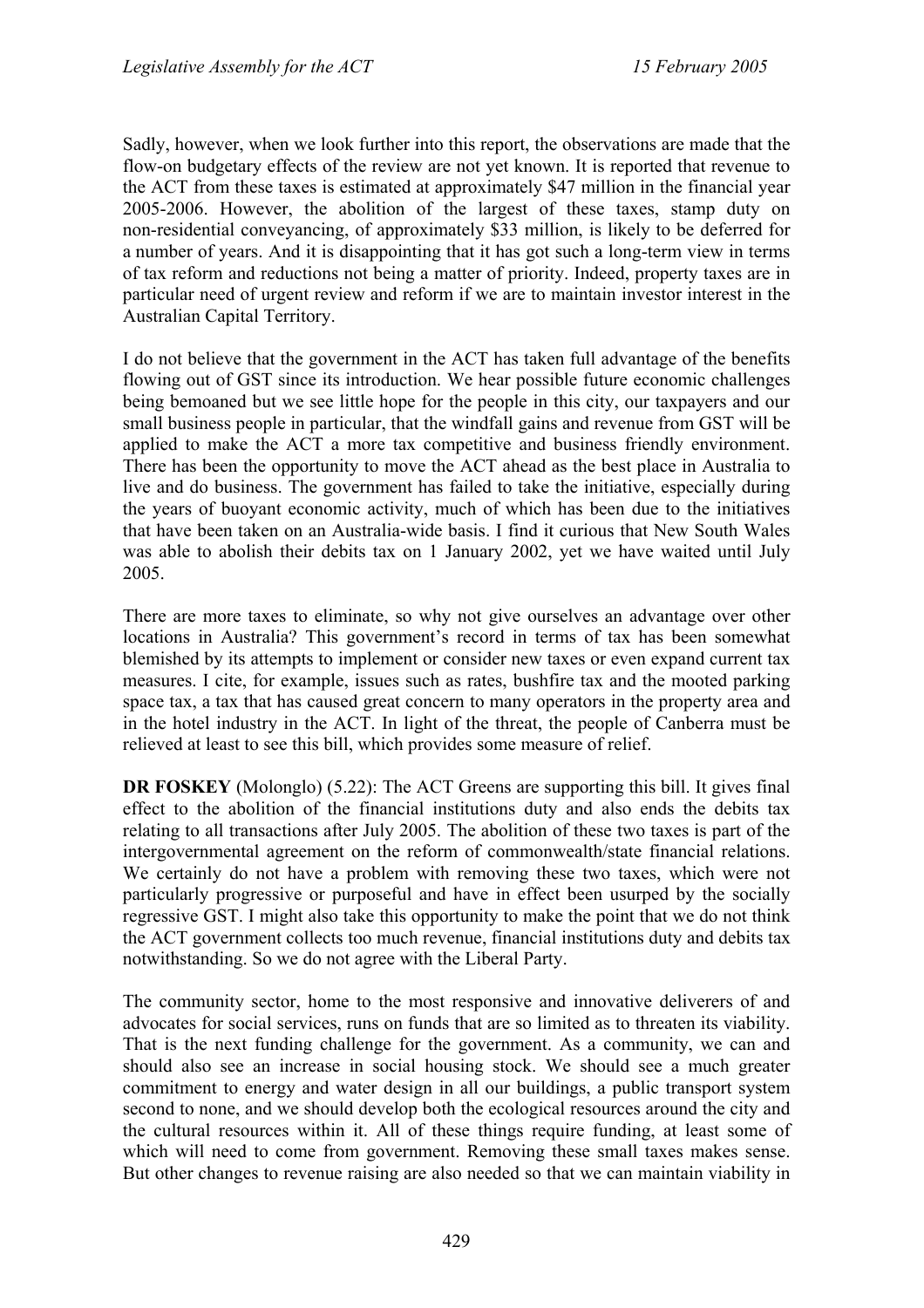Sadly, however, when we look further into this report, the observations are made that the flow-on budgetary effects of the review are not yet known. It is reported that revenue to the ACT from these taxes is estimated at approximately $47 million in the financial year 2005-2006. However, the abolition of the largest of these taxes, stamp duty on non-residential conveyancing, of approximately $33 million, is likely to be deferred for a number of years. And it is disappointing that it has got such a long-term view in terms of tax reform and reductions not being a matter of priority. Indeed, property taxes are in particular need of urgent review and reform if we are to maintain investor interest in the Australian Capital Territory.

I do not believe that the government in the ACT has taken full advantage of the benefits flowing out of GST since its introduction. We hear possible future economic challenges being bemoaned but we see little hope for the people in this city, our taxpayers and our small business people in particular, that the windfall gains and revenue from GST will be applied to make the ACT a more tax competitive and business friendly environment. There has been the opportunity to move the ACT ahead as the best place in Australia to live and do business. The government has failed to take the initiative, especially during the years of buoyant economic activity, much of which has been due to the initiatives that have been taken on an Australia-wide basis. I find it curious that New South Wales was able to abolish their debits tax on 1 January 2002, yet we have waited until July 2005.

There are more taxes to eliminate, so why not give ourselves an advantage over other locations in Australia? This government's record in terms of tax has been somewhat blemished by its attempts to implement or consider new taxes or even expand current tax measures. I cite, for example, issues such as rates, bushfire tax and the mooted parking space tax, a tax that has caused great concern to many operators in the property area and in the hotel industry in the ACT. In light of the threat, the people of Canberra must be relieved at least to see this bill, which provides some measure of relief.

**DR FOSKEY** (Molonglo) (5.22): The ACT Greens are supporting this bill. It gives final effect to the abolition of the financial institutions duty and also ends the debits tax relating to all transactions after July 2005. The abolition of these two taxes is part of the intergovernmental agreement on the reform of commonwealth/state financial relations. We certainly do not have a problem with removing these two taxes, which were not particularly progressive or purposeful and have in effect been usurped by the socially regressive GST. I might also take this opportunity to make the point that we do not think the ACT government collects too much revenue, financial institutions duty and debits tax notwithstanding. So we do not agree with the Liberal Party.

The community sector, home to the most responsive and innovative deliverers of and advocates for social services, runs on funds that are so limited as to threaten its viability. That is the next funding challenge for the government. As a community, we can and should also see an increase in social housing stock. We should see a much greater commitment to energy and water design in all our buildings, a public transport system second to none, and we should develop both the ecological resources around the city and the cultural resources within it. All of these things require funding, at least some of which will need to come from government. Removing these small taxes makes sense. But other changes to revenue raising are also needed so that we can maintain viability in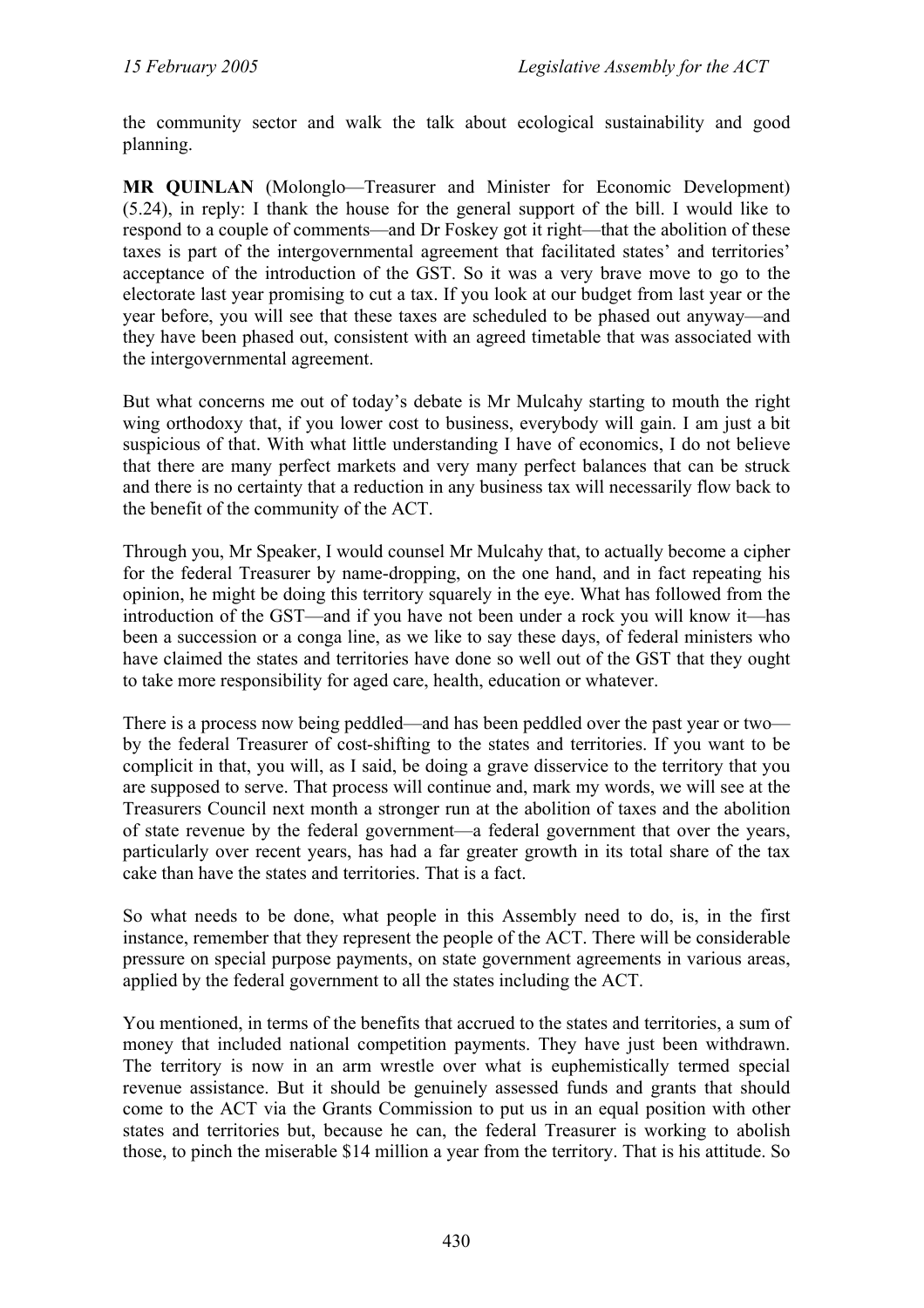the community sector and walk the talk about ecological sustainability and good planning.

**MR QUINLAN** (Molonglo—Treasurer and Minister for Economic Development) (5.24), in reply: I thank the house for the general support of the bill. I would like to respond to a couple of comments—and Dr Foskey got it right—that the abolition of these taxes is part of the intergovernmental agreement that facilitated states' and territories' acceptance of the introduction of the GST. So it was a very brave move to go to the electorate last year promising to cut a tax. If you look at our budget from last year or the year before, you will see that these taxes are scheduled to be phased out anyway—and they have been phased out, consistent with an agreed timetable that was associated with the intergovernmental agreement.

But what concerns me out of today's debate is Mr Mulcahy starting to mouth the right wing orthodoxy that, if you lower cost to business, everybody will gain. I am just a bit suspicious of that. With what little understanding I have of economics, I do not believe that there are many perfect markets and very many perfect balances that can be struck and there is no certainty that a reduction in any business tax will necessarily flow back to the benefit of the community of the ACT.

Through you, Mr Speaker, I would counsel Mr Mulcahy that, to actually become a cipher for the federal Treasurer by name-dropping, on the one hand, and in fact repeating his opinion, he might be doing this territory squarely in the eye. What has followed from the introduction of the GST—and if you have not been under a rock you will know it—has been a succession or a conga line, as we like to say these days, of federal ministers who have claimed the states and territories have done so well out of the GST that they ought to take more responsibility for aged care, health, education or whatever.

There is a process now being peddled—and has been peddled over the past year or two—by the federal Treasurer of cost-shifting to the states and territories. If you want to be complicit in that, you will, as I said, be doing a grave disservice to the territory that you are supposed to serve. That process will continue and, mark my words, we will see at the Treasurers Council next month a stronger run at the abolition of taxes and the abolition of state revenue by the federal government—a federal government that over the years, particularly over recent years, has had a far greater growth in its total share of the tax cake than have the states and territories. That is a fact.

So what needs to be done, what people in this Assembly need to do, is, in the first instance, remember that they represent the people of the ACT. There will be considerable pressure on special purpose payments, on state government agreements in various areas, applied by the federal government to all the states including the ACT.

You mentioned, in terms of the benefits that accrued to the states and territories, a sum of money that included national competition payments. They have just been withdrawn. The territory is now in an arm wrestle over what is euphemistically termed special revenue assistance. But it should be genuinely assessed funds and grants that should come to the ACT via the Grants Commission to put us in an equal position with other states and territories but, because he can, the federal Treasurer is working to abolish those, to pinch the miserable $14 million a year from the territory. That is his attitude. So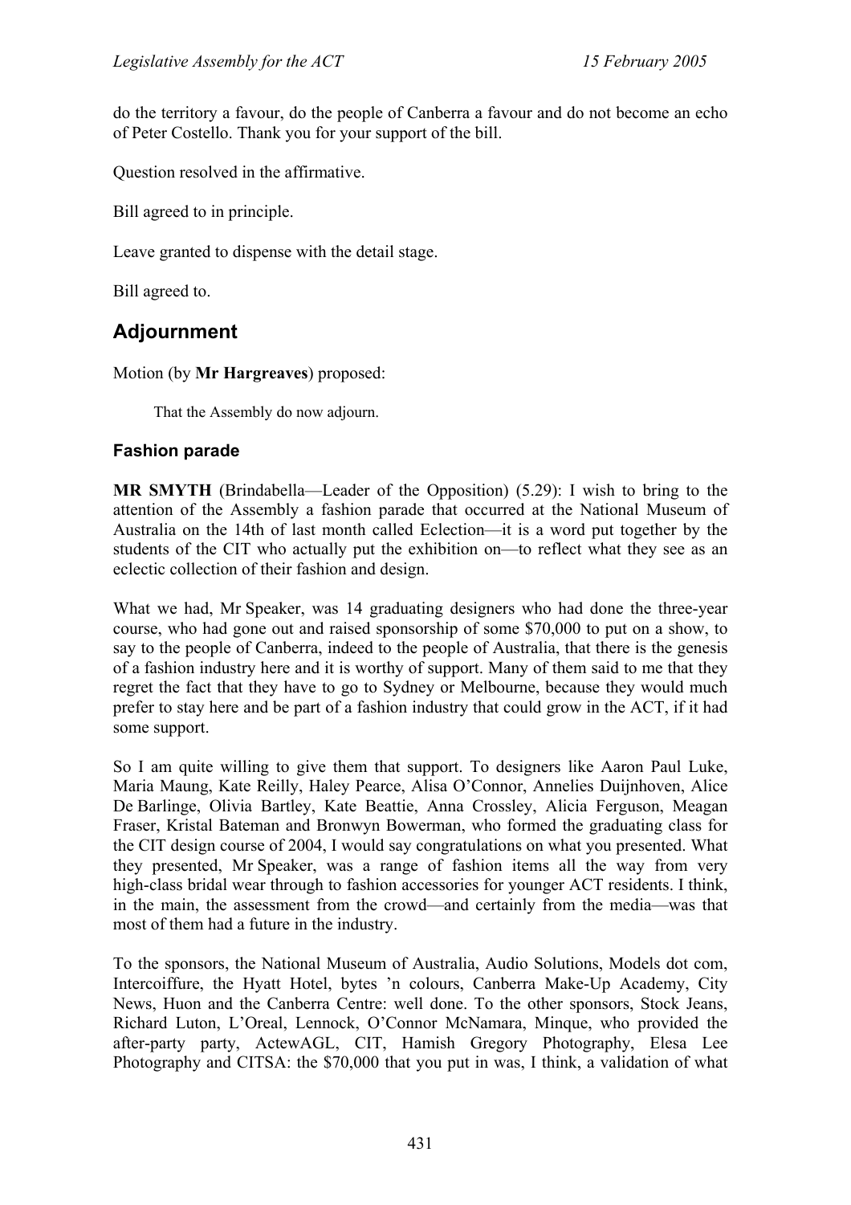do the territory a favour, do the people of Canberra a favour and do not become an echo of Peter Costello. Thank you for your support of the bill.

Question resolved in the affirmative.

Bill agreed to in principle.

Leave granted to dispense with the detail stage.

Bill agreed to.

## Adjournment

Motion (by **Mr Hargreaves**) proposed:

> That the Assembly do now adjourn.

### Fashion parade

**MR SMYTH** (Brindabella—Leader of the Opposition) (5.29): I wish to bring to the attention of the Assembly a fashion parade that occurred at the National Museum of Australia on the 14th of last month called Eclection—it is a word put together by the students of the CIT who actually put the exhibition on—to reflect what they see as an eclectic collection of their fashion and design.

What we had, Mr Speaker, was 14 graduating designers who had done the three-year course, who had gone out and raised sponsorship of some $70,000 to put on a show, to say to the people of Canberra, indeed to the people of Australia, that there is the genesis of a fashion industry here and it is worthy of support. Many of them said to me that they regret the fact that they have to go to Sydney or Melbourne, because they would much prefer to stay here and be part of a fashion industry that could grow in the ACT, if it had some support.

So I am quite willing to give them that support. To designers like Aaron Paul Luke, Maria Maung, Kate Reilly, Haley Pearce, Alisa O'Connor, Annelies Duijnhoven, Alice De Barlinge, Olivia Bartley, Kate Beattie, Anna Crossley, Alicia Ferguson, Meagan Fraser, Kristal Bateman and Bronwyn Bowerman, who formed the graduating class for the CIT design course of 2004, I would say congratulations on what you presented. What they presented, Mr Speaker, was a range of fashion items all the way from very high-class bridal wear through to fashion accessories for younger ACT residents. I think, in the main, the assessment from the crowd—and certainly from the media—was that most of them had a future in the industry.

To the sponsors, the National Museum of Australia, Audio Solutions, Models dot com, Intercoiffure, the Hyatt Hotel, bytes 'n colours, Canberra Make-Up Academy, City News, Huon and the Canberra Centre: well done. To the other sponsors, Stock Jeans, Richard Luton, L'Oreal, Lennock, O'Connor McNamara, Minque, who provided the after-party party, ActewAGL, CIT, Hamish Gregory Photography, Elesa Lee Photography and CITSA: the $70,000 that you put in was, I think, a validation of what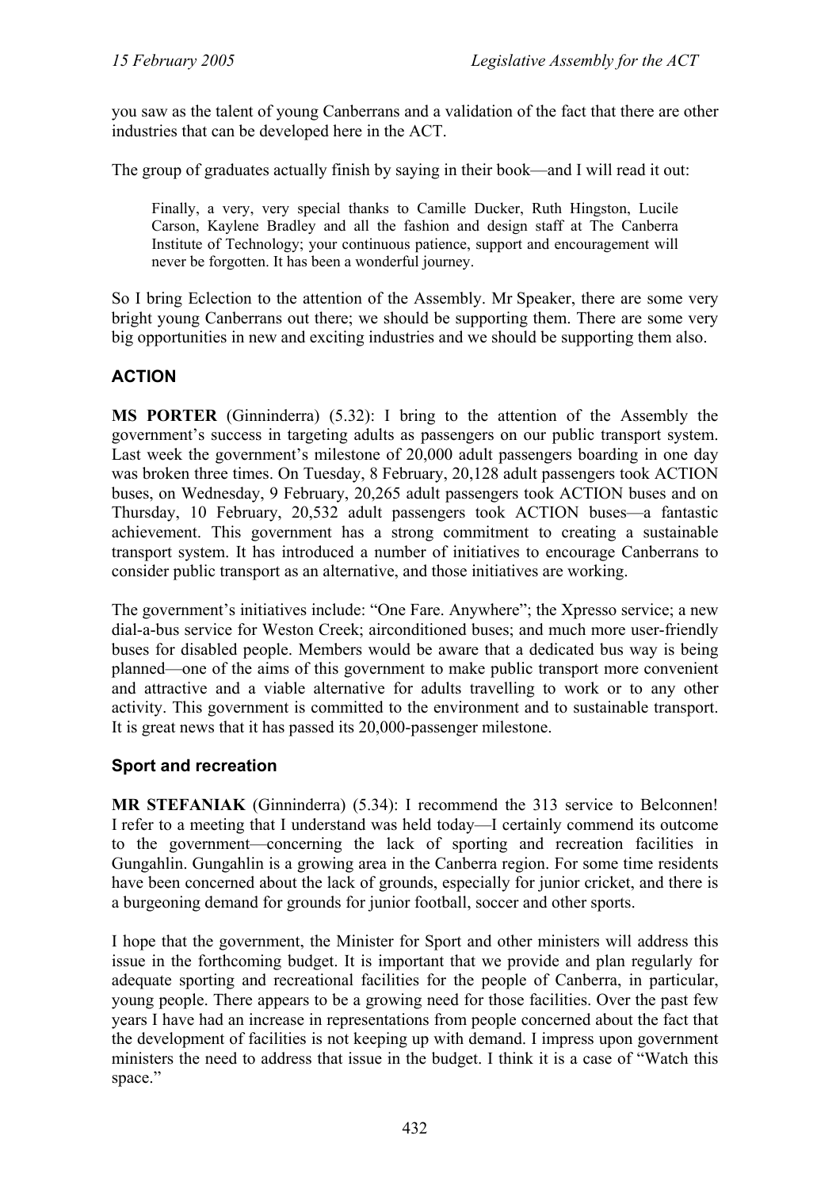you saw as the talent of young Canberrans and a validation of the fact that there are other industries that can be developed here in the ACT.

The group of graduates actually finish by saying in their book—and I will read it out:

> Finally, a very, very special thanks to Camille Ducker, Ruth Hingston, Lucile Carson, Kaylene Bradley and all the fashion and design staff at The Canberra Institute of Technology; your continuous patience, support and encouragement will never be forgotten. It has been a wonderful journey.

So I bring Eclection to the attention of the Assembly. Mr Speaker, there are some very bright young Canberrans out there; we should be supporting them. There are some very big opportunities in new and exciting industries and we should be supporting them also.

## ACTION

**MS PORTER** (Ginninderra) (5.32): I bring to the attention of the Assembly the government's success in targeting adults as passengers on our public transport system. Last week the government's milestone of 20,000 adult passengers boarding in one day was broken three times. On Tuesday, 8 February, 20,128 adult passengers took ACTION buses, on Wednesday, 9 February, 20,265 adult passengers took ACTION buses and on Thursday, 10 February, 20,532 adult passengers took ACTION buses—a fantastic achievement. This government has a strong commitment to creating a sustainable transport system. It has introduced a number of initiatives to encourage Canberrans to consider public transport as an alternative, and those initiatives are working.

The government's initiatives include: "One Fare. Anywhere"; the Xpresso service; a new dial-a-bus service for Weston Creek; airconditioned buses; and much more user-friendly buses for disabled people. Members would be aware that a dedicated bus way is being planned—one of the aims of this government to make public transport more convenient and attractive and a viable alternative for adults travelling to work or to any other activity. This government is committed to the environment and to sustainable transport. It is great news that it has passed its 20,000-passenger milestone.

## Sport and recreation

**MR STEFANIAK** (Ginninderra) (5.34): I recommend the 313 service to Belconnen! I refer to a meeting that I understand was held today—I certainly commend its outcome to the government—concerning the lack of sporting and recreation facilities in Gungahlin. Gungahlin is a growing area in the Canberra region. For some time residents have been concerned about the lack of grounds, especially for junior cricket, and there is a burgeoning demand for grounds for junior football, soccer and other sports.

I hope that the government, the Minister for Sport and other ministers will address this issue in the forthcoming budget. It is important that we provide and plan regularly for adequate sporting and recreational facilities for the people of Canberra, in particular, young people. There appears to be a growing need for those facilities. Over the past few years I have had an increase in representations from people concerned about the fact that the development of facilities is not keeping up with demand. I impress upon government ministers the need to address that issue in the budget. I think it is a case of "Watch this space."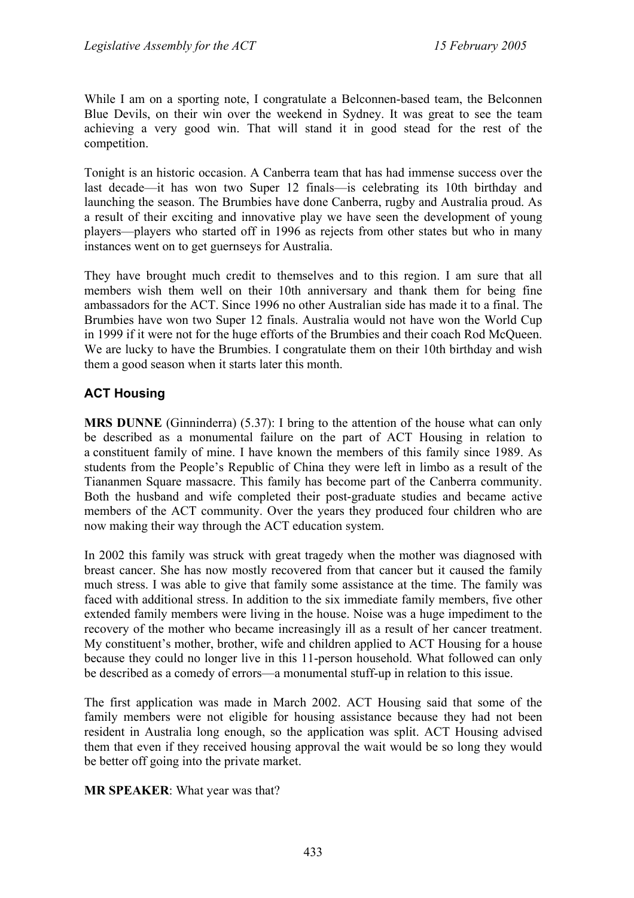While I am on a sporting note, I congratulate a Belconnen-based team, the Belconnen Blue Devils, on their win over the weekend in Sydney. It was great to see the team achieving a very good win. That will stand it in good stead for the rest of the competition.

Tonight is an historic occasion. A Canberra team that has had immense success over the last decade—it has won two Super 12 finals—is celebrating its 10th birthday and launching the season. The Brumbies have done Canberra, rugby and Australia proud. As a result of their exciting and innovative play we have seen the development of young players—players who started off in 1996 as rejects from other states but who in many instances went on to get guernseys for Australia.

They have brought much credit to themselves and to this region. I am sure that all members wish them well on their 10th anniversary and thank them for being fine ambassadors for the ACT. Since 1996 no other Australian side has made it to a final. The Brumbies have won two Super 12 finals. Australia would not have won the World Cup in 1999 if it were not for the huge efforts of the Brumbies and their coach Rod McQueen. We are lucky to have the Brumbies. I congratulate them on their 10th birthday and wish them a good season when it starts later this month.

## ACT Housing

**MRS DUNNE** (Ginninderra) (5.37): I bring to the attention of the house what can only be described as a monumental failure on the part of ACT Housing in relation to a constituent family of mine. I have known the members of this family since 1989. As students from the People's Republic of China they were left in limbo as a result of the Tiananmen Square massacre. This family has become part of the Canberra community. Both the husband and wife completed their post-graduate studies and became active members of the ACT community. Over the years they produced four children who are now making their way through the ACT education system.

In 2002 this family was struck with great tragedy when the mother was diagnosed with breast cancer. She has now mostly recovered from that cancer but it caused the family much stress. I was able to give that family some assistance at the time. The family was faced with additional stress. In addition to the six immediate family members, five other extended family members were living in the house. Noise was a huge impediment to the recovery of the mother who became increasingly ill as a result of her cancer treatment. My constituent's mother, brother, wife and children applied to ACT Housing for a house because they could no longer live in this 11-person household. What followed can only be described as a comedy of errors—a monumental stuff-up in relation to this issue.

The first application was made in March 2002. ACT Housing said that some of the family members were not eligible for housing assistance because they had not been resident in Australia long enough, so the application was split. ACT Housing advised them that even if they received housing approval the wait would be so long they would be better off going into the private market.

**MR SPEAKER**: What year was that?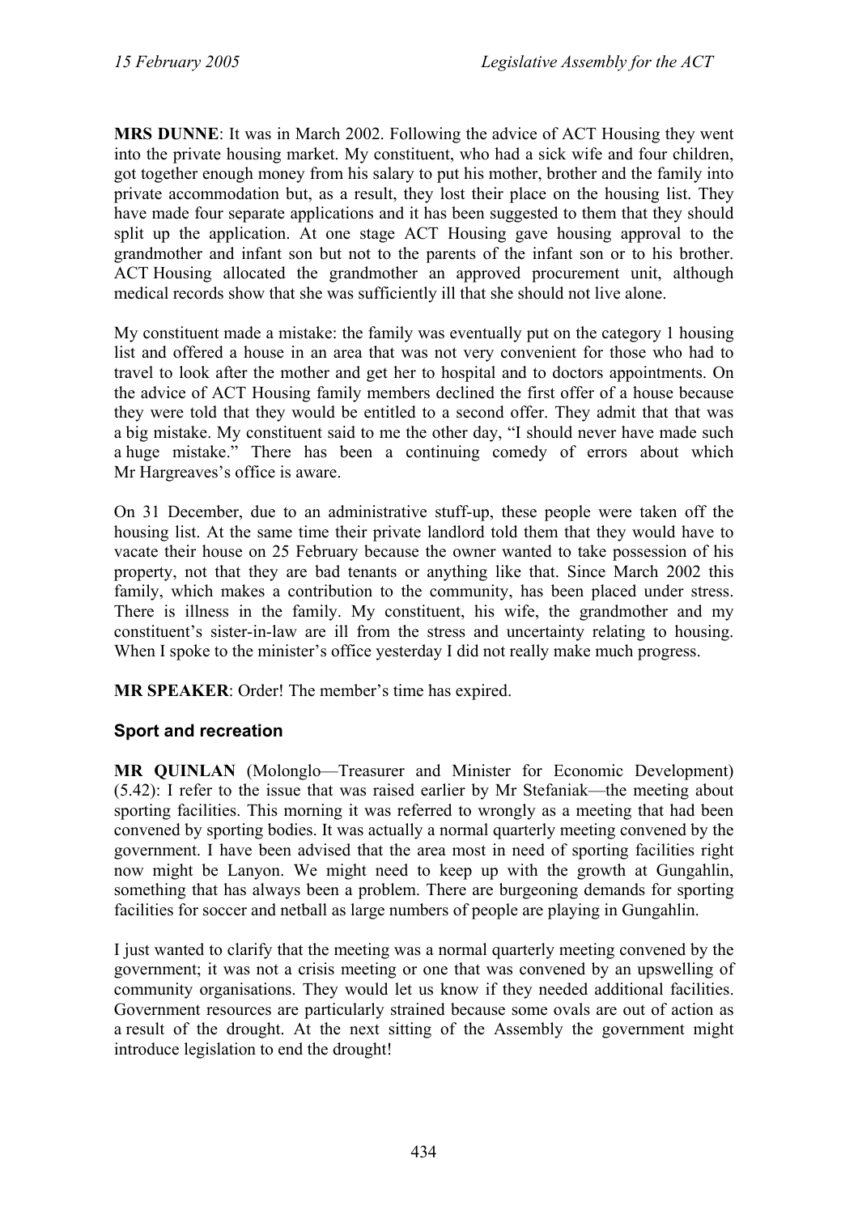**MRS DUNNE**: It was in March 2002. Following the advice of ACT Housing they went into the private housing market. My constituent, who had a sick wife and four children, got together enough money from his salary to put his mother, brother and the family into private accommodation but, as a result, they lost their place on the housing list. They have made four separate applications and it has been suggested to them that they should split up the application. At one stage ACT Housing gave housing approval to the grandmother and infant son but not to the parents of the infant son or to his brother. ACT Housing allocated the grandmother an approved procurement unit, although medical records show that she was sufficiently ill that she should not live alone.

My constituent made a mistake: the family was eventually put on the category 1 housing list and offered a house in an area that was not very convenient for those who had to travel to look after the mother and get her to hospital and to doctors appointments. On the advice of ACT Housing family members declined the first offer of a house because they were told that they would be entitled to a second offer. They admit that that was a big mistake. My constituent said to me the other day, "I should never have made such a huge mistake." There has been a continuing comedy of errors about which Mr Hargreaves's office is aware.

On 31 December, due to an administrative stuff-up, these people were taken off the housing list. At the same time their private landlord told them that they would have to vacate their house on 25 February because the owner wanted to take possession of his property, not that they are bad tenants or anything like that. Since March 2002 this family, which makes a contribution to the community, has been placed under stress. There is illness in the family. My constituent, his wife, the grandmother and my constituent's sister-in-law are ill from the stress and uncertainty relating to housing. When I spoke to the minister's office yesterday I did not really make much progress.

**MR SPEAKER**: Order! The member's time has expired.

## Sport and recreation

**MR QUINLAN** (Molonglo—Treasurer and Minister for Economic Development) (5.42): I refer to the issue that was raised earlier by Mr Stefaniak—the meeting about sporting facilities. This morning it was referred to wrongly as a meeting that had been convened by sporting bodies. It was actually a normal quarterly meeting convened by the government. I have been advised that the area most in need of sporting facilities right now might be Lanyon. We might need to keep up with the growth at Gungahlin, something that has always been a problem. There are burgeoning demands for sporting facilities for soccer and netball as large numbers of people are playing in Gungahlin.

I just wanted to clarify that the meeting was a normal quarterly meeting convened by the government; it was not a crisis meeting or one that was convened by an upswelling of community organisations. They would let us know if they needed additional facilities. Government resources are particularly strained because some ovals are out of action as a result of the drought. At the next sitting of the Assembly the government might introduce legislation to end the drought!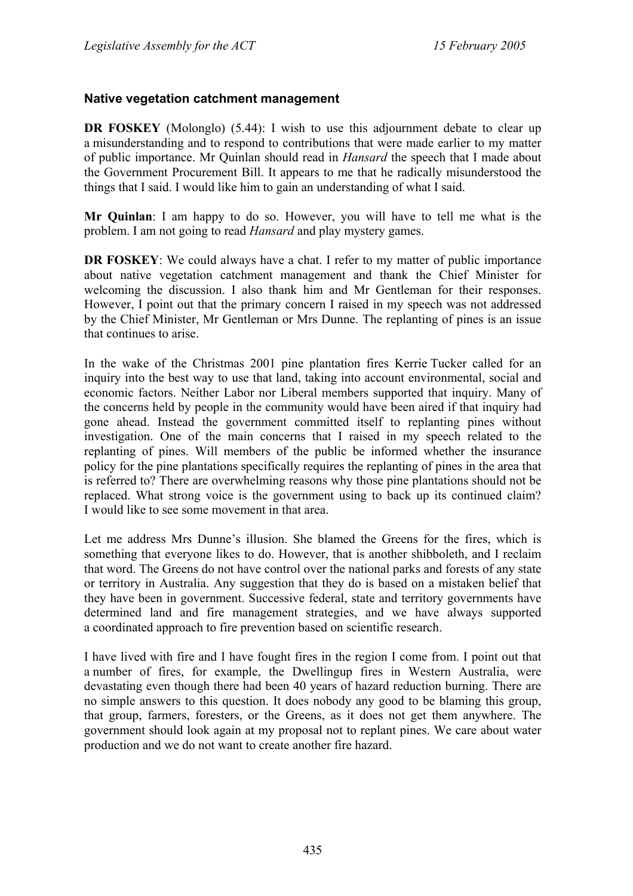## Native vegetation catchment management

**DR FOSKEY** (Molonglo) (5.44): I wish to use this adjournment debate to clear up a misunderstanding and to respond to contributions that were made earlier to my matter of public importance. Mr Quinlan should read in *Hansard* the speech that I made about the Government Procurement Bill. It appears to me that he radically misunderstood the things that I said. I would like him to gain an understanding of what I said.

**Mr Quinlan**: I am happy to do so. However, you will have to tell me what is the problem. I am not going to read *Hansard* and play mystery games.

**DR FOSKEY**: We could always have a chat. I refer to my matter of public importance about native vegetation catchment management and thank the Chief Minister for welcoming the discussion. I also thank him and Mr Gentleman for their responses. However, I point out that the primary concern I raised in my speech was not addressed by the Chief Minister, Mr Gentleman or Mrs Dunne. The replanting of pines is an issue that continues to arise.

In the wake of the Christmas 2001 pine plantation fires Kerrie Tucker called for an inquiry into the best way to use that land, taking into account environmental, social and economic factors. Neither Labor nor Liberal members supported that inquiry. Many of the concerns held by people in the community would have been aired if that inquiry had gone ahead. Instead the government committed itself to replanting pines without investigation. One of the main concerns that I raised in my speech related to the replanting of pines. Will members of the public be informed whether the insurance policy for the pine plantations specifically requires the replanting of pines in the area that is referred to? There are overwhelming reasons why those pine plantations should not be replaced. What strong voice is the government using to back up its continued claim? I would like to see some movement in that area.

Let me address Mrs Dunne's illusion. She blamed the Greens for the fires, which is something that everyone likes to do. However, that is another shibboleth, and I reclaim that word. The Greens do not have control over the national parks and forests of any state or territory in Australia. Any suggestion that they do is based on a mistaken belief that they have been in government. Successive federal, state and territory governments have determined land and fire management strategies, and we have always supported a coordinated approach to fire prevention based on scientific research.

I have lived with fire and I have fought fires in the region I come from. I point out that a number of fires, for example, the Dwellingup fires in Western Australia, were devastating even though there had been 40 years of hazard reduction burning. There are no simple answers to this question. It does nobody any good to be blaming this group, that group, farmers, foresters, or the Greens, as it does not get them anywhere. The government should look again at my proposal not to replant pines. We care about water production and we do not want to create another fire hazard.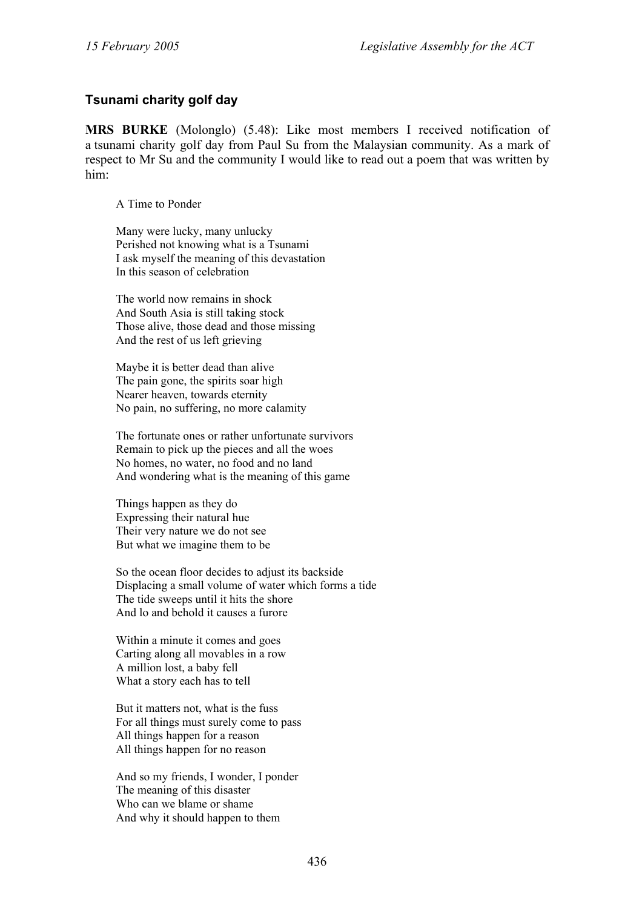### Tsunami charity golf day

**MRS BURKE** (Molonglo) (5.48): Like most members I received notification of a tsunami charity golf day from Paul Su from the Malaysian community. As a mark of respect to Mr Su and the community I would like to read out a poem that was written by him:

> A Time to Ponder
>
> Many were lucky, many unlucky
> Perished not knowing what is a Tsunami
> I ask myself the meaning of this devastation
> In this season of celebration
>
> The world now remains in shock
> And South Asia is still taking stock
> Those alive, those dead and those missing
> And the rest of us left grieving
>
> Maybe it is better dead than alive
> The pain gone, the spirits soar high
> Nearer heaven, towards eternity
> No pain, no suffering, no more calamity
>
> The fortunate ones or rather unfortunate survivors
> Remain to pick up the pieces and all the woes
> No homes, no water, no food and no land
> And wondering what is the meaning of this game
>
> Things happen as they do
> Expressing their natural hue
> Their very nature we do not see
> But what we imagine them to be
>
> So the ocean floor decides to adjust its backside
> Displacing a small volume of water which forms a tide
> The tide sweeps until it hits the shore
> And lo and behold it causes a furore
>
> Within a minute it comes and goes
> Carting along all movables in a row
> A million lost, a baby fell
> What a story each has to tell
>
> But it matters not, what is the fuss
> For all things must surely come to pass
> All things happen for a reason
> All things happen for no reason
>
> And so my friends, I wonder, I ponder
> The meaning of this disaster
> Who can we blame or shame
> And why it should happen to them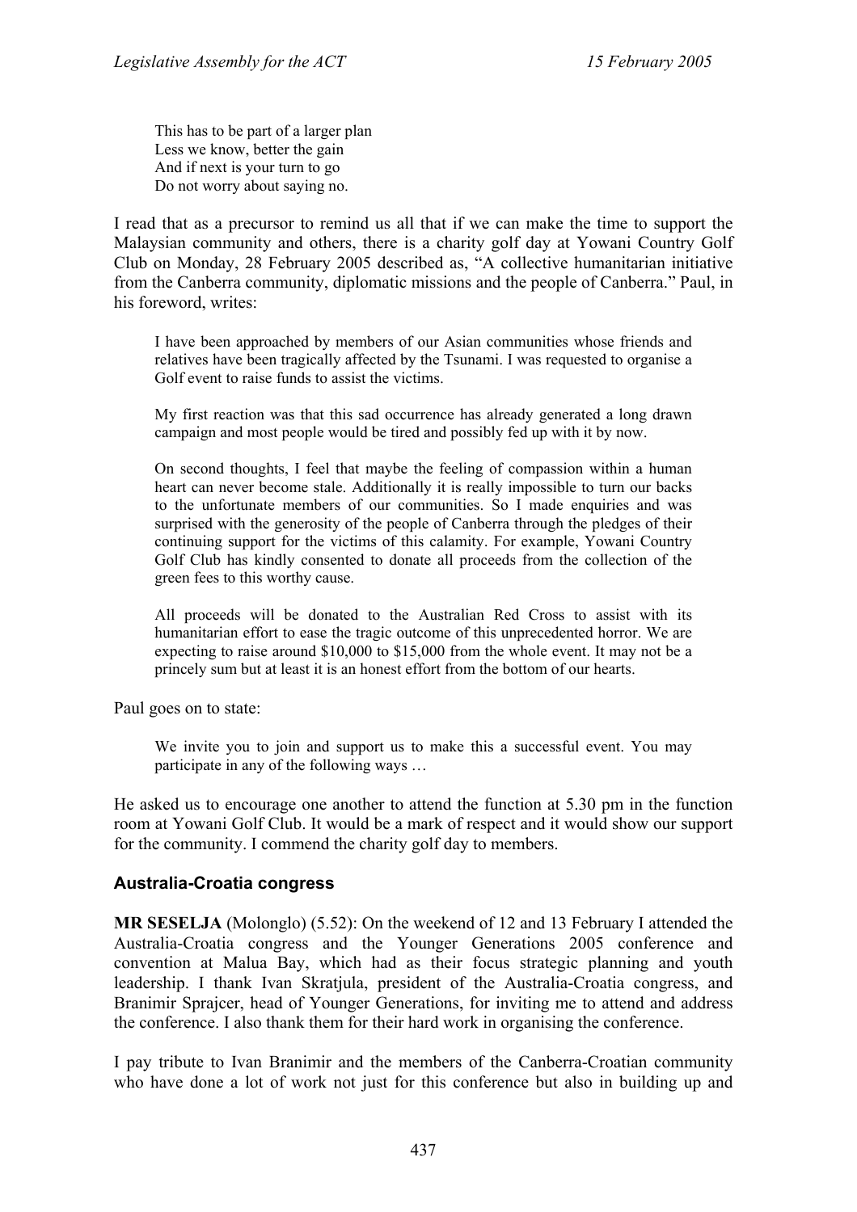> This has to be part of a larger plan
> Less we know, better the gain
> And if next is your turn to go
> Do not worry about saying no.

I read that as a precursor to remind us all that if we can make the time to support the Malaysian community and others, there is a charity golf day at Yowani Country Golf Club on Monday, 28 February 2005 described as, "A collective humanitarian initiative from the Canberra community, diplomatic missions and the people of Canberra." Paul, in his foreword, writes:

> I have been approached by members of our Asian communities whose friends and relatives have been tragically affected by the Tsunami. I was requested to organise a Golf event to raise funds to assist the victims.
>
> My first reaction was that this sad occurrence has already generated a long drawn campaign and most people would be tired and possibly fed up with it by now.
>
> On second thoughts, I feel that maybe the feeling of compassion within a human heart can never become stale. Additionally it is really impossible to turn our backs to the unfortunate members of our communities. So I made enquiries and was surprised with the generosity of the people of Canberra through the pledges of their continuing support for the victims of this calamity. For example, Yowani Country Golf Club has kindly consented to donate all proceeds from the collection of the green fees to this worthy cause.
>
> All proceeds will be donated to the Australian Red Cross to assist with its humanitarian effort to ease the tragic outcome of this unprecedented horror. We are expecting to raise around $10,000 to $15,000 from the whole event. It may not be a princely sum but at least it is an honest effort from the bottom of our hearts.

Paul goes on to state:

> We invite you to join and support us to make this a successful event. You may participate in any of the following ways …

He asked us to encourage one another to attend the function at 5.30 pm in the function room at Yowani Golf Club. It would be a mark of respect and it would show our support for the community. I commend the charity golf day to members.

### Australia-Croatia congress

**MR SESELJA** (Molonglo) (5.52): On the weekend of 12 and 13 February I attended the Australia-Croatia congress and the Younger Generations 2005 conference and convention at Malua Bay, which had as their focus strategic planning and youth leadership. I thank Ivan Skratjula, president of the Australia-Croatia congress, and Branimir Sprajcer, head of Younger Generations, for inviting me to attend and address the conference. I also thank them for their hard work in organising the conference.

I pay tribute to Ivan Branimir and the members of the Canberra-Croatian community who have done a lot of work not just for this conference but also in building up and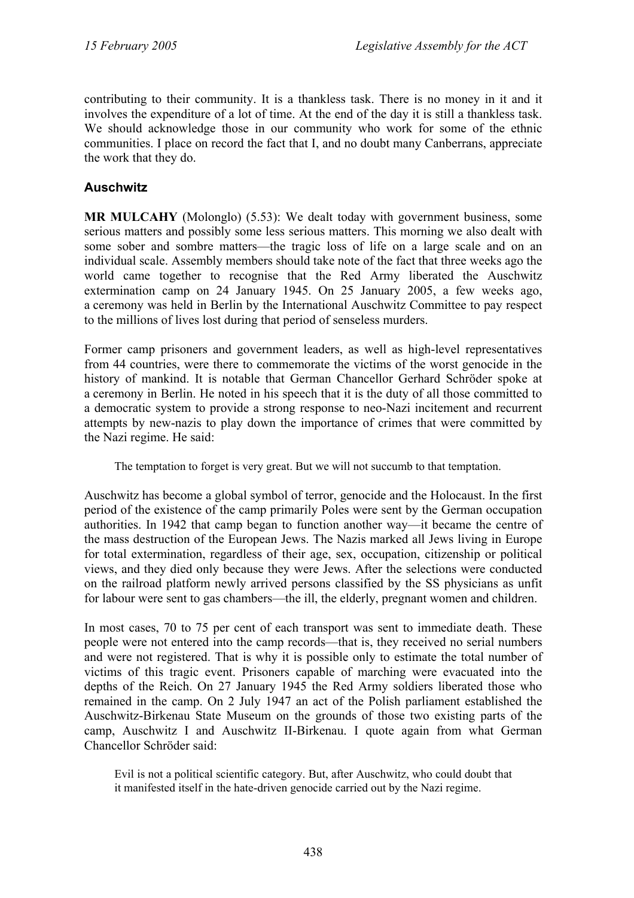contributing to their community. It is a thankless task. There is no money in it and it involves the expenditure of a lot of time. At the end of the day it is still a thankless task. We should acknowledge those in our community who work for some of the ethnic communities. I place on record the fact that I, and no doubt many Canberrans, appreciate the work that they do.

## Auschwitz

**MR MULCAHY** (Molonglo) (5.53): We dealt today with government business, some serious matters and possibly some less serious matters. This morning we also dealt with some sober and sombre matters—the tragic loss of life on a large scale and on an individual scale. Assembly members should take note of the fact that three weeks ago the world came together to recognise that the Red Army liberated the Auschwitz extermination camp on 24 January 1945. On 25 January 2005, a few weeks ago, a ceremony was held in Berlin by the International Auschwitz Committee to pay respect to the millions of lives lost during that period of senseless murders.

Former camp prisoners and government leaders, as well as high-level representatives from 44 countries, were there to commemorate the victims of the worst genocide in the history of mankind. It is notable that German Chancellor Gerhard Schröder spoke at a ceremony in Berlin. He noted in his speech that it is the duty of all those committed to a democratic system to provide a strong response to neo-Nazi incitement and recurrent attempts by new-nazis to play down the importance of crimes that were committed by the Nazi regime. He said:

> The temptation to forget is very great. But we will not succumb to that temptation.

Auschwitz has become a global symbol of terror, genocide and the Holocaust. In the first period of the existence of the camp primarily Poles were sent by the German occupation authorities. In 1942 that camp began to function another way—it became the centre of the mass destruction of the European Jews. The Nazis marked all Jews living in Europe for total extermination, regardless of their age, sex, occupation, citizenship or political views, and they died only because they were Jews. After the selections were conducted on the railroad platform newly arrived persons classified by the SS physicians as unfit for labour were sent to gas chambers—the ill, the elderly, pregnant women and children.

In most cases, 70 to 75 per cent of each transport was sent to immediate death. These people were not entered into the camp records—that is, they received no serial numbers and were not registered. That is why it is possible only to estimate the total number of victims of this tragic event. Prisoners capable of marching were evacuated into the depths of the Reich. On 27 January 1945 the Red Army soldiers liberated those who remained in the camp. On 2 July 1947 an act of the Polish parliament established the Auschwitz-Birkenau State Museum on the grounds of those two existing parts of the camp, Auschwitz I and Auschwitz II-Birkenau. I quote again from what German Chancellor Schröder said:

> Evil is not a political scientific category. But, after Auschwitz, who could doubt that it manifested itself in the hate-driven genocide carried out by the Nazi regime.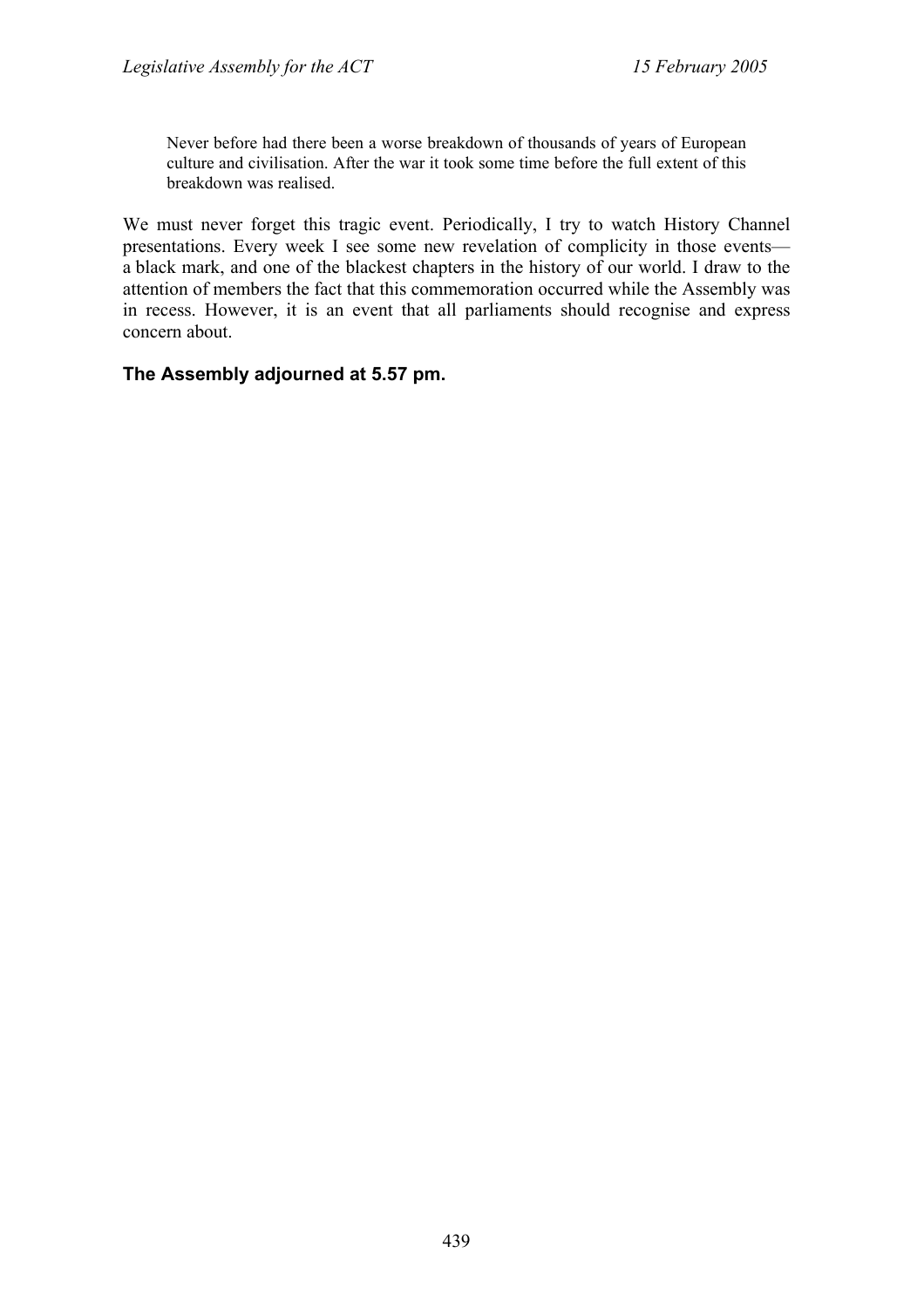> Never before had there been a worse breakdown of thousands of years of European culture and civilisation. After the war it took some time before the full extent of this breakdown was realised.

We must never forget this tragic event. Periodically, I try to watch History Channel presentations. Every week I see some new revelation of complicity in those events—a black mark, and one of the blackest chapters in the history of our world. I draw to the attention of members the fact that this commemoration occurred while the Assembly was in recess. However, it is an event that all parliaments should recognise and express concern about.

### The Assembly adjourned at 5.57 pm.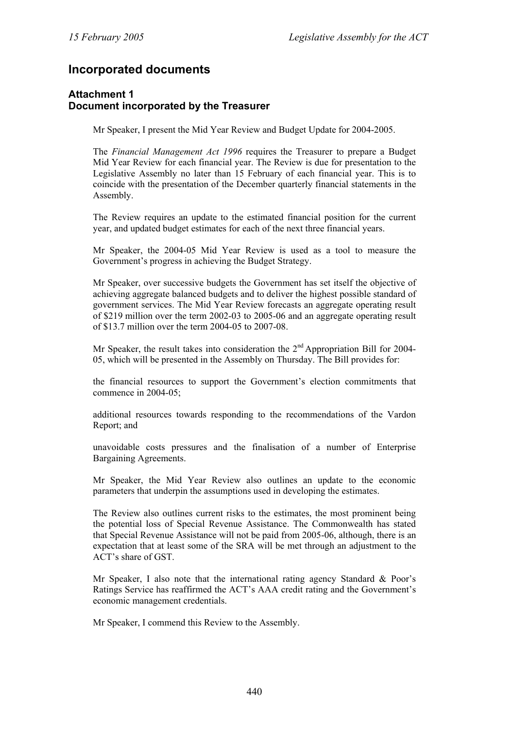# Incorporated documents

## Attachment 1
## Document incorporated by the Treasurer

Mr Speaker, I present the Mid Year Review and Budget Update for 2004-2005.

The *Financial Management Act 1996* requires the Treasurer to prepare a Budget Mid Year Review for each financial year. The Review is due for presentation to the Legislative Assembly no later than 15 February of each financial year. This is to coincide with the presentation of the December quarterly financial statements in the Assembly.

The Review requires an update to the estimated financial position for the current year, and updated budget estimates for each of the next three financial years.

Mr Speaker, the 2004-05 Mid Year Review is used as a tool to measure the Government's progress in achieving the Budget Strategy.

Mr Speaker, over successive budgets the Government has set itself the objective of achieving aggregate balanced budgets and to deliver the highest possible standard of government services. The Mid Year Review forecasts an aggregate operating result of $219 million over the term 2002-03 to 2005-06 and an aggregate operating result of $13.7 million over the term 2004-05 to 2007-08.

Mr Speaker, the result takes into consideration the 2nd Appropriation Bill for 2004-05, which will be presented in the Assembly on Thursday. The Bill provides for:

the financial resources to support the Government's election commitments that commence in 2004-05;

additional resources towards responding to the recommendations of the Vardon Report; and

unavoidable costs pressures and the finalisation of a number of Enterprise Bargaining Agreements.

Mr Speaker, the Mid Year Review also outlines an update to the economic parameters that underpin the assumptions used in developing the estimates.

The Review also outlines current risks to the estimates, the most prominent being the potential loss of Special Revenue Assistance. The Commonwealth has stated that Special Revenue Assistance will not be paid from 2005-06, although, there is an expectation that at least some of the SRA will be met through an adjustment to the ACT's share of GST.

Mr Speaker, I also note that the international rating agency Standard & Poor's Ratings Service has reaffirmed the ACT's AAA credit rating and the Government's economic management credentials.

Mr Speaker, I commend this Review to the Assembly.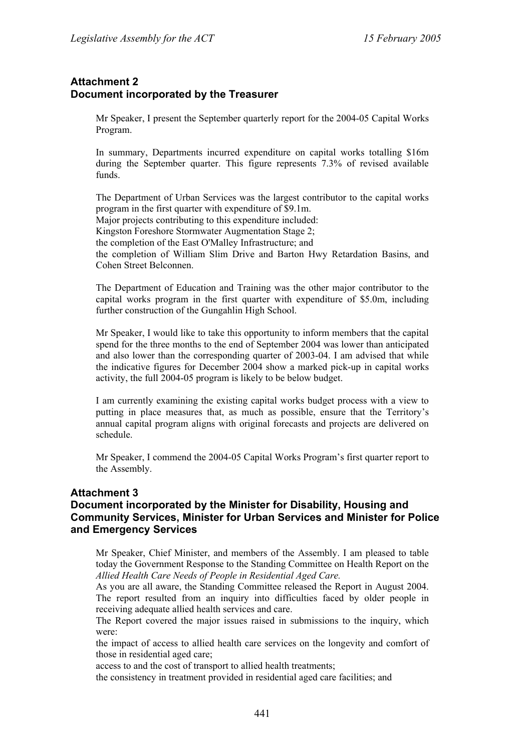## Attachment 2
## Document incorporated by the Treasurer

Mr Speaker, I present the September quarterly report for the 2004-05 Capital Works Program.

In summary, Departments incurred expenditure on capital works totalling $16m during the September quarter. This figure represents 7.3% of revised available funds.

The Department of Urban Services was the largest contributor to the capital works program in the first quarter with expenditure of $9.1m.
Major projects contributing to this expenditure included:
Kingston Foreshore Stormwater Augmentation Stage 2;
the completion of the East O'Malley Infrastructure; and
the completion of William Slim Drive and Barton Hwy Retardation Basins, and Cohen Street Belconnen.

The Department of Education and Training was the other major contributor to the capital works program in the first quarter with expenditure of $5.0m, including further construction of the Gungahlin High School.

Mr Speaker, I would like to take this opportunity to inform members that the capital spend for the three months to the end of September 2004 was lower than anticipated and also lower than the corresponding quarter of 2003-04. I am advised that while the indicative figures for December 2004 show a marked pick-up in capital works activity, the full 2004-05 program is likely to be below budget.

I am currently examining the existing capital works budget process with a view to putting in place measures that, as much as possible, ensure that the Territory's annual capital program aligns with original forecasts and projects are delivered on schedule.

Mr Speaker, I commend the 2004-05 Capital Works Program's first quarter report to the Assembly.

## Attachment 3
## Document incorporated by the Minister for Disability, Housing and Community Services, Minister for Urban Services and Minister for Police and Emergency Services

Mr Speaker, Chief Minister, and members of the Assembly. I am pleased to table today the Government Response to the Standing Committee on Health Report on the *Allied Health Care Needs of People in Residential Aged Care.*
As you are all aware, the Standing Committee released the Report in August 2004. The report resulted from an inquiry into difficulties faced by older people in receiving adequate allied health services and care.
The Report covered the major issues raised in submissions to the inquiry, which were:
the impact of access to allied health care services on the longevity and comfort of those in residential aged care;
access to and the cost of transport to allied health treatments;
the consistency in treatment provided in residential aged care facilities; and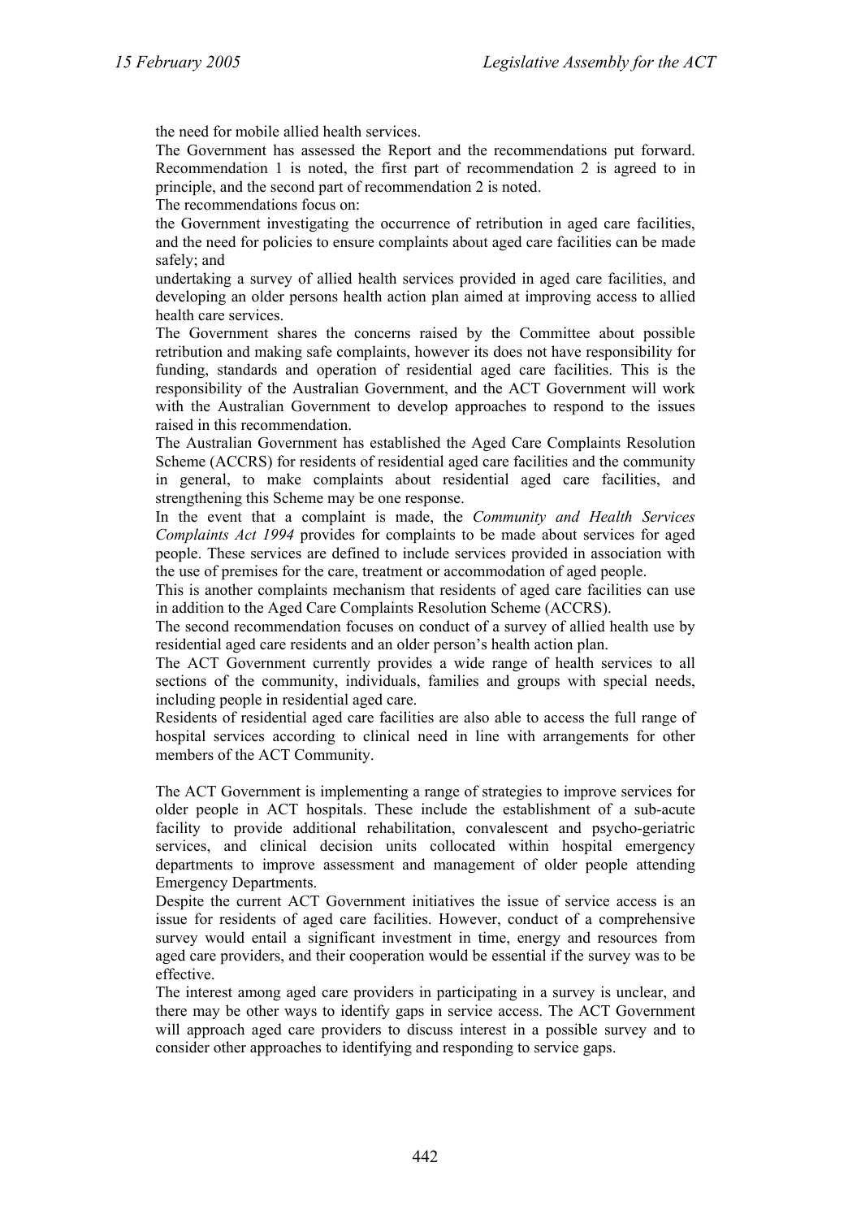the need for mobile allied health services.

The Government has assessed the Report and the recommendations put forward. Recommendation 1 is noted, the first part of recommendation 2 is agreed to in principle, and the second part of recommendation 2 is noted.

The recommendations focus on:

the Government investigating the occurrence of retribution in aged care facilities, and the need for policies to ensure complaints about aged care facilities can be made safely; and

undertaking a survey of allied health services provided in aged care facilities, and developing an older persons health action plan aimed at improving access to allied health care services.

The Government shares the concerns raised by the Committee about possible retribution and making safe complaints, however its does not have responsibility for funding, standards and operation of residential aged care facilities. This is the responsibility of the Australian Government, and the ACT Government will work with the Australian Government to develop approaches to respond to the issues raised in this recommendation.

The Australian Government has established the Aged Care Complaints Resolution Scheme (ACCRS) for residents of residential aged care facilities and the community in general, to make complaints about residential aged care facilities, and strengthening this Scheme may be one response.

In the event that a complaint is made, the *Community and Health Services Complaints Act 1994* provides for complaints to be made about services for aged people. These services are defined to include services provided in association with the use of premises for the care, treatment or accommodation of aged people.

This is another complaints mechanism that residents of aged care facilities can use in addition to the Aged Care Complaints Resolution Scheme (ACCRS).

The second recommendation focuses on conduct of a survey of allied health use by residential aged care residents and an older person's health action plan.

The ACT Government currently provides a wide range of health services to all sections of the community, individuals, families and groups with special needs, including people in residential aged care.

Residents of residential aged care facilities are also able to access the full range of hospital services according to clinical need in line with arrangements for other members of the ACT Community.

The ACT Government is implementing a range of strategies to improve services for older people in ACT hospitals. These include the establishment of a sub-acute facility to provide additional rehabilitation, convalescent and psycho-geriatric services, and clinical decision units collocated within hospital emergency departments to improve assessment and management of older people attending Emergency Departments.

Despite the current ACT Government initiatives the issue of service access is an issue for residents of aged care facilities. However, conduct of a comprehensive survey would entail a significant investment in time, energy and resources from aged care providers, and their cooperation would be essential if the survey was to be effective.

The interest among aged care providers in participating in a survey is unclear, and there may be other ways to identify gaps in service access. The ACT Government will approach aged care providers to discuss interest in a possible survey and to consider other approaches to identifying and responding to service gaps.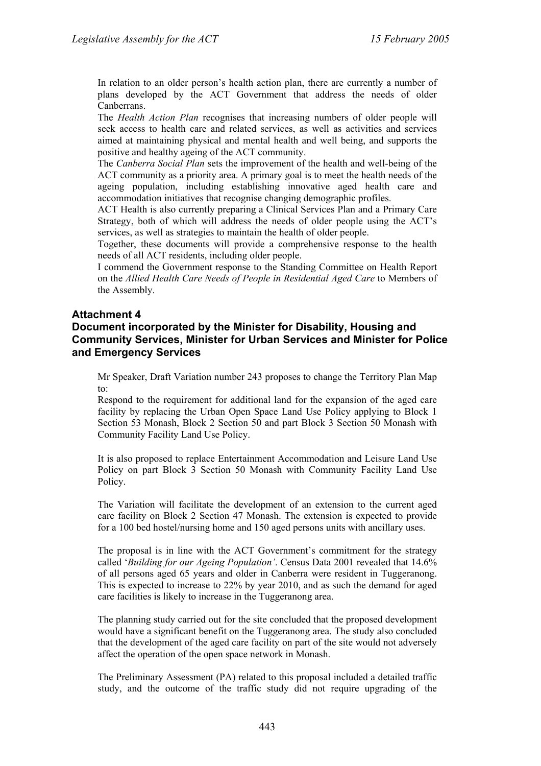In relation to an older person's health action plan, there are currently a number of plans developed by the ACT Government that address the needs of older Canberrans.

The *Health Action Plan* recognises that increasing numbers of older people will seek access to health care and related services, as well as activities and services aimed at maintaining physical and mental health and well being, and supports the positive and healthy ageing of the ACT community.

The *Canberra Social Plan* sets the improvement of the health and well-being of the ACT community as a priority area. A primary goal is to meet the health needs of the ageing population, including establishing innovative aged health care and accommodation initiatives that recognise changing demographic profiles.

ACT Health is also currently preparing a Clinical Services Plan and a Primary Care Strategy, both of which will address the needs of older people using the ACT's services, as well as strategies to maintain the health of older people.

Together, these documents will provide a comprehensive response to the health needs of all ACT residents, including older people.

I commend the Government response to the Standing Committee on Health Report on the *Allied Health Care Needs of People in Residential Aged Care* to Members of the Assembly.

## Attachment 4
## Document incorporated by the Minister for Disability, Housing and Community Services, Minister for Urban Services and Minister for Police and Emergency Services

Mr Speaker, Draft Variation number 243 proposes to change the Territory Plan Map to:

Respond to the requirement for additional land for the expansion of the aged care facility by replacing the Urban Open Space Land Use Policy applying to Block 1 Section 53 Monash, Block 2 Section 50 and part Block 3 Section 50 Monash with Community Facility Land Use Policy.

It is also proposed to replace Entertainment Accommodation and Leisure Land Use Policy on part Block 3 Section 50 Monash with Community Facility Land Use Policy.

The Variation will facilitate the development of an extension to the current aged care facility on Block 2 Section 47 Monash. The extension is expected to provide for a 100 bed hostel/nursing home and 150 aged persons units with ancillary uses.

The proposal is in line with the ACT Government's commitment for the strategy called '*Building for our Ageing Population'*. Census Data 2001 revealed that 14.6% of all persons aged 65 years and older in Canberra were resident in Tuggeranong. This is expected to increase to 22% by year 2010, and as such the demand for aged care facilities is likely to increase in the Tuggeranong area.

The planning study carried out for the site concluded that the proposed development would have a significant benefit on the Tuggeranong area. The study also concluded that the development of the aged care facility on part of the site would not adversely affect the operation of the open space network in Monash.

The Preliminary Assessment (PA) related to this proposal included a detailed traffic study, and the outcome of the traffic study did not require upgrading of the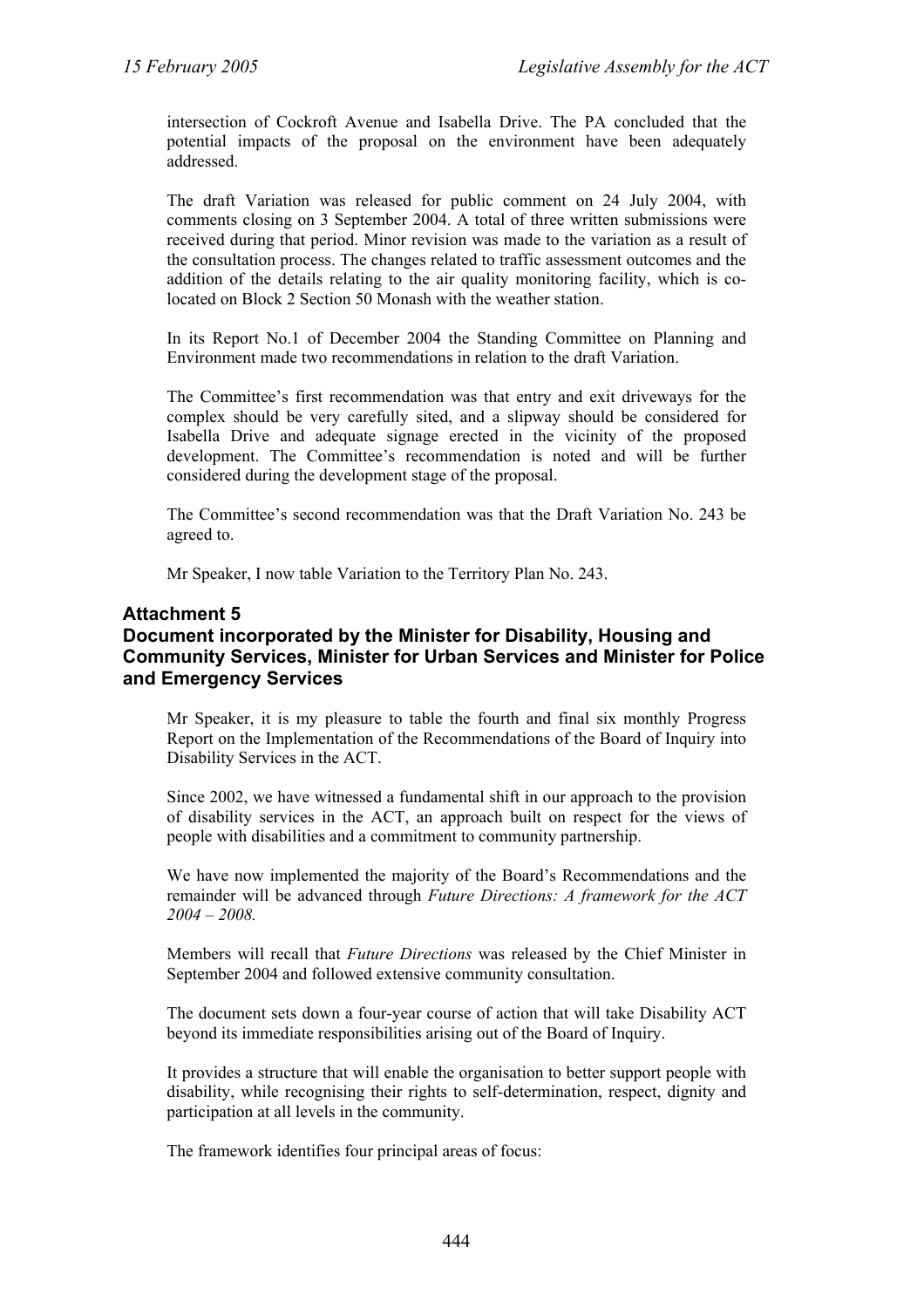intersection of Cockroft Avenue and Isabella Drive. The PA concluded that the potential impacts of the proposal on the environment have been adequately addressed.

The draft Variation was released for public comment on 24 July 2004, with comments closing on 3 September 2004. A total of three written submissions were received during that period. Minor revision was made to the variation as a result of the consultation process. The changes related to traffic assessment outcomes and the addition of the details relating to the air quality monitoring facility, which is co-located on Block 2 Section 50 Monash with the weather station.

In its Report No.1 of December 2004 the Standing Committee on Planning and Environment made two recommendations in relation to the draft Variation.

The Committee's first recommendation was that entry and exit driveways for the complex should be very carefully sited, and a slipway should be considered for Isabella Drive and adequate signage erected in the vicinity of the proposed development. The Committee's recommendation is noted and will be further considered during the development stage of the proposal.

The Committee's second recommendation was that the Draft Variation No. 243 be agreed to.

Mr Speaker, I now table Variation to the Territory Plan No. 243.

## Attachment 5
## Document incorporated by the Minister for Disability, Housing and Community Services, Minister for Urban Services and Minister for Police and Emergency Services

Mr Speaker, it is my pleasure to table the fourth and final six monthly Progress Report on the Implementation of the Recommendations of the Board of Inquiry into Disability Services in the ACT.

Since 2002, we have witnessed a fundamental shift in our approach to the provision of disability services in the ACT, an approach built on respect for the views of people with disabilities and a commitment to community partnership.

We have now implemented the majority of the Board's Recommendations and the remainder will be advanced through *Future Directions: A framework for the ACT 2004 – 2008.*

Members will recall that *Future Directions* was released by the Chief Minister in September 2004 and followed extensive community consultation.

The document sets down a four-year course of action that will take Disability ACT beyond its immediate responsibilities arising out of the Board of Inquiry.

It provides a structure that will enable the organisation to better support people with disability, while recognising their rights to self-determination, respect, dignity and participation at all levels in the community.

The framework identifies four principal areas of focus: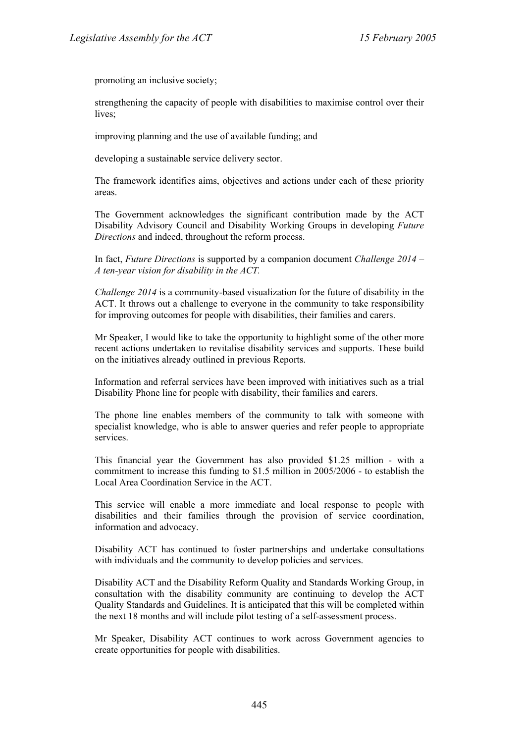promoting an inclusive society;

strengthening the capacity of people with disabilities to maximise control over their lives;

improving planning and the use of available funding; and

developing a sustainable service delivery sector.

The framework identifies aims, objectives and actions under each of these priority areas.

The Government acknowledges the significant contribution made by the ACT Disability Advisory Council and Disability Working Groups in developing *Future Directions* and indeed, throughout the reform process.

In fact, *Future Directions* is supported by a companion document *Challenge 2014 – A ten-year vision for disability in the ACT.*

*Challenge 2014* is a community-based visualization for the future of disability in the ACT. It throws out a challenge to everyone in the community to take responsibility for improving outcomes for people with disabilities, their families and carers.

Mr Speaker, I would like to take the opportunity to highlight some of the other more recent actions undertaken to revitalise disability services and supports. These build on the initiatives already outlined in previous Reports.

Information and referral services have been improved with initiatives such as a trial Disability Phone line for people with disability, their families and carers.

The phone line enables members of the community to talk with someone with specialist knowledge, who is able to answer queries and refer people to appropriate services.

This financial year the Government has also provided $1.25 million - with a commitment to increase this funding to $1.5 million in 2005/2006 - to establish the Local Area Coordination Service in the ACT.

This service will enable a more immediate and local response to people with disabilities and their families through the provision of service coordination, information and advocacy.

Disability ACT has continued to foster partnerships and undertake consultations with individuals and the community to develop policies and services.

Disability ACT and the Disability Reform Quality and Standards Working Group, in consultation with the disability community are continuing to develop the ACT Quality Standards and Guidelines. It is anticipated that this will be completed within the next 18 months and will include pilot testing of a self-assessment process.

Mr Speaker, Disability ACT continues to work across Government agencies to create opportunities for people with disabilities.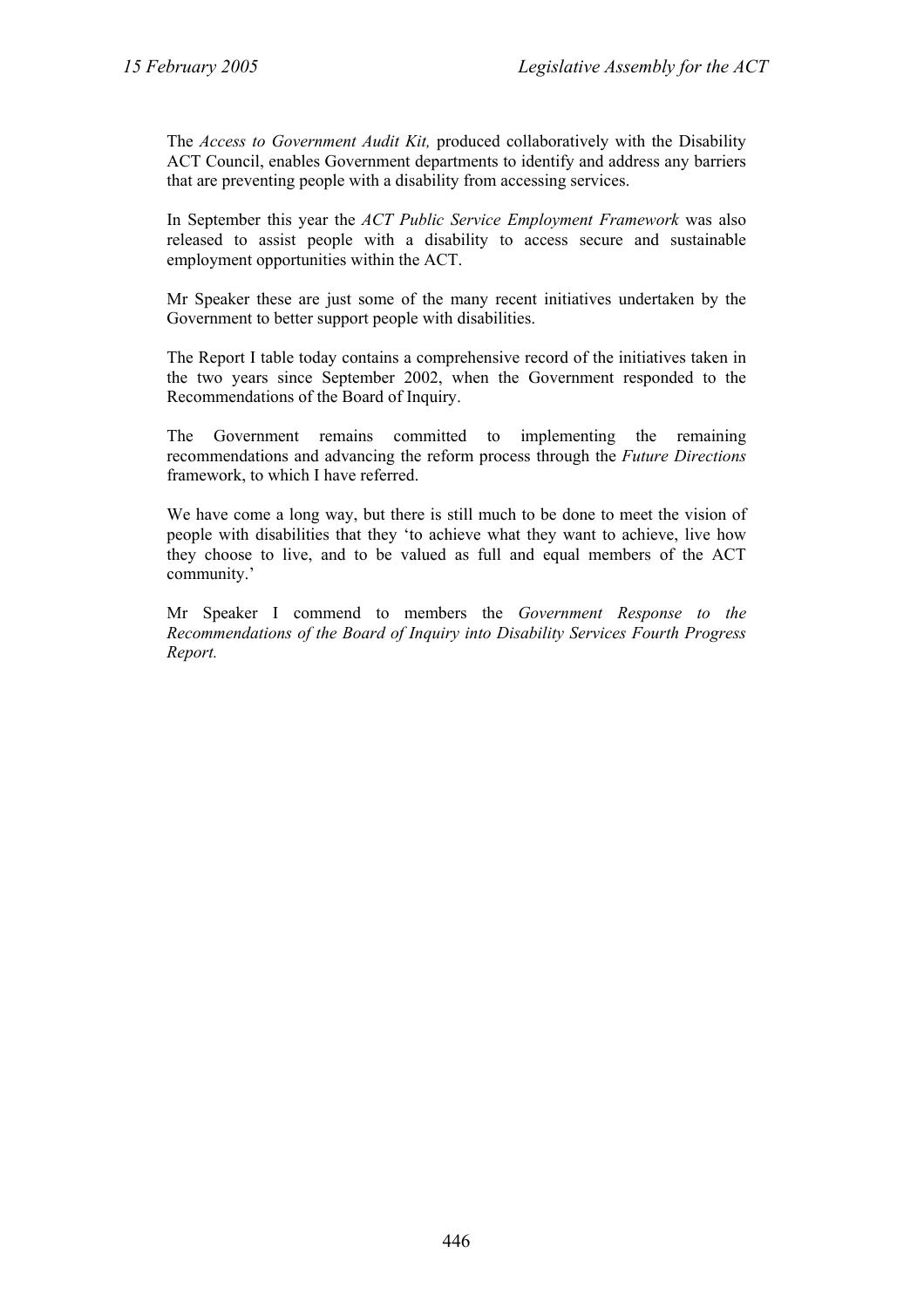The *Access to Government Audit Kit,* produced collaboratively with the Disability ACT Council, enables Government departments to identify and address any barriers that are preventing people with a disability from accessing services.

In September this year the *ACT Public Service Employment Framework* was also released to assist people with a disability to access secure and sustainable employment opportunities within the ACT.

Mr Speaker these are just some of the many recent initiatives undertaken by the Government to better support people with disabilities.

The Report I table today contains a comprehensive record of the initiatives taken in the two years since September 2002, when the Government responded to the Recommendations of the Board of Inquiry.

The Government remains committed to implementing the remaining recommendations and advancing the reform process through the *Future Directions* framework, to which I have referred.

We have come a long way, but there is still much to be done to meet the vision of people with disabilities that they 'to achieve what they want to achieve, live how they choose to live, and to be valued as full and equal members of the ACT community.'

Mr Speaker I commend to members the *Government Response to the Recommendations of the Board of Inquiry into Disability Services Fourth Progress Report.*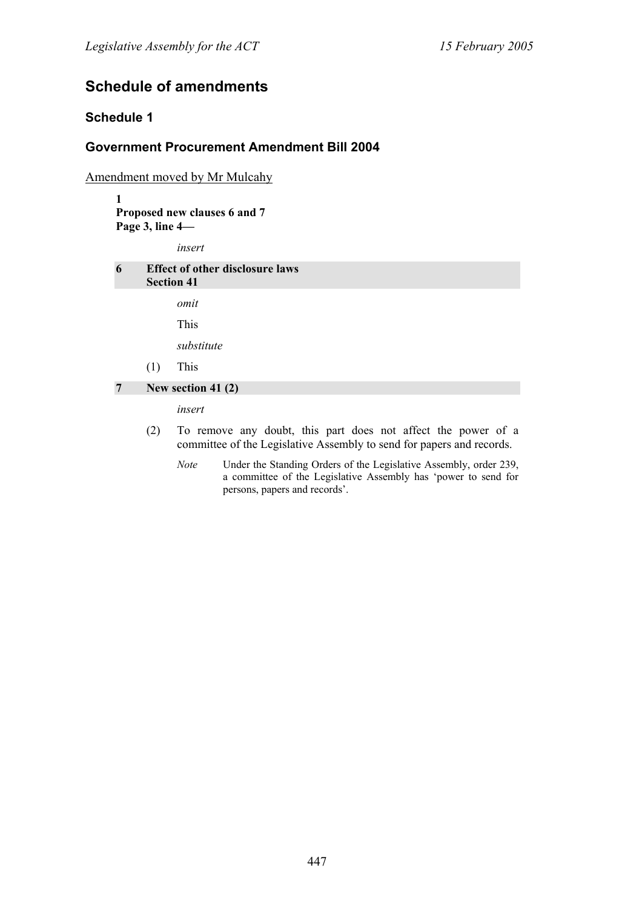## Schedule of amendments

### Schedule 1

### Government Procurement Amendment Bill 2004

Amendment moved by Mr Mulcahy

**1**
**Proposed new clauses 6 and 7**
**Page 3, line 4—**

*insert*

**6 Effect of other disclosure laws**
**Section 41**

*omit*

This

*substitute*

(1) This

**7 New section 41 (2)**

*insert*

(2) To remove any doubt, this part does not affect the power of a committee of the Legislative Assembly to send for papers and records.

*Note* Under the Standing Orders of the Legislative Assembly, order 239, a committee of the Legislative Assembly has 'power to send for persons, papers and records'.